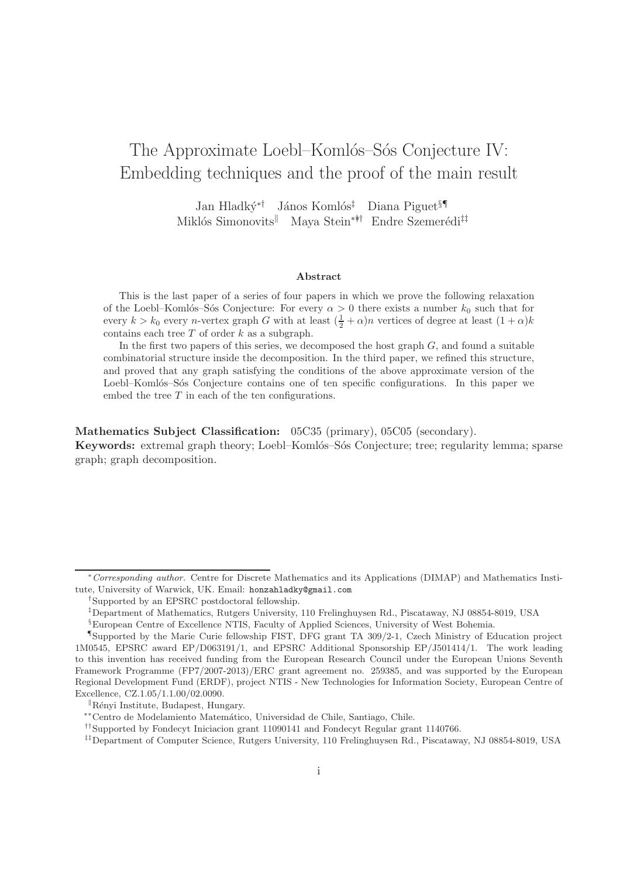# The Approximate Loebl–Komlós–Sós Conjecture IV: Embedding techniques and the proof of the main result

Jan Hladký[*†] János Komlós[‡] Diana Piguet[§¶] Miklós Simonovits[‖] Maya Stein[**††] Endre Szemerédi[‡‡]

## Abstract

This is the last paper of a series of four papers in which we prove the following relaxation of the Loebl–Komlós–Sós Conjecture: For every $\alpha > 0$ there exists a number $k_0$ such that for every $k > k_0$ every $n$-vertex graph $G$ with at least $(\frac{1}{2} + \alpha)n$ vertices of degree at least $(1 + \alpha)k$ contains each tree $T$ of order $k$ as a subgraph.

In the first two papers of this series, we decomposed the host graph $G$, and found a suitable combinatorial structure inside the decomposition. In the third paper, we refined this structure, and proved that any graph satisfying the conditions of the above approximate version of the Loebl–Komlós–Sós Conjecture contains one of ten specific configurations. In this paper we embed the tree $T$ in each of the ten configurations.

**Mathematics Subject Classification:** 05C35 (primary), 05C05 (secondary).

**Keywords:** extremal graph theory; Loebl–Komlós–Sós Conjecture; tree; regularity lemma; sparse graph; graph decomposition.

---

[*] *Corresponding author.* Centre for Discrete Mathematics and its Applications (DIMAP) and Mathematics Institute, University of Warwick, UK. Email: honzahladky@gmail.com

[†] Supported by an EPSRC postdoctoral fellowship.

[‡] Department of Mathematics, Rutgers University, 110 Frelinghuysen Rd., Piscataway, NJ 08854-8019, USA

[§] European Centre of Excellence NTIS, Faculty of Applied Sciences, University of West Bohemia.

[¶] Supported by the Marie Curie fellowship FIST, DFG grant TA 309/2-1, Czech Ministry of Education project 1M0545, EPSRC award EP/D063191/1, and EPSRC Additional Sponsorship EP/J501414/1. The work leading to this invention has received funding from the European Research Council under the European Unions Seventh Framework Programme (FP7/2007-2013)/ERC grant agreement no. 259385, and was supported by the European Regional Development Fund (ERDF), project NTIS - New Technologies for Information Society, European Centre of Excellence, CZ.1.05/1.1.00/02.0090.

[‖] Rényi Institute, Budapest, Hungary.

[**] Centro de Modelamiento Matemático, Universidad de Chile, Santiago, Chile.

[††] Supported by Fondecyt Iniciacion grant 11090141 and Fondecyt Regular grant 1140766.

[‡‡] Department of Computer Science, Rutgers University, 110 Frelinghuysen Rd., Piscataway, NJ 08854-8019, USA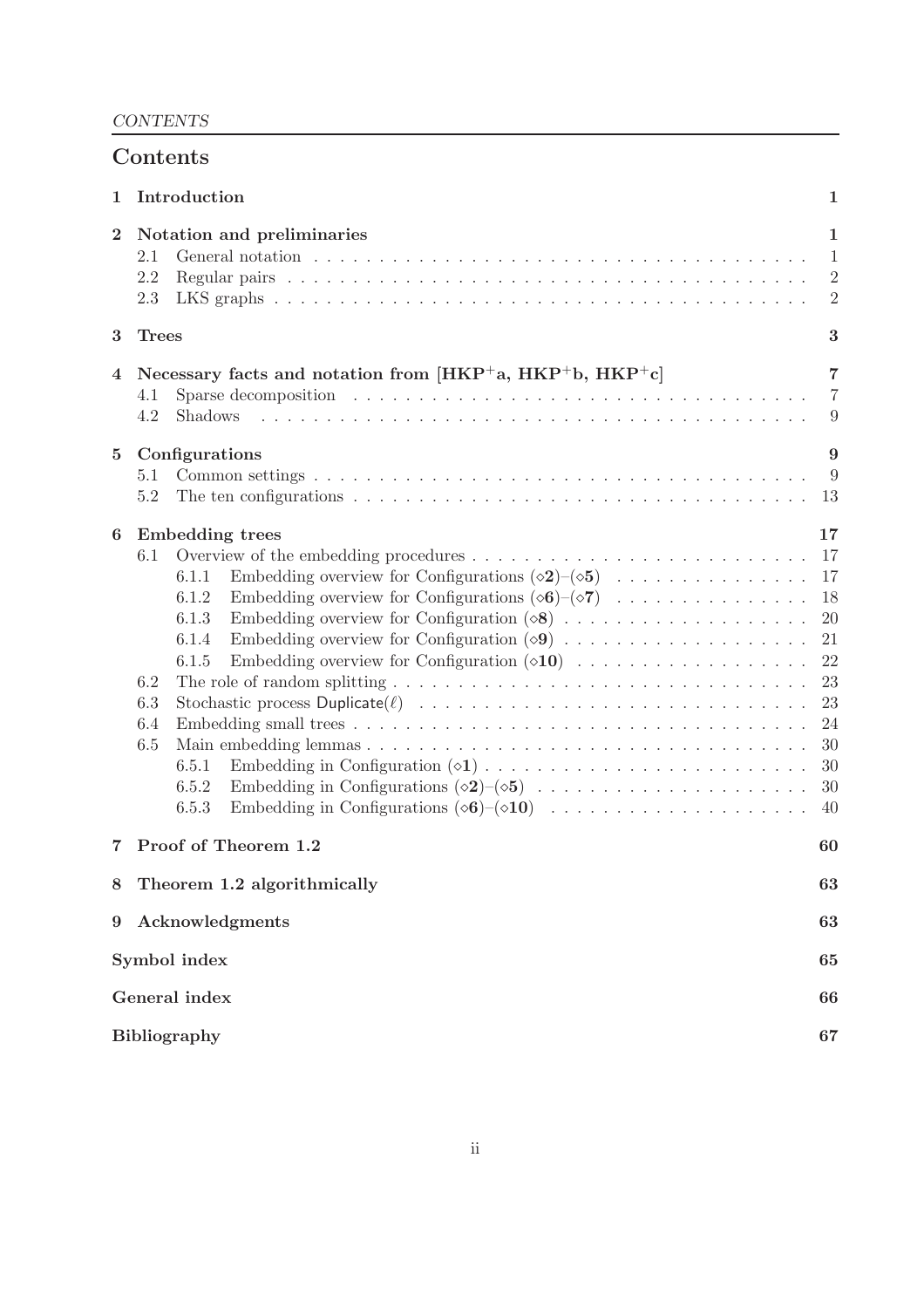# Contents

1 **Introduction** 1

2 **Notation and preliminaries** 1
- 2.1 General notation 1
- 2.2 Regular pairs 2
- 2.3 LKS graphs 2

3 **Trees** 3

4 **Necessary facts and notation from [HKP+a, HKP+b, HKP+c]** 7
- 4.1 Sparse decomposition 7
- 4.2 Shadows 9

5 **Configurations** 9
- 5.1 Common settings 9
- 5.2 The ten configurations 13

6 **Embedding trees** 17
- 6.1 Overview of the embedding procedures 17
  - 6.1.1 Embedding overview for Configurations (⋄**2**)–(⋄**5**) 17
  - 6.1.2 Embedding overview for Configurations (⋄**6**)–(⋄**7**) 18
  - 6.1.3 Embedding overview for Configuration (⋄**8**) 20
  - 6.1.4 Embedding overview for Configuration (⋄**9**) 21
  - 6.1.5 Embedding overview for Configuration (⋄**10**) 22
- 6.2 The role of random splitting 23
- 6.3 Stochastic process Duplicate($\ell$) 23
- 6.4 Embedding small trees 24
- 6.5 Main embedding lemmas 30
  - 6.5.1 Embedding in Configuration (⋄**1**) 30
  - 6.5.2 Embedding in Configurations (⋄**2**)–(⋄**5**) 30
  - 6.5.3 Embedding in Configurations (⋄**6**)–(⋄**10**) 40

7 **Proof of Theorem 1.2** 60

8 **Theorem 1.2 algorithmically** 63

9 **Acknowledgments** 63

**Symbol index** 65

**General index** 66

**Bibliography** 67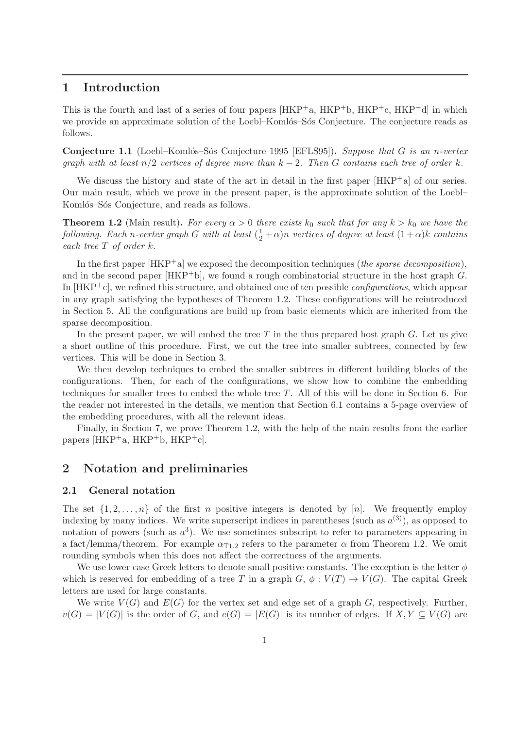# 1 Introduction

This is the fourth and last of a series of four papers [HKP$^+$a, HKP$^+$b, HKP$^+$c, HKP$^+$d] in which we provide an approximate solution of the Loebl–Komlós–Sós Conjecture. The conjecture reads as follows.

**Conjecture 1.1** (Loebl–Komlós–Sós Conjecture 1995 [EFLS95])**.** *Suppose that $G$ is an $n$-vertex graph with at least $n/2$ vertices of degree more than $k-2$. Then $G$ contains each tree of order $k$.*

We discuss the history and state of the art in detail in the first paper [HKP$^+$a] of our series. Our main result, which we prove in the present paper, is the approximate solution of the Loebl–Komlós–Sós Conjecture, and reads as follows.

**Theorem 1.2** (Main result)**.** *For every $\alpha > 0$ there exists $k_0$ such that for any $k > k_0$ we have the following. Each $n$-vertex graph $G$ with at least $(\frac{1}{2}+\alpha)n$ vertices of degree at least $(1+\alpha)k$ contains each tree $T$ of order $k$.*

In the first paper [HKP$^+$a] we exposed the decomposition techniques (*the sparse decomposition*), and in the second paper [HKP$^+$b], we found a rough combinatorial structure in the host graph $G$. In [HKP$^+$c], we refined this structure, and obtained one of ten possible *configurations*, which appear in any graph satisfying the hypotheses of Theorem 1.2. These configurations will be reintroduced in Section 5. All the configurations are build up from basic elements which are inherited from the sparse decomposition.

In the present paper, we will embed the tree $T$ in the thus prepared host graph $G$. Let us give a short outline of this procedure. First, we cut the tree into smaller subtrees, connected by few vertices. This will be done in Section 3.

We then develop techniques to embed the smaller subtrees in different building blocks of the configurations. Then, for each of the configurations, we show how to combine the embedding techniques for smaller trees to embed the whole tree $T$. All of this will be done in Section 6. For the reader not interested in the details, we mention that Section 6.1 contains a 5-page overview of the embedding procedures, with all the relevant ideas.

Finally, in Section 7, we prove Theorem 1.2, with the help of the main results from the earlier papers [HKP$^+$a, HKP$^+$b, HKP$^+$c].

# 2 Notation and preliminaries

## 2.1 General notation

The set $\{1, 2, \ldots, n\}$ of the first $n$ positive integers is denoted by $[n]$. We frequently employ indexing by many indices. We write superscript indices in parentheses (such as $a^{(3)}$), as opposed to notation of powers (such as $a^3$). We use sometimes subscript to refer to parameters appearing in a fact/lemma/theorem. For example $\alpha_{\mathrm{T1.2}}$ refers to the parameter $\alpha$ from Theorem 1.2. We omit rounding symbols when this does not affect the correctness of the arguments.

We use lower case Greek letters to denote small positive constants. The exception is the letter $\phi$ which is reserved for embedding of a tree $T$ in a graph $G$, $\phi : V(T) \to V(G)$. The capital Greek letters are used for large constants.

We write $V(G)$ and $E(G)$ for the vertex set and edge set of a graph $G$, respectively. Further, $v(G) = |V(G)|$ is the order of $G$, and $e(G) = |E(G)|$ is its number of edges. If $X, Y \subseteq V(G)$ are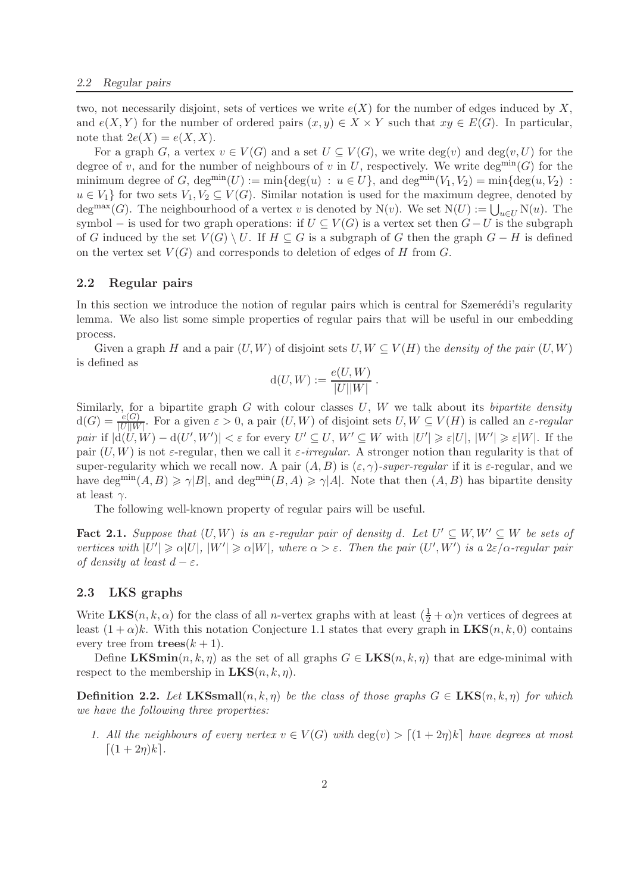two, not necessarily disjoint, sets of vertices we write $e(X)$ for the number of edges induced by $X$, and $e(X,Y)$ for the number of ordered pairs $(x,y) \in X \times Y$ such that $xy \in E(G)$. In particular, note that $2e(X) = e(X,X)$.

For a graph $G$, a vertex $v \in V(G)$ and a set $U \subseteq V(G)$, we write $\deg(v)$ and $\deg(v,U)$ for the degree of $v$, and for the number of neighbours of $v$ in $U$, respectively. We write $\deg^{\min}(G)$ for the minimum degree of $G$, $\deg^{\min}(U) := \min\{\deg(u) : u \in U\}$, and $\deg^{\min}(V_1,V_2) = \min\{\deg(u,V_2) : u \in V_1\}$ for two sets $V_1, V_2 \subseteq V(G)$. Similar notation is used for the maximum degree, denoted by $\deg^{\max}(G)$. The neighbourhood of a vertex $v$ is denoted by $\mathrm{N}(v)$. We set $\mathrm{N}(U) := \bigcup_{u \in U} \mathrm{N}(u)$. The symbol $-$ is used for two graph operations: if $U \subseteq V(G)$ is a vertex set then $G - U$ is the subgraph of $G$ induced by the set $V(G) \setminus U$. If $H \subseteq G$ is a subgraph of $G$ then the graph $G - H$ is defined on the vertex set $V(G)$ and corresponds to deletion of edges of $H$ from $G$.

## 2.2 Regular pairs

In this section we introduce the notion of regular pairs which is central for Szemerédi's regularity lemma. We also list some simple properties of regular pairs that will be useful in our embedding process.

Given a graph $H$ and a pair $(U,W)$ of disjoint sets $U, W \subseteq V(H)$ the *density of the pair* $(U,W)$ is defined as

$$\mathrm{d}(U,W) := \frac{e(U,W)}{|U||W|}.$$

Similarly, for a bipartite graph $G$ with colour classes $U$, $W$ we talk about its *bipartite density* $\mathrm{d}(G) = \frac{e(G)}{|U||W|}$. For a given $\varepsilon > 0$, a pair $(U,W)$ of disjoint sets $U, W \subseteq V(H)$ is called an *$\varepsilon$-regular pair* if $|\mathrm{d}(U,W) - \mathrm{d}(U',W')| < \varepsilon$ for every $U' \subseteq U$, $W' \subseteq W$ with $|U'| \geqslant \varepsilon|U|$, $|W'| \geqslant \varepsilon|W|$. If the pair $(U,W)$ is not $\varepsilon$-regular, then we call it *$\varepsilon$-irregular*. A stronger notion than regularity is that of super-regularity which we recall now. A pair $(A,B)$ is *$(\varepsilon,\gamma)$-super-regular* if it is $\varepsilon$-regular, and we have $\deg^{\min}(A,B) \geqslant \gamma|B|$, and $\deg^{\min}(B,A) \geqslant \gamma|A|$. Note that then $(A,B)$ has bipartite density at least $\gamma$.

The following well-known property of regular pairs will be useful.

**Fact 2.1.** *Suppose that $(U,W)$ is an $\varepsilon$-regular pair of density $d$. Let $U' \subseteq W, W' \subseteq W$ be sets of vertices with $|U'| \geqslant \alpha|U|$, $|W'| \geqslant \alpha|W|$, where $\alpha > \varepsilon$. Then the pair $(U',W')$ is a $2\varepsilon/\alpha$-regular pair of density at least $d - \varepsilon$.*

## 2.3 LKS graphs

Write $\mathbf{LKS}(n,k,\alpha)$ for the class of all $n$-vertex graphs with at least $(\frac{1}{2}+\alpha)n$ vertices of degrees at least $(1+\alpha)k$. With this notation Conjecture 1.1 states that every graph in $\mathbf{LKS}(n,k,0)$ contains every tree from $\mathbf{trees}(k+1)$.

Define $\mathbf{LKSmin}(n,k,\eta)$ as the set of all graphs $G \in \mathbf{LKS}(n,k,\eta)$ that are edge-minimal with respect to the membership in $\mathbf{LKS}(n,k,\eta)$.

**Definition 2.2.** *Let $\mathbf{LKSsmall}(n,k,\eta)$ be the class of those graphs $G \in \mathbf{LKS}(n,k,\eta)$ for which we have the following three properties:*

1. *All the neighbours of every vertex $v \in V(G)$ with $\deg(v) > \lceil (1+2\eta)k \rceil$ have degrees at most $\lceil (1+2\eta)k \rceil$.*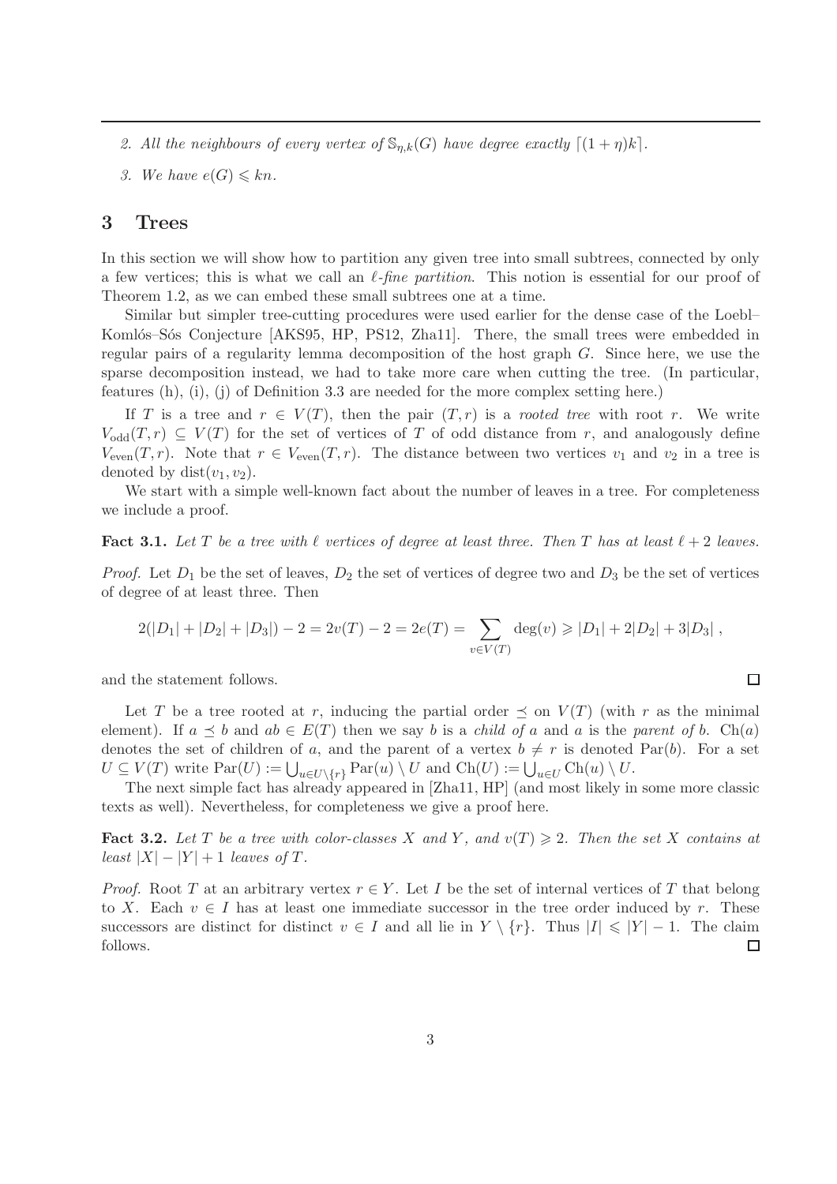2. *All the neighbours of every vertex of $\mathbb{S}_{\eta,k}(G)$ have degree exactly $\lceil (1+\eta)k \rceil$.*

3. *We have $e(G) \leqslant kn$.*

## 3 Trees

In this section we will show how to partition any given tree into small subtrees, connected by only a few vertices; this is what we call an *$\ell$-fine partition*. This notion is essential for our proof of Theorem 1.2, as we can embed these small subtrees one at a time.

Similar but simpler tree-cutting procedures were used earlier for the dense case of the Loebl–Komlós–Sós Conjecture [AKS95, HP, PS12, Zha11]. There, the small trees were embedded in regular pairs of a regularity lemma decomposition of the host graph $G$. Since here, we use the sparse decomposition instead, we had to take more care when cutting the tree. (In particular, features (h), (i), (j) of Definition 3.3 are needed for the more complex setting here.)

If $T$ is a tree and $r \in V(T)$, then the pair $(T, r)$ is a *rooted tree* with root $r$. We write $V_{\mathrm{odd}}(T, r) \subseteq V(T)$ for the set of vertices of $T$ of odd distance from $r$, and analogously define $V_{\mathrm{even}}(T, r)$. Note that $r \in V_{\mathrm{even}}(T, r)$. The distance between two vertices $v_1$ and $v_2$ in a tree is denoted by $\mathrm{dist}(v_1, v_2)$.

We start with a simple well-known fact about the number of leaves in a tree. For completeness we include a proof.

**Fact 3.1.** *Let $T$ be a tree with $\ell$ vertices of degree at least three. Then $T$ has at least $\ell + 2$ leaves.*

*Proof.* Let $D_1$ be the set of leaves, $D_2$ the set of vertices of degree two and $D_3$ be the set of vertices of degree of at least three. Then

$$2(|D_1| + |D_2| + |D_3|) - 2 = 2v(T) - 2 = 2e(T) = \sum_{v \in V(T)} \deg(v) \geqslant |D_1| + 2|D_2| + 3|D_3| ,$$

and the statement follows. □

Let $T$ be a tree rooted at $r$, inducing the partial order $\preceq$ on $V(T)$ (with $r$ as the minimal element). If $a \preceq b$ and $ab \in E(T)$ then we say $b$ is a *child of* $a$ and $a$ is the *parent of* $b$. $\mathrm{Ch}(a)$ denotes the set of children of $a$, and the parent of a vertex $b \neq r$ is denoted $\mathrm{Par}(b)$. For a set $U \subseteq V(T)$ write $\mathrm{Par}(U) := \bigcup_{u \in U \setminus \{r\}} \mathrm{Par}(u) \setminus U$ and $\mathrm{Ch}(U) := \bigcup_{u \in U} \mathrm{Ch}(u) \setminus U$.

The next simple fact has already appeared in [Zha11, HP] (and most likely in some more classic texts as well). Nevertheless, for completeness we give a proof here.

**Fact 3.2.** *Let $T$ be a tree with color-classes $X$ and $Y$, and $v(T) \geqslant 2$. Then the set $X$ contains at least $|X| - |Y| + 1$ leaves of $T$.*

*Proof.* Root $T$ at an arbitrary vertex $r \in Y$. Let $I$ be the set of internal vertices of $T$ that belong to $X$. Each $v \in I$ has at least one immediate successor in the tree order induced by $r$. These successors are distinct for distinct $v \in I$ and all lie in $Y \setminus \{r\}$. Thus $|I| \leqslant |Y| - 1$. The claim follows. □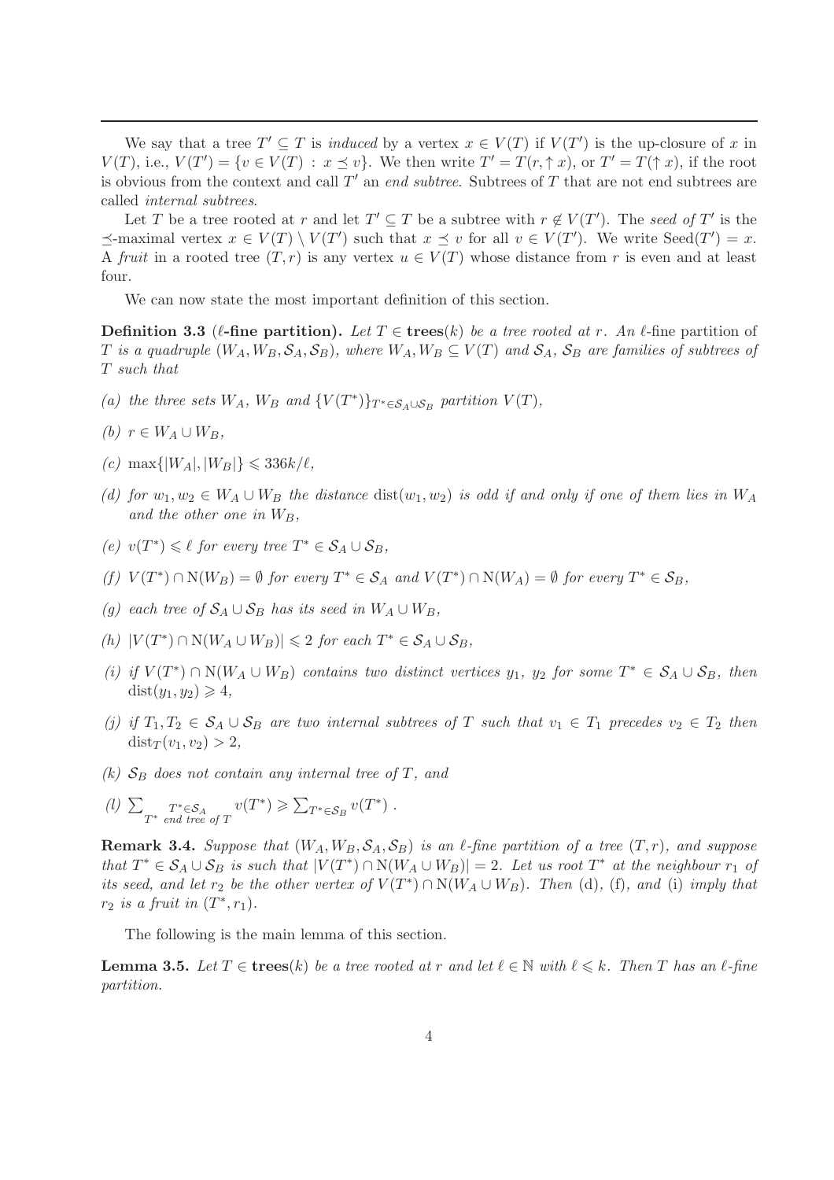We say that a tree $T' \subseteq T$ is *induced* by a vertex $x \in V(T)$ if $V(T')$ is the up-closure of $x$ in $V(T)$, i.e., $V(T') = \{v \in V(T) : x \preceq v\}$. We then write $T' = T(r, \uparrow x)$, or $T' = T(\uparrow x)$, if the root is obvious from the context and call $T'$ an *end subtree*. Subtrees of $T$ that are not end subtrees are called *internal subtrees*.

Let $T$ be a tree rooted at $r$ and let $T' \subseteq T$ be a subtree with $r \notin V(T')$. The *seed of* $T'$ is the $\preceq$-maximal vertex $x \in V(T) \setminus V(T')$ such that $x \preceq v$ for all $v \in V(T')$. We write $\mathrm{Seed}(T') = x$. A *fruit* in a rooted tree $(T, r)$ is any vertex $u \in V(T)$ whose distance from $r$ is even and at least four.

We can now state the most important definition of this section.

**Definition 3.3** (**$\ell$-fine partition).** *Let $T \in \mathbf{trees}(k)$ be a tree rooted at $r$. An $\ell$-*fine partition *of $T$ is a quadruple $(W_A, W_B, \mathcal{S}_A, \mathcal{S}_B)$, where $W_A, W_B \subseteq V(T)$ and $\mathcal{S}_A$, $\mathcal{S}_B$ are families of subtrees of $T$ such that*

*(a) the three sets $W_A$, $W_B$ and $\{V(T^*)\}_{T^* \in \mathcal{S}_A \cup \mathcal{S}_B}$ partition $V(T)$,*

*(b) $r \in W_A \cup W_B$,*

*(c) $\max\{|W_A|, |W_B|\} \leqslant 336k/\ell$,*

*(d) for $w_1, w_2 \in W_A \cup W_B$ the distance $\mathrm{dist}(w_1, w_2)$ is odd if and only if one of them lies in $W_A$ and the other one in $W_B$,*

*(e) $v(T^*) \leqslant \ell$ for every tree $T^* \in \mathcal{S}_A \cup \mathcal{S}_B$,*

*(f) $V(T^*) \cap \mathrm{N}(W_B) = \emptyset$ for every $T^* \in \mathcal{S}_A$ and $V(T^*) \cap \mathrm{N}(W_A) = \emptyset$ for every $T^* \in \mathcal{S}_B$,*

*(g) each tree of $\mathcal{S}_A \cup \mathcal{S}_B$ has its seed in $W_A \cup W_B$,*

*(h) $|V(T^*) \cap \mathrm{N}(W_A \cup W_B)| \leqslant 2$ for each $T^* \in \mathcal{S}_A \cup \mathcal{S}_B$,*

*(i) if $V(T^*) \cap \mathrm{N}(W_A \cup W_B)$ contains two distinct vertices $y_1$, $y_2$ for some $T^* \in \mathcal{S}_A \cup \mathcal{S}_B$, then $\mathrm{dist}(y_1, y_2) \geqslant 4$,*

*(j) if $T_1, T_2 \in \mathcal{S}_A \cup \mathcal{S}_B$ are two internal subtrees of $T$ such that $v_1 \in T_1$ precedes $v_2 \in T_2$ then $\mathrm{dist}_T(v_1, v_2) > 2$,*

*(k) $\mathcal{S}_B$ does not contain any internal tree of $T$, and*

*(l) $\sum_{\substack{T^* \in \mathcal{S}_A \\ T^* \text{ end tree of } T}} v(T^*) \geqslant \sum_{T^* \in \mathcal{S}_B} v(T^*)$.*

**Remark 3.4.** *Suppose that $(W_A, W_B, \mathcal{S}_A, \mathcal{S}_B)$ is an $\ell$-fine partition of a tree $(T, r)$, and suppose that $T^* \in \mathcal{S}_A \cup \mathcal{S}_B$ is such that $|V(T^*) \cap \mathrm{N}(W_A \cup W_B)| = 2$. Let us root $T^*$ at the neighbour $r_1$ of its seed, and let $r_2$ be the other vertex of $V(T^*) \cap \mathrm{N}(W_A \cup W_B)$. Then* (d)*,* (f)*, and* (i) *imply that $r_2$ is a fruit in $(T^*, r_1)$.*

The following is the main lemma of this section.

**Lemma 3.5.** *Let $T \in \mathbf{trees}(k)$ be a tree rooted at $r$ and let $\ell \in \mathbb{N}$ with $\ell \leqslant k$. Then $T$ has an $\ell$-fine partition.*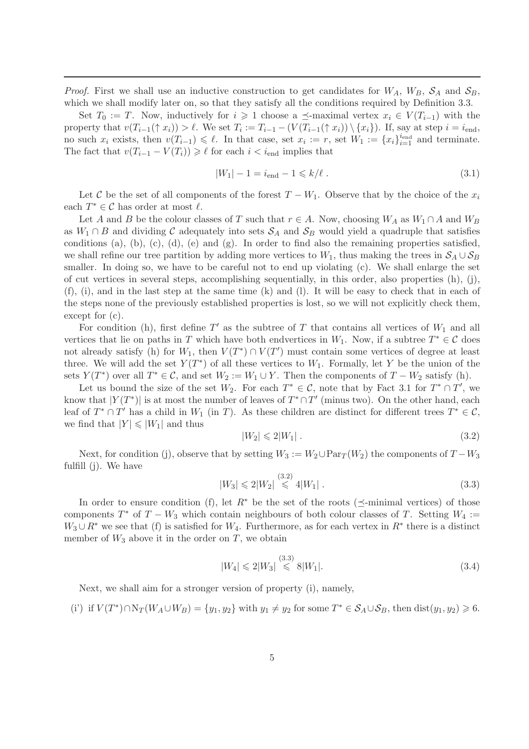*Proof.* First we shall use an inductive construction to get candidates for $W_A$, $W_B$, $\mathcal{S}_A$ and $\mathcal{S}_B$, which we shall modify later on, so that they satisfy all the conditions required by Definition 3.3.

Set $T_0 := T$. Now, inductively for $i \geqslant 1$ choose a $\preceq$-maximal vertex $x_i \in V(T_{i-1})$ with the property that $v(T_{i-1}(\uparrow x_i)) > \ell$. We set $T_i := T_{i-1} - (V(T_{i-1}(\uparrow x_i)) \setminus \{x_i\})$. If, say at step $i = i_{\mathrm{end}}$, no such $x_i$ exists, then $v(T_{i-1}) \leqslant \ell$. In that case, set $x_i := r$, set $W_1 := \{x_i\}_{i=1}^{i_{\mathrm{end}}}$ and terminate. The fact that $v(T_{i-1} - V(T_i)) \geqslant \ell$ for each $i < i_{\mathrm{end}}$ implies that

$$|W_1| - 1 = i_{\mathrm{end}} - 1 \leqslant k/\ell \; . \tag{3.1}$$

Let $\mathcal{C}$ be the set of all components of the forest $T - W_1$. Observe that by the choice of the $x_i$ each $T^* \in \mathcal{C}$ has order at most $\ell$.

Let $A$ and $B$ be the colour classes of $T$ such that $r \in A$. Now, choosing $W_A$ as $W_1 \cap A$ and $W_B$ as $W_1 \cap B$ and dividing $\mathcal{C}$ adequately into sets $\mathcal{S}_A$ and $\mathcal{S}_B$ would yield a quadruple that satisfies conditions (a), (b), (c), (d), (e) and (g). In order to find also the remaining properties satisfied, we shall refine our tree partition by adding more vertices to $W_1$, thus making the trees in $\mathcal{S}_A \cup \mathcal{S}_B$ smaller. In doing so, we have to be careful not to end up violating (c). We shall enlarge the set of cut vertices in several steps, accomplishing sequentially, in this order, also properties (h), (j), (f), (i), and in the last step at the same time (k) and (l). It will be easy to check that in each of the steps none of the previously established properties is lost, so we will not explicitly check them, except for (c).

For condition (h), first define $T'$ as the subtree of $T$ that contains all vertices of $W_1$ and all vertices that lie on paths in $T$ which have both endvertices in $W_1$. Now, if a subtree $T^* \in \mathcal{C}$ does not already satisfy (h) for $W_1$, then $V(T^*) \cap V(T')$ must contain some vertices of degree at least three. We will add the set $Y(T^*)$ of all these vertices to $W_1$. Formally, let $Y$ be the union of the sets $Y(T^*)$ over all $T^* \in \mathcal{C}$, and set $W_2 := W_1 \cup Y$. Then the components of $T - W_2$ satisfy (h).

Let us bound the size of the set $W_2$. For each $T^* \in \mathcal{C}$, note that by Fact 3.1 for $T^* \cap T'$, we know that $|Y(T^*)|$ is at most the number of leaves of $T^* \cap T'$ (minus two). On the other hand, each leaf of $T^* \cap T'$ has a child in $W_1$ (in $T$). As these children are distinct for different trees $T^* \in \mathcal{C}$, we find that $|Y| \leqslant |W_1|$ and thus

$$|W_2| \leqslant 2|W_1| \; . \tag{3.2}$$

Next, for condition (j), observe that by setting $W_3 := W_2 \cup \mathrm{Par}_T(W_2)$ the components of $T - W_3$ fulfill (j). We have

$$|W_3| \leqslant 2|W_2| \overset{(3.2)}{\leqslant} 4|W_1| \; . \tag{3.3}$$

In order to ensure condition (f), let $R^*$ be the set of the roots ($\preceq$-minimal vertices) of those components $T^*$ of $T - W_3$ which contain neighbours of both colour classes of $T$. Setting $W_4 := W_3 \cup R^*$ we see that (f) is satisfied for $W_4$. Furthermore, as for each vertex in $R^*$ there is a distinct member of $W_3$ above it in the order on $T$, we obtain

$$|W_4| \leqslant 2|W_3| \overset{(3.3)}{\leqslant} 8|W_1|. \tag{3.4}$$

Next, we shall aim for a stronger version of property (i), namely,

(i') if $V(T^*) \cap \mathrm{N}_T(W_A \cup W_B) = \{y_1, y_2\}$ with $y_1 \neq y_2$ for some $T^* \in \mathcal{S}_A \cup \mathcal{S}_B$, then $\mathrm{dist}(y_1, y_2) \geqslant 6$.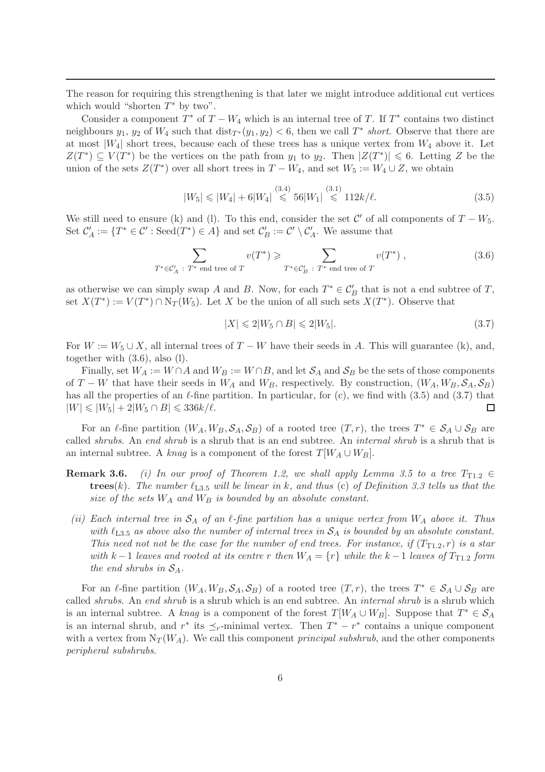The reason for requiring this strengthening is that later we might introduce additional cut vertices which would "shorten $T^*$ by two".

Consider a component $T^*$ of $T - W_4$ which is an internal tree of $T$. If $T^*$ contains two distinct neighbours $y_1$, $y_2$ of $W_4$ such that $\mathrm{dist}_{T^*}(y_1, y_2) < 6$, then we call $T^*$ *short*. Observe that there are at most $|W_4|$ short trees, because each of these trees has a unique vertex from $W_4$ above it. Let $Z(T^*) \subseteq V(T^*)$ be the vertices on the path from $y_1$ to $y_2$. Then $|Z(T^*)| \leqslant 6$. Letting $Z$ be the union of the sets $Z(T^*)$ over all short trees in $T - W_4$, and set $W_5 := W_4 \cup Z$, we obtain

$$|W_5| \leqslant |W_4| + 6|W_4| \overset{(3.4)}{\leqslant} 56|W_1| \overset{(3.1)}{\leqslant} 112k/\ell. \tag{3.5}$$

We still need to ensure (k) and (l). To this end, consider the set $\mathcal{C}'$ of all components of $T - W_5$. Set $\mathcal{C}'_A := \{T^* \in \mathcal{C}' : \mathrm{Seed}(T^*) \in A\}$ and set $\mathcal{C}'_B := \mathcal{C}' \setminus \mathcal{C}'_A$. We assume that

$$\sum_{T^* \in \mathcal{C}'_A \,:\, T^* \text{ end tree of } T} v(T^*) \geqslant \sum_{T^* \in \mathcal{C}'_B \,:\, T^* \text{ end tree of } T} v(T^*)\ , \tag{3.6}$$

as otherwise we can simply swap $A$ and $B$. Now, for each $T^* \in \mathcal{C}'_B$ that is not a end subtree of $T$, set $X(T^*) := V(T^*) \cap \mathrm{N}_T(W_5)$. Let $X$ be the union of all such sets $X(T^*)$. Observe that

$$|X| \leqslant 2|W_5 \cap B| \leqslant 2|W_5|. \tag{3.7}$$

For $W := W_5 \cup X$, all internal trees of $T - W$ have their seeds in $A$. This will guarantee (k), and, together with (3.6), also (l).

Finally, set $W_A := W \cap A$ and $W_B := W \cap B$, and let $\mathcal{S}_A$ and $\mathcal{S}_B$ be the sets of those components of $T - W$ that have their seeds in $W_A$ and $W_B$, respectively. By construction, $(W_A, W_B, \mathcal{S}_A, \mathcal{S}_B)$ has all the properties of an $\ell$-fine partition. In particular, for (c), we find with (3.5) and (3.7) that $|W| \leqslant |W_5| + 2|W_5 \cap B| \leqslant 336k/\ell$. □

For an $\ell$-fine partition $(W_A, W_B, \mathcal{S}_A, \mathcal{S}_B)$ of a rooted tree $(T, r)$, the trees $T^* \in \mathcal{S}_A \cup \mathcal{S}_B$ are called *shrubs*. An *end shrub* is a shrub that is an end subtree. An *internal shrub* is a shrub that is an internal subtree. A *knag* is a component of the forest $T[W_A \cup W_B]$.

**Remark 3.6.** *(i) In our proof of Theorem 1.2, we shall apply Lemma 3.5 to a tree $T_{\mathrm{T1.2}} \in$ **trees**$(k)$. The number $\ell_{\mathrm{L3.5}}$ will be linear in $k$, and thus* (c) *of Definition 3.3 tells us that the size of the sets $W_A$ and $W_B$ is bounded by an absolute constant.*

*(ii) Each internal tree in $\mathcal{S}_A$ of an $\ell$-fine partition has a unique vertex from $W_A$ above it. Thus with $\ell_{\mathrm{L3.5}}$ as above also the number of internal trees in $\mathcal{S}_A$ is bounded by an absolute constant. This need not not be the case for the number of end trees. For instance, if $(T_{\mathrm{T1.2}}, r)$ is a star with $k-1$ leaves and rooted at its centre $r$ then $W_A = \{r\}$ while the $k-1$ leaves of $T_{\mathrm{T1.2}}$ form the end shrubs in $\mathcal{S}_A$.*

For an $\ell$-fine partition $(W_A, W_B, \mathcal{S}_A, \mathcal{S}_B)$ of a rooted tree $(T, r)$, the trees $T^* \in \mathcal{S}_A \cup \mathcal{S}_B$ are called *shrubs*. An *end shrub* is a shrub which is an end subtree. An *internal shrub* is a shrub which is an internal subtree. A *knag* is a component of the forest $T[W_A \cup W_B]$. Suppose that $T^* \in \mathcal{S}_A$ is an internal shrub, and $r^*$ its $\preceq_r$-minimal vertex. Then $T^* - r^*$ contains a unique component with a vertex from $\mathrm{N}_T(W_A)$. We call this component *principal subshrub*, and the other components *peripheral subshrubs*.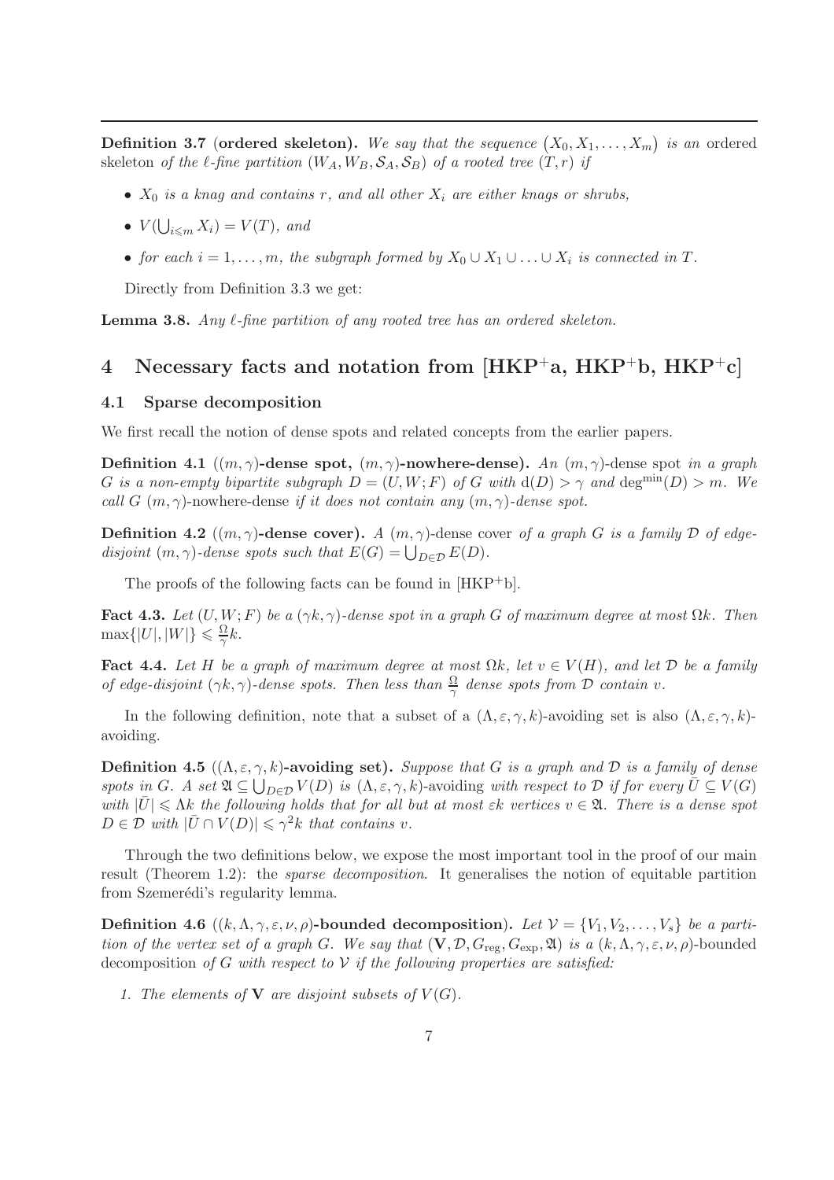**Definition 3.7** (**ordered skeleton**). *We say that the sequence* $(X_0, X_1, \ldots, X_m)$ *is an* ordered skeleton *of the* $\ell$*-fine partition* $(W_A, W_B, \mathcal{S}_A, \mathcal{S}_B)$ *of a rooted tree* $(T, r)$ *if*

- $X_0$ *is a knag and contains* $r$*, and all other* $X_i$ *are either knags or shrubs,*
- $V(\bigcup_{i \leqslant m} X_i) = V(T)$*, and*
- *for each* $i = 1, \ldots, m$*, the subgraph formed by* $X_0 \cup X_1 \cup \ldots \cup X_i$ *is connected in* $T$*.*

Directly from Definition 3.3 we get:

**Lemma 3.8.** *Any* $\ell$*-fine partition of any rooted tree has an ordered skeleton.*

# 4 Necessary facts and notation from [HKP+a, HKP+b, HKP+c]

## 4.1 Sparse decomposition

We first recall the notion of dense spots and related concepts from the earlier papers.

**Definition 4.1** (**$(m, \gamma)$-dense spot, $(m, \gamma)$-nowhere-dense**). *An* $(m, \gamma)$-dense spot *in a graph* $G$ *is a non-empty bipartite subgraph* $D = (U, W; F)$ *of* $G$ *with* $\mathrm{d}(D) > \gamma$ *and* $\deg^{\min}(D) > m$*. We call* $G$ $(m, \gamma)$-nowhere-dense *if it does not contain any* $(m, \gamma)$*-dense spot.*

**Definition 4.2** (**$(m, \gamma)$-dense cover**). *A* $(m, \gamma)$-dense cover *of a graph* $G$ *is a family* $\mathcal{D}$ *of edge-disjoint* $(m, \gamma)$*-dense spots such that* $E(G) = \bigcup_{D \in \mathcal{D}} E(D)$*.*

The proofs of the following facts can be found in [HKP+b].

**Fact 4.3.** *Let* $(U, W; F)$ *be a* $(\gamma k, \gamma)$*-dense spot in a graph* $G$ *of maximum degree at most* $\Omega k$*. Then* $\max\{|U|, |W|\} \leqslant \frac{\Omega}{\gamma} k$*.*

**Fact 4.4.** *Let* $H$ *be a graph of maximum degree at most* $\Omega k$*, let* $v \in V(H)$*, and let* $\mathcal{D}$ *be a family of edge-disjoint* $(\gamma k, \gamma)$*-dense spots. Then less than* $\frac{\Omega}{\gamma}$ *dense spots from* $\mathcal{D}$ *contain* $v$*.*

In the following definition, note that a subset of a $(\Lambda, \varepsilon, \gamma, k)$-avoiding set is also $(\Lambda, \varepsilon, \gamma, k)$-avoiding.

**Definition 4.5** (**$(\Lambda, \varepsilon, \gamma, k)$-avoiding set**). *Suppose that* $G$ *is a graph and* $\mathcal{D}$ *is a family of dense spots in* $G$*. A set* $\mathfrak{A} \subseteq \bigcup_{D \in \mathcal{D}} V(D)$ *is* $(\Lambda, \varepsilon, \gamma, k)$-avoiding *with respect to* $\mathcal{D}$ *if for every* $\bar{U} \subseteq V(G)$ *with* $|\bar{U}| \leqslant \Lambda k$ *the following holds that for all but at most* $\varepsilon k$ *vertices* $v \in \mathfrak{A}$*. There is a dense spot* $D \in \mathcal{D}$ *with* $|\bar{U} \cap V(D)| \leqslant \gamma^2 k$ *that contains* $v$*.*

Through the two definitions below, we expose the most important tool in the proof of our main result (Theorem 1.2): the *sparse decomposition*. It generalises the notion of equitable partition from Szemerédi's regularity lemma.

**Definition 4.6** (**$(k, \Lambda, \gamma, \varepsilon, \nu, \rho)$-bounded decomposition**). *Let* $\mathcal{V} = \{V_1, V_2, \ldots, V_s\}$ *be a partition of the vertex set of a graph* $G$*. We say that* $(\mathbf{V}, \mathcal{D}, G_{\mathrm{reg}}, G_{\mathrm{exp}}, \mathfrak{A})$ *is a* $(k, \Lambda, \gamma, \varepsilon, \nu, \rho)$-bounded decomposition *of* $G$ *with respect to* $\mathcal{V}$ *if the following properties are satisfied:*

1. *The elements of* $\mathbf{V}$ *are disjoint subsets of* $V(G)$*.*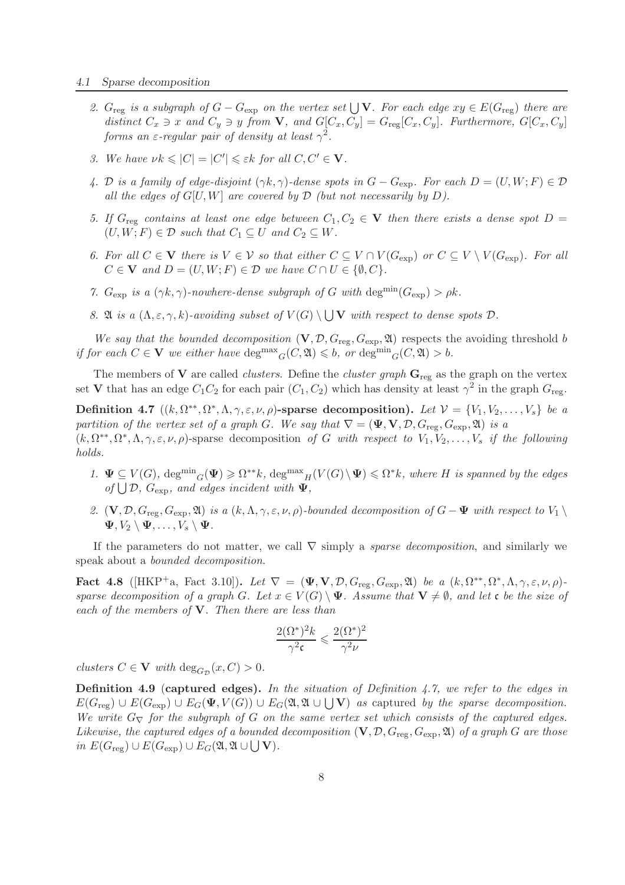2. $G_{\rm reg}$ *is a subgraph of* $G - G_{\rm exp}$ *on the vertex set* $\bigcup \mathbf{V}$*. For each edge* $xy \in E(G_{\rm reg})$ *there are distinct* $C_x \ni x$ *and* $C_y \ni y$ *from* $\mathbf{V}$*, and* $G[C_x, C_y] = G_{\rm reg}[C_x, C_y]$*. Furthermore,* $G[C_x, C_y]$ *forms an* $\varepsilon$*-regular pair of density at least* $\gamma^2$*.*

3. *We have* $\nu k \leqslant |C| = |C'| \leqslant \varepsilon k$ *for all* $C, C' \in \mathbf{V}$*.*

4. $\mathcal{D}$ *is a family of edge-disjoint* $(\gamma k, \gamma)$*-dense spots in* $G - G_{\rm exp}$*. For each* $D = (U, W; F) \in \mathcal{D}$ *all the edges of* $G[U, W]$ *are covered by* $\mathcal{D}$ *(but not necessarily by* $D$*).*

5. *If* $G_{\rm reg}$ *contains at least one edge between* $C_1, C_2 \in \mathbf{V}$ *then there exists a dense spot* $D = (U, W; F) \in \mathcal{D}$ *such that* $C_1 \subseteq U$ *and* $C_2 \subseteq W$*.*

6. *For all* $C \in \mathbf{V}$ *there is* $V \in \mathcal{V}$ *so that either* $C \subseteq V \cap V(G_{\rm exp})$ *or* $C \subseteq V \setminus V(G_{\rm exp})$*. For all* $C \in \mathbf{V}$ *and* $D = (U, W; F) \in \mathcal{D}$ *we have* $C \cap U \in \{\emptyset, C\}$*.*

7. $G_{\rm exp}$ *is a* $(\gamma k, \gamma)$*-nowhere-dense subgraph of* $G$ *with* $\deg^{\min}(G_{\rm exp}) > \rho k$*.*

8. $\mathfrak{A}$ *is a* $(\Lambda, \varepsilon, \gamma, k)$*-avoiding subset of* $V(G) \setminus \bigcup \mathbf{V}$ *with respect to dense spots* $\mathcal{D}$*.*

*We say that the bounded decomposition* $(\mathbf{V}, \mathcal{D}, G_{\rm reg}, G_{\rm exp}, \mathfrak{A})$ respects the avoiding threshold $b$ *if for each* $C \in \mathbf{V}$ *we either have* ${\deg^{\max}}_G(C, \mathfrak{A}) \leqslant b$*, or* ${\deg^{\min}}_G(C, \mathfrak{A}) > b$*.*

The members of $\mathbf{V}$ are called *clusters*. Define the *cluster graph* $\mathbf{G}_{\rm reg}$ as the graph on the vertex set $\mathbf{V}$ that has an edge $C_1C_2$ for each pair $(C_1, C_2)$ which has density at least $\gamma^2$ in the graph $G_{\rm reg}$.

**Definition 4.7** (**$(k, \Omega^{**}, \Omega^*, \Lambda, \gamma, \varepsilon, \nu, \rho)$-sparse decomposition**). *Let* $\mathcal{V} = \{V_1, V_2, \ldots, V_s\}$ *be a partition of the vertex set of a graph* $G$*. We say that* $\nabla = (\mathbf{\Psi}, \mathbf{V}, \mathcal{D}, G_{\rm reg}, G_{\rm exp}, \mathfrak{A})$ *is a* $(k, \Omega^{**}, \Omega^*, \Lambda, \gamma, \varepsilon, \nu, \rho)$-sparse decomposition *of* $G$ *with respect to* $V_1, V_2, \ldots, V_s$ *if the following holds.*

1. $\mathbf{\Psi} \subseteq V(G)$*,* ${\deg^{\min}}_G(\mathbf{\Psi}) \geqslant \Omega^{**}k$*,* ${\deg^{\max}}_H(V(G) \setminus \mathbf{\Psi}) \leqslant \Omega^* k$*, where* $H$ *is spanned by the edges of* $\bigcup \mathcal{D}$*,* $G_{\rm exp}$*, and edges incident with* $\mathbf{\Psi}$*,*

2. $(\mathbf{V}, \mathcal{D}, G_{\rm reg}, G_{\rm exp}, \mathfrak{A})$ *is a* $(k, \Lambda, \gamma, \varepsilon, \nu, \rho)$*-bounded decomposition of* $G - \mathbf{\Psi}$ *with respect to* $V_1 \setminus \mathbf{\Psi}, V_2 \setminus \mathbf{\Psi}, \ldots, V_s \setminus \mathbf{\Psi}$*.*

If the parameters do not matter, we call $\nabla$ simply a *sparse decomposition*, and similarly we speak about a *bounded decomposition*.

**Fact 4.8** ([HKP+a, Fact 3.10]). *Let* $\nabla = (\mathbf{\Psi}, \mathbf{V}, \mathcal{D}, G_{\rm reg}, G_{\rm exp}, \mathfrak{A})$ *be a* $(k, \Omega^{**}, \Omega^*, \Lambda, \gamma, \varepsilon, \nu, \rho)$*-sparse decomposition of a graph* $G$*. Let* $x \in V(G) \setminus \mathbf{\Psi}$*. Assume that* $\mathbf{V} \neq \emptyset$*, and let* $\mathfrak{c}$ *be the size of each of the members of* $\mathbf{V}$*. Then there are less than*

$$\frac{2(\Omega^*)^2 k}{\gamma^2 \mathfrak{c}} \leqslant \frac{2(\Omega^*)^2}{\gamma^2 \nu}$$

*clusters* $C \in \mathbf{V}$ *with* $\deg_{G_{\mathcal{D}}}(x, C) > 0$*.*

**Definition 4.9** (**captured edges**). *In the situation of Definition 4.7, we refer to the edges in* $E(G_{\rm reg}) \cup E(G_{\rm exp}) \cup E_G(\mathbf{\Psi}, V(G)) \cup E_G(\mathfrak{A}, \mathfrak{A} \cup \bigcup \mathbf{V})$ *as* captured *by the sparse decomposition. We write* $G_\nabla$ *for the subgraph of* $G$ *on the same vertex set which consists of the captured edges. Likewise, the captured edges of a bounded decomposition* $(\mathbf{V}, \mathcal{D}, G_{\rm reg}, G_{\rm exp}, \mathfrak{A})$ *of a graph* $G$ *are those in* $E(G_{\rm reg}) \cup E(G_{\rm exp}) \cup E_G(\mathfrak{A}, \mathfrak{A} \cup \bigcup \mathbf{V})$*.*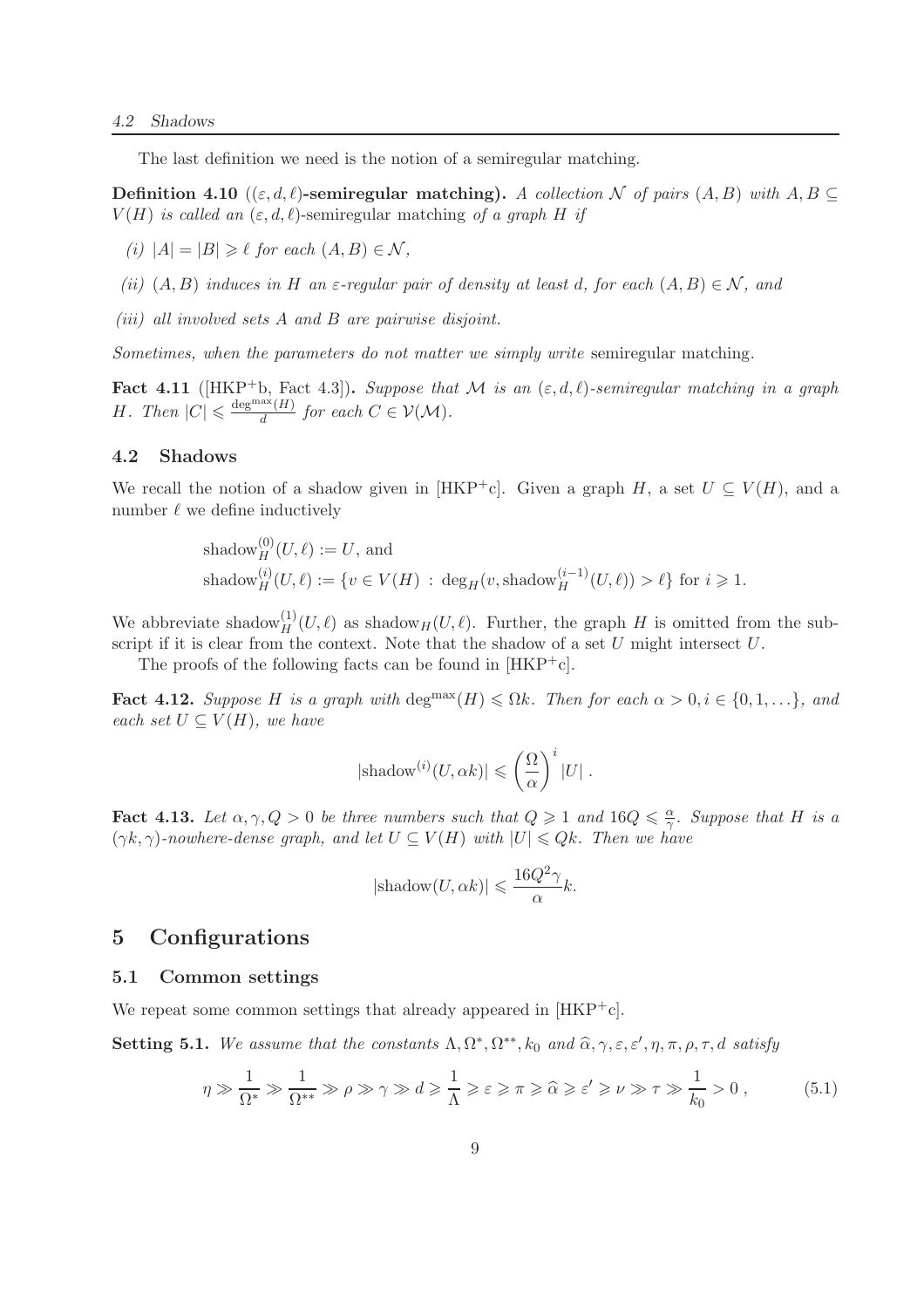The last definition we need is the notion of a semiregular matching.

**Definition 4.10** (**$(\varepsilon, d, \ell)$-semiregular matching**)**.** *A collection $\mathcal{N}$ of pairs $(A, B)$ with $A, B \subseteq V(H)$ is called an $(\varepsilon, d, \ell)$-*semiregular matching *of a graph $H$ if*

*(i) $|A| = |B| \geqslant \ell$ for each $(A, B) \in \mathcal{N}$,*

*(ii) $(A, B)$ induces in $H$ an $\varepsilon$-regular pair of density at least $d$, for each $(A, B) \in \mathcal{N}$, and*

*(iii) all involved sets $A$ and $B$ are pairwise disjoint.*

*Sometimes, when the parameters do not matter we simply write* semiregular matching*.*

**Fact 4.11** ([HKP+b, Fact 4.3])**.** *Suppose that $\mathcal{M}$ is an $(\varepsilon, d, \ell)$-semiregular matching in a graph $H$. Then $|C| \leqslant \frac{\deg^{\max}(H)}{d}$ for each $C \in \mathcal{V}(\mathcal{M})$.*

## 4.2 Shadows

We recall the notion of a shadow given in [HKP+c]. Given a graph $H$, a set $U \subseteq V(H)$, and a number $\ell$ we define inductively

$$\begin{aligned}
&\text{shadow}_H^{(0)}(U, \ell) := U, \text{ and} \\
&\text{shadow}_H^{(i)}(U, \ell) := \{v \in V(H) : \deg_H(v, \text{shadow}_H^{(i-1)}(U, \ell)) > \ell\} \text{ for } i \geqslant 1.
\end{aligned}$$

We abbreviate $\text{shadow}_H^{(1)}(U, \ell)$ as $\text{shadow}_H(U, \ell)$. Further, the graph $H$ is omitted from the subscript if it is clear from the context. Note that the shadow of a set $U$ might intersect $U$.

The proofs of the following facts can be found in [HKP+c].

**Fact 4.12.** *Suppose $H$ is a graph with $\deg^{\max}(H) \leqslant \Omega k$. Then for each $\alpha > 0, i \in \{0, 1, \ldots\}$, and each set $U \subseteq V(H)$, we have*

$$|\text{shadow}^{(i)}(U, \alpha k)| \leqslant \left(\frac{\Omega}{\alpha}\right)^i |U| \, .$$

**Fact 4.13.** *Let $\alpha, \gamma, Q > 0$ be three numbers such that $Q \geqslant 1$ and $16Q \leqslant \frac{\alpha}{\gamma}$. Suppose that $H$ is a $(\gamma k, \gamma)$-nowhere-dense graph, and let $U \subseteq V(H)$ with $|U| \leqslant Qk$. Then we have*

$$|\text{shadow}(U, \alpha k)| \leqslant \frac{16Q^2\gamma}{\alpha} k.$$

# 5 Configurations

## 5.1 Common settings

We repeat some common settings that already appeared in [HKP+c].

**Setting 5.1.** *We assume that the constants $\Lambda, \Omega^*, \Omega^{**}, k_0$ and $\widehat{\alpha}, \gamma, \varepsilon, \varepsilon', \eta, \pi, \rho, \tau, d$ satisfy*

$$\eta \gg \frac{1}{\Omega^*} \gg \frac{1}{\Omega^{**}} \gg \rho \gg \gamma \gg d \geqslant \frac{1}{\Lambda} \geqslant \varepsilon \geqslant \pi \geqslant \widehat{\alpha} \geqslant \varepsilon' \geqslant \nu \gg \tau \gg \frac{1}{k_0} > 0 \, , \tag{5.1}$$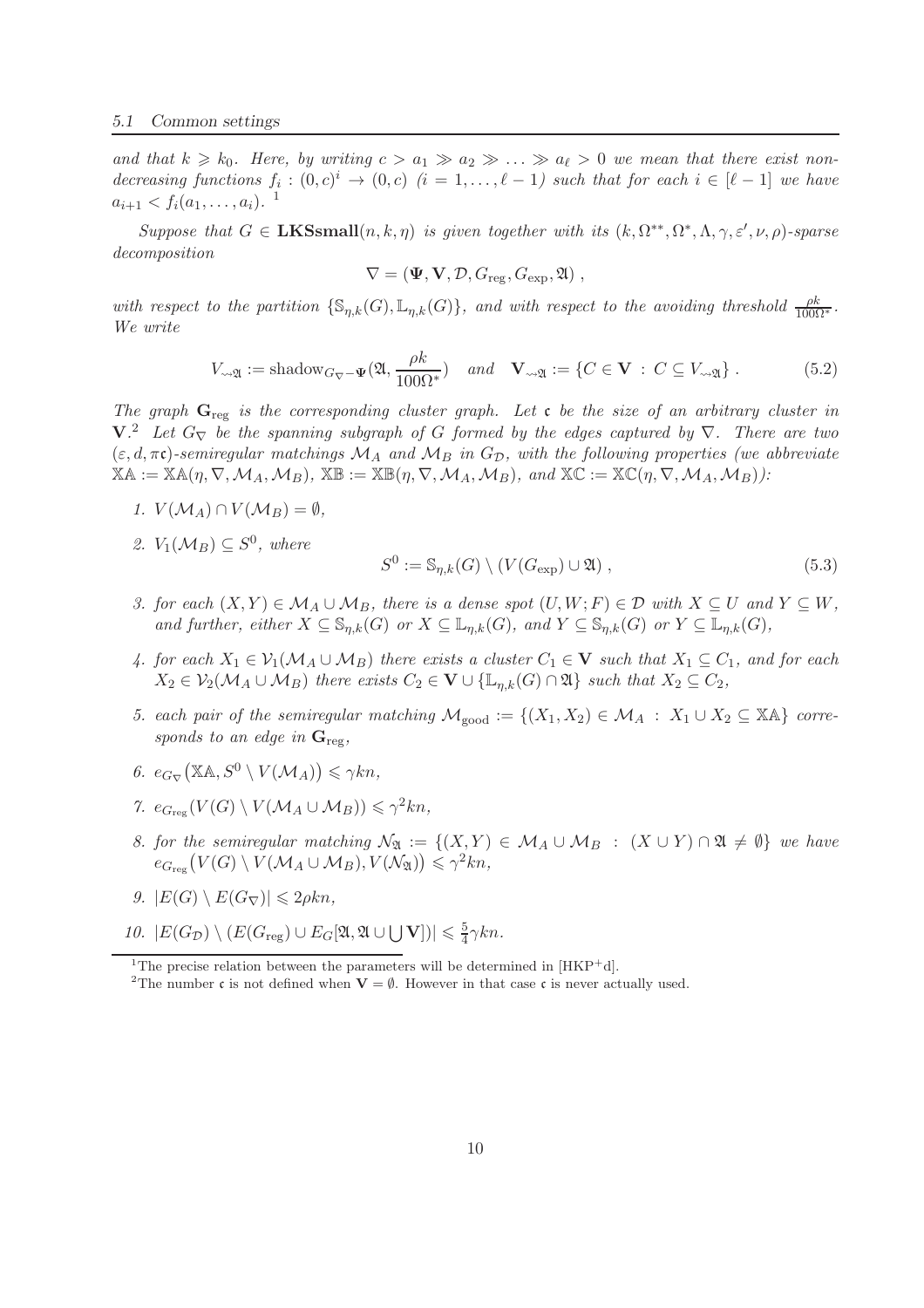*and that $k \geqslant k_0$. Here, by writing $c > a_1 \gg a_2 \gg \ldots \gg a_\ell > 0$ we mean that there exist non-decreasing functions $f_i : (0,c)^i \to (0,c)$ $(i = 1, \ldots, \ell - 1)$ such that for each $i \in [\ell - 1]$ we have $a_{i+1} < f_i(a_1, \ldots, a_i)$.* [1]

*Suppose that $G \in \mathbf{LKSsmall}(n, k, \eta)$ is given together with its $(k, \Omega^{**}, \Omega^*, \Lambda, \gamma, \varepsilon', \nu, \rho)$-sparse decomposition*

$$\nabla = (\mathbf{\Psi}, \mathbf{V}, \mathcal{D}, G_{\mathrm{reg}}, G_{\mathrm{exp}}, \mathfrak{A}) ,$$

*with respect to the partition $\{\mathbb{S}_{\eta,k}(G), \mathbb{L}_{\eta,k}(G)\}$, and with respect to the avoiding threshold $\frac{\rho k}{100\Omega^*}$. We write*

$$V_{\rightsquigarrow\mathfrak{A}} := \mathrm{shadow}_{G_\nabla - \mathbf{\Psi}}(\mathfrak{A}, \frac{\rho k}{100\Omega^*}) \quad and \quad \mathbf{V}_{\rightsquigarrow\mathfrak{A}} := \{C \in \mathbf{V} \ : \ C \subseteq V_{\rightsquigarrow\mathfrak{A}}\} . \tag{5.2}$$

*The graph $\mathbf{G}_{\mathrm{reg}}$ is the corresponding cluster graph. Let $\mathfrak{c}$ be the size of an arbitrary cluster in $\mathbf{V}$.*[2] *Let $G_\nabla$ be the spanning subgraph of $G$ formed by the edges captured by $\nabla$. There are two $(\varepsilon, d, \pi\mathfrak{c})$-semiregular matchings $\mathcal{M}_A$ and $\mathcal{M}_B$ in $G_{\mathcal{D}}$, with the following properties (we abbreviate $\mathbb{XA} := \mathbb{XA}(\eta, \nabla, \mathcal{M}_A, \mathcal{M}_B)$, $\mathbb{XB} := \mathbb{XB}(\eta, \nabla, \mathcal{M}_A, \mathcal{M}_B)$, and $\mathbb{XC} := \mathbb{XC}(\eta, \nabla, \mathcal{M}_A, \mathcal{M}_B)$):*

1. *$V(\mathcal{M}_A) \cap V(\mathcal{M}_B) = \emptyset$,*
2. *$V_1(\mathcal{M}_B) \subseteq S^0$, where*
$$S^0 := \mathbb{S}_{\eta,k}(G) \setminus (V(G_{\mathrm{exp}}) \cup \mathfrak{A}) , \tag{5.3}$$
3. *for each $(X, Y) \in \mathcal{M}_A \cup \mathcal{M}_B$, there is a dense spot $(U, W; F) \in \mathcal{D}$ with $X \subseteq U$ and $Y \subseteq W$, and further, either $X \subseteq \mathbb{S}_{\eta,k}(G)$ or $X \subseteq \mathbb{L}_{\eta,k}(G)$, and $Y \subseteq \mathbb{S}_{\eta,k}(G)$ or $Y \subseteq \mathbb{L}_{\eta,k}(G)$,*
4. *for each $X_1 \in \mathcal{V}_1(\mathcal{M}_A \cup \mathcal{M}_B)$ there exists a cluster $C_1 \in \mathbf{V}$ such that $X_1 \subseteq C_1$, and for each $X_2 \in \mathcal{V}_2(\mathcal{M}_A \cup \mathcal{M}_B)$ there exists $C_2 \in \mathbf{V} \cup \{\mathbb{L}_{\eta,k}(G) \cap \mathfrak{A}\}$ such that $X_2 \subseteq C_2$,*
5. *each pair of the semiregular matching $\mathcal{M}_{\mathrm{good}} := \{(X_1, X_2) \in \mathcal{M}_A \ : \ X_1 \cup X_2 \subseteq \mathbb{XA}\}$ corresponds to an edge in $\mathbf{G}_{\mathrm{reg}}$,*
6. *$e_{G_\nabla}\big(\mathbb{XA}, S^0 \setminus V(\mathcal{M}_A)\big) \leqslant \gamma kn$,*
7. *$e_{G_{\mathrm{reg}}}(V(G) \setminus V(\mathcal{M}_A \cup \mathcal{M}_B)) \leqslant \gamma^2 kn$,*
8. *for the semiregular matching $\mathcal{N}_{\mathfrak{A}} := \{(X, Y) \in \mathcal{M}_A \cup \mathcal{M}_B \ : \ (X \cup Y) \cap \mathfrak{A} \neq \emptyset\}$ we have $e_{G_{\mathrm{reg}}}\big(V(G) \setminus V(\mathcal{M}_A \cup \mathcal{M}_B), V(\mathcal{N}_{\mathfrak{A}})\big) \leqslant \gamma^2 kn$,*
9. *$|E(G) \setminus E(G_\nabla)| \leqslant 2\rho kn$,*
10. *$|E(G_{\mathcal{D}}) \setminus (E(G_{\mathrm{reg}}) \cup E_G[\mathfrak{A}, \mathfrak{A} \cup \bigcup \mathbf{V}])| \leqslant \frac{5}{4}\gamma kn$.*

---

[1] The precise relation between the parameters will be determined in [HKP+d].

[2] The number $\mathfrak{c}$ is not defined when $\mathbf{V} = \emptyset$. However in that case $\mathfrak{c}$ is never actually used.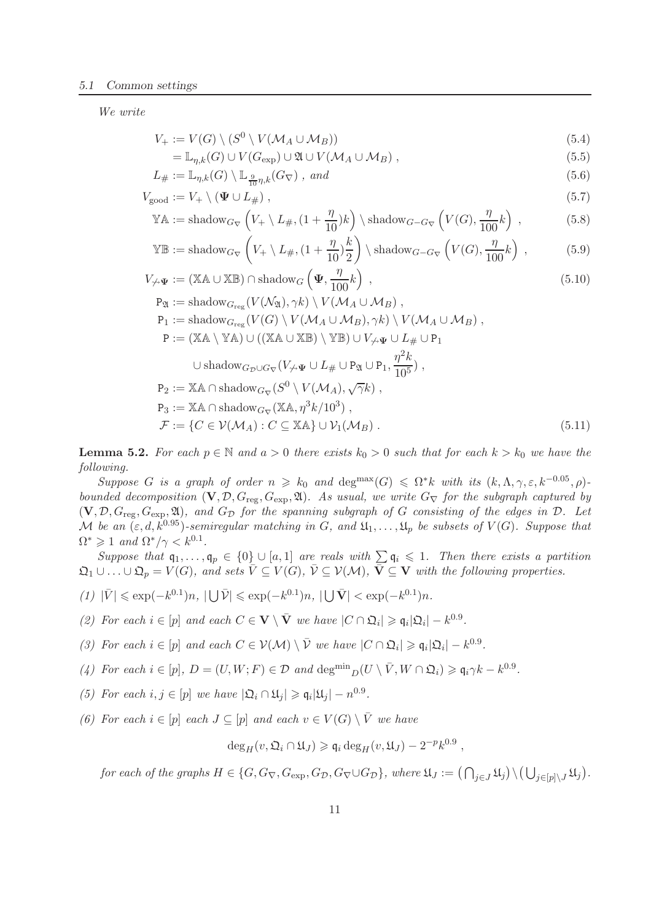*We write*

$$V_+ := V(G) \setminus (S^0 \setminus V(\mathcal{M}_A \cup \mathcal{M}_B)) \tag{5.4}$$

$$= \mathbb{L}_{\eta,k}(G) \cup V(G_{\mathrm{exp}}) \cup \mathfrak{A} \cup V(\mathcal{M}_A \cup \mathcal{M}_B) \,, \tag{5.5}$$

$$L_\# := \mathbb{L}_{\eta,k}(G) \setminus \mathbb{L}_{\frac{9}{10}\eta,k}(G_\nabla) \,, \text{ and} \tag{5.6}$$

$$V_{\mathrm{good}} := V_+ \setminus (\mathbf{\Psi} \cup L_\#) \,, \tag{5.7}$$

$$\mathbb{YA} := \mathrm{shadow}_{G_\nabla}\left(V_+ \setminus L_\#, (1+\frac{\eta}{10})k\right) \setminus \mathrm{shadow}_{G-G_\nabla}\left(V(G), \frac{\eta}{100}k\right) \,, \tag{5.8}$$

$$\mathbb{YB} := \mathrm{shadow}_{G_\nabla}\left(V_+ \setminus L_\#, (1+\frac{\eta}{10})\frac{k}{2}\right) \setminus \mathrm{shadow}_{G-G_\nabla}\left(V(G), \frac{\eta}{100}k\right) \,, \tag{5.9}$$

$$V_{\not\leadsto\mathbf{\Psi}} := (\mathbb{XA} \cup \mathbb{XB}) \cap \mathrm{shadow}_G\left(\mathbf{\Psi}, \frac{\eta}{100}k\right) \,, \tag{5.10}$$

$$\mathtt{P}_{\mathfrak{A}} := \mathrm{shadow}_{G_{\mathrm{reg}}}(V(\mathcal{N}_{\mathfrak{A}}), \gamma k) \setminus V(\mathcal{M}_A \cup \mathcal{M}_B) \,,$$

$$\mathtt{P}_1 := \mathrm{shadow}_{G_{\mathrm{reg}}}(V(G) \setminus V(\mathcal{M}_A \cup \mathcal{M}_B), \gamma k) \setminus V(\mathcal{M}_A \cup \mathcal{M}_B) \,,$$

$$\mathtt{P} := (\mathbb{XA} \setminus \mathbb{YA}) \cup ((\mathbb{XA} \cup \mathbb{XB}) \setminus \mathbb{YB}) \cup V_{\not\leadsto\mathbf{\Psi}} \cup L_\# \cup \mathtt{P}_1$$

$$\cup\, \mathrm{shadow}_{G_{\mathcal{D}} \cup G_\nabla}(V_{\not\leadsto\mathbf{\Psi}} \cup L_\# \cup \mathtt{P}_{\mathfrak{A}} \cup \mathtt{P}_1, \frac{\eta^2 k}{10^5}) \,,$$

$$\mathtt{P}_2 := \mathbb{XA} \cap \mathrm{shadow}_{G_\nabla}(S^0 \setminus V(\mathcal{M}_A), \sqrt{\gamma}k) \,,$$

$$\mathtt{P}_3 := \mathbb{XA} \cap \mathrm{shadow}_{G_\nabla}(\mathbb{XA}, \eta^3 k/10^3) \,,$$

$$\mathcal{F} := \{C \in \mathcal{V}(\mathcal{M}_A) : C \subseteq \mathbb{XA}\} \cup \mathcal{V}_1(\mathcal{M}_B) \,. \tag{5.11}$$

**Lemma 5.2.** *For each $p \in \mathbb{N}$ and $a > 0$ there exists $k_0 > 0$ such that for each $k > k_0$ we have the following.*

*Suppose $G$ is a graph of order $n \geqslant k_0$ and $\deg^{\max}(G) \leqslant \Omega^* k$ with its $(k, \Lambda, \gamma, \varepsilon, k^{-0.05}, \rho)$-bounded decomposition $(\mathbf{V}, \mathcal{D}, G_{\mathrm{reg}}, G_{\mathrm{exp}}, \mathfrak{A})$. As usual, we write $G_\nabla$ for the subgraph captured by $(\mathbf{V}, \mathcal{D}, G_{\mathrm{reg}}, G_{\mathrm{exp}}, \mathfrak{A})$, and $G_{\mathcal{D}}$ for the spanning subgraph of $G$ consisting of the edges in $\mathcal{D}$. Let $\mathcal{M}$ be an $(\varepsilon, d, k^{0.95})$-semiregular matching in $G$, and $\mathfrak{U}_1, \ldots, \mathfrak{U}_p$ be subsets of $V(G)$. Suppose that $\Omega^* \geqslant 1$ and $\Omega^*/\gamma < k^{0.1}$.*

*Suppose that $\mathfrak{q}_1, \ldots, \mathfrak{q}_p \in \{0\} \cup [a, 1]$ are reals with $\sum \mathfrak{q}_i \leqslant 1$. Then there exists a partition $\mathfrak{Q}_1 \cup \ldots \cup \mathfrak{Q}_p = V(G)$, and sets $\bar{V} \subseteq V(G)$, $\bar{\mathcal{V}} \subseteq \mathcal{V}(\mathcal{M})$, $\bar{\mathbf{V}} \subseteq \mathbf{V}$ with the following properties.*

*(1) $|\bar{V}| \leqslant \exp(-k^{0.1})n$, $|\bigcup \bar{\mathcal{V}}| \leqslant \exp(-k^{0.1})n$, $|\bigcup \bar{\mathbf{V}}| < \exp(-k^{0.1})n$.*

*(2) For each $i \in [p]$ and each $C \in \mathbf{V} \setminus \bar{\mathbf{V}}$ we have $|C \cap \mathfrak{Q}_i| \geqslant \mathfrak{q}_i |\mathfrak{Q}_i| - k^{0.9}$.*

*(3) For each $i \in [p]$ and each $C \in \mathcal{V}(\mathcal{M}) \setminus \bar{\mathcal{V}}$ we have $|C \cap \mathfrak{Q}_i| \geqslant \mathfrak{q}_i |\mathfrak{Q}_i| - k^{0.9}$.*

*(4) For each $i \in [p]$, $D = (U, W; F) \in \mathcal{D}$ and $\deg^{\min}{}_D(U \setminus \bar{V}, W \cap \mathfrak{Q}_i) \geqslant \mathfrak{q}_i \gamma k - k^{0.9}$.*

*(5) For each $i, j \in [p]$ we have $|\mathfrak{Q}_i \cap \mathfrak{U}_j| \geqslant \mathfrak{q}_i |\mathfrak{U}_j| - n^{0.9}$.*

*(6) For each $i \in [p]$ each $J \subseteq [p]$ and each $v \in V(G) \setminus \bar{V}$ we have*

$$\deg_H(v, \mathfrak{Q}_i \cap \mathfrak{U}_J) \geqslant \mathfrak{q}_i \deg_H(v, \mathfrak{U}_J) - 2^{-p} k^{0.9} \,,$$

*for each of the graphs $H \in \{G, G_\nabla, G_{\mathrm{exp}}, G_{\mathcal{D}}, G_\nabla \cup G_{\mathcal{D}}\}$, where $\mathfrak{U}_J := \left(\bigcap_{j \in J} \mathfrak{U}_j\right) \setminus \left(\bigcup_{j \in [p] \setminus J} \mathfrak{U}_j\right)$.*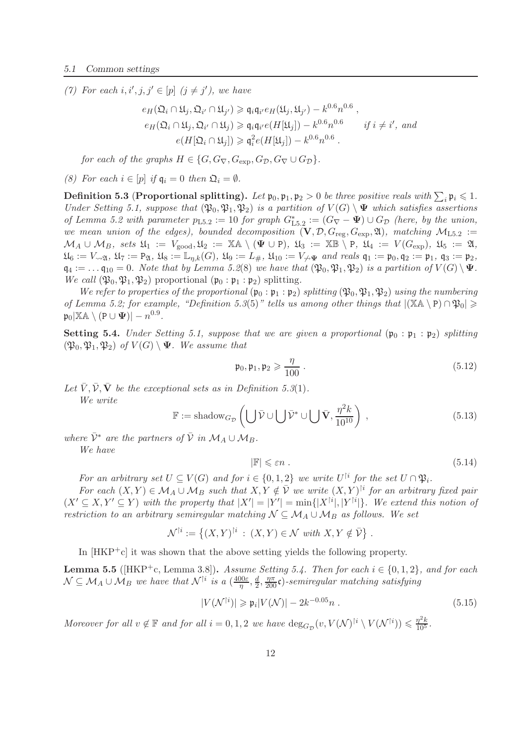(7) For each $i, i', j, j' \in [p]$ $(j \neq j')$, we have

$$e_H(\mathfrak{Q}_i \cap \mathfrak{U}_j, \mathfrak{Q}_{i'} \cap \mathfrak{U}_{j'}) \geqslant \mathfrak{q}_i \mathfrak{q}_{i'} e_H(\mathfrak{U}_j, \mathfrak{U}_{j'}) - k^{0.6} n^{0.6} ,$$
$$e_H(\mathfrak{Q}_i \cap \mathfrak{U}_j, \mathfrak{Q}_{i'} \cap \mathfrak{U}_j) \geqslant \mathfrak{q}_i \mathfrak{q}_{i'} e(H[\mathfrak{U}_j]) - k^{0.6} n^{0.6} \qquad \text{if } i \neq i', \text{ and}$$
$$e(H[\mathfrak{Q}_i \cap \mathfrak{U}_j]) \geqslant \mathfrak{q}_i^2 e(H[\mathfrak{U}_j]) - k^{0.6} n^{0.6} .$$

*for each of the graphs* $H \in \{G, G_\nabla, G_{\exp}, G_{\mathcal{D}}, G_\nabla \cup G_{\mathcal{D}}\}$.

(8) For each $i \in [p]$ if $\mathfrak{q}_i = 0$ then $\mathfrak{Q}_i = \emptyset$.

**Definition 5.3 (Proportional splitting).** *Let $\mathfrak{p}_0, \mathfrak{p}_1, \mathfrak{p}_2 > 0$ be three positive reals with $\sum_i \mathfrak{p}_i \leqslant 1$. Under Setting 5.1, suppose that $(\mathfrak{P}_0, \mathfrak{P}_1, \mathfrak{P}_2)$ is a partition of $V(G) \setminus \mathbf{\Psi}$ which satisfies assertions of Lemma 5.2 with parameter $p_{\text{L5.2}} := 10$ for graph $G^*_{\text{L5.2}} := (G_\nabla - \mathbf{\Psi}) \cup G_{\mathcal{D}}$ (here, by the union, we mean union of the edges), bounded decomposition $(\mathbf{V}, \mathcal{D}, G_{\text{reg}}, G_{\exp}, \mathfrak{A})$, matching $\mathcal{M}_{\text{L5.2}} := \mathcal{M}_A \cup \mathcal{M}_B$, sets $\mathfrak{U}_1 := V_{\text{good}}, \mathfrak{U}_2 := \mathbb{XA} \setminus (\mathbf{\Psi} \cup \mathtt{P})$, $\mathfrak{U}_3 := \mathbb{XB} \setminus \mathtt{P}$, $\mathfrak{U}_4 := V(G_{\exp})$, $\mathfrak{U}_5 := \mathfrak{A}$, $\mathfrak{U}_6 := V_{\rightsquigarrow\mathfrak{A}}$, $\mathfrak{U}_7 := \mathtt{P}_{\mathfrak{A}}$, $\mathfrak{U}_8 := \mathbb{L}_{\eta,k}(G)$, $\mathfrak{U}_9 := L_\#$, $\mathfrak{U}_{10} := V_{\not\rightsquigarrow\mathbf{\Psi}}$ and reals $\mathfrak{q}_1 := \mathfrak{p}_0, \mathfrak{q}_2 := \mathfrak{p}_1$, $\mathfrak{q}_3 := \mathfrak{p}_2$, $\mathfrak{q}_4 := \ldots \mathfrak{q}_{10} = 0$. Note that by Lemma 5.2(8) we have that $(\mathfrak{P}_0, \mathfrak{P}_1, \mathfrak{P}_2)$ is a partition of $V(G) \setminus \mathbf{\Psi}$. We call $(\mathfrak{P}_0, \mathfrak{P}_1, \mathfrak{P}_2)$ proportional $(\mathfrak{p}_0 : \mathfrak{p}_1 : \mathfrak{p}_2)$ splitting.*

*We refer to properties of the proportional $(\mathfrak{p}_0 : \mathfrak{p}_1 : \mathfrak{p}_2)$ splitting $(\mathfrak{P}_0, \mathfrak{P}_1, \mathfrak{P}_2)$ using the numbering of Lemma 5.2; for example, "Definition 5.3(5)" tells us among other things that $|(\mathbb{XA} \setminus \mathtt{P}) \cap \mathfrak{P}_0| \geqslant \mathfrak{p}_0 |\mathbb{XA} \setminus (\mathtt{P} \cup \mathbf{\Psi})| - n^{0.9}$.*

**Setting 5.4.** *Under Setting 5.1, suppose that we are given a proportional $(\mathfrak{p}_0 : \mathfrak{p}_1 : \mathfrak{p}_2)$ splitting $(\mathfrak{P}_0, \mathfrak{P}_1, \mathfrak{P}_2)$ of $V(G) \setminus \mathbf{\Psi}$. We assume that*

$$\mathfrak{p}_0, \mathfrak{p}_1, \mathfrak{p}_2 \geqslant \frac{\eta}{100} . \tag{5.12}$$

*Let $\bar{V}, \bar{\mathcal{V}}, \bar{\mathbf{V}}$ be the exceptional sets as in Definition 5.3(1).*

*We write*

$$\mathbb{F} := \text{shadow}_{G_{\mathcal{D}}} \left( \bigcup \bar{\mathcal{V}} \cup \bigcup \bar{\mathcal{V}}^* \cup \bigcup \bar{\mathbf{V}}, \frac{\eta^2 k}{10^{10}} \right) , \tag{5.13}$$

*where $\bar{\mathcal{V}}^*$ are the partners of $\bar{\mathcal{V}}$ in $\mathcal{M}_A \cup \mathcal{M}_B$.*

*We have*

$$|\mathbb{F}| \leqslant \varepsilon n . \tag{5.14}$$

*For an arbitrary set $U \subseteq V(G)$ and for $i \in \{0, 1, 2\}$ we write $U^{\restriction i}$ for the set $U \cap \mathfrak{P}_i$.*

*For each $(X, Y) \in \mathcal{M}_A \cup \mathcal{M}_B$ such that $X, Y \notin \bar{\mathcal{V}}$ we write $(X, Y)^{\restriction i}$ for an arbitrary fixed pair $(X' \subseteq X, Y' \subseteq Y)$ with the property that $|X'| = |Y'| = \min\{|X^{\restriction i}|, |Y^{\restriction i}|\}$. We extend this notion of restriction to an arbitrary semiregular matching $\mathcal{N} \subseteq \mathcal{M}_A \cup \mathcal{M}_B$ as follows. We set*

$$\mathcal{N}^{\restriction i} := \left\{ (X, Y)^{\restriction i} \, : \, (X, Y) \in \mathcal{N} \text{ with } X, Y \notin \bar{\mathcal{V}} \right\} .$$

In [HKP+c] it was shown that the above setting yields the following property.

**Lemma 5.5** ([HKP+c, Lemma 3.8])**.** *Assume Setting 5.4. Then for each $i \in \{0, 1, 2\}$, and for each $\mathcal{N} \subseteq \mathcal{M}_A \cup \mathcal{M}_B$ we have that $\mathcal{N}^{\restriction i}$ is a $(\frac{400\varepsilon}{\eta}, \frac{d}{2}, \frac{\eta\pi}{200}\mathfrak{c})$-semiregular matching satisfying*

$$|V(\mathcal{N}^{\restriction i})| \geqslant \mathfrak{p}_i |V(\mathcal{N})| - 2k^{-0.05} n . \tag{5.15}$$

*Moreover for all $v \notin \mathbb{F}$ and for all $i = 0, 1, 2$ we have $\deg_{G_{\mathcal{D}}}(v, V(\mathcal{N})^{\restriction i} \setminus V(\mathcal{N}^{\restriction i})) \leqslant \frac{\eta^2 k}{10^5}$.*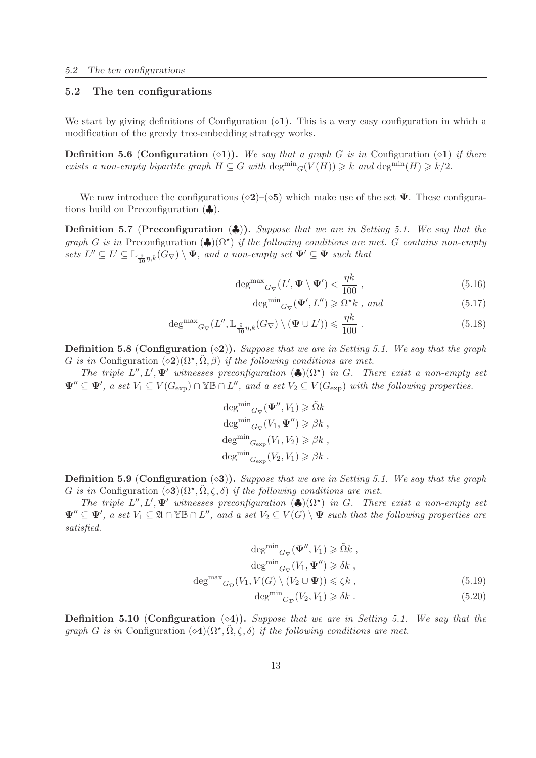### 5.2 The ten configurations

We start by giving definitions of Configuration ($\diamond$**1**). This is a very easy configuration in which a modification of the greedy tree-embedding strategy works.

**Definition 5.6** (**Configuration** ($\diamond$**1**))**.** *We say that a graph $G$ is in* Configuration ($\diamond$**1**) *if there exists a non-empty bipartite graph $H \subseteq G$ with $\mathrm{deg^{min}}_G(V(H)) \geqslant k$ and $\mathrm{deg^{min}}(H) \geqslant k/2$.*

We now introduce the configurations ($\diamond$**2**)–($\diamond$**5**) which make use of the set $\mathbf{\Psi}$. These configurations build on Preconfiguration ($\clubsuit$).

**Definition 5.7** (**Preconfiguration** ($\clubsuit$))**.** *Suppose that we are in Setting 5.1. We say that the graph $G$ is in* Preconfiguration ($\clubsuit$)($\Omega^\star$) *if the following conditions are met. $G$ contains non-empty sets $L'' \subseteq L' \subseteq \mathbb{L}_{\frac{9}{10}\eta,k}(G_\nabla) \setminus \mathbf{\Psi}$, and a non-empty set $\mathbf{\Psi}' \subseteq \mathbf{\Psi}$ such that*

$$\mathrm{deg^{max}}_{G_\nabla}(L', \mathbf{\Psi} \setminus \mathbf{\Psi}') < \frac{\eta k}{100}\;, \tag{5.16}$$

$$\mathrm{deg^{min}}_{G_\nabla}(\mathbf{\Psi}', L'') \geqslant \Omega^\star k\;, \text{ and} \tag{5.17}$$

$$\mathrm{deg^{max}}_{G_\nabla}(L'', \mathbb{L}_{\frac{9}{10}\eta,k}(G_\nabla) \setminus (\mathbf{\Psi} \cup L')) \leqslant \frac{\eta k}{100}\;. \tag{5.18}$$

**Definition 5.8** (**Configuration** ($\diamond$**2**))**.** *Suppose that we are in Setting 5.1. We say that the graph $G$ is in* Configuration ($\diamond$**2**)($\Omega^\star, \tilde{\Omega}, \beta$) *if the following conditions are met.*

*The triple $L'', L', \mathbf{\Psi}'$ witnesses preconfiguration ($\clubsuit$)($\Omega^\star$) in $G$. There exist a non-empty set $\mathbf{\Psi}'' \subseteq \mathbf{\Psi}'$, a set $V_1 \subseteq V(G_{\mathrm{exp}}) \cap \mathbb{YB} \cap L''$, and a set $V_2 \subseteq V(G_{\mathrm{exp}})$ with the following properties.*

$$\mathrm{deg^{min}}_{G_\nabla}(\mathbf{\Psi}'', V_1) \geqslant \tilde{\Omega} k$$
$$\mathrm{deg^{min}}_{G_\nabla}(V_1, \mathbf{\Psi}'') \geqslant \beta k\;,$$
$$\mathrm{deg^{min}}_{G_{\mathrm{exp}}}(V_1, V_2) \geqslant \beta k\;,$$
$$\mathrm{deg^{min}}_{G_{\mathrm{exp}}}(V_2, V_1) \geqslant \beta k\;.$$

**Definition 5.9** (**Configuration** ($\diamond$**3**))**.** *Suppose that we are in Setting 5.1. We say that the graph $G$ is in* Configuration ($\diamond$**3**)($\Omega^\star, \tilde{\Omega}, \zeta, \delta$) *if the following conditions are met.*

*The triple $L'', L', \mathbf{\Psi}'$ witnesses preconfiguration ($\clubsuit$)($\Omega^\star$) in $G$. There exist a non-empty set $\mathbf{\Psi}'' \subseteq \mathbf{\Psi}'$, a set $V_1 \subseteq \mathfrak{A} \cap \mathbb{YB} \cap L''$, and a set $V_2 \subseteq V(G) \setminus \mathbf{\Psi}$ such that the following properties are satisfied.*

$$\mathrm{deg^{min}}_{G_\nabla}(\mathbf{\Psi}'', V_1) \geqslant \tilde{\Omega} k\;,$$
$$\mathrm{deg^{min}}_{G_\nabla}(V_1, \mathbf{\Psi}'') \geqslant \delta k\;,$$

$$\mathrm{deg^{max}}_{G_{\mathcal{D}}}(V_1, V(G) \setminus (V_2 \cup \mathbf{\Psi})) \leqslant \zeta k\;, \tag{5.19}$$

$$\mathrm{deg^{min}}_{G_{\mathcal{D}}}(V_2, V_1) \geqslant \delta k\;. \tag{5.20}$$

**Definition 5.10** (**Configuration** ($\diamond$**4**))**.** *Suppose that we are in Setting 5.1. We say that the graph $G$ is in* Configuration ($\diamond$**4**)($\Omega^\star, \tilde{\Omega}, \zeta, \delta$) *if the following conditions are met.*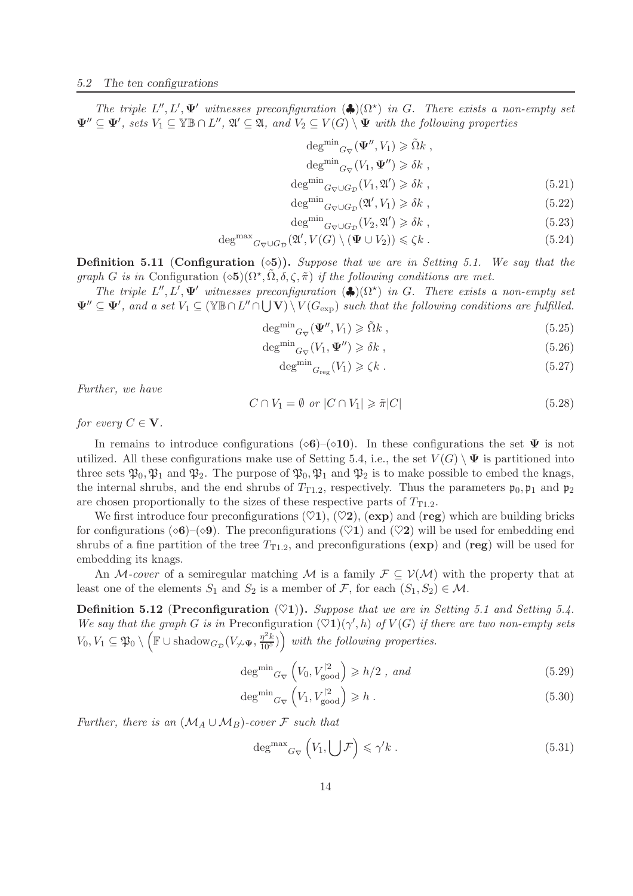*The triple $L'', L', \mathbf{\Psi}'$ witnesses preconfiguration $(\clubsuit)(\Omega^\star)$ in $G$. There exists a non-empty set $\mathbf{\Psi}'' \subseteq \mathbf{\Psi}'$, sets $V_1 \subseteq \mathbb{YB} \cap L''$, $\mathfrak{A}' \subseteq \mathfrak{A}$, and $V_2 \subseteq V(G) \setminus \mathbf{\Psi}$ with the following properties*

$$\mathrm{deg^{min}}_{G_\nabla}(\mathbf{\Psi}'', V_1) \geqslant \tilde{\Omega} k \,,$$

$$\mathrm{deg^{min}}_{G_\nabla}(V_1, \mathbf{\Psi}'') \geqslant \delta k \,,$$

$$\mathrm{deg^{min}}_{G_\nabla \cup G_\mathcal{D}}(V_1, \mathfrak{A}') \geqslant \delta k \,, \tag{5.21}$$

$$\mathrm{deg^{min}}_{G_\nabla \cup G_\mathcal{D}}(\mathfrak{A}', V_1) \geqslant \delta k \,, \tag{5.22}$$

$$\mathrm{deg^{min}}_{G_\nabla \cup G_\mathcal{D}}(V_2, \mathfrak{A}') \geqslant \delta k \,, \tag{5.23}$$

$$\mathrm{deg^{max}}_{G_\nabla \cup G_\mathcal{D}}(\mathfrak{A}', V(G) \setminus (\mathbf{\Psi} \cup V_2)) \leqslant \zeta k \,. \tag{5.24}$$

**Definition 5.11 (Configuration $(\diamond\mathbf{5})$).** *Suppose that we are in Setting 5.1. We say that the graph $G$ is in* Configuration $(\diamond\mathbf{5})(\Omega^\star, \tilde{\Omega}, \delta, \zeta, \tilde{\pi})$ *if the following conditions are met.*

*The triple $L'', L', \mathbf{\Psi}'$ witnesses preconfiguration $(\clubsuit)(\Omega^\star)$ in $G$. There exists a non-empty set $\mathbf{\Psi}'' \subseteq \mathbf{\Psi}'$, and a set $V_1 \subseteq (\mathbb{YB} \cap L'' \cap \bigcup \mathbf{V}) \setminus V(G_{\mathrm{exp}})$ such that the following conditions are fulfilled.*

$$\mathrm{deg^{min}}_{G_\nabla}(\mathbf{\Psi}'', V_1) \geqslant \tilde{\Omega} k \,, \tag{5.25}$$

$$\mathrm{deg^{min}}_{G_\nabla}(V_1, \mathbf{\Psi}'') \geqslant \delta k \,, \tag{5.26}$$

$$\mathrm{deg^{min}}_{G_{\mathrm{reg}}}(V_1) \geqslant \zeta k \,. \tag{5.27}$$

*Further, we have*

$$C \cap V_1 = \emptyset \text{ or } |C \cap V_1| \geqslant \tilde{\pi} |C| \tag{5.28}$$

*for every $C \in \mathbf{V}$.*

In remains to introduce configurations $(\diamond\mathbf{6})$–$(\diamond\mathbf{10})$. In these configurations the set $\mathbf{\Psi}$ is not utilized. All these configurations make use of Setting 5.4, i.e., the set $V(G) \setminus \mathbf{\Psi}$ is partitioned into three sets $\mathfrak{P}_0, \mathfrak{P}_1$ and $\mathfrak{P}_2$. The purpose of $\mathfrak{P}_0, \mathfrak{P}_1$ and $\mathfrak{P}_2$ is to make possible to embed the knags, the internal shrubs, and the end shrubs of $T_{\mathrm{T1.2}}$, respectively. Thus the parameters $\mathfrak{p}_0, \mathfrak{p}_1$ and $\mathfrak{p}_2$ are chosen proportionally to the sizes of these respective parts of $T_{\mathrm{T1.2}}$.

We first introduce four preconfigurations $(\heartsuit\mathbf{1})$, $(\heartsuit\mathbf{2})$, $(\mathbf{exp})$ and $(\mathbf{reg})$ which are building bricks for configurations $(\diamond\mathbf{6})$–$(\diamond\mathbf{9})$. The preconfigurations $(\heartsuit\mathbf{1})$ and $(\heartsuit\mathbf{2})$ will be used for embedding end shrubs of a fine partition of the tree $T_{\mathrm{T1.2}}$, and preconfigurations $(\mathbf{exp})$ and $(\mathbf{reg})$ will be used for embedding its knags.

An $\mathcal{M}$-*cover* of a semiregular matching $\mathcal{M}$ is a family $\mathcal{F} \subseteq \mathcal{V}(\mathcal{M})$ with the property that at least one of the elements $S_1$ and $S_2$ is a member of $\mathcal{F}$, for each $(S_1, S_2) \in \mathcal{M}$.

**Definition 5.12 (Preconfiguration $(\heartsuit\mathbf{1})$).** *Suppose that we are in Setting 5.1 and Setting 5.4. We say that the graph $G$ is in* Preconfiguration $(\heartsuit\mathbf{1})(\gamma', h)$ *of $V(G)$ if there are two non-empty sets $V_0, V_1 \subseteq \mathfrak{P}_0 \setminus \left(\mathbb{F} \cup \mathrm{shadow}_{G_\mathcal{D}}(V_{\not\leadsto\mathbf{\Psi}}, \frac{\eta^2 k}{10^5})\right)$ with the following properties.*

$$\mathrm{deg^{min}}_{G_\nabla}\left(V_0, V^{\restriction 2}_{\mathrm{good}}\right) \geqslant h/2 \text{ , and} \tag{5.29}$$

$$\mathrm{deg^{min}}_{G_\nabla}\left(V_1, V^{\restriction 2}_{\mathrm{good}}\right) \geqslant h \,. \tag{5.30}$$

*Further, there is an $(\mathcal{M}_A \cup \mathcal{M}_B)$-cover $\mathcal{F}$ such that*

$$\mathrm{deg^{max}}_{G_\nabla}\left(V_1, \bigcup \mathcal{F}\right) \leqslant \gamma' k \,. \tag{5.31}$$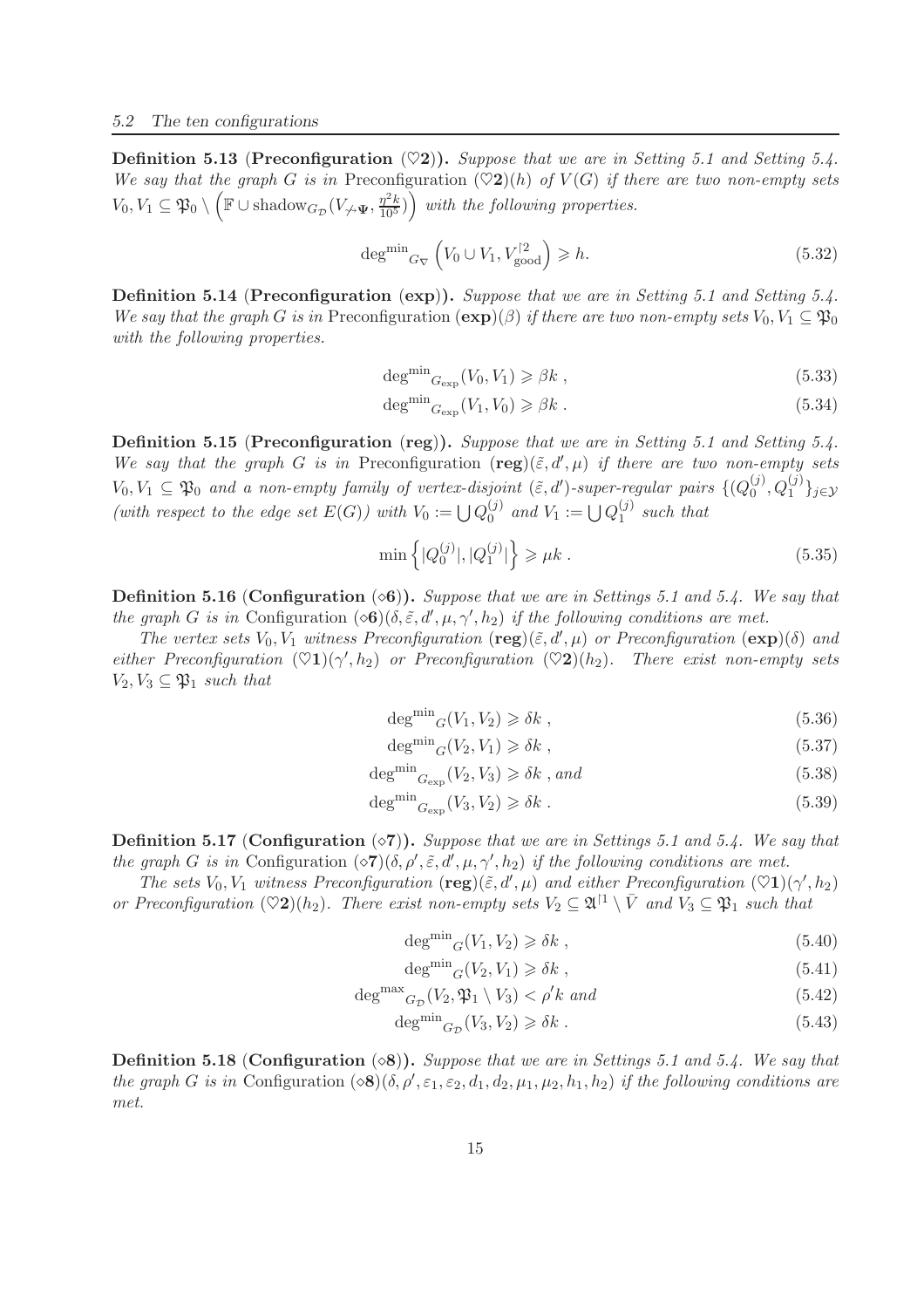**Definition 5.13** (**Preconfiguration** $(\heartsuit\mathbf{2})$)**.** *Suppose that we are in Setting 5.1 and Setting 5.4. We say that the graph $G$ is in* Preconfiguration $(\heartsuit\mathbf{2})(h)$ *of $V(G)$ if there are two non-empty sets $V_0, V_1 \subseteq \mathfrak{P}_0 \setminus \left(\mathbb{F} \cup \mathrm{shadow}_{G_{\mathcal{D}}}(V_{\not\leadsto\Psi}, \frac{\eta^2 k}{10^5})\right)$ with the following properties.*

$$\mathrm{deg^{min}}_{G_\nabla}\left(V_0 \cup V_1, V_{\mathrm{good}}^{\restriction 2}\right) \geqslant h. \tag{5.32}$$

**Definition 5.14** (**Preconfiguration** (**exp**))**.** *Suppose that we are in Setting 5.1 and Setting 5.4. We say that the graph $G$ is in* Preconfiguration $(\mathbf{exp})(\beta)$ *if there are two non-empty sets $V_0, V_1 \subseteq \mathfrak{P}_0$ with the following properties.*

$$\mathrm{deg^{min}}_{G_{\mathrm{exp}}}(V_0, V_1) \geqslant \beta k\ , \tag{5.33}$$

$$\mathrm{deg^{min}}_{G_{\mathrm{exp}}}(V_1, V_0) \geqslant \beta k\ . \tag{5.34}$$

**Definition 5.15** (**Preconfiguration** (**reg**))**.** *Suppose that we are in Setting 5.1 and Setting 5.4. We say that the graph $G$ is in* Preconfiguration $(\mathbf{reg})(\tilde{\varepsilon}, d', \mu)$ *if there are two non-empty sets $V_0, V_1 \subseteq \mathfrak{P}_0$ and a non-empty family of vertex-disjoint $(\tilde{\varepsilon}, d')$-super-regular pairs $\{(Q_0^{(j)}, Q_1^{(j)}\}_{j\in\mathcal{Y}}$ (with respect to the edge set $E(G)$) with $V_0 := \bigcup Q_0^{(j)}$ and $V_1 := \bigcup Q_1^{(j)}$ such that*

$$\min\left\{|Q_0^{(j)}|, |Q_1^{(j)}|\right\} \geqslant \mu k\ . \tag{5.35}$$

**Definition 5.16** (**Configuration** $(\diamond\mathbf{6})$)**.** *Suppose that we are in Settings 5.1 and 5.4. We say that the graph $G$ is in* Configuration $(\diamond\mathbf{6})(\delta, \tilde{\varepsilon}, d', \mu, \gamma', h_2)$ *if the following conditions are met.*

*The vertex sets $V_0, V_1$ witness Preconfiguration $(\mathbf{reg})(\tilde{\varepsilon}, d', \mu)$ or Preconfiguration $(\mathbf{exp})(\delta)$ and either Preconfiguration $(\heartsuit\mathbf{1})(\gamma', h_2)$ or Preconfiguration $(\heartsuit\mathbf{2})(h_2)$. There exist non-empty sets $V_2, V_3 \subseteq \mathfrak{P}_1$ such that*

$$\mathrm{deg^{min}}_{G}(V_1, V_2) \geqslant \delta k\ , \tag{5.36}$$

$$\mathrm{deg^{min}}_{G}(V_2, V_1) \geqslant \delta k\ , \tag{5.37}$$

$$\mathrm{deg^{min}}_{G_{\mathrm{exp}}}(V_2, V_3) \geqslant \delta k\ , \text{and} \tag{5.38}$$

$$\mathrm{deg^{min}}_{G_{\mathrm{exp}}}(V_3, V_2) \geqslant \delta k\ . \tag{5.39}$$

**Definition 5.17** (**Configuration** $(\diamond\mathbf{7})$)**.** *Suppose that we are in Settings 5.1 and 5.4. We say that the graph $G$ is in* Configuration $(\diamond\mathbf{7})(\delta, \rho', \tilde{\varepsilon}, d', \mu, \gamma', h_2)$ *if the following conditions are met.*

*The sets $V_0, V_1$ witness Preconfiguration $(\mathbf{reg})(\tilde{\varepsilon}, d', \mu)$ and either Preconfiguration $(\heartsuit\mathbf{1})(\gamma', h_2)$ or Preconfiguration $(\heartsuit\mathbf{2})(h_2)$. There exist non-empty sets $V_2 \subseteq \mathfrak{A}^{\restriction 1} \setminus \bar{V}$ and $V_3 \subseteq \mathfrak{P}_1$ such that*

$$\mathrm{deg^{min}}_{G}(V_1, V_2) \geqslant \delta k\ , \tag{5.40}$$

$$\mathrm{deg^{min}}_{G}(V_2, V_1) \geqslant \delta k\ , \tag{5.41}$$

$$\mathrm{deg^{max}}_{G_{\mathcal{D}}}(V_2, \mathfrak{P}_1 \setminus V_3) < \rho' k \text{ and} \tag{5.42}$$

$$\mathrm{deg^{min}}_{G_{\mathcal{D}}}(V_3, V_2) \geqslant \delta k\ . \tag{5.43}$$

**Definition 5.18** (**Configuration** $(\diamond\mathbf{8})$)**.** *Suppose that we are in Settings 5.1 and 5.4. We say that the graph $G$ is in* Configuration $(\diamond\mathbf{8})(\delta, \rho', \varepsilon_1, \varepsilon_2, d_1, d_2, \mu_1, \mu_2, h_1, h_2)$ *if the following conditions are met.*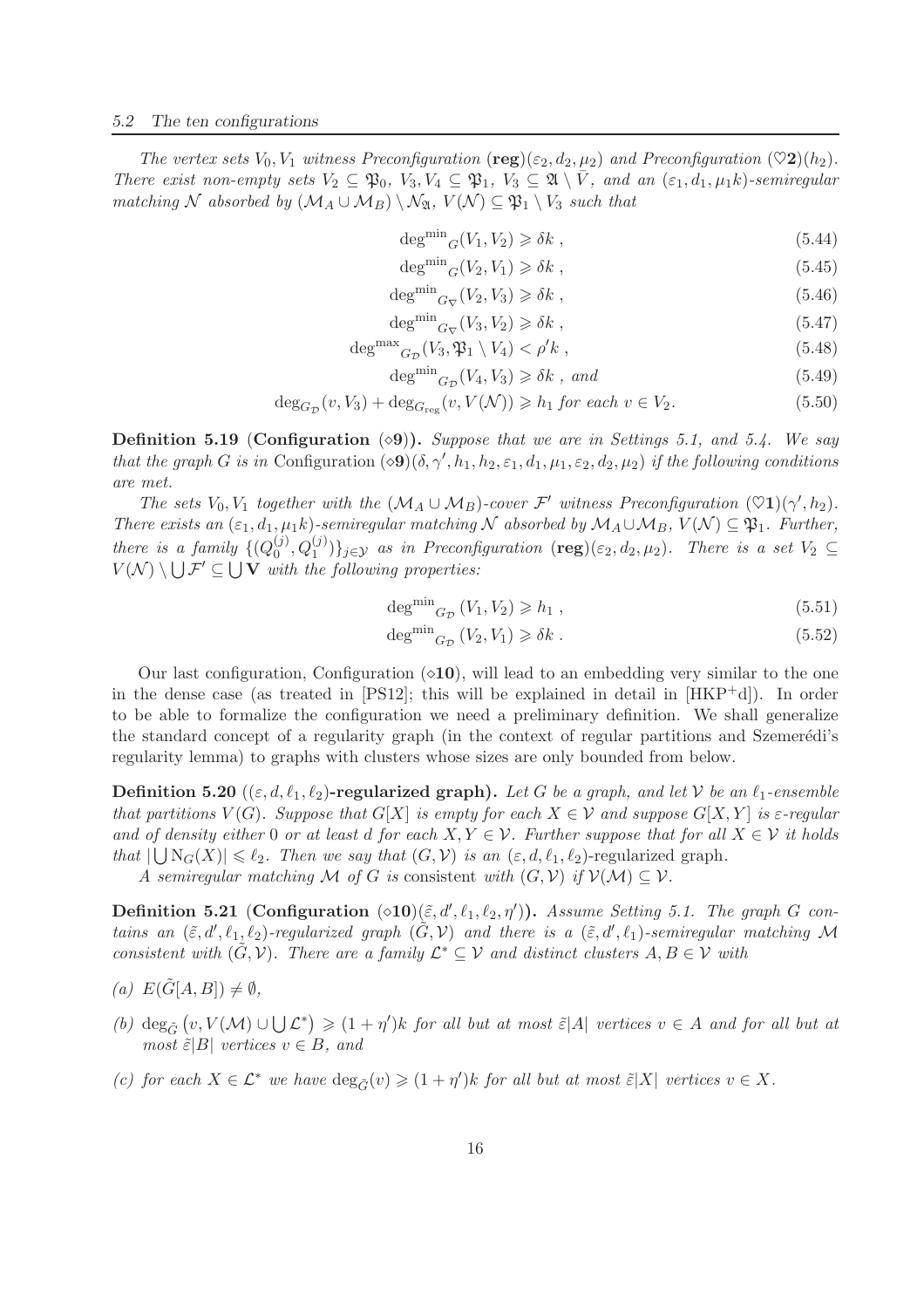*The vertex sets $V_0, V_1$ witness Preconfiguration* $(\mathbf{reg})(\varepsilon_2, d_2, \mu_2)$ *and Preconfiguration* $(\heartsuit\mathbf{2})(h_2)$. *There exist non-empty sets $V_2 \subseteq \mathfrak{P}_0$, $V_3, V_4 \subseteq \mathfrak{P}_1$, $V_3 \subseteq \mathfrak{A} \setminus \bar{V}$, and an $(\varepsilon_1, d_1, \mu_1 k)$-semiregular matching $\mathcal{N}$ absorbed by $(\mathcal{M}_A \cup \mathcal{M}_B) \setminus \mathcal{N}_{\mathfrak{A}}$, $V(\mathcal{N}) \subseteq \mathfrak{P}_1 \setminus V_3$ such that*

$$\mathrm{deg^{min}}_G(V_1, V_2) \geqslant \delta k\ , \tag{5.44}$$

$$\mathrm{deg^{min}}_G(V_2, V_1) \geqslant \delta k\ , \tag{5.45}$$

$$\mathrm{deg^{min}}_{G_\nabla}(V_2, V_3) \geqslant \delta k\ , \tag{5.46}$$

$$\mathrm{deg^{min}}_{G_\nabla}(V_3, V_2) \geqslant \delta k\ , \tag{5.47}$$

$$\mathrm{deg^{max}}_{G_\mathcal{D}}(V_3, \mathfrak{P}_1 \setminus V_4) < \rho' k\ , \tag{5.48}$$

$$\mathrm{deg^{min}}_{G_\mathcal{D}}(V_4, V_3) \geqslant \delta k\ ,\ and \tag{5.49}$$

$$\mathrm{deg}_{G_\mathcal{D}}(v, V_3) + \mathrm{deg}_{G_{\mathrm{reg}}}(v, V(\mathcal{N})) \geqslant h_1 \text{ for each } v \in V_2. \tag{5.50}$$

**Definition 5.19** (**Configuration** $(\diamond\mathbf{9})$). *Suppose that we are in Settings 5.1, and 5.4. We say that the graph $G$ is in* Configuration $(\diamond\mathbf{9})(\delta, \gamma', h_1, h_2, \varepsilon_1, d_1, \mu_1, \varepsilon_2, d_2, \mu_2)$ *if the following conditions are met.*

*The sets $V_0, V_1$ together with the $(\mathcal{M}_A \cup \mathcal{M}_B)$-cover $\mathcal{F}'$ witness Preconfiguration* $(\heartsuit\mathbf{1})(\gamma', h_2)$. *There exists an $(\varepsilon_1, d_1, \mu_1 k)$-semiregular matching $\mathcal{N}$ absorbed by $\mathcal{M}_A \cup \mathcal{M}_B$, $V(\mathcal{N}) \subseteq \mathfrak{P}_1$. Further, there is a family $\{(Q_0^{(j)}, Q_1^{(j)})\}_{j \in \mathcal{Y}}$ as in Preconfiguration* $(\mathbf{reg})(\varepsilon_2, d_2, \mu_2)$. *There is a set $V_2 \subseteq V(\mathcal{N}) \setminus \bigcup \mathcal{F}' \subseteq \bigcup \mathbf{V}$ with the following properties:*

$$\mathrm{deg^{min}}_{G_\mathcal{D}}(V_1, V_2) \geqslant h_1\ , \tag{5.51}$$

$$\mathrm{deg^{min}}_{G_\mathcal{D}}(V_2, V_1) \geqslant \delta k\ . \tag{5.52}$$

Our last configuration, Configuration $(\diamond\mathbf{10})$, will lead to an embedding very similar to the one in the dense case (as treated in [PS12]; this will be explained in detail in [HKP+d]). In order to be able to formalize the configuration we need a preliminary definition. We shall generalize the standard concept of a regularity graph (in the context of regular partitions and Szemerédi's regularity lemma) to graphs with clusters whose sizes are only bounded from below.

**Definition 5.20** ($(\varepsilon, d, \ell_1, \ell_2)$**-regularized graph**). *Let $G$ be a graph, and let $\mathcal{V}$ be an $\ell_1$-ensemble that partitions $V(G)$. Suppose that $G[X]$ is empty for each $X \in \mathcal{V}$ and suppose $G[X, Y]$ is $\varepsilon$-regular and of density either 0 or at least $d$ for each $X, Y \in \mathcal{V}$. Further suppose that for all $X \in \mathcal{V}$ it holds that $|\bigcup \mathrm{N}_G(X)| \leqslant \ell_2$. Then we say that $(G, \mathcal{V})$ is an $(\varepsilon, d, \ell_1, \ell_2)$*-regularized graph.

*A semiregular matching $\mathcal{M}$ of $G$ is* consistent *with $(G, \mathcal{V})$ if $\mathcal{V}(\mathcal{M}) \subseteq \mathcal{V}$.*

**Definition 5.21** (**Configuration** $(\diamond\mathbf{10})(\tilde{\varepsilon}, d', \ell_1, \ell_2, \eta')$). *Assume Setting 5.1. The graph $G$ contains an $(\tilde{\varepsilon}, d', \ell_1, \ell_2)$-regularized graph $(\tilde{G}, \mathcal{V})$ and there is a $(\tilde{\varepsilon}, d', \ell_1)$-semiregular matching $\mathcal{M}$ consistent with $(\tilde{G}, \mathcal{V})$. There are a family $\mathcal{L}^* \subseteq \mathcal{V}$ and distinct clusters $A, B \in \mathcal{V}$ with*

*(a)* $E(\tilde{G}[A, B]) \neq \emptyset$,

*(b)* $\deg_{\tilde{G}}\left(v, V(\mathcal{M}) \cup \bigcup \mathcal{L}^*\right) \geqslant (1 + \eta')k$ *for all but at most $\tilde{\varepsilon}|A|$ vertices $v \in A$ and for all but at most $\tilde{\varepsilon}|B|$ vertices $v \in B$, and*

*(c) for each $X \in \mathcal{L}^*$ we have $\deg_{\tilde{G}}(v) \geqslant (1 + \eta')k$ for all but at most $\tilde{\varepsilon}|X|$ vertices $v \in X$.*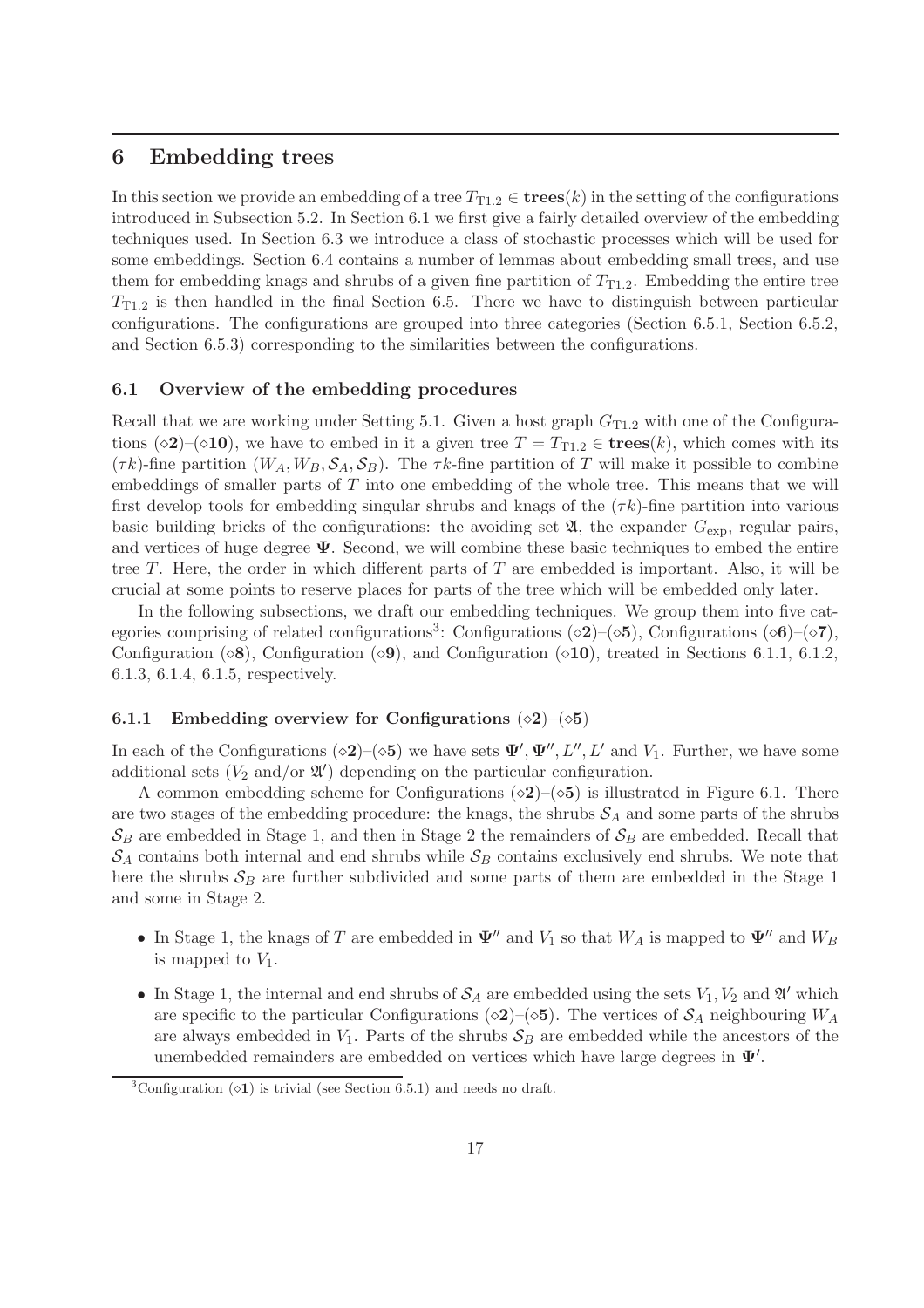# 6 Embedding trees

In this section we provide an embedding of a tree $T_{\mathrm{T1.2}} \in \mathbf{trees}(k)$ in the setting of the configurations introduced in Subsection 5.2. In Section 6.1 we first give a fairly detailed overview of the embedding techniques used. In Section 6.3 we introduce a class of stochastic processes which will be used for some embeddings. Section 6.4 contains a number of lemmas about embedding small trees, and use them for embedding knags and shrubs of a given fine partition of $T_{\mathrm{T1.2}}$. Embedding the entire tree $T_{\mathrm{T1.2}}$ is then handled in the final Section 6.5. There we have to distinguish between particular configurations. The configurations are grouped into three categories (Section 6.5.1, Section 6.5.2, and Section 6.5.3) corresponding to the similarities between the configurations.

## 6.1 Overview of the embedding procedures

Recall that we are working under Setting 5.1. Given a host graph $G_{\mathrm{T1.2}}$ with one of the Configurations ($\diamond\mathbf{2}$)–($\diamond\mathbf{10}$), we have to embed in it a given tree $T = T_{\mathrm{T1.2}} \in \mathbf{trees}(k)$, which comes with its $(\tau k)$-fine partition $(W_A, W_B, \mathcal{S}_A, \mathcal{S}_B)$. The $\tau k$-fine partition of $T$ will make it possible to combine embeddings of smaller parts of $T$ into one embedding of the whole tree. This means that we will first develop tools for embedding singular shrubs and knags of the $(\tau k)$-fine partition into various basic building bricks of the configurations: the avoiding set $\mathfrak{A}$, the expander $G_{\mathrm{exp}}$, regular pairs, and vertices of huge degree $\mathbf{\Psi}$. Second, we will combine these basic techniques to embed the entire tree $T$. Here, the order in which different parts of $T$ are embedded is important. Also, it will be crucial at some points to reserve places for parts of the tree which will be embedded only later.

In the following subsections, we draft our embedding techniques. We group them into five categories comprising of related configurations[3]: Configurations ($\diamond\mathbf{2}$)–($\diamond\mathbf{5}$), Configurations ($\diamond\mathbf{6}$)–($\diamond\mathbf{7}$), Configuration ($\diamond\mathbf{8}$), Configuration ($\diamond\mathbf{9}$), and Configuration ($\diamond\mathbf{10}$), treated in Sections 6.1.1, 6.1.2, 6.1.3, 6.1.4, 6.1.5, respectively.

### 6.1.1 Embedding overview for Configurations ($\diamond\mathbf{2}$)–($\diamond\mathbf{5}$)

In each of the Configurations ($\diamond\mathbf{2}$)–($\diamond\mathbf{5}$) we have sets $\mathbf{\Psi}', \mathbf{\Psi}'', L'', L'$ and $V_1$. Further, we have some additional sets ($V_2$ and/or $\mathfrak{A}'$) depending on the particular configuration.

A common embedding scheme for Configurations ($\diamond\mathbf{2}$)–($\diamond\mathbf{5}$) is illustrated in Figure 6.1. There are two stages of the embedding procedure: the knags, the shrubs $\mathcal{S}_A$ and some parts of the shrubs $\mathcal{S}_B$ are embedded in Stage 1, and then in Stage 2 the remainders of $\mathcal{S}_B$ are embedded. Recall that $\mathcal{S}_A$ contains both internal and end shrubs while $\mathcal{S}_B$ contains exclusively end shrubs. We note that here the shrubs $\mathcal{S}_B$ are further subdivided and some parts of them are embedded in the Stage 1 and some in Stage 2.

- In Stage 1, the knags of $T$ are embedded in $\mathbf{\Psi}''$ and $V_1$ so that $W_A$ is mapped to $\mathbf{\Psi}''$ and $W_B$ is mapped to $V_1$.
- In Stage 1, the internal and end shrubs of $\mathcal{S}_A$ are embedded using the sets $V_1, V_2$ and $\mathfrak{A}'$ which are specific to the particular Configurations ($\diamond\mathbf{2}$)–($\diamond\mathbf{5}$). The vertices of $\mathcal{S}_A$ neighbouring $W_A$ are always embedded in $V_1$. Parts of the shrubs $\mathcal{S}_B$ are embedded while the ancestors of the unembedded remainders are embedded on vertices which have large degrees in $\mathbf{\Psi}'$.

[3] Configuration ($\diamond\mathbf{1}$) is trivial (see Section 6.5.1) and needs no draft.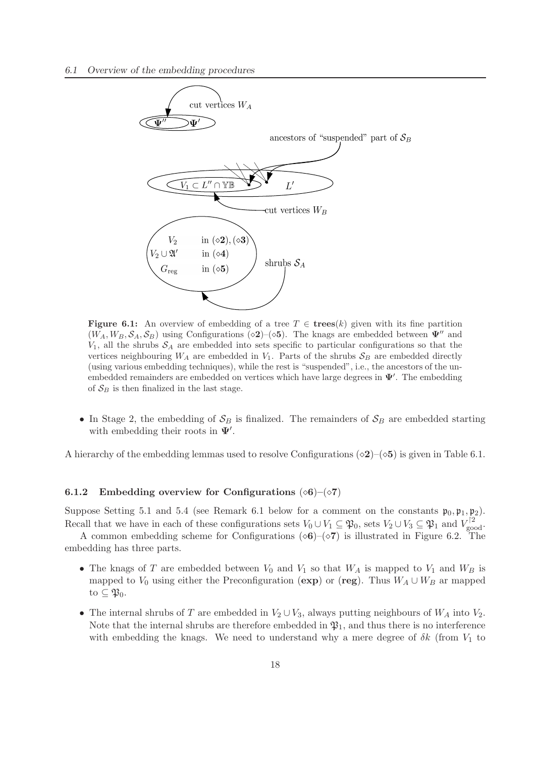**Figure 6.1:** An overview of embedding of a tree $T \in \mathbf{trees}(k)$ given with its fine partition $(W_A, W_B, \mathcal{S}_A, \mathcal{S}_B)$ using Configurations $(\diamond\mathbf{2})$–$(\diamond\mathbf{5})$. The knags are embedded between $\mathbf{\Psi}''$ and $V_1$, all the shrubs $\mathcal{S}_A$ are embedded into sets specific to particular configurations so that the vertices neighbouring $W_A$ are embedded in $V_1$. Parts of the shrubs $\mathcal{S}_B$ are embedded directly (using various embedding techniques), while the rest is "suspended", i.e., the ancestors of the unembedded remainders are embedded on vertices which have large degrees in $\mathbf{\Psi}'$. The embedding of $\mathcal{S}_B$ is then finalized in the last stage.

- In Stage 2, the embedding of $\mathcal{S}_B$ is finalized. The remainders of $\mathcal{S}_B$ are embedded starting with embedding their roots in $\mathbf{\Psi}'$.

A hierarchy of the embedding lemmas used to resolve Configurations $(\diamond\mathbf{2})$–$(\diamond\mathbf{5})$ is given in Table 6.1.

### 6.1.2 Embedding overview for Configurations $(\diamond\mathbf{6})$–$(\diamond\mathbf{7})$

Suppose Setting 5.1 and 5.4 (see Remark 6.1 below for a comment on the constants $\mathfrak{p}_0, \mathfrak{p}_1, \mathfrak{p}_2$). Recall that we have in each of these configurations sets $V_0 \cup V_1 \subseteq \mathfrak{P}_0$, sets $V_2 \cup V_3 \subseteq \mathfrak{P}_1$ and $V_{\mathrm{good}}^{\restriction 2}$.

A common embedding scheme for Configurations $(\diamond\mathbf{6})$–$(\diamond\mathbf{7})$ is illustrated in Figure 6.2. The embedding has three parts.

- The knags of $T$ are embedded between $V_0$ and $V_1$ so that $W_A$ is mapped to $V_1$ and $W_B$ is mapped to $V_0$ using either the Preconfiguration $(\mathbf{exp})$ or $(\mathbf{reg})$. Thus $W_A \cup W_B$ ar mapped to $\subseteq \mathfrak{P}_0$.
- The internal shrubs of $T$ are embedded in $V_2 \cup V_3$, always putting neighbours of $W_A$ into $V_2$. Note that the internal shrubs are therefore embedded in $\mathfrak{P}_1$, and thus there is no interference with embedding the knags. We need to understand why a mere degree of $\delta k$ (from $V_1$ to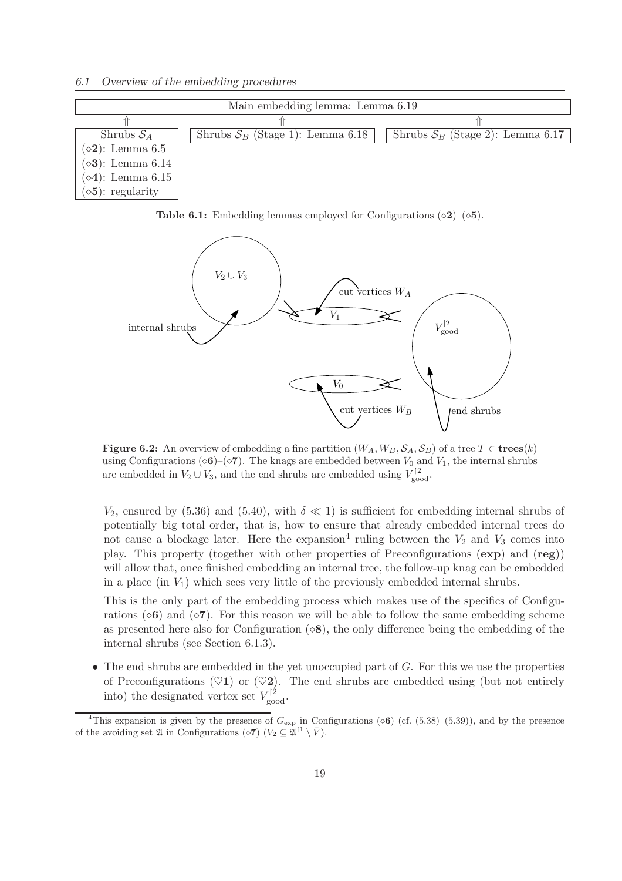| Main embedding lemma: Lemma 6.19 | | |
|---|---|---|
| ⇑ | ⇑ | ⇑ |
| Shrubs $\mathcal{S}_A$ | Shrubs $\mathcal{S}_B$ (Stage 1): Lemma 6.18 | Shrubs $\mathcal{S}_B$ (Stage 2): Lemma 6.17 |
| ($\diamond$**2**): Lemma 6.5 | | |
| ($\diamond$**3**): Lemma 6.14 | | |
| ($\diamond$**4**): Lemma 6.15 | | |
| ($\diamond$**5**): regularity | | |

**Table 6.1:** Embedding lemmas employed for Configurations ($\diamond$**2**)–($\diamond$**5**).

**Figure 6.2:** An overview of embedding a fine partition $(W_A, W_B, \mathcal{S}_A, \mathcal{S}_B)$ of a tree $T \in \mathbf{trees}(k)$ using Configurations ($\diamond$**6**)–($\diamond$**7**). The knags are embedded between $V_0$ and $V_1$, the internal shrubs are embedded in $V_2 \cup V_3$, and the end shrubs are embedded using $V^{\restriction 2}_{\mathrm{good}}$.

$V_2$, ensured by (5.36) and (5.40), with $\delta \ll 1$) is sufficient for embedding internal shrubs of potentially big total order, that is, how to ensure that already embedded internal trees do not cause a blockage later. Here the expansion[4] ruling between the $V_2$ and $V_3$ comes into play. This property (together with other properties of Preconfigurations (**exp**) and (**reg**)) will allow that, once finished embedding an internal tree, the follow-up knag can be embedded in a place (in $V_1$) which sees very little of the previously embedded internal shrubs.

This is the only part of the embedding process which makes use of the specifics of Configurations ($\diamond$**6**) and ($\diamond$**7**). For this reason we will be able to follow the same embedding scheme as presented here also for Configuration ($\diamond$**8**), the only difference being the embedding of the internal shrubs (see Section 6.1.3).

- The end shrubs are embedded in the yet unoccupied part of $G$. For this we use the properties of Preconfigurations ($\heartsuit$**1**) or ($\heartsuit$**2**). The end shrubs are embedded using (but not entirely into) the designated vertex set $V^{\restriction 2}_{\mathrm{good}}$.

[4] This expansion is given by the presence of $G_{\exp}$ in Configurations ($\diamond$**6**) (cf. (5.38)–(5.39)), and by the presence of the avoiding set $\mathfrak{A}$ in Configurations ($\diamond$**7**) ($V_2 \subseteq \mathfrak{A}^{\restriction 1} \setminus \bar{V}$).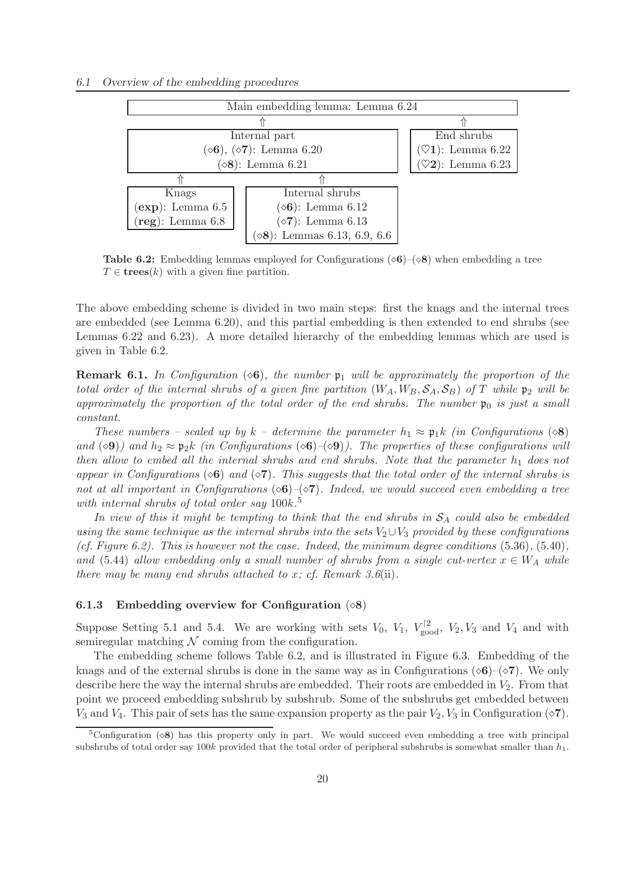| Main embedding lemma: Lemma 6.24 | | |
|---|---|---|
| ⇑ | | ⇑ |
| Internal part<br>($\diamond$**6**), ($\diamond$**7**): Lemma 6.20<br>($\diamond$**8**): Lemma 6.21 | | End shrubs<br>($\heartsuit$**1**): Lemma 6.22<br>($\heartsuit$**2**): Lemma 6.23 |
| ⇑ | ⇑ | |
| Knags<br>(**exp**): Lemma 6.5<br>(**reg**): Lemma 6.8 | Internal shrubs<br>($\diamond$**6**): Lemma 6.12<br>($\diamond$**7**): Lemma 6.13<br>($\diamond$**8**): Lemmas 6.13, 6.9, 6.6 | |

**Table 6.2:** Embedding lemmas employed for Configurations ($\diamond$**6**)–($\diamond$**8**) when embedding a tree $T \in \mathbf{trees}(k)$ with a given fine partition.

The above embedding scheme is divided in two main steps: first the knags and the internal trees are embedded (see Lemma 6.20), and this partial embedding is then extended to end shrubs (see Lemmas 6.22 and 6.23). A more detailed hierarchy of the embedding lemmas which are used is given in Table 6.2.

**Remark 6.1.** *In Configuration* ($\diamond$**6**)*, the number $\mathfrak{p}_1$ will be approximately the proportion of the total order of the internal shrubs of a given fine partition $(W_A, W_B, \mathcal{S}_A, \mathcal{S}_B)$ of $T$ while $\mathfrak{p}_2$ will be approximately the proportion of the total order of the end shrubs. The number $\mathfrak{p}_0$ is just a small constant.*

*These numbers – scaled up by $k$ – determine the parameter $h_1 \approx \mathfrak{p}_1 k$ (in Configurations* ($\diamond$**8**) *and* ($\diamond$**9**)*) and $h_2 \approx \mathfrak{p}_2 k$ (in Configurations* ($\diamond$**6**)*–*($\diamond$**9**)*). The properties of these configurations will then allow to embed all the internal shrubs and end shrubs. Note that the parameter $h_1$ does not appear in Configurations* ($\diamond$**6**) *and* ($\diamond$**7**)*. This suggests that the total order of the internal shrubs is not at all important in Configurations* ($\diamond$**6**)*–*($\diamond$**7**)*. Indeed, we would succeed even embedding a tree with internal shrubs of total order say $100k$.*[5]

*In view of this it might be tempting to think that the end shrubs in $\mathcal{S}_A$ could also be embedded using the same technique as the internal shrubs into the sets $V_2 \cup V_3$ provided by these configurations (cf. Figure 6.2). This is however not the case. Indeed, the minimum degree conditions* (5.36)*,* (5.40)*, and* (5.44) *allow embedding only a small number of shrubs from a single cut-vertex $x \in W_A$ while there may be many end shrubs attached to $x$; cf. Remark 3.6*(ii)*.*

### 6.1.3 Embedding overview for Configuration ($\diamond$8)

Suppose Setting 5.1 and 5.4. We are working with sets $V_0$, $V_1$, $V^{\restriction 2}_{\mathrm{good}}$, $V_2, V_3$ and $V_4$ and with semiregular matching $\mathcal{N}$ coming from the configuration.

The embedding scheme follows Table 6.2, and is illustrated in Figure 6.3. Embedding of the knags and of the external shrubs is done in the same way as in Configurations ($\diamond$**6**)–($\diamond$**7**). We only describe here the way the internal shrubs are embedded. Their roots are embedded in $V_2$. From that point we proceed embedding subshrub by subshrub. Some of the subshrubs get embedded between $V_3$ and $V_4$. This pair of sets has the same expansion property as the pair $V_2, V_3$ in Configuration ($\diamond$**7**).

[5] Configuration ($\diamond$**8**) has this property only in part. We would succeed even embedding a tree with principal subshrubs of total order say $100k$ provided that the total order of peripheral subshrubs is somewhat smaller than $h_1$.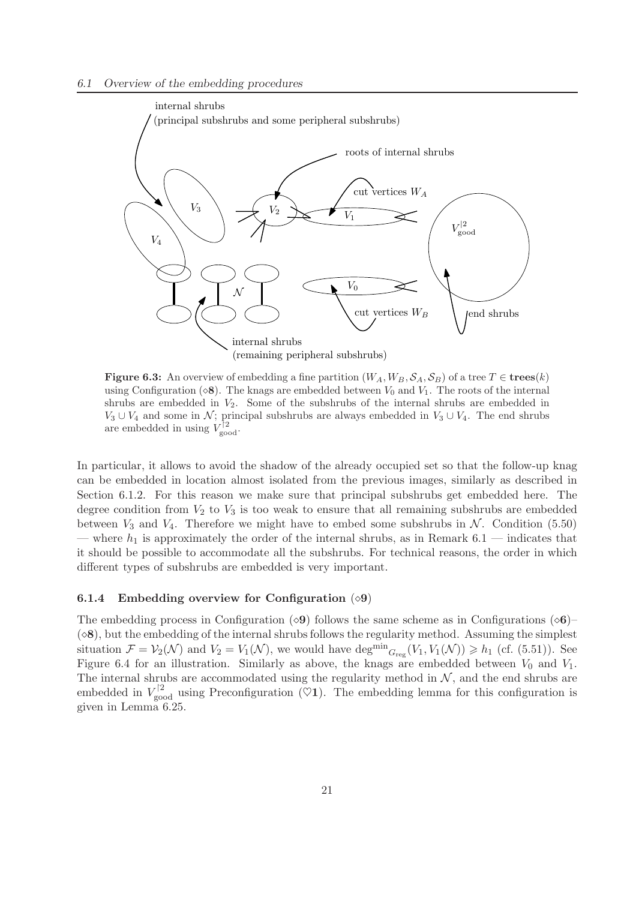**Figure 6.3:** An overview of embedding a fine partition $(W_A, W_B, \mathcal{S}_A, \mathcal{S}_B)$ of a tree $T \in \mathbf{trees}(k)$ using Configuration $(\diamond\mathbf{8})$. The knags are embedded between $V_0$ and $V_1$. The roots of the internal shrubs are embedded in $V_2$. Some of the subshrubs of the internal shrubs are embedded in $V_3 \cup V_4$ and some in $\mathcal{N}$; principal subshrubs are always embedded in $V_3 \cup V_4$. The end shrubs are embedded in using $V^{\restriction 2}_{\mathrm{good}}$.

In particular, it allows to avoid the shadow of the already occupied set so that the follow-up knag can be embedded in location almost isolated from the previous images, similarly as described in Section 6.1.2. For this reason we make sure that principal subshrubs get embedded here. The degree condition from $V_2$ to $V_3$ is too weak to ensure that all remaining subshrubs are embedded between $V_3$ and $V_4$. Therefore we might have to embed some subshrubs in $\mathcal{N}$. Condition (5.50) — where $h_1$ is approximately the order of the internal shrubs, as in Remark 6.1 — indicates that it should be possible to accommodate all the subshrubs. For technical reasons, the order in which different types of subshrubs are embedded is very important.

### 6.1.4 Embedding overview for Configuration $(\diamond\mathbf{9})$

The embedding process in Configuration $(\diamond\mathbf{9})$ follows the same scheme as in Configurations $(\diamond\mathbf{6})$–$(\diamond\mathbf{8})$, but the embedding of the internal shrubs follows the regularity method. Assuming the simplest situation $\mathcal{F} = \mathcal{V}_2(\mathcal{N})$ and $V_2 = V_1(\mathcal{N})$, we would have $\mathrm{deg^{min}}_{G_{\mathrm{reg}}}(V_1, V_1(\mathcal{N})) \geqslant h_1$ (cf. (5.51)). See Figure 6.4 for an illustration. Similarly as above, the knags are embedded between $V_0$ and $V_1$. The internal shrubs are accommodated using the regularity method in $\mathcal{N}$, and the end shrubs are embedded in $V^{\restriction 2}_{\mathrm{good}}$ using Preconfiguration $(\heartsuit\mathbf{1})$. The embedding lemma for this configuration is given in Lemma 6.25.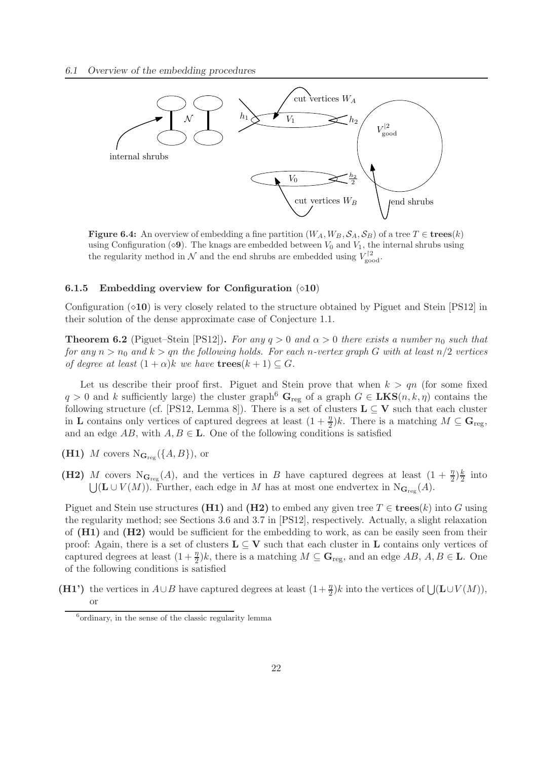**Figure 6.4:** An overview of embedding a fine partition $(W_A, W_B, \mathcal{S}_A, \mathcal{S}_B)$ of a tree $T \in \mathbf{trees}(k)$ using Configuration $(\diamond\mathbf{9})$. The knags are embedded between $V_0$ and $V_1$, the internal shrubs using the regularity method in $\mathcal{N}$ and the end shrubs are embedded using $V^{\restriction 2}_{\rm good}$.

### 6.1.5 Embedding overview for Configuration $(\diamond\mathbf{10})$

Configuration $(\diamond\mathbf{10})$ is very closely related to the structure obtained by Piguet and Stein [PS12] in their solution of the dense approximate case of Conjecture 1.1.

**Theorem 6.2** (Piguet–Stein [PS12])**.** *For any $q > 0$ and $\alpha > 0$ there exists a number $n_0$ such that for any $n > n_0$ and $k > qn$ the following holds. For each $n$-vertex graph $G$ with at least $n/2$ vertices of degree at least $(1+\alpha)k$ we have $\mathbf{trees}(k+1) \subseteq G$.*

Let us describe their proof first. Piguet and Stein prove that when $k > qn$ (for some fixed $q > 0$ and $k$ sufficiently large) the cluster graph[6] $\mathbf{G}_{\rm reg}$ of a graph $G \in \mathbf{LKS}(n, k, \eta)$ contains the following structure (cf. [PS12, Lemma 8]). There is a set of clusters $\mathbf{L} \subseteq \mathbf{V}$ such that each cluster in $\mathbf{L}$ contains only vertices of captured degrees at least $(1 + \frac{\eta}{2})k$. There is a matching $M \subseteq \mathbf{G}_{\rm reg}$, and an edge $AB$, with $A, B \in \mathbf{L}$. One of the following conditions is satisfied

**(H1)** $M$ covers $\mathrm{N}_{\mathbf{G}_{\rm reg}}(\{A, B\})$, or

**(H2)** $M$ covers $\mathrm{N}_{\mathbf{G}_{\rm reg}}(A)$, and the vertices in $B$ have captured degrees at least $(1 + \frac{\eta}{2})\frac{k}{2}$ into $\bigcup(\mathbf{L} \cup V(M))$. Further, each edge in $M$ has at most one endvertex in $\mathrm{N}_{\mathbf{G}_{\rm reg}}(A)$.

Piguet and Stein use structures **(H1)** and **(H2)** to embed any given tree $T \in \mathbf{trees}(k)$ into $G$ using the regularity method; see Sections 3.6 and 3.7 in [PS12], respectively. Actually, a slight relaxation of **(H1)** and **(H2)** would be sufficient for the embedding to work, as can be easily seen from their proof: Again, there is a set of clusters $\mathbf{L} \subseteq \mathbf{V}$ such that each cluster in $\mathbf{L}$ contains only vertices of captured degrees at least $(1 + \frac{\eta}{2})k$, there is a matching $M \subseteq \mathbf{G}_{\rm reg}$, and an edge $AB$, $A, B \in \mathbf{L}$. One of the following conditions is satisfied

**(H1')** the vertices in $A \cup B$ have captured degrees at least $(1 + \frac{\eta}{2})k$ into the vertices of $\bigcup(\mathbf{L} \cup V(M))$, or

[6] ordinary, in the sense of the classic regularity lemma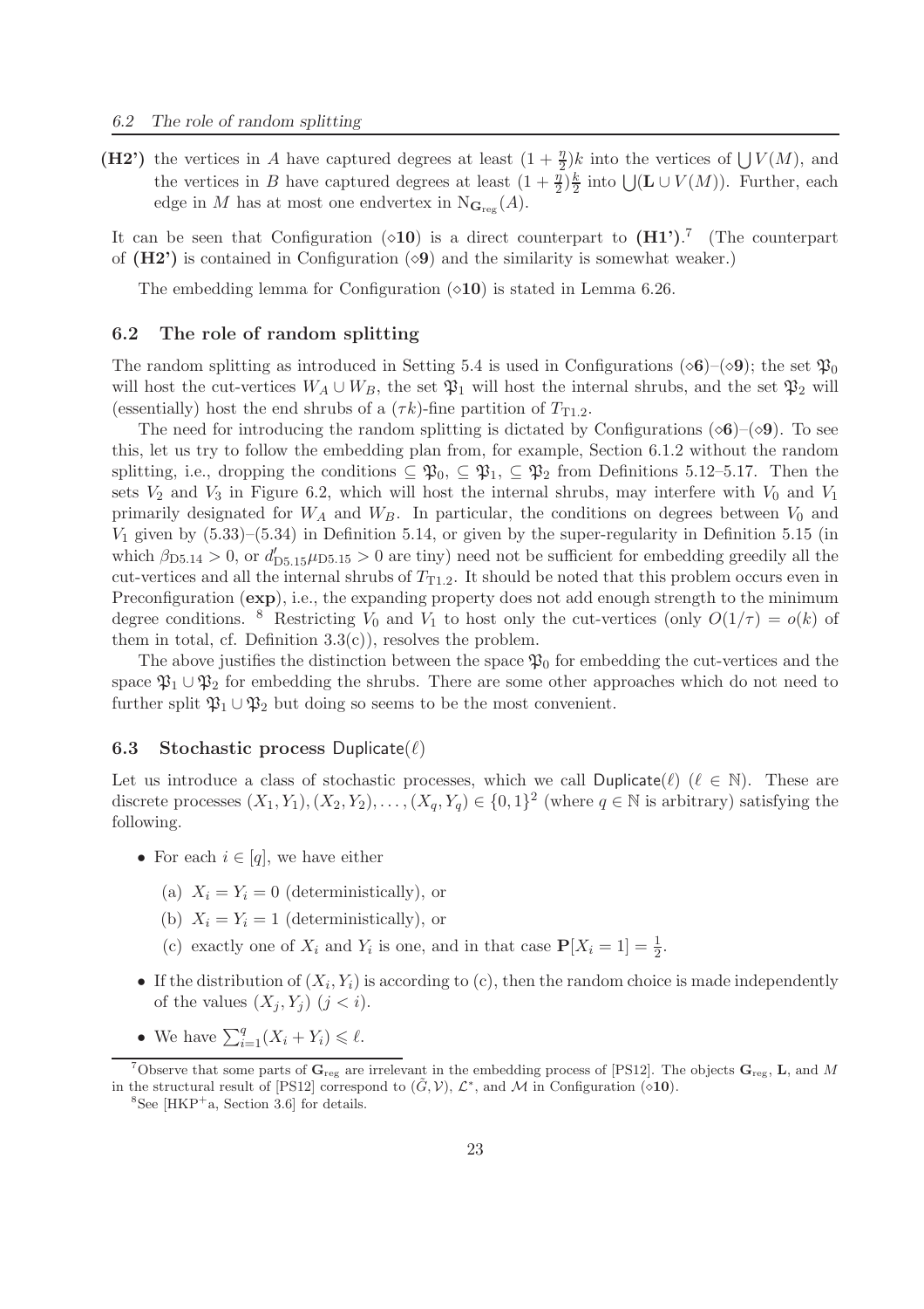**(H2')** the vertices in $A$ have captured degrees at least $(1+\frac{\eta}{2})k$ into the vertices of $\bigcup V(M)$, and the vertices in $B$ have captured degrees at least $(1+\frac{\eta}{2})\frac{k}{2}$ into $\bigcup(\mathbf{L}\cup V(M))$. Further, each edge in $M$ has at most one endvertex in $\mathrm{N}_{\mathbf{G}_{\mathrm{reg}}}(A)$.

It can be seen that Configuration $(\diamond\mathbf{10})$ is a direct counterpart to **(H1')**.[7] (The counterpart of **(H2')** is contained in Configuration $(\diamond\mathbf{9})$ and the similarity is somewhat weaker.)

The embedding lemma for Configuration $(\diamond\mathbf{10})$ is stated in Lemma 6.26.

## 6.2 The role of random splitting

The random splitting as introduced in Setting 5.4 is used in Configurations $(\diamond\mathbf{6})$–$(\diamond\mathbf{9})$; the set $\mathfrak{P}_0$ will host the cut-vertices $W_A\cup W_B$, the set $\mathfrak{P}_1$ will host the internal shrubs, and the set $\mathfrak{P}_2$ will (essentially) host the end shrubs of a $(\tau k)$-fine partition of $T_{\mathrm{T1.2}}$.

The need for introducing the random splitting is dictated by Configurations $(\diamond\mathbf{6})$–$(\diamond\mathbf{9})$. To see this, let us try to follow the embedding plan from, for example, Section 6.1.2 without the random splitting, i.e., dropping the conditions $\subseteq\mathfrak{P}_0$, $\subseteq\mathfrak{P}_1$, $\subseteq\mathfrak{P}_2$ from Definitions 5.12–5.17. Then the sets $V_2$ and $V_3$ in Figure 6.2, which will host the internal shrubs, may interfere with $V_0$ and $V_1$ primarily designated for $W_A$ and $W_B$. In particular, the conditions on degrees between $V_0$ and $V_1$ given by (5.33)–(5.34) in Definition 5.14, or given by the super-regularity in Definition 5.15 (in which $\beta_{\mathrm{D5.14}}>0$, or $d'_{\mathrm{D5.15}}\mu_{\mathrm{D5.15}}>0$ are tiny) need not be sufficient for embedding greedily all the cut-vertices and all the internal shrubs of $T_{\mathrm{T1.2}}$. It should be noted that this problem occurs even in Preconfiguration $(\mathbf{exp})$, i.e., the expanding property does not add enough strength to the minimum degree conditions. [8] Restricting $V_0$ and $V_1$ to host only the cut-vertices (only $O(1/\tau)=o(k)$ of them in total, cf. Definition 3.3(c)), resolves the problem.

The above justifies the distinction between the space $\mathfrak{P}_0$ for embedding the cut-vertices and the space $\mathfrak{P}_1\cup\mathfrak{P}_2$ for embedding the shrubs. There are some other approaches which do not need to further split $\mathfrak{P}_1\cup\mathfrak{P}_2$ but doing so seems to be the most convenient.

## 6.3 Stochastic process $\mathsf{Duplicate}(\ell)$

Let us introduce a class of stochastic processes, which we call $\mathsf{Duplicate}(\ell)$ ($\ell\in\mathbb{N}$). These are discrete processes $(X_1,Y_1),(X_2,Y_2),\ldots,(X_q,Y_q)\in\{0,1\}^2$ (where $q\in\mathbb{N}$ is arbitrary) satisfying the following.

- For each $i\in[q]$, we have either
  - (a) $X_i=Y_i=0$ (deterministically), or
  - (b) $X_i=Y_i=1$ (deterministically), or
  - (c) exactly one of $X_i$ and $Y_i$ is one, and in that case $\mathbf{P}[X_i=1]=\frac{1}{2}$.
- If the distribution of $(X_i,Y_i)$ is according to (c), then the random choice is made independently of the values $(X_j,Y_j)$ $(j<i)$.
- We have $\sum_{i=1}^{q}(X_i+Y_i)\leqslant\ell$.

[7] Observe that some parts of $\mathbf{G}_{\mathrm{reg}}$ are irrelevant in the embedding process of [PS12]. The objects $\mathbf{G}_{\mathrm{reg}}$, $\mathbf{L}$, and $M$ in the structural result of [PS12] correspond to $(\tilde{G},\mathcal{V})$, $\mathcal{L}^*$, and $\mathcal{M}$ in Configuration $(\diamond\mathbf{10})$.

[8] See [HKP+a, Section 3.6] for details.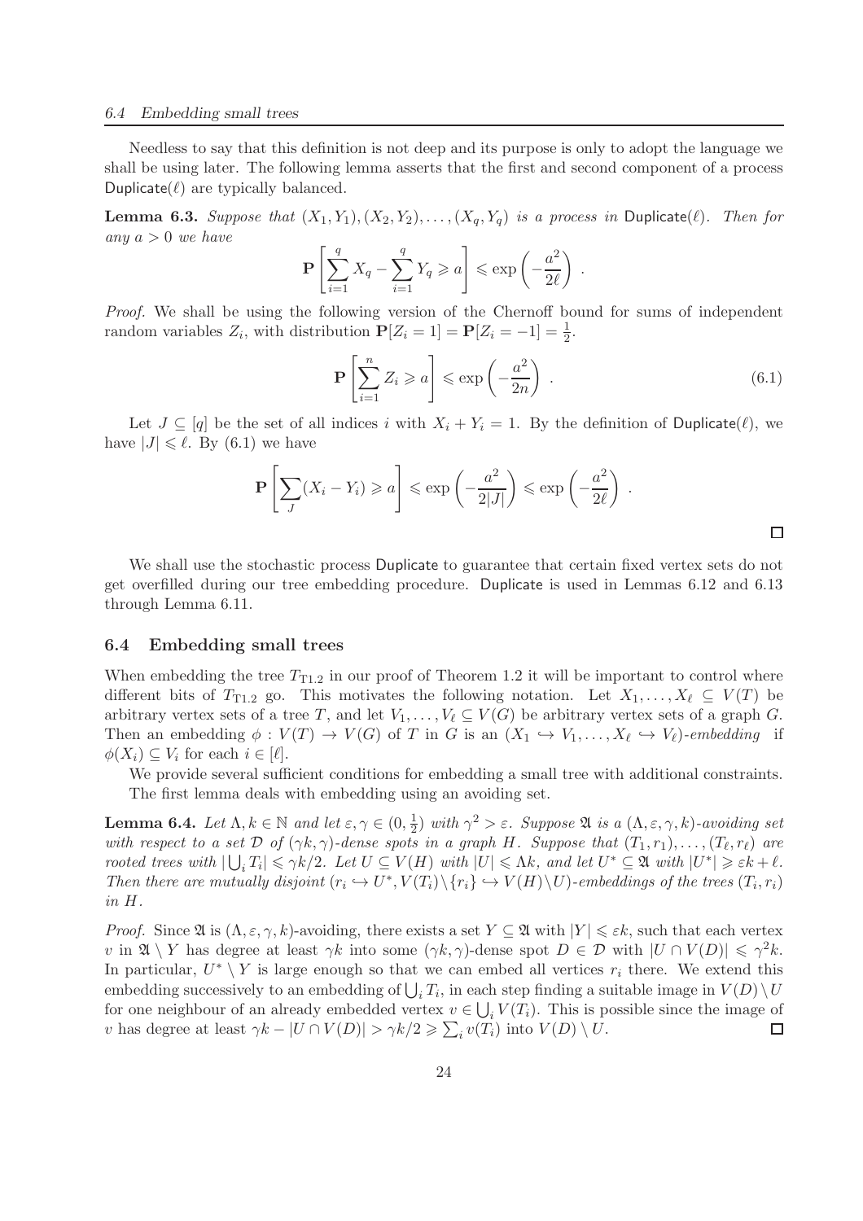Needless to say that this definition is not deep and its purpose is only to adopt the language we shall be using later. The following lemma asserts that the first and second component of a process $\mathsf{Duplicate}(\ell)$ are typically balanced.

**Lemma 6.3.** *Suppose that $(X_1, Y_1), (X_2, Y_2), \ldots, (X_q, Y_q)$ is a process in $\mathsf{Duplicate}(\ell)$. Then for any $a > 0$ we have*

$$\mathbf{P}\left[\sum_{i=1}^{q} X_q - \sum_{i=1}^{q} Y_q \geqslant a\right] \leqslant \exp\left(-\frac{a^2}{2\ell}\right) .$$

*Proof.* We shall be using the following version of the Chernoff bound for sums of independent random variables $Z_i$, with distribution $\mathbf{P}[Z_i = 1] = \mathbf{P}[Z_i = -1] = \frac{1}{2}$.

$$\mathbf{P}\left[\sum_{i=1}^{n} Z_i \geqslant a\right] \leqslant \exp\left(-\frac{a^2}{2n}\right) . \tag{6.1}$$

Let $J \subseteq [q]$ be the set of all indices $i$ with $X_i + Y_i = 1$. By the definition of $\mathsf{Duplicate}(\ell)$, we have $|J| \leqslant \ell$. By (6.1) we have

$$\mathbf{P}\left[\sum_{J}(X_i - Y_i) \geqslant a\right] \leqslant \exp\left(-\frac{a^2}{2|J|}\right) \leqslant \exp\left(-\frac{a^2}{2\ell}\right) .$$

□

We shall use the stochastic process $\mathsf{Duplicate}$ to guarantee that certain fixed vertex sets do not get overfilled during our tree embedding procedure. $\mathsf{Duplicate}$ is used in Lemmas 6.12 and 6.13 through Lemma 6.11.

### 6.4 Embedding small trees

When embedding the tree $T_{\mathrm{T1.2}}$ in our proof of Theorem 1.2 it will be important to control where different bits of $T_{\mathrm{T1.2}}$ go. This motivates the following notation. Let $X_1, \ldots, X_\ell \subseteq V(T)$ be arbitrary vertex sets of a tree $T$, and let $V_1, \ldots, V_\ell \subseteq V(G)$ be arbitrary vertex sets of a graph $G$. Then an embedding $\phi : V(T) \to V(G)$ of $T$ in $G$ is an $(X_1 \hookrightarrow V_1, \ldots, X_\ell \hookrightarrow V_\ell)$*-embedding* if $\phi(X_i) \subseteq V_i$ for each $i \in [\ell]$.

We provide several sufficient conditions for embedding a small tree with additional constraints. The first lemma deals with embedding using an avoiding set.

**Lemma 6.4.** *Let $\Lambda, k \in \mathbb{N}$ and let $\varepsilon, \gamma \in (0, \frac{1}{2})$ with $\gamma^2 > \varepsilon$. Suppose $\mathfrak{A}$ is a $(\Lambda, \varepsilon, \gamma, k)$-avoiding set with respect to a set $\mathcal{D}$ of $(\gamma k, \gamma)$-dense spots in a graph $H$. Suppose that $(T_1, r_1), \ldots, (T_\ell, r_\ell)$ are rooted trees with $|\bigcup_i T_i| \leqslant \gamma k/2$. Let $U \subseteq V(H)$ with $|U| \leqslant \Lambda k$, and let $U^* \subseteq \mathfrak{A}$ with $|U^*| \geqslant \varepsilon k + \ell$. Then there are mutually disjoint $(r_i \hookrightarrow U^*, V(T_i) \setminus \{r_i\} \hookrightarrow V(H) \setminus U)$-embeddings of the trees $(T_i, r_i)$ in $H$.*

*Proof.* Since $\mathfrak{A}$ is $(\Lambda, \varepsilon, \gamma, k)$-avoiding, there exists a set $Y \subseteq \mathfrak{A}$ with $|Y| \leqslant \varepsilon k$, such that each vertex $v$ in $\mathfrak{A} \setminus Y$ has degree at least $\gamma k$ into some $(\gamma k, \gamma)$-dense spot $D \in \mathcal{D}$ with $|U \cap V(D)| \leqslant \gamma^2 k$. In particular, $U^* \setminus Y$ is large enough so that we can embed all vertices $r_i$ there. We extend this embedding successively to an embedding of $\bigcup_i T_i$, in each step finding a suitable image in $V(D) \setminus U$ for one neighbour of an already embedded vertex $v \in \bigcup_i V(T_i)$. This is possible since the image of $v$ has degree at least $\gamma k - |U \cap V(D)| > \gamma k/2 \geqslant \sum_i v(T_i)$ into $V(D) \setminus U$. □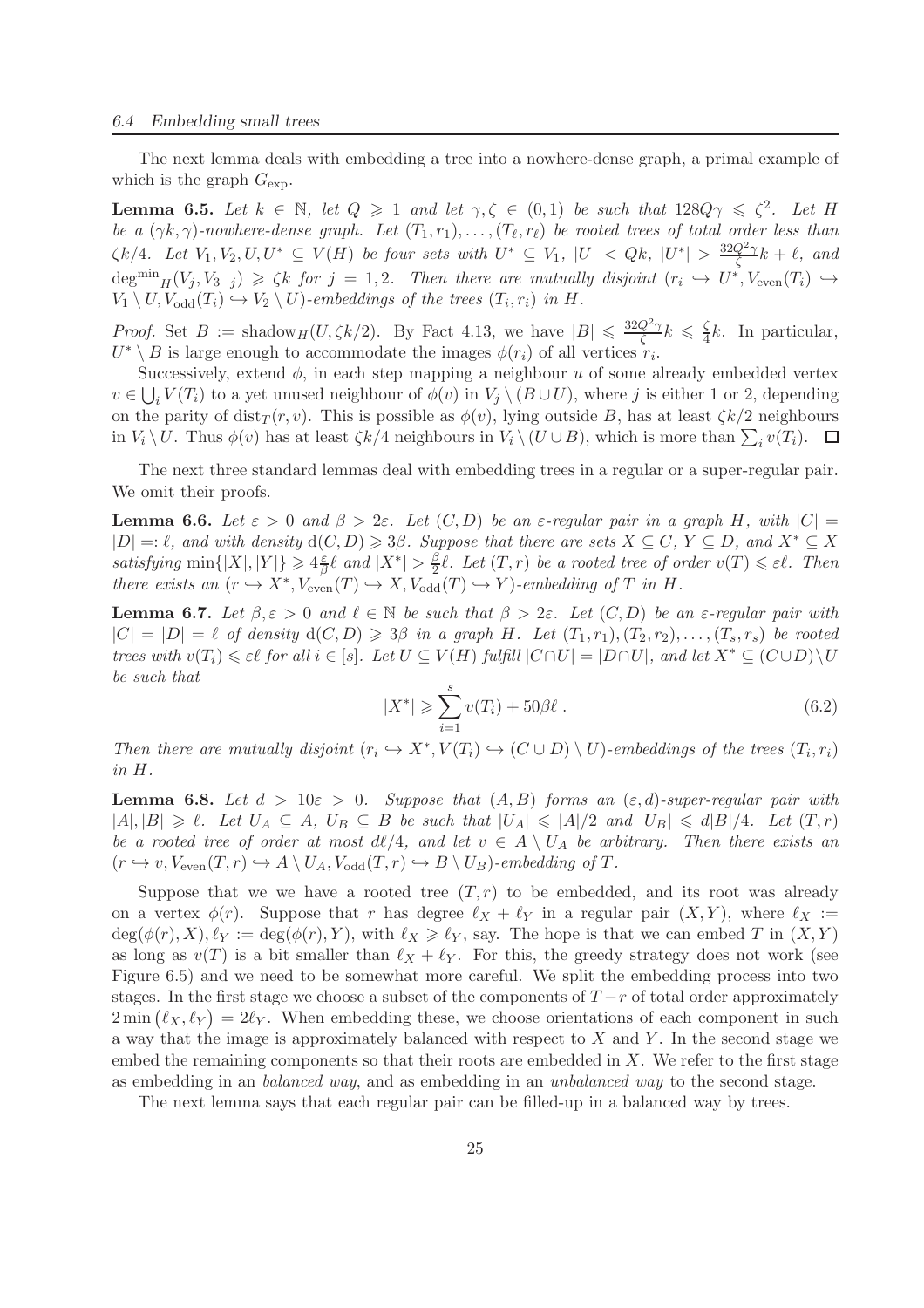The next lemma deals with embedding a tree into a nowhere-dense graph, a primal example of which is the graph $G_{\exp}$.

**Lemma 6.5.** *Let $k \in \mathbb{N}$, let $Q \geqslant 1$ and let $\gamma, \zeta \in (0,1)$ be such that $128Q\gamma \leqslant \zeta^2$. Let $H$ be a $(\gamma k, \gamma)$-nowhere-dense graph. Let $(T_1, r_1), \ldots, (T_\ell, r_\ell)$ be rooted trees of total order less than $\zeta k/4$. Let $V_1, V_2, U, U^* \subseteq V(H)$ be four sets with $U^* \subseteq V_1$, $|U| < Qk$, $|U^*| > \frac{32Q^2\gamma}{\zeta}k + \ell$, and $\deg^{\min}{}_H(V_j, V_{3-j}) \geqslant \zeta k$ for $j = 1, 2$. Then there are mutually disjoint $(r_i \hookrightarrow U^*, V_{\mathrm{even}}(T_i) \hookrightarrow V_1 \setminus U, V_{\mathrm{odd}}(T_i) \hookrightarrow V_2 \setminus U)$-embeddings of the trees $(T_i, r_i)$ in $H$.*

*Proof.* Set $B := \mathrm{shadow}_H(U, \zeta k/2)$. By Fact 4.13, we have $|B| \leqslant \frac{32Q^2\gamma}{\zeta}k \leqslant \frac{\zeta}{4}k$. In particular, $U^* \setminus B$ is large enough to accommodate the images $\phi(r_i)$ of all vertices $r_i$.

Successively, extend $\phi$, in each step mapping a neighbour $u$ of some already embedded vertex $v \in \bigcup_i V(T_i)$ to a yet unused neighbour of $\phi(v)$ in $V_j \setminus (B \cup U)$, where $j$ is either 1 or 2, depending on the parity of $\mathrm{dist}_T(r, v)$. This is possible as $\phi(v)$, lying outside $B$, has at least $\zeta k/2$ neighbours in $V_i \setminus U$. Thus $\phi(v)$ has at least $\zeta k/4$ neighbours in $V_i \setminus (U \cup B)$, which is more than $\sum_i v(T_i)$. $\square$

The next three standard lemmas deal with embedding trees in a regular or a super-regular pair. We omit their proofs.

**Lemma 6.6.** *Let $\varepsilon > 0$ and $\beta > 2\varepsilon$. Let $(C, D)$ be an $\varepsilon$-regular pair in a graph $H$, with $|C| = |D| =: \ell$, and with density $\mathrm{d}(C, D) \geqslant 3\beta$. Suppose that there are sets $X \subseteq C$, $Y \subseteq D$, and $X^* \subseteq X$ satisfying $\min\{|X|, |Y|\} \geqslant 4\frac{\varepsilon}{\beta}\ell$ and $|X^*| > \frac{\beta}{2}\ell$. Let $(T, r)$ be a rooted tree of order $v(T) \leqslant \varepsilon\ell$. Then there exists an $(r \hookrightarrow X^*, V_{\mathrm{even}}(T) \hookrightarrow X, V_{\mathrm{odd}}(T) \hookrightarrow Y)$-embedding of $T$ in $H$.*

**Lemma 6.7.** *Let $\beta, \varepsilon > 0$ and $\ell \in \mathbb{N}$ be such that $\beta > 2\varepsilon$. Let $(C, D)$ be an $\varepsilon$-regular pair with $|C| = |D| = \ell$ of density $\mathrm{d}(C, D) \geqslant 3\beta$ in a graph $H$. Let $(T_1, r_1), (T_2, r_2), \ldots, (T_s, r_s)$ be rooted trees with $v(T_i) \leqslant \varepsilon\ell$ for all $i \in [s]$. Let $U \subseteq V(H)$ fulfill $|C \cap U| = |D \cap U|$, and let $X^* \subseteq (C \cup D) \setminus U$ be such that*

$$|X^*| \geqslant \sum_{i=1}^{s} v(T_i) + 50\beta\ell \; . \tag{6.2}$$

*Then there are mutually disjoint $(r_i \hookrightarrow X^*, V(T_i) \hookrightarrow (C \cup D) \setminus U)$-embeddings of the trees $(T_i, r_i)$ in $H$.*

**Lemma 6.8.** *Let $d > 10\varepsilon > 0$. Suppose that $(A, B)$ forms an $(\varepsilon, d)$-super-regular pair with $|A|, |B| \geqslant \ell$. Let $U_A \subseteq A$, $U_B \subseteq B$ be such that $|U_A| \leqslant |A|/2$ and $|U_B| \leqslant d|B|/4$. Let $(T, r)$ be a rooted tree of order at most $d\ell/4$, and let $v \in A \setminus U_A$ be arbitrary. Then there exists an $(r \hookrightarrow v, V_{\mathrm{even}}(T, r) \hookrightarrow A \setminus U_A, V_{\mathrm{odd}}(T, r) \hookrightarrow B \setminus U_B)$-embedding of $T$.*

Suppose that we we have a rooted tree $(T, r)$ to be embedded, and its root was already on a vertex $\phi(r)$. Suppose that $r$ has degree $\ell_X + \ell_Y$ in a regular pair $(X, Y)$, where $\ell_X := \deg(\phi(r), X), \ell_Y := \deg(\phi(r), Y)$, with $\ell_X \geqslant \ell_Y$, say. The hope is that we can embed $T$ in $(X, Y)$ as long as $v(T)$ is a bit smaller than $\ell_X + \ell_Y$. For this, the greedy strategy does not work (see Figure 6.5) and we need to be somewhat more careful. We split the embedding process into two stages. In the first stage we choose a subset of the components of $T - r$ of total order approximately $2\min(\ell_X, \ell_Y) = 2\ell_Y$. When embedding these, we choose orientations of each component in such a way that the image is approximately balanced with respect to $X$ and $Y$. In the second stage we embed the remaining components so that their roots are embedded in $X$. We refer to the first stage as embedding in an *balanced way*, and as embedding in an *unbalanced way* to the second stage.

The next lemma says that each regular pair can be filled-up in a balanced way by trees.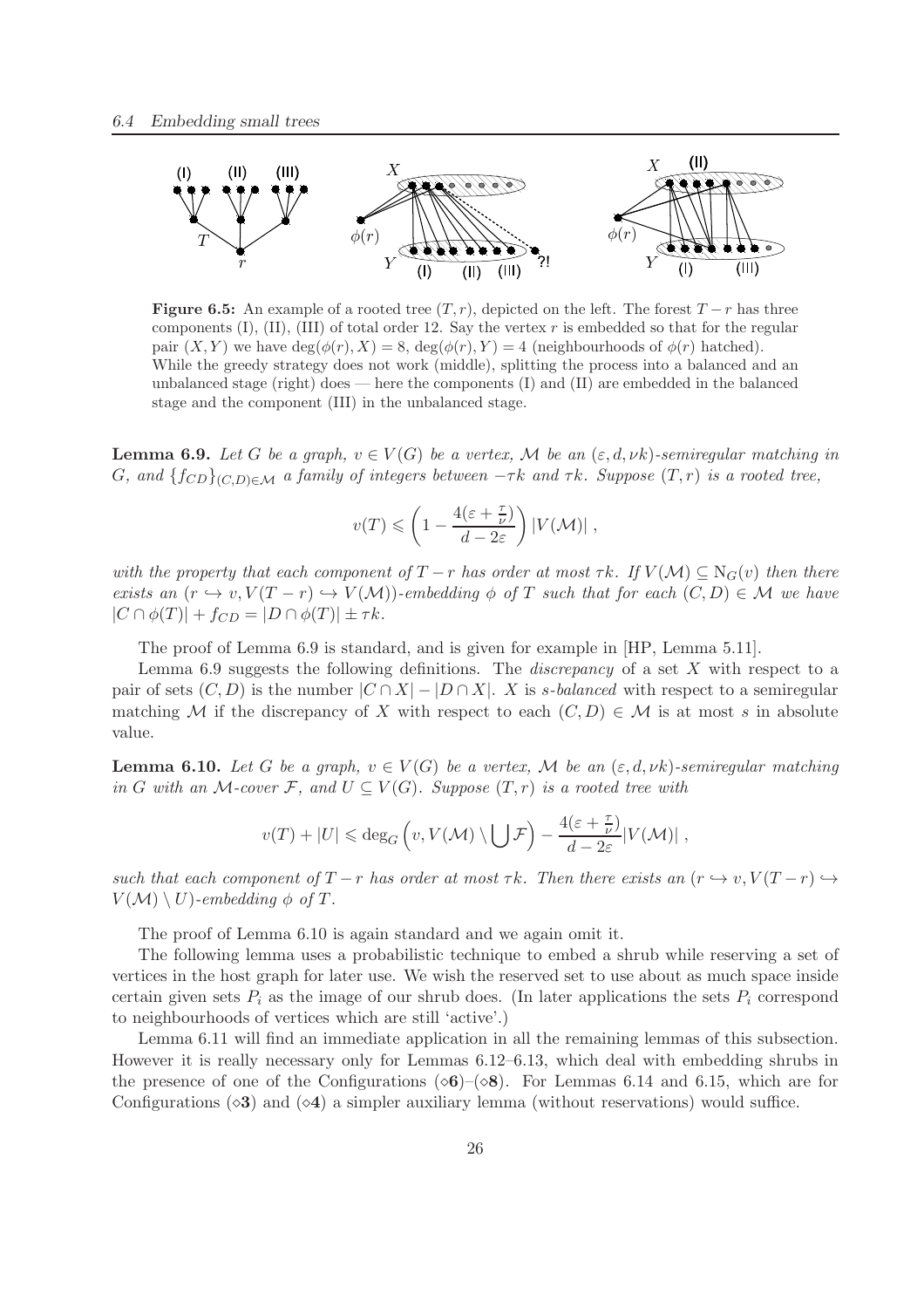**Figure 6.5:** An example of a rooted tree $(T, r)$, depicted on the left. The forest $T - r$ has three components (I), (II), (III) of total order 12. Say the vertex $r$ is embedded so that for the regular pair $(X, Y)$ we have $\deg(\phi(r), X) = 8$, $\deg(\phi(r), Y) = 4$ (neighbourhoods of $\phi(r)$ hatched). While the greedy strategy does not work (middle), splitting the process into a balanced and an unbalanced stage (right) does — here the components (I) and (II) are embedded in the balanced stage and the component (III) in the unbalanced stage.

**Lemma 6.9.** *Let $G$ be a graph, $v \in V(G)$ be a vertex, $\mathcal{M}$ be an $(\varepsilon, d, \nu k)$-semiregular matching in $G$, and $\{f_{CD}\}_{(C,D)\in\mathcal{M}}$ a family of integers between $-\tau k$ and $\tau k$. Suppose $(T, r)$ is a rooted tree,*

$$v(T) \leqslant \left(1 - \frac{4(\varepsilon + \frac{\tau}{\nu})}{d - 2\varepsilon}\right) |V(\mathcal{M})| \;,$$

*with the property that each component of $T - r$ has order at most $\tau k$. If $V(\mathcal{M}) \subseteq \mathrm{N}_G(v)$ then there exists an $(r \hookrightarrow v, V(T - r) \hookrightarrow V(\mathcal{M}))$-embedding $\phi$ of $T$ such that for each $(C, D) \in \mathcal{M}$ we have $|C \cap \phi(T)| + f_{CD} = |D \cap \phi(T)| \pm \tau k$.*

The proof of Lemma 6.9 is standard, and is given for example in [HP, Lemma 5.11].

Lemma 6.9 suggests the following definitions. The *discrepancy* of a set $X$ with respect to a pair of sets $(C, D)$ is the number $|C \cap X| - |D \cap X|$. $X$ is *$s$-balanced* with respect to a semiregular matching $\mathcal{M}$ if the discrepancy of $X$ with respect to each $(C, D) \in \mathcal{M}$ is at most $s$ in absolute value.

**Lemma 6.10.** *Let $G$ be a graph, $v \in V(G)$ be a vertex, $\mathcal{M}$ be an $(\varepsilon, d, \nu k)$-semiregular matching in $G$ with an $\mathcal{M}$-cover $\mathcal{F}$, and $U \subseteq V(G)$. Suppose $(T, r)$ is a rooted tree with*

$$v(T) + |U| \leqslant \deg_G\left(v, V(\mathcal{M}) \setminus \bigcup \mathcal{F}\right) - \frac{4(\varepsilon + \frac{\tau}{\nu})}{d - 2\varepsilon}|V(\mathcal{M})| \;,$$

*such that each component of $T - r$ has order at most $\tau k$. Then there exists an $(r \hookrightarrow v, V(T - r) \hookrightarrow V(\mathcal{M}) \setminus U)$-embedding $\phi$ of $T$.*

The proof of Lemma 6.10 is again standard and we again omit it.

The following lemma uses a probabilistic technique to embed a shrub while reserving a set of vertices in the host graph for later use. We wish the reserved set to use about as much space inside certain given sets $P_i$ as the image of our shrub does. (In later applications the sets $P_i$ correspond to neighbourhoods of vertices which are still 'active'.)

Lemma 6.11 will find an immediate application in all the remaining lemmas of this subsection. However it is really necessary only for Lemmas 6.12–6.13, which deal with embedding shrubs in the presence of one of the Configurations $(\diamond\mathbf{6})$–$(\diamond\mathbf{8})$. For Lemmas 6.14 and 6.15, which are for Configurations $(\diamond\mathbf{3})$ and $(\diamond\mathbf{4})$ a simpler auxiliary lemma (without reservations) would suffice.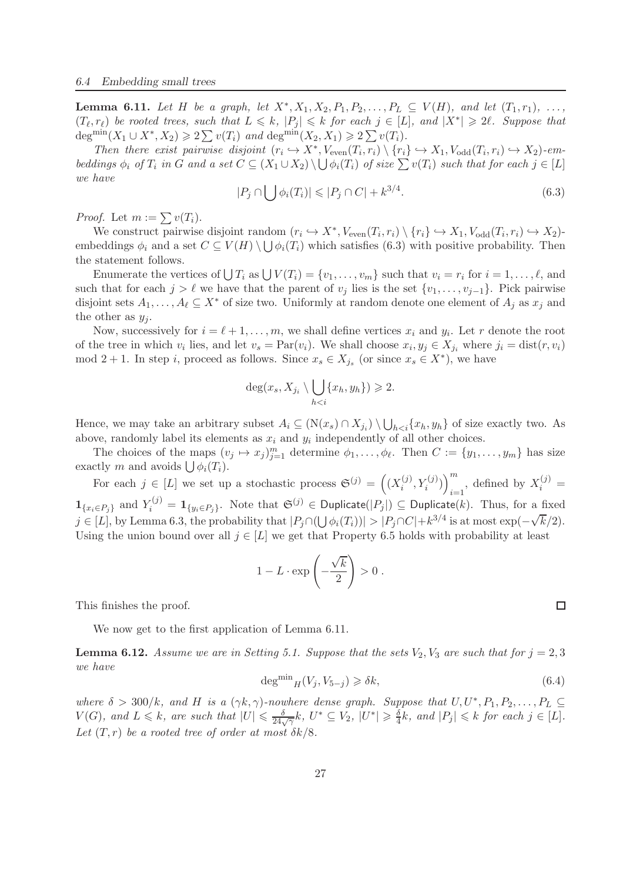**Lemma 6.11.** *Let $H$ be a graph, let $X^*, X_1, X_2, P_1, P_2, \ldots, P_L \subseteq V(H)$, and let $(T_1, r_1), \ldots, (T_\ell, r_\ell)$ be rooted trees, such that $L \leqslant k$, $|P_j| \leqslant k$ for each $j \in [L]$, and $|X^*| \geqslant 2\ell$. Suppose that $\deg^{\min}(X_1 \cup X^*, X_2) \geqslant 2\sum v(T_i)$ and $\deg^{\min}(X_2, X_1) \geqslant 2\sum v(T_i)$.*

*Then there exist pairwise disjoint $(r_i \hookrightarrow X^*, V_{\mathrm{even}}(T_i, r_i) \setminus \{r_i\} \hookrightarrow X_1, V_{\mathrm{odd}}(T_i, r_i) \hookrightarrow X_2)$-embeddings $\phi_i$ of $T_i$ in $G$ and a set $C \subseteq (X_1 \cup X_2) \setminus \bigcup \phi_i(T_i)$ of size $\sum v(T_i)$ such that for each $j \in [L]$ we have*

$$|P_j \cap \bigcup \phi_i(T_i)| \leqslant |P_j \cap C| + k^{3/4}. \tag{6.3}$$

*Proof.* Let $m := \sum v(T_i)$.

We construct pairwise disjoint random $(r_i \hookrightarrow X^*, V_{\mathrm{even}}(T_i, r_i) \setminus \{r_i\} \hookrightarrow X_1, V_{\mathrm{odd}}(T_i, r_i) \hookrightarrow X_2)$-embeddings $\phi_i$ and a set $C \subseteq V(H) \setminus \bigcup \phi_i(T_i)$ which satisfies (6.3) with positive probability. Then the statement follows.

Enumerate the vertices of $\bigcup T_i$ as $\bigcup V(T_i) = \{v_1, \ldots, v_m\}$ such that $v_i = r_i$ for $i = 1, \ldots, \ell$, and such that for each $j > \ell$ we have that the parent of $v_j$ lies is the set $\{v_1, \ldots, v_{j-1}\}$. Pick pairwise disjoint sets $A_1, \ldots, A_\ell \subseteq X^*$ of size two. Uniformly at random denote one element of $A_j$ as $x_j$ and the other as $y_j$.

Now, successively for $i = \ell+1, \ldots, m$, we shall define vertices $x_i$ and $y_i$. Let $r$ denote the root of the tree in which $v_i$ lies, and let $v_s = \mathrm{Par}(v_i)$. We shall choose $x_i, y_i \in X_{j_i}$ where $j_i = \mathrm{dist}(r, v_i) \bmod 2 + 1$. In step $i$, proceed as follows. Since $x_s \in X_{j_s}$ (or since $x_s \in X^*$), we have

$$\deg(x_s, X_{j_i} \setminus \bigcup_{h<i} \{x_h, y_h\}) \geqslant 2.$$

Hence, we may take an arbitrary subset $A_i \subseteq (\mathrm{N}(x_s) \cap X_{j_i}) \setminus \bigcup_{h<i} \{x_h, y_h\}$ of size exactly two. As above, randomly label its elements as $x_i$ and $y_i$ independently of all other choices.

The choices of the maps $(v_j \mapsto x_j)_{j=1}^m$ determine $\phi_1, \ldots, \phi_\ell$. Then $C := \{y_1, \ldots, y_m\}$ has size exactly $m$ and avoids $\bigcup \phi_i(T_i)$.

For each $j \in [L]$ we set up a stochastic process $\mathfrak{S}^{(j)} = \left((X_i^{(j)}, Y_i^{(j)})\right)_{i=1}^m$, defined by $X_i^{(j)} = \mathbf{1}_{\{x_i \in P_j\}}$ and $Y_i^{(j)} = \mathbf{1}_{\{y_i \in P_j\}}$. Note that $\mathfrak{S}^{(j)} \in \mathsf{Duplicate}(|P_j|) \subseteq \mathsf{Duplicate}(k)$. Thus, for a fixed $j \in [L]$, by Lemma 6.3, the probability that $|P_j \cap (\bigcup \phi_i(T_i))| > |P_j \cap C| + k^{3/4}$ is at most $\exp(-\sqrt{k}/2)$. Using the union bound over all $j \in [L]$ we get that Property 6.5 holds with probability at least

$$1 - L \cdot \exp\left(-\frac{\sqrt{k}}{2}\right) > 0\,.$$

This finishes the proof. $\square$

We now get to the first application of Lemma 6.11.

**Lemma 6.12.** *Assume we are in Setting 5.1. Suppose that the sets $V_2, V_3$ are such that for $j = 2, 3$ we have*

$$\deg^{\min}{}_H(V_j, V_{5-j}) \geqslant \delta k, \tag{6.4}$$

*where $\delta > 300/k$, and $H$ is a $(\gamma k, \gamma)$-nowhere dense graph. Suppose that $U, U^*, P_1, P_2, \ldots, P_L \subseteq V(G)$, and $L \leqslant k$, are such that $|U| \leqslant \frac{\delta}{24\sqrt{\gamma}} k$, $U^* \subseteq V_2$, $|U^*| \geqslant \frac{\delta}{4} k$, and $|P_j| \leqslant k$ for each $j \in [L]$. Let $(T, r)$ be a rooted tree of order at most $\delta k/8$.*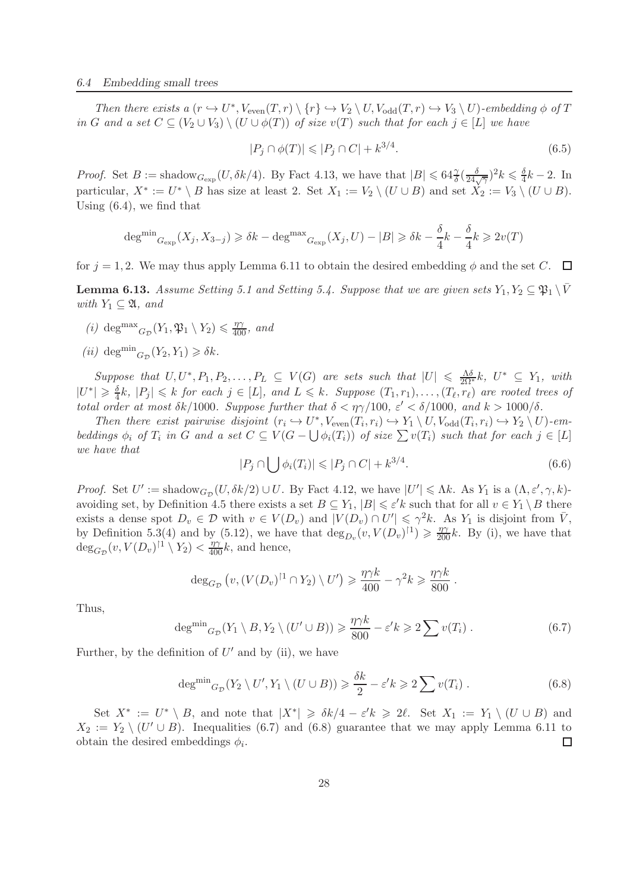*Then there exists a $(r \hookrightarrow U^*, V_{\mathrm{even}}(T,r) \setminus \{r\} \hookrightarrow V_2 \setminus U, V_{\mathrm{odd}}(T,r) \hookrightarrow V_3 \setminus U)$-embedding $\phi$ of $T$ in $G$ and a set $C \subseteq (V_2 \cup V_3) \setminus (U \cup \phi(T))$ of size $v(T)$ such that for each $j \in [L]$ we have*

$$|P_j \cap \phi(T)| \leqslant |P_j \cap C| + k^{3/4}. \tag{6.5}$$

*Proof.* Set $B := \mathrm{shadow}_{G_{\exp}}(U, \delta k/4)$. By Fact 4.13, we have that $|B| \leqslant 64\frac{\gamma}{\delta}(\frac{\delta}{24\sqrt{\gamma}})^2 k \leqslant \frac{\delta}{4}k - 2$. In particular, $X^* := U^* \setminus B$ has size at least 2. Set $X_1 := V_2 \setminus (U \cup B)$ and set $X_2 := V_3 \setminus (U \cup B)$. Using (6.4), we find that

$$\mathrm{deg^{min}}_{G_{\exp}}(X_j, X_{3-j}) \geqslant \delta k - \mathrm{deg^{max}}_{G_{\exp}}(X_j, U) - |B| \geqslant \delta k - \frac{\delta}{4}k - \frac{\delta}{4}k \geqslant 2v(T)$$

for $j = 1, 2$. We may thus apply Lemma 6.11 to obtain the desired embedding $\phi$ and the set $C$. $\square$

**Lemma 6.13.** *Assume Setting 5.1 and Setting 5.4. Suppose that we are given sets $Y_1, Y_2 \subseteq \mathfrak{P}_1 \setminus \bar{V}$ with $Y_1 \subseteq \mathfrak{A}$, and*

- *(i) $\mathrm{deg^{max}}_{G_{\mathcal{D}}}(Y_1, \mathfrak{P}_1 \setminus Y_2) \leqslant \frac{\eta\gamma}{400}$, and*
- *(ii) $\mathrm{deg^{min}}_{G_{\mathcal{D}}}(Y_2, Y_1) \geqslant \delta k$.*

*Suppose that $U, U^*, P_1, P_2, \ldots, P_L \subseteq V(G)$ are sets such that $|U| \leqslant \frac{\Lambda\delta}{2\Omega^*}k$, $U^* \subseteq Y_1$, with $|U^*| \geqslant \frac{\delta}{4}k$, $|P_j| \leqslant k$ for each $j \in [L]$, and $L \leqslant k$. Suppose $(T_1, r_1), \ldots, (T_\ell, r_\ell)$ are rooted trees of total order at most $\delta k/1000$. Suppose further that $\delta < \eta\gamma/100$, $\varepsilon' < \delta/1000$, and $k > 1000/\delta$.*

*Then there exist pairwise disjoint $(r_i \hookrightarrow U^*, V_{\mathrm{even}}(T_i, r_i) \hookrightarrow Y_1 \setminus U, V_{\mathrm{odd}}(T_i, r_i) \hookrightarrow Y_2 \setminus U)$-embeddings $\phi_i$ of $T_i$ in $G$ and a set $C \subseteq V(G - \bigcup \phi_i(T_i))$ of size $\sum v(T_i)$ such that for each $j \in [L]$ we have that*

$$|P_j \cap \bigcup \phi_i(T_i)| \leqslant |P_j \cap C| + k^{3/4}. \tag{6.6}$$

*Proof.* Set $U' := \mathrm{shadow}_{G_{\mathcal{D}}}(U, \delta k/2) \cup U$. By Fact 4.12, we have $|U'| \leqslant \Lambda k$. As $Y_1$ is a $(\Lambda, \varepsilon', \gamma, k)$-avoiding set, by Definition 4.5 there exists a set $B \subseteq Y_1$, $|B| \leqslant \varepsilon' k$ such that for all $v \in Y_1 \setminus B$ there exists a dense spot $D_v \in \mathcal{D}$ with $v \in V(D_v)$ and $|V(D_v) \cap U'| \leqslant \gamma^2 k$. As $Y_1$ is disjoint from $\bar{V}$, by Definition 5.3(4) and by (5.12), we have that $\deg_{D_v}(v, V(D_v)^{\restriction 1}) \geqslant \frac{\eta\gamma}{200}k$. By (i), we have that $\deg_{G_{\mathcal{D}}}(v, V(D_v)^{\restriction 1} \setminus Y_2) < \frac{\eta\gamma}{400}k$, and hence,

$$\deg_{G_{\mathcal{D}}}\left(v, (V(D_v)^{\restriction 1} \cap Y_2) \setminus U'\right) \geqslant \frac{\eta\gamma k}{400} - \gamma^2 k \geqslant \frac{\eta\gamma k}{800}\,.$$

Thus,

$$\mathrm{deg^{min}}_{G_{\mathcal{D}}}(Y_1 \setminus B, Y_2 \setminus (U' \cup B)) \geqslant \frac{\eta\gamma k}{800} - \varepsilon' k \geqslant 2\sum v(T_i)\,. \tag{6.7}$$

Further, by the definition of $U'$ and by (ii), we have

$$\mathrm{deg^{min}}_{G_{\mathcal{D}}}(Y_2 \setminus U', Y_1 \setminus (U \cup B)) \geqslant \frac{\delta k}{2} - \varepsilon' k \geqslant 2\sum v(T_i)\,. \tag{6.8}$$

Set $X^* := U^* \setminus B$, and note that $|X^*| \geqslant \delta k/4 - \varepsilon' k \geqslant 2\ell$. Set $X_1 := Y_1 \setminus (U \cup B)$ and $X_2 := Y_2 \setminus (U' \cup B)$. Inequalities (6.7) and (6.8) guarantee that we may apply Lemma 6.11 to obtain the desired embeddings $\phi_i$. $\square$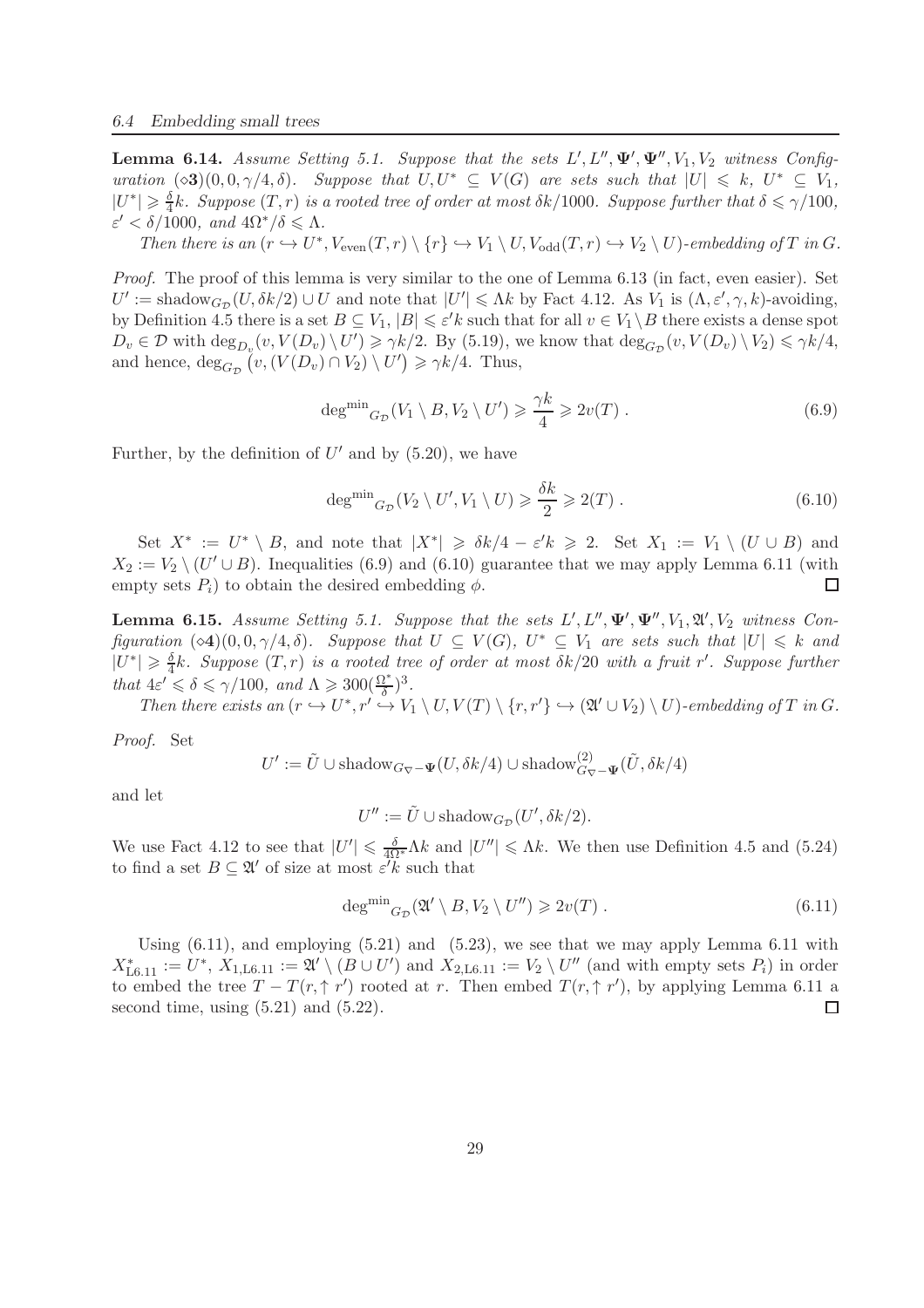**Lemma 6.14.** *Assume Setting 5.1. Suppose that the sets $L', L'', \Psi', \Psi'', V_1, V_2$ witness Configuration $(\diamond\mathbf{3})(0, 0, \gamma/4, \delta)$. Suppose that $U, U^* \subseteq V(G)$ are sets such that $|U| \leqslant k$, $U^* \subseteq V_1$, $|U^*| \geqslant \frac{\delta}{4}k$. Suppose $(T, r)$ is a rooted tree of order at most $\delta k/1000$. Suppose further that $\delta \leqslant \gamma/100$, $\varepsilon' < \delta/1000$, and $4\Omega^*/\delta \leqslant \Lambda$.*

*Then there is an $(r \hookrightarrow U^*, V_{\mathrm{even}}(T, r) \setminus \{r\} \hookrightarrow V_1 \setminus U, V_{\mathrm{odd}}(T, r) \hookrightarrow V_2 \setminus U)$-embedding of $T$ in $G$.*

*Proof.* The proof of this lemma is very similar to the one of Lemma 6.13 (in fact, even easier). Set $U' := \mathrm{shadow}_{G_{\mathcal{D}}}(U, \delta k/2) \cup U$ and note that $|U'| \leqslant \Lambda k$ by Fact 4.12. As $V_1$ is $(\Lambda, \varepsilon', \gamma, k)$-avoiding, by Definition 4.5 there is a set $B \subseteq V_1$, $|B| \leqslant \varepsilon' k$ such that for all $v \in V_1 \setminus B$ there exists a dense spot $D_v \in \mathcal{D}$ with $\deg_{D_v}(v, V(D_v) \setminus U') \geqslant \gamma k/2$. By (5.19), we know that $\deg_{G_{\mathcal{D}}}(v, V(D_v) \setminus V_2) \leqslant \gamma k/4$, and hence, $\deg_{G_{\mathcal{D}}}(v, (V(D_v) \cap V_2) \setminus U') \geqslant \gamma k/4$. Thus,

$$\mathrm{deg^{min}}_{G_{\mathcal{D}}}(V_1 \setminus B, V_2 \setminus U') \geqslant \frac{\gamma k}{4} \geqslant 2v(T) . \tag{6.9}$$

Further, by the definition of $U'$ and by (5.20), we have

$$\mathrm{deg^{min}}_{G_{\mathcal{D}}}(V_2 \setminus U', V_1 \setminus U) \geqslant \frac{\delta k}{2} \geqslant 2(T) . \tag{6.10}$$

Set $X^* := U^* \setminus B$, and note that $|X^*| \geqslant \delta k/4 - \varepsilon' k \geqslant 2$. Set $X_1 := V_1 \setminus (U \cup B)$ and $X_2 := V_2 \setminus (U' \cup B)$. Inequalities (6.9) and (6.10) guarantee that we may apply Lemma 6.11 (with empty sets $P_i$) to obtain the desired embedding $\phi$. $\square$

**Lemma 6.15.** *Assume Setting 5.1. Suppose that the sets $L', L'', \Psi', \Psi'', V_1, \mathfrak{A}', V_2$ witness Configuration $(\diamond\mathbf{4})(0, 0, \gamma/4, \delta)$. Suppose that $U \subseteq V(G)$, $U^* \subseteq V_1$ are sets such that $|U| \leqslant k$ and $|U^*| \geqslant \frac{\delta}{4}k$. Suppose $(T, r)$ is a rooted tree of order at most $\delta k/20$ with a fruit $r'$. Suppose further that $4\varepsilon' \leqslant \delta \leqslant \gamma/100$, and $\Lambda \geqslant 300(\frac{\Omega^*}{\delta})^3$.*

*Then there exists an $(r \hookrightarrow U^*, r' \hookrightarrow V_1 \setminus U, V(T) \setminus \{r, r'\} \hookrightarrow (\mathfrak{A}' \cup V_2) \setminus U)$-embedding of $T$ in $G$.*

*Proof.* Set

$$U' := \tilde{U} \cup \mathrm{shadow}_{G_\nabla - \Psi}(U, \delta k/4) \cup \mathrm{shadow}^{(2)}_{G_\nabla - \Psi}(\tilde{U}, \delta k/4)$$

and let

$$U'' := \tilde{U} \cup \mathrm{shadow}_{G_{\mathcal{D}}}(U', \delta k/2).$$

We use Fact 4.12 to see that $|U'| \leqslant \frac{\delta}{4\Omega^*}\Lambda k$ and $|U''| \leqslant \Lambda k$. We then use Definition 4.5 and (5.24) to find a set $B \subseteq \mathfrak{A}'$ of size at most $\varepsilon' k$ such that

$$\mathrm{deg^{min}}_{G_{\mathcal{D}}}(\mathfrak{A}' \setminus B, V_2 \setminus U'') \geqslant 2v(T) . \tag{6.11}$$

Using (6.11), and employing (5.21) and (5.23), we see that we may apply Lemma 6.11 with $X^*_{\mathrm{L}6.11} := U^*$, $X_{1,\mathrm{L}6.11} := \mathfrak{A}' \setminus (B \cup U')$ and $X_{2,\mathrm{L}6.11} := V_2 \setminus U''$ (and with empty sets $P_i$) in order to embed the tree $T - T(r, \uparrow r')$ rooted at $r$. Then embed $T(r, \uparrow r')$, by applying Lemma 6.11 a second time, using (5.21) and (5.22). $\square$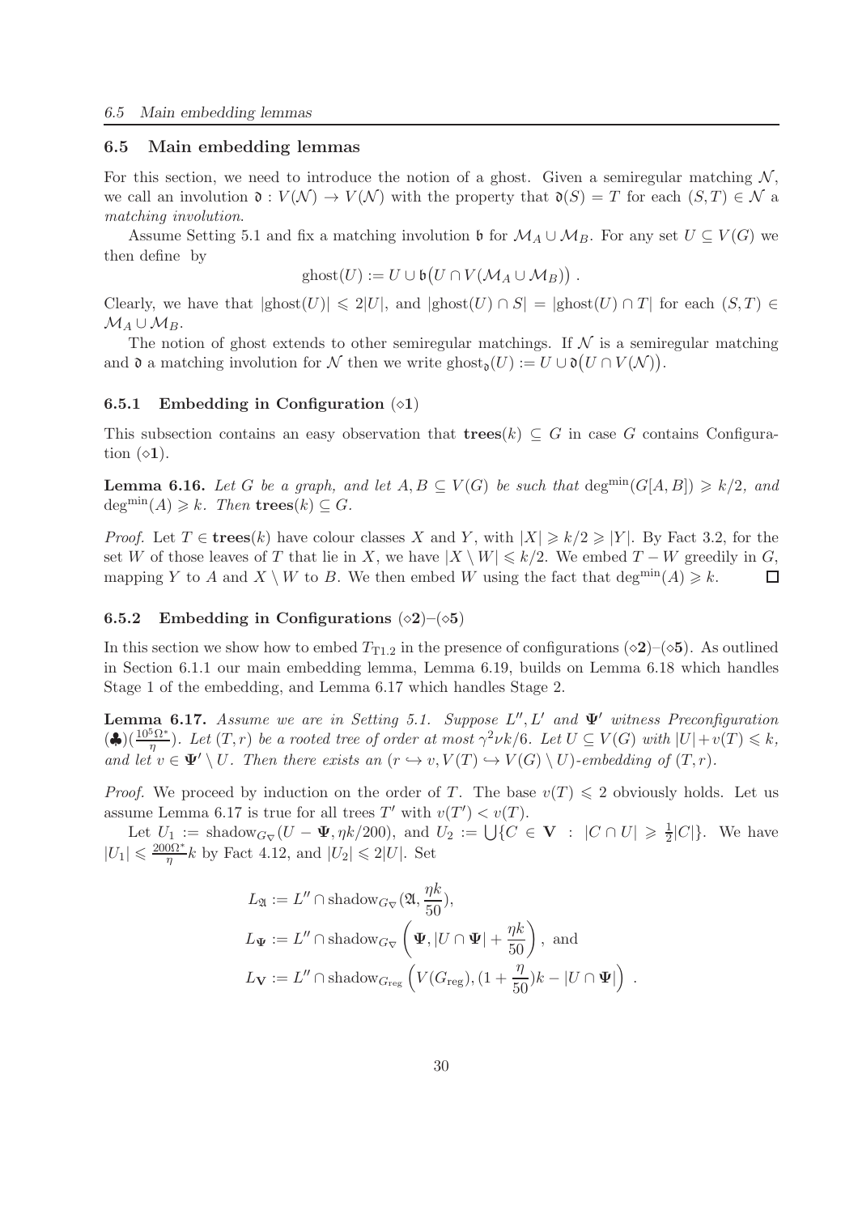## 6.5 Main embedding lemmas

For this section, we need to introduce the notion of a ghost. Given a semiregular matching $\mathcal{N}$, we call an involution $\mathfrak{d} : V(\mathcal{N}) \to V(\mathcal{N})$ with the property that $\mathfrak{d}(S) = T$ for each $(S,T) \in \mathcal{N}$ a *matching involution*.

Assume Setting 5.1 and fix a matching involution $\mathfrak{b}$ for $\mathcal{M}_A \cup \mathcal{M}_B$. For any set $U \subseteq V(G)$ we then define by

$$\mathrm{ghost}(U) := U \cup \mathfrak{b}\big(U \cap V(\mathcal{M}_A \cup \mathcal{M}_B)\big) .$$

Clearly, we have that $|\mathrm{ghost}(U)| \leqslant 2|U|$, and $|\mathrm{ghost}(U) \cap S| = |\mathrm{ghost}(U) \cap T|$ for each $(S,T) \in \mathcal{M}_A \cup \mathcal{M}_B$.

The notion of ghost extends to other semiregular matchings. If $\mathcal{N}$ is a semiregular matching and $\mathfrak{d}$ a matching involution for $\mathcal{N}$ then we write $\mathrm{ghost}_{\mathfrak{d}}(U) := U \cup \mathfrak{d}\big(U \cap V(\mathcal{N})\big)$.

### 6.5.1 Embedding in Configuration $(\diamond\mathbf{1})$

This subsection contains an easy observation that $\mathbf{trees}(k) \subseteq G$ in case $G$ contains Configuration $(\diamond\mathbf{1})$.

**Lemma 6.16.** *Let $G$ be a graph, and let $A, B \subseteq V(G)$ be such that $\deg^{\min}(G[A,B]) \geqslant k/2$, and $\deg^{\min}(A) \geqslant k$. Then $\mathbf{trees}(k) \subseteq G$.*

*Proof.* Let $T \in \mathbf{trees}(k)$ have colour classes $X$ and $Y$, with $|X| \geqslant k/2 \geqslant |Y|$. By Fact 3.2, for the set $W$ of those leaves of $T$ that lie in $X$, we have $|X \setminus W| \leqslant k/2$. We embed $T - W$ greedily in $G$, mapping $Y$ to $A$ and $X \setminus W$ to $B$. We then embed $W$ using the fact that $\deg^{\min}(A) \geqslant k$. $\square$

### 6.5.2 Embedding in Configurations $(\diamond\mathbf{2})$–$(\diamond\mathbf{5})$

In this section we show how to embed $T_{\mathrm{T}1.2}$ in the presence of configurations $(\diamond\mathbf{2})$–$(\diamond\mathbf{5})$. As outlined in Section 6.1.1 our main embedding lemma, Lemma 6.19, builds on Lemma 6.18 which handles Stage 1 of the embedding, and Lemma 6.17 which handles Stage 2.

**Lemma 6.17.** *Assume we are in Setting 5.1. Suppose $L'', L'$ and $\mathbf{\Psi}'$ witness Preconfiguration $(\clubsuit)(\frac{10^5\Omega^*}{\eta})$. Let $(T,r)$ be a rooted tree of order at most $\gamma^2\nu k/6$. Let $U \subseteq V(G)$ with $|U| + v(T) \leqslant k$, and let $v \in \mathbf{\Psi}' \setminus U$. Then there exists an $(r \hookrightarrow v, V(T) \hookrightarrow V(G) \setminus U)$-embedding of $(T,r)$.*

*Proof.* We proceed by induction on the order of $T$. The base $v(T) \leqslant 2$ obviously holds. Let us assume Lemma 6.17 is true for all trees $T'$ with $v(T') < v(T)$.

Let $U_1 := \mathrm{shadow}_{G_\nabla}(U - \mathbf{\Psi}, \eta k/200)$, and $U_2 := \bigcup\{C \in \mathbf{V} : |C \cap U| \geqslant \frac{1}{2}|C|\}$. We have $|U_1| \leqslant \frac{200\Omega^*}{\eta}k$ by Fact 4.12, and $|U_2| \leqslant 2|U|$. Set

$$\begin{aligned}
L_{\mathfrak{A}} &:= L'' \cap \mathrm{shadow}_{G_\nabla}(\mathfrak{A}, \frac{\eta k}{50}), \\
L_{\mathbf{\Psi}} &:= L'' \cap \mathrm{shadow}_{G_\nabla}\left(\mathbf{\Psi}, |U \cap \mathbf{\Psi}| + \frac{\eta k}{50}\right), \text{ and} \\
L_{\mathbf{V}} &:= L'' \cap \mathrm{shadow}_{G_{\mathrm{reg}}}\left(V(G_{\mathrm{reg}}), (1 + \frac{\eta}{50})k - |U \cap \mathbf{\Psi}|\right) .
\end{aligned}$$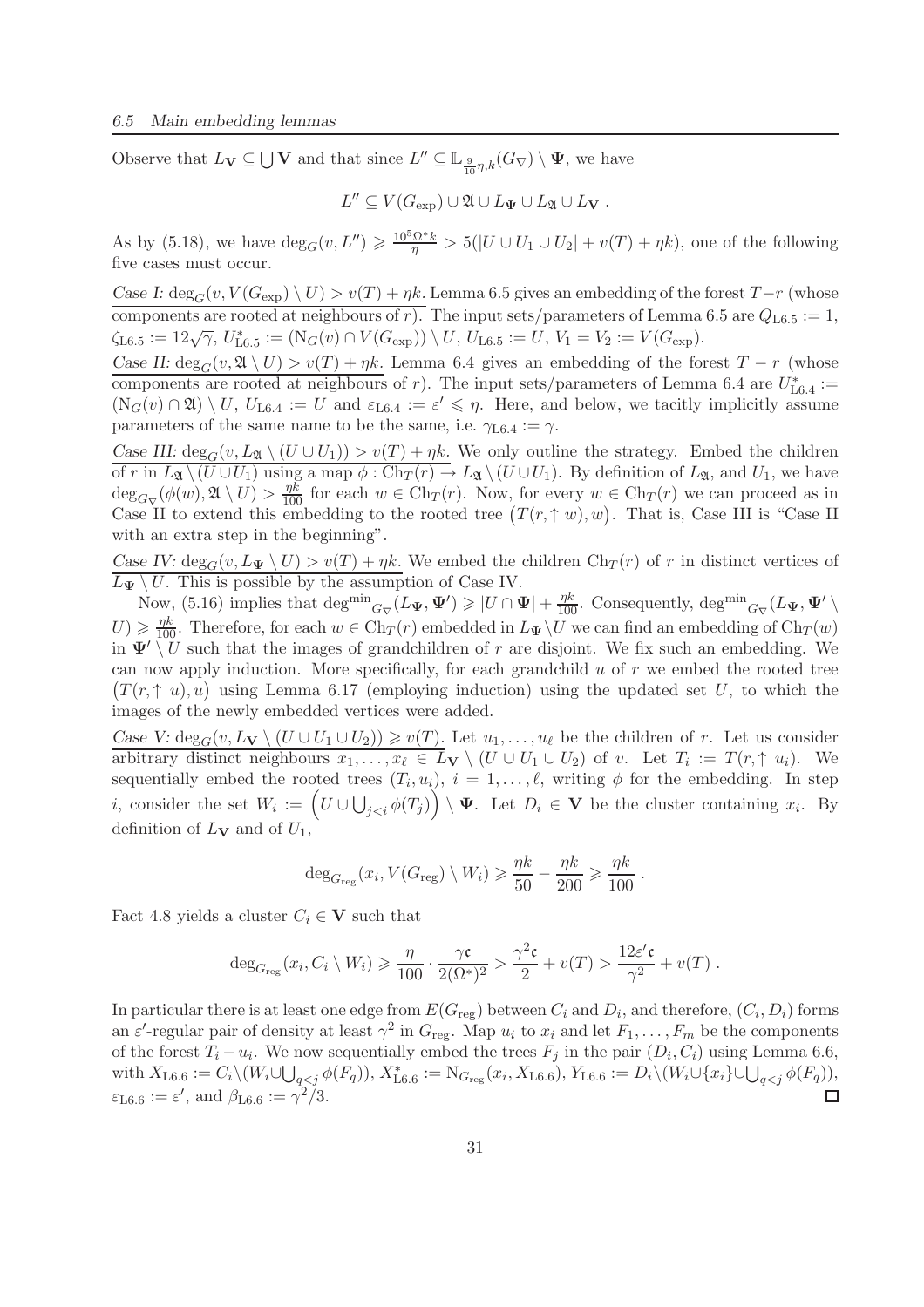Observe that $L_{\mathbf{V}} \subseteq \bigcup \mathbf{V}$ and that since $L'' \subseteq \mathbb{L}_{\frac{9}{10}\eta,k}(G_\nabla) \setminus \Psi$, we have

$$L'' \subseteq V(G_{\exp}) \cup \mathfrak{A} \cup L_\Psi \cup L_{\mathfrak{A}} \cup L_{\mathbf{V}} .$$

As by (5.18), we have $\deg_G(v, L'') \geqslant \frac{10^5 \Omega^* k}{\eta} > 5(|U \cup U_1 \cup U_2| + v(T) + \eta k)$, one of the following five cases must occur.

*Case I:* $\deg_G(v, V(G_{\exp}) \setminus U) > v(T) + \eta k$. Lemma 6.5 gives an embedding of the forest $T - r$ (whose components are rooted at neighbours of $r$). The input sets/parameters of Lemma 6.5 are $Q_{\text{L6.5}} := 1$, $\zeta_{\text{L6.5}} := 12\sqrt{\gamma}$, $U^*_{\text{L6.5}} := (\mathrm{N}_G(v) \cap V(G_{\exp})) \setminus U$, $U_{\text{L6.5}} := U$, $V_1 = V_2 := V(G_{\exp})$.

*Case II:* $\deg_G(v, \mathfrak{A} \setminus U) > v(T) + \eta k$. Lemma 6.4 gives an embedding of the forest $T - r$ (whose components are rooted at neighbours of $r$). The input sets/parameters of Lemma 6.4 are $U^*_{\text{L6.4}} := (\mathrm{N}_G(v) \cap \mathfrak{A}) \setminus U$, $U_{\text{L6.4}} := U$ and $\varepsilon_{\text{L6.4}} := \varepsilon' \leqslant \eta$. Here, and below, we tacitly implicitly assume parameters of the same name to be the same, i.e. $\gamma_{\text{L6.4}} := \gamma$.

*Case III:* $\deg_G(v, L_{\mathfrak{A}} \setminus (U \cup U_1)) > v(T) + \eta k$. We only outline the strategy. Embed the children of $r$ in $L_{\mathfrak{A}} \setminus (U \cup U_1)$ using a map $\phi : \mathrm{Ch}_T(r) \to L_{\mathfrak{A}} \setminus (U \cup U_1)$. By definition of $L_{\mathfrak{A}}$, and $U_1$, we have $\deg_{G_\nabla}(\phi(w), \mathfrak{A} \setminus U) > \frac{\eta k}{100}$ for each $w \in \mathrm{Ch}_T(r)$. Now, for every $w \in \mathrm{Ch}_T(r)$ we can proceed as in Case II to extend this embedding to the rooted tree $\big(T(r, \uparrow w), w\big)$. That is, Case III is "Case II with an extra step in the beginning".

*Case IV:* $\deg_G(v, L_\Psi \setminus U) > v(T) + \eta k$. We embed the children $\mathrm{Ch}_T(r)$ of $r$ in distinct vertices of $L_\Psi \setminus U$. This is possible by the assumption of Case IV.

Now, (5.16) implies that $\mathrm{deg^{min}}_{G_\nabla}(L_\Psi, \Psi') \geqslant |U \cap \Psi| + \frac{\eta k}{100}$. Consequently, $\mathrm{deg^{min}}_{G_\nabla}(L_\Psi, \Psi' \setminus U) \geqslant \frac{\eta k}{100}$. Therefore, for each $w \in \mathrm{Ch}_T(r)$ embedded in $L_\Psi \setminus U$ we can find an embedding of $\mathrm{Ch}_T(w)$ in $\Psi' \setminus U$ such that the images of grandchildren of $r$ are disjoint. We fix such an embedding. We can now apply induction. More specifically, for each grandchild $u$ of $r$ we embed the rooted tree $\big(T(r, \uparrow u), u\big)$ using Lemma 6.17 (employing induction) using the updated set $U$, to which the images of the newly embedded vertices were added.

*Case V:* $\deg_G(v, L_{\mathbf{V}} \setminus (U \cup U_1 \cup U_2)) \geqslant v(T)$. Let $u_1, \ldots, u_\ell$ be the children of $r$. Let us consider arbitrary distinct neighbours $x_1, \ldots, x_\ell \in L_{\mathbf{V}} \setminus (U \cup U_1 \cup U_2)$ of $v$. Let $T_i := T(r, \uparrow u_i)$. We sequentially embed the rooted trees $(T_i, u_i)$, $i = 1, \ldots, \ell$, writing $\phi$ for the embedding. In step $i$, consider the set $W_i := \Big(U \cup \bigcup_{j<i} \phi(T_j)\Big) \setminus \Psi$. Let $D_i \in \mathbf{V}$ be the cluster containing $x_i$. By definition of $L_{\mathbf{V}}$ and of $U_1$,

$$\deg_{G_{\text{reg}}}(x_i, V(G_{\text{reg}}) \setminus W_i) \geqslant \frac{\eta k}{50} - \frac{\eta k}{200} \geqslant \frac{\eta k}{100} .$$

Fact 4.8 yields a cluster $C_i \in \mathbf{V}$ such that

$$\deg_{G_{\text{reg}}}(x_i, C_i \setminus W_i) \geqslant \frac{\eta}{100} \cdot \frac{\gamma \mathfrak{c}}{2(\Omega^*)^2} > \frac{\gamma^2 \mathfrak{c}}{2} + v(T) > \frac{12\varepsilon' \mathfrak{c}}{\gamma^2} + v(T) .$$

In particular there is at least one edge from $E(G_{\text{reg}})$ between $C_i$ and $D_i$, and therefore, $(C_i, D_i)$ forms an $\varepsilon'$-regular pair of density at least $\gamma^2$ in $G_{\text{reg}}$. Map $u_i$ to $x_i$ and let $F_1, \ldots, F_m$ be the components of the forest $T_i - u_i$. We now sequentially embed the trees $F_j$ in the pair $(D_i, C_i)$ using Lemma 6.6, with $X_{\text{L6.6}} := C_i \setminus (W_i \cup \bigcup_{q<j} \phi(F_q))$, $X^*_{\text{L6.6}} := \mathrm{N}_{G_{\text{reg}}}(x_i, X_{\text{L6.6}})$, $Y_{\text{L6.6}} := D_i \setminus (W_i \cup \{x_i\} \cup \bigcup_{q<j} \phi(F_q))$, $\varepsilon_{\text{L6.6}} := \varepsilon'$, and $\beta_{\text{L6.6}} := \gamma^2/3$. $\square$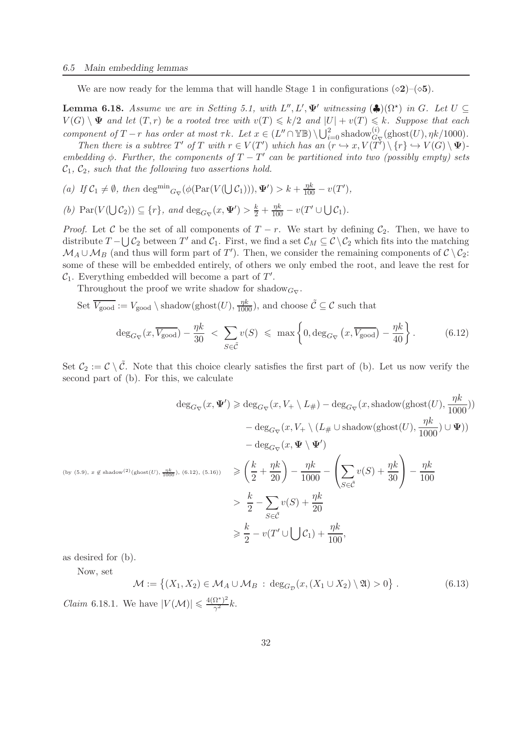We are now ready for the lemma that will handle Stage 1 in configurations $(\diamond\mathbf{2})$–$(\diamond\mathbf{5})$.

**Lemma 6.18.** *Assume we are in Setting 5.1, with $L'', L', \mathbf{\Psi}'$ witnessing $(\clubsuit)(\Omega^\star)$ in $G$. Let $U \subseteq V(G) \setminus \mathbf{\Psi}$ and let $(T, r)$ be a rooted tree with $v(T) \leqslant k/2$ and $|U| + v(T) \leqslant k$. Suppose that each component of $T - r$ has order at most $\tau k$. Let $x \in (L'' \cap \mathbb{YB}) \setminus \bigcup_{i=0}^{2} \mathrm{shadow}^{(i)}_{G_\nabla}(\mathrm{ghost}(U), \eta k/1000)$.*

*Then there is a subtree $T'$ of $T$ with $r \in V(T')$ which has an $(r \hookrightarrow x, V(T') \setminus \{r\} \hookrightarrow V(G) \setminus \mathbf{\Psi})$-embedding $\phi$. Further, the components of $T - T'$ can be partitioned into two (possibly empty) sets $\mathcal{C}_1$, $\mathcal{C}_2$, such that the following two assertions hold.*

*(a) If $\mathcal{C}_1 \neq \emptyset$, then $\mathrm{deg}^{\min}{}_{G_\nabla}(\phi(\mathrm{Par}(V(\bigcup \mathcal{C}_1))), \mathbf{\Psi}') > k + \frac{\eta k}{100} - v(T')$,*

*(b) $\mathrm{Par}(V(\bigcup \mathcal{C}_2)) \subseteq \{r\}$, and $\mathrm{deg}_{G_\nabla}(x, \mathbf{\Psi}') > \frac{k}{2} + \frac{\eta k}{100} - v(T' \cup \bigcup \mathcal{C}_1)$.*

*Proof.* Let $\mathcal{C}$ be the set of all components of $T - r$. We start by defining $\mathcal{C}_2$. Then, we have to distribute $T - \bigcup \mathcal{C}_2$ between $T'$ and $\mathcal{C}_1$. First, we find a set $\mathcal{C}_M \subseteq \mathcal{C} \setminus \mathcal{C}_2$ which fits into the matching $\mathcal{M}_A \cup \mathcal{M}_B$ (and thus will form part of $T'$). Then, we consider the remaining components of $\mathcal{C} \setminus \mathcal{C}_2$: some of these will be embedded entirely, of others we only embed the root, and leave the rest for $\mathcal{C}_1$. Everything embedded will become a part of $T'$.

Throughout the proof we write shadow for $\mathrm{shadow}_{G_\nabla}$.

Set $\overline{V_{\mathrm{good}}} := V_{\mathrm{good}} \setminus \mathrm{shadow}(\mathrm{ghost}(U), \frac{\eta k}{1000})$, and choose $\tilde{\mathcal{C}} \subseteq \mathcal{C}$ such that

$$\mathrm{deg}_{G_\nabla}(x, \overline{V_{\mathrm{good}}}) - \frac{\eta k}{30} \; < \; \sum_{S \in \tilde{\mathcal{C}}} v(S) \; \leqslant \; \max\left\{0, \mathrm{deg}_{G_\nabla}\left(x, \overline{V_{\mathrm{good}}}\right) - \frac{\eta k}{40}\right\}. \tag{6.12}$$

Set $\mathcal{C}_2 := \mathcal{C} \setminus \tilde{\mathcal{C}}$. Note that this choice clearly satisfies the first part of (b). Let us now verify the second part of (b). For this, we calculate

$$\begin{aligned}
\mathrm{deg}_{G_\nabla}(x, \mathbf{\Psi}') &\geqslant \mathrm{deg}_{G_\nabla}(x, V_+ \setminus L_\#) - \mathrm{deg}_{G_\nabla}(x, \mathrm{shadow}(\mathrm{ghost}(U), \frac{\eta k}{1000})) \\
&\quad - \mathrm{deg}_{G_\nabla}(x, V_+ \setminus (L_\# \cup \mathrm{shadow}(\mathrm{ghost}(U), \frac{\eta k}{1000}) \cup \mathbf{\Psi})) \\
&\quad - \mathrm{deg}_{G_\nabla}(x, \mathbf{\Psi} \setminus \mathbf{\Psi}') \\
{\scriptstyle (\text{by } (5.9),\ x \notin \mathrm{shadow}^{(2)}(\mathrm{ghost}(U), \frac{\eta k}{1000}),\ (6.12),\ (5.16))} \quad &\geqslant \left(\frac{k}{2} + \frac{\eta k}{20}\right) - \frac{\eta k}{1000} - \left(\sum_{S \in \tilde{\mathcal{C}}} v(S) + \frac{\eta k}{30}\right) - \frac{\eta k}{100} \\
&> \frac{k}{2} - \sum_{S \in \tilde{\mathcal{C}}} v(S) + \frac{\eta k}{20} \\
&\geqslant \frac{k}{2} - v(T' \cup \bigcup \mathcal{C}_1) + \frac{\eta k}{100},
\end{aligned}$$

as desired for (b).

Now, set

$$\mathcal{M} := \left\{(X_1, X_2) \in \mathcal{M}_A \cup \mathcal{M}_B \; : \; \mathrm{deg}_{G_\mathcal{D}}(x, (X_1 \cup X_2) \setminus \mathfrak{A}) > 0\right\}. \tag{6.13}$$

*Claim* 6.18.1. We have $|V(\mathcal{M})| \leqslant \frac{4(\Omega^*)^2}{\gamma^2} k$.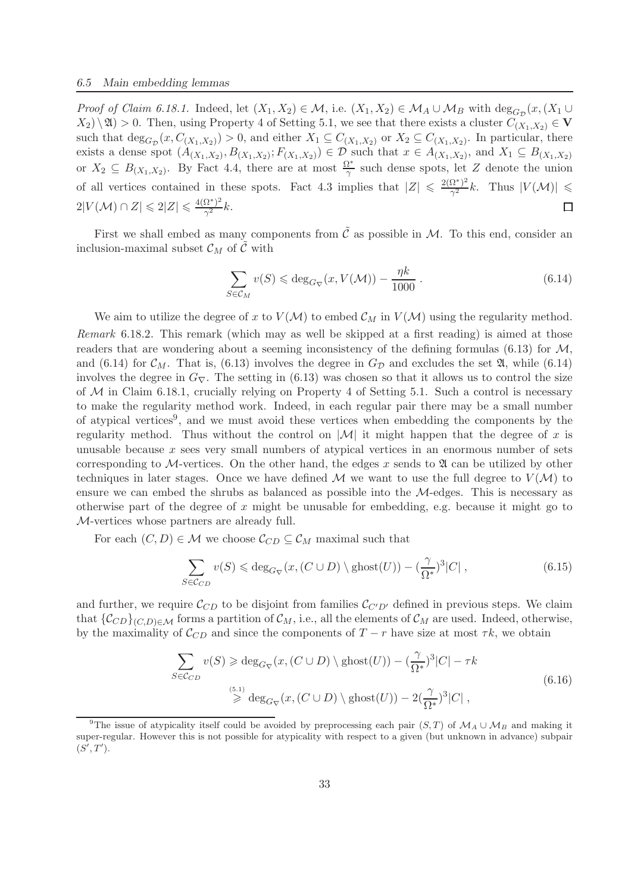*Proof of Claim 6.18.1.* Indeed, let $(X_1, X_2) \in \mathcal{M}$, i.e. $(X_1, X_2) \in \mathcal{M}_A \cup \mathcal{M}_B$ with $\deg_{G_\mathcal{D}}(x, (X_1 \cup X_2) \setminus \mathfrak{A}) > 0$. Then, using Property 4 of Setting 5.1, we see that there exists a cluster $C_{(X_1,X_2)} \in \mathbf{V}$ such that $\deg_{G_\mathcal{D}}(x, C_{(X_1,X_2)}) > 0$, and either $X_1 \subseteq C_{(X_1,X_2)}$ or $X_2 \subseteq C_{(X_1,X_2)}$. In particular, there exists a dense spot $(A_{(X_1,X_2)}, B_{(X_1,X_2)}; F_{(X_1,X_2)}) \in \mathcal{D}$ such that $x \in A_{(X_1,X_2)}$, and $X_1 \subseteq B_{(X_1,X_2)}$ or $X_2 \subseteq B_{(X_1,X_2)}$. By Fact 4.4, there are at most $\frac{\Omega^*}{\gamma}$ such dense spots, let $Z$ denote the union of all vertices contained in these spots. Fact 4.3 implies that $|Z| \leqslant \frac{2(\Omega^*)^2}{\gamma^2}k$. Thus $|V(\mathcal{M})| \leqslant 2|V(\mathcal{M}) \cap Z| \leqslant 2|Z| \leqslant \frac{4(\Omega^*)^2}{\gamma^2}k$. $\square$

First we shall embed as many components from $\tilde{\mathcal{C}}$ as possible in $\mathcal{M}$. To this end, consider an inclusion-maximal subset $\mathcal{C}_M$ of $\tilde{\mathcal{C}}$ with

$$\sum_{S \in \mathcal{C}_M} v(S) \leqslant \deg_{G_\nabla}(x, V(\mathcal{M})) - \frac{\eta k}{1000} \,. \tag{6.14}$$

We aim to utilize the degree of $x$ to $V(\mathcal{M})$ to embed $\mathcal{C}_M$ in $V(\mathcal{M})$ using the regularity method.

*Remark* 6.18.2. This remark (which may as well be skipped at a first reading) is aimed at those readers that are wondering about a seeming inconsistency of the defining formulas (6.13) for $\mathcal{M}$, and (6.14) for $\mathcal{C}_M$. That is, (6.13) involves the degree in $G_\mathcal{D}$ and excludes the set $\mathfrak{A}$, while (6.14) involves the degree in $G_\nabla$. The setting in (6.13) was chosen so that it allows us to control the size of $\mathcal{M}$ in Claim 6.18.1, crucially relying on Property 4 of Setting 5.1. Such a control is necessary to make the regularity method work. Indeed, in each regular pair there may be a small number of atypical vertices[9], and we must avoid these vertices when embedding the components by the regularity method. Thus without the control on $|\mathcal{M}|$ it might happen that the degree of $x$ is unusable because $x$ sees very small numbers of atypical vertices in an enormous number of sets corresponding to $\mathcal{M}$-vertices. On the other hand, the edges $x$ sends to $\mathfrak{A}$ can be utilized by other techniques in later stages. Once we have defined $\mathcal{M}$ we want to use the full degree to $V(\mathcal{M})$ to ensure we can embed the shrubs as balanced as possible into the $\mathcal{M}$-edges. This is necessary as otherwise part of the degree of $x$ might be unusable for embedding, e.g. because it might go to $\mathcal{M}$-vertices whose partners are already full.

For each $(C, D) \in \mathcal{M}$ we choose $\mathcal{C}_{CD} \subseteq \mathcal{C}_M$ maximal such that

$$\sum_{S \in \mathcal{C}_{CD}} v(S) \leqslant \deg_{G_\nabla}(x, (C \cup D) \setminus \mathrm{ghost}(U)) - (\frac{\gamma}{\Omega^*})^3 |C| \,, \tag{6.15}$$

and further, we require $\mathcal{C}_{CD}$ to be disjoint from families $\mathcal{C}_{C'D'}$ defined in previous steps. We claim that $\{\mathcal{C}_{CD}\}_{(C,D) \in \mathcal{M}}$ forms a partition of $\mathcal{C}_M$, i.e., all the elements of $\mathcal{C}_M$ are used. Indeed, otherwise, by the maximality of $\mathcal{C}_{CD}$ and since the components of $T - r$ have size at most $\tau k$, we obtain

$$\begin{aligned} \sum_{S \in \mathcal{C}_{CD}} v(S) &\geqslant \deg_{G_\nabla}(x, (C \cup D) \setminus \mathrm{ghost}(U)) - (\frac{\gamma}{\Omega^*})^3 |C| - \tau k \\ &\overset{(5.1)}{\geqslant} \deg_{G_\nabla}(x, (C \cup D) \setminus \mathrm{ghost}(U)) - 2(\frac{\gamma}{\Omega^*})^3 |C| \,, \end{aligned} \tag{6.16}$$

[9] The issue of atypicality itself could be avoided by preprocessing each pair $(S, T)$ of $\mathcal{M}_A \cup \mathcal{M}_B$ and making it super-regular. However this is not possible for atypicality with respect to a given (but unknown in advance) subpair $(S', T')$.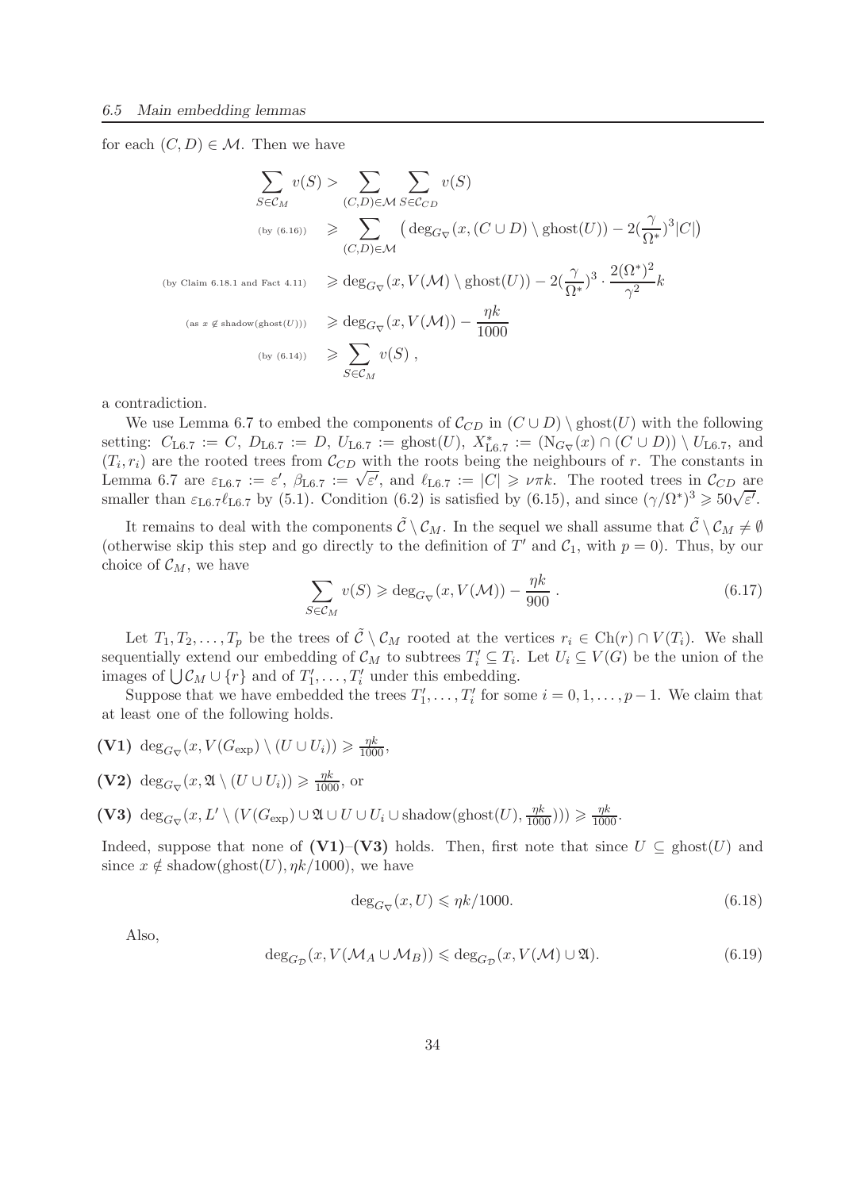for each $(C, D) \in \mathcal{M}$. Then we have

$$
\begin{aligned}
\sum_{S \in \mathcal{C}_M} v(S) &> \sum_{(C,D) \in \mathcal{M}} \sum_{S \in \mathcal{C}_{CD}} v(S) \\
\text{(by (6.16))} \quad &\geqslant \sum_{(C,D) \in \mathcal{M}} \left( \deg_{G_\nabla}(x, (C \cup D) \setminus \mathrm{ghost}(U)) - 2(\frac{\gamma}{\Omega^*})^3 |C| \right) \\
\text{(by Claim 6.18.1 and Fact 4.11)} \quad &\geqslant \deg_{G_\nabla}(x, V(\mathcal{M}) \setminus \mathrm{ghost}(U)) - 2(\frac{\gamma}{\Omega^*})^3 \cdot \frac{2(\Omega^*)^2}{\gamma^2} k \\
\text{(as } x \notin \mathrm{shadow}(\mathrm{ghost}(U))) \quad &\geqslant \deg_{G_\nabla}(x, V(\mathcal{M})) - \frac{\eta k}{1000} \\
\text{(by (6.14))} \quad &\geqslant \sum_{S \in \mathcal{C}_M} v(S) ,
\end{aligned}
$$

a contradiction.

We use Lemma 6.7 to embed the components of $\mathcal{C}_{CD}$ in $(C \cup D) \setminus \mathrm{ghost}(U)$ with the following setting: $C_{\mathrm{L}6.7} := C$, $D_{\mathrm{L}6.7} := D$, $U_{\mathrm{L}6.7} := \mathrm{ghost}(U)$, $X^*_{\mathrm{L}6.7} := (\mathrm{N}_{G_\nabla}(x) \cap (C \cup D)) \setminus U_{\mathrm{L}6.7}$, and $(T_i, r_i)$ are the rooted trees from $\mathcal{C}_{CD}$ with the roots being the neighbours of $r$. The constants in Lemma 6.7 are $\varepsilon_{\mathrm{L}6.7} := \varepsilon'$, $\beta_{\mathrm{L}6.7} := \sqrt{\varepsilon'}$, and $\ell_{\mathrm{L}6.7} := |C| \geqslant \nu\pi k$. The rooted trees in $\mathcal{C}_{CD}$ are smaller than $\varepsilon_{\mathrm{L}6.7}\ell_{\mathrm{L}6.7}$ by (5.1). Condition (6.2) is satisfied by (6.15), and since $(\gamma/\Omega^*)^3 \geqslant 50\sqrt{\varepsilon'}$.

It remains to deal with the components $\tilde{\mathcal{C}} \setminus \mathcal{C}_M$. In the sequel we shall assume that $\tilde{\mathcal{C}} \setminus \mathcal{C}_M \neq \emptyset$ (otherwise skip this step and go directly to the definition of $T'$ and $\mathcal{C}_1$, with $p = 0$). Thus, by our choice of $\mathcal{C}_M$, we have

$$
\sum_{S \in \mathcal{C}_M} v(S) \geqslant \deg_{G_\nabla}(x, V(\mathcal{M})) - \frac{\eta k}{900} . \tag{6.17}
$$

Let $T_1, T_2, \ldots, T_p$ be the trees of $\tilde{\mathcal{C}} \setminus \mathcal{C}_M$ rooted at the vertices $r_i \in \mathrm{Ch}(r) \cap V(T_i)$. We shall sequentially extend our embedding of $\mathcal{C}_M$ to subtrees $T'_i \subseteq T_i$. Let $U_i \subseteq V(G)$ be the union of the images of $\bigcup \mathcal{C}_M \cup \{r\}$ and of $T'_1, \ldots, T'_i$ under this embedding.

Suppose that we have embedded the trees $T'_1, \ldots, T'_i$ for some $i = 0, 1, \ldots, p-1$. We claim that at least one of the following holds.

**(V1)** $\deg_{G_\nabla}(x, V(G_{\mathrm{exp}}) \setminus (U \cup U_i)) \geqslant \frac{\eta k}{1000}$,

**(V2)** $\deg_{G_\nabla}(x, \mathfrak{A} \setminus (U \cup U_i)) \geqslant \frac{\eta k}{1000}$, or

**(V3)** $\deg_{G_\nabla}(x, L' \setminus (V(G_{\mathrm{exp}}) \cup \mathfrak{A} \cup U \cup U_i \cup \mathrm{shadow}(\mathrm{ghost}(U), \frac{\eta k}{1000}))) \geqslant \frac{\eta k}{1000}$.

Indeed, suppose that none of **(V1)**–**(V3)** holds. Then, first note that since $U \subseteq \mathrm{ghost}(U)$ and since $x \notin \mathrm{shadow}(\mathrm{ghost}(U), \eta k/1000)$, we have

$$
\deg_{G_\nabla}(x, U) \leqslant \eta k/1000. \tag{6.18}
$$

Also,

$$
\deg_{G_{\mathcal{D}}}(x, V(\mathcal{M}_A \cup \mathcal{M}_B)) \leqslant \deg_{G_{\mathcal{D}}}(x, V(\mathcal{M}) \cup \mathfrak{A}). \tag{6.19}
$$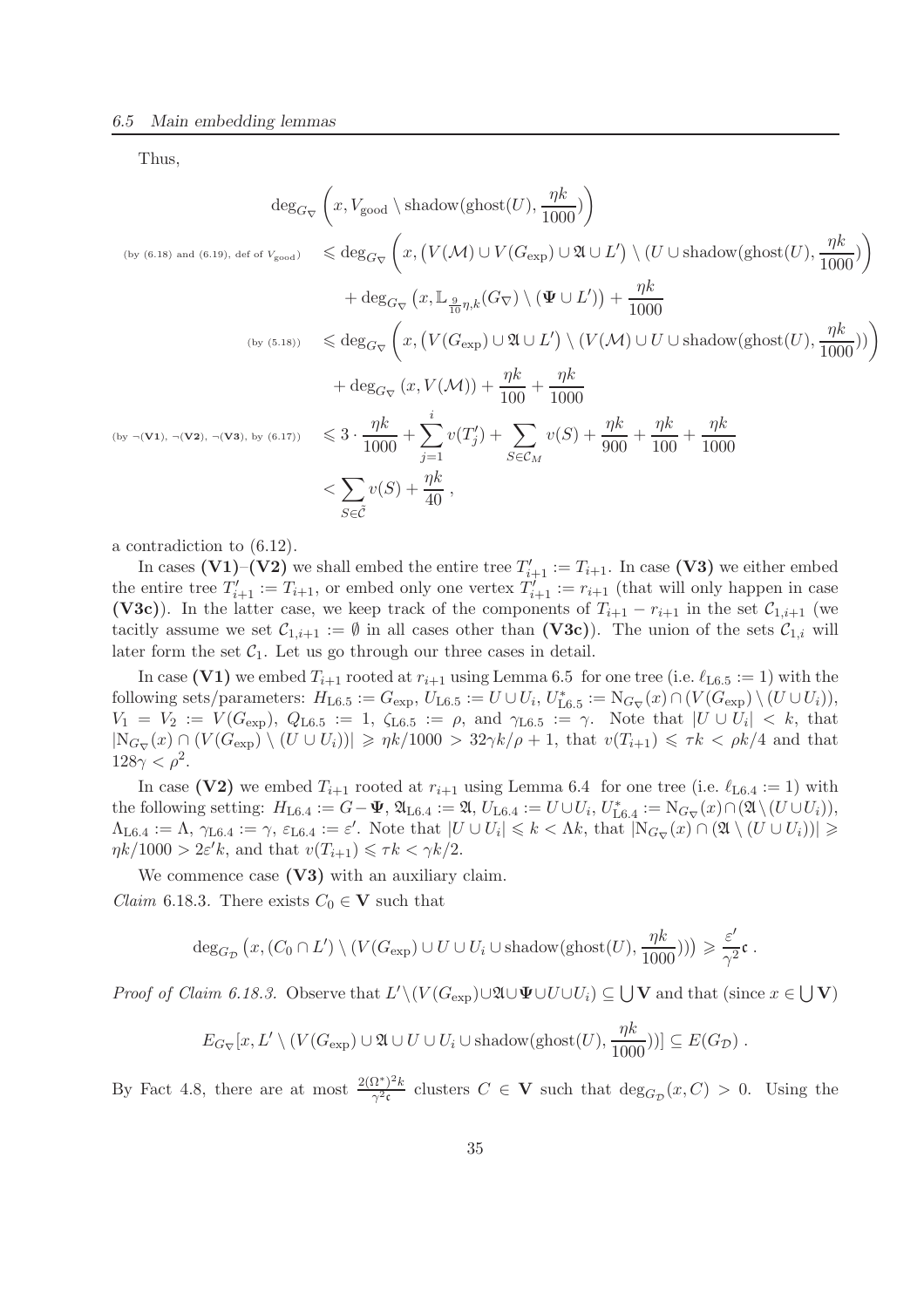Thus,

$$
\begin{aligned}
&\deg_{G_\nabla}\left(x, V_{\mathrm{good}} \setminus \mathrm{shadow}(\mathrm{ghost}(U), \frac{\eta k}{1000})\right) \\
&\text{(by (6.18) and (6.19), def of } V_{\mathrm{good}}) \quad \leqslant \deg_{G_\nabla}\left(x, \left(V(\mathcal{M}) \cup V(G_{\exp}) \cup \mathfrak{A} \cup L'\right) \setminus \left(U \cup \mathrm{shadow}(\mathrm{ghost}(U), \frac{\eta k}{1000})\right)\right) \\
&\qquad + \deg_{G_\nabla}\left(x, \mathbb{L}_{\frac{9}{10}\eta,k}(G_\nabla) \setminus (\mathbf{\Psi} \cup L')\right) + \frac{\eta k}{1000} \\
&\text{(by (5.18))} \quad \leqslant \deg_{G_\nabla}\left(x, \left(V(G_{\exp}) \cup \mathfrak{A} \cup L'\right) \setminus \left(V(\mathcal{M}) \cup U \cup \mathrm{shadow}(\mathrm{ghost}(U), \frac{\eta k}{1000})\right)\right) \\
&\qquad + \deg_{G_\nabla}(x, V(\mathcal{M})) + \frac{\eta k}{100} + \frac{\eta k}{1000} \\
&\text{(by } \neg(\mathbf{V1}), \neg(\mathbf{V2}), \neg(\mathbf{V3}), \text{ by (6.17))} \quad \leqslant 3 \cdot \frac{\eta k}{1000} + \sum_{j=1}^{i} v(T'_j) + \sum_{S \in \mathcal{C}_M} v(S) + \frac{\eta k}{900} + \frac{\eta k}{100} + \frac{\eta k}{1000} \\
&\qquad < \sum_{S \in \tilde{\mathcal{C}}} v(S) + \frac{\eta k}{40},
\end{aligned}
$$

a contradiction to (6.12).

In cases **(V1)**–**(V2)** we shall embed the entire tree $T'_{i+1} := T_{i+1}$. In case **(V3)** we either embed the entire tree $T'_{i+1} := T_{i+1}$, or embed only one vertex $T'_{i+1} := r_{i+1}$ (that will only happen in case **(V3c)**). In the latter case, we keep track of the components of $T_{i+1} - r_{i+1}$ in the set $\mathcal{C}_{1,i+1}$ (we tacitly assume we set $\mathcal{C}_{1,i+1} := \emptyset$ in all cases other than **(V3c)**). The union of the sets $\mathcal{C}_{1,i}$ will later form the set $\mathcal{C}_1$. Let us go through our three cases in detail.

In case **(V1)** we embed $T_{i+1}$ rooted at $r_{i+1}$ using Lemma 6.5 for one tree (i.e. $\ell_{\mathrm{L}6.5} := 1$) with the following sets/parameters: $H_{\mathrm{L}6.5} := G_{\exp}$, $U_{\mathrm{L}6.5} := U \cup U_i$, $U^*_{\mathrm{L}6.5} := \mathrm{N}_{G_\nabla}(x) \cap (V(G_{\exp}) \setminus (U \cup U_i))$, $V_1 = V_2 := V(G_{\exp})$, $Q_{\mathrm{L}6.5} := 1$, $\zeta_{\mathrm{L}6.5} := \rho$, and $\gamma_{\mathrm{L}6.5} := \gamma$. Note that $|U \cup U_i| < k$, that $|\mathrm{N}_{G_\nabla}(x) \cap (V(G_{\exp}) \setminus (U \cup U_i))| \geqslant \eta k/1000 > 32\gamma k/\rho + 1$, that $v(T_{i+1}) \leqslant \tau k < \rho k/4$ and that $128\gamma < \rho^2$.

In case **(V2)** we embed $T_{i+1}$ rooted at $r_{i+1}$ using Lemma 6.4 for one tree (i.e. $\ell_{\mathrm{L}6.4} := 1$) with the following setting: $H_{\mathrm{L}6.4} := G - \mathbf{\Psi}$, $\mathfrak{A}_{\mathrm{L}6.4} := \mathfrak{A}$, $U_{\mathrm{L}6.4} := U \cup U_i$, $U^*_{\mathrm{L}6.4} := \mathrm{N}_{G_\nabla}(x) \cap (\mathfrak{A} \setminus (U \cup U_i))$, $\Lambda_{\mathrm{L}6.4} := \Lambda$, $\gamma_{\mathrm{L}6.4} := \gamma$, $\varepsilon_{\mathrm{L}6.4} := \varepsilon'$. Note that $|U \cup U_i| \leqslant k < \Lambda k$, that $|\mathrm{N}_{G_\nabla}(x) \cap (\mathfrak{A} \setminus (U \cup U_i))| \geqslant \eta k/1000 > 2\varepsilon' k$, and that $v(T_{i+1}) \leqslant \tau k < \gamma k/2$.

We commence case **(V3)** with an auxiliary claim.

*Claim* 6.18.3. There exists $C_0 \in \mathbf{V}$ such that

$$
\deg_{G_{\mathcal{D}}}\left(x, (C_0 \cap L') \setminus (V(G_{\exp}) \cup U \cup U_i \cup \mathrm{shadow}(\mathrm{ghost}(U), \frac{\eta k}{1000}))\right) \geqslant \frac{\varepsilon'}{\gamma^2}\mathfrak{c}.
$$

*Proof of Claim 6.18.3.* Observe that $L' \setminus (V(G_{\exp}) \cup \mathfrak{A} \cup \mathbf{\Psi} \cup U \cup U_i) \subseteq \bigcup \mathbf{V}$ and that (since $x \in \bigcup \mathbf{V}$)

$$
E_{G_\nabla}[x, L' \setminus (V(G_{\exp}) \cup \mathfrak{A} \cup U \cup U_i \cup \mathrm{shadow}(\mathrm{ghost}(U), \frac{\eta k}{1000}))] \subseteq E(G_{\mathcal{D}}).
$$

By Fact 4.8, there are at most $\frac{2(\Omega^*)^2 k}{\gamma^2 \mathfrak{c}}$ clusters $C \in \mathbf{V}$ such that $\deg_{G_{\mathcal{D}}}(x, C) > 0$. Using the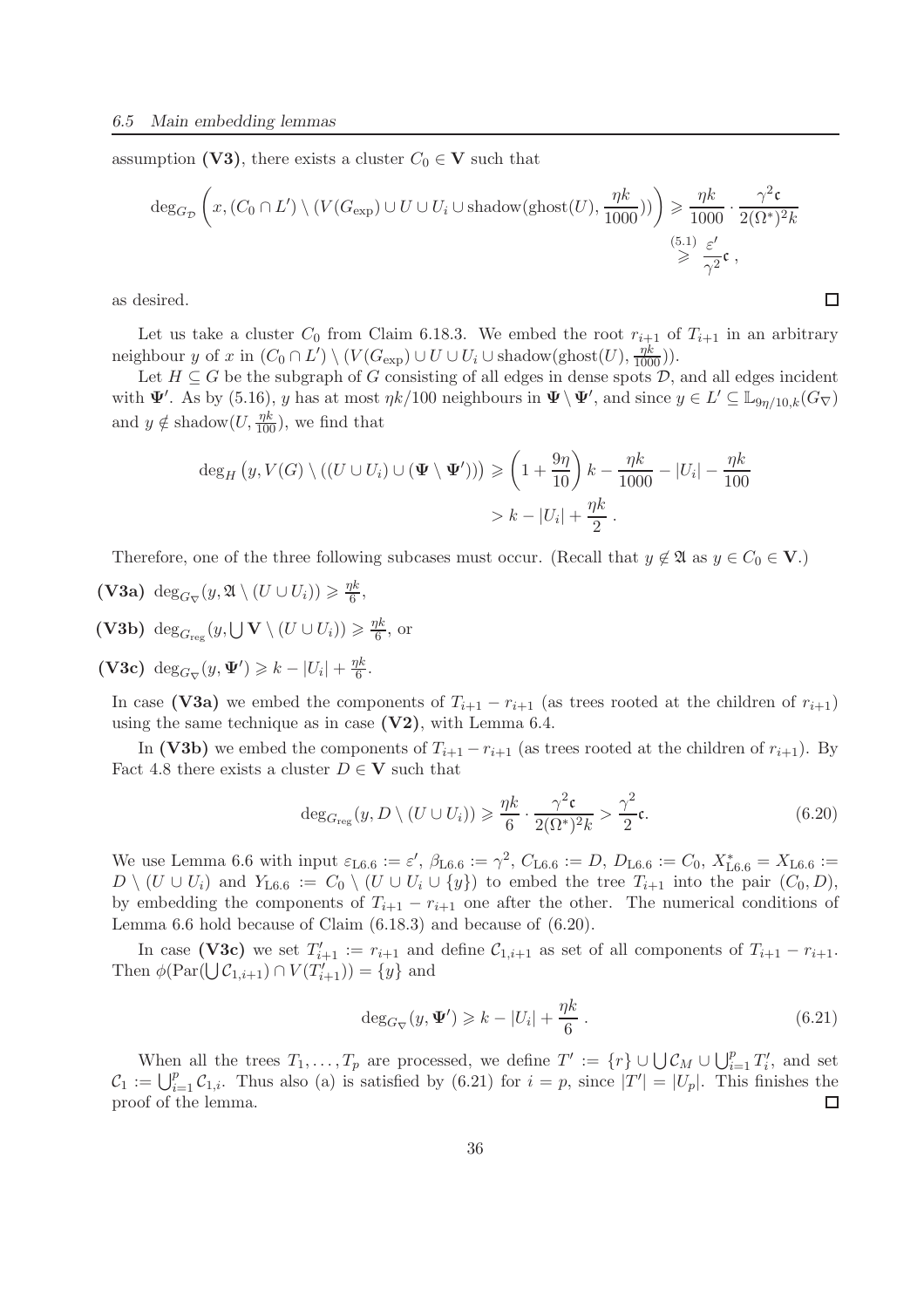assumption **(V3)**, there exists a cluster $C_0 \in \mathbf{V}$ such that

$$\deg_{G_{\mathcal{D}}}\left(x, (C_0 \cap L') \setminus (V(G_{\exp}) \cup U \cup U_i \cup \mathrm{shadow}(\mathrm{ghost}(U), \frac{\eta k}{1000}))\right) \geqslant \frac{\eta k}{1000} \cdot \frac{\gamma^2 \mathfrak{c}}{2(\Omega^*)^2 k} \overset{(5.1)}{\geqslant} \frac{\varepsilon'}{\gamma^2}\mathfrak{c} ,$$

as desired. □

Let us take a cluster $C_0$ from Claim 6.18.3. We embed the root $r_{i+1}$ of $T_{i+1}$ in an arbitrary neighbour $y$ of $x$ in $(C_0 \cap L') \setminus (V(G_{\exp}) \cup U \cup U_i \cup \mathrm{shadow}(\mathrm{ghost}(U), \frac{\eta k}{1000}))$.

Let $H \subseteq G$ be the subgraph of $G$ consisting of all edges in dense spots $\mathcal{D}$, and all edges incident with $\mathbf{\Psi}'$. As by (5.16), $y$ has at most $\eta k/100$ neighbours in $\mathbf{\Psi} \setminus \mathbf{\Psi}'$, and since $y \in L' \subseteq \mathbb{L}_{9\eta/10,k}(G_\nabla)$ and $y \notin \mathrm{shadow}(U, \frac{\eta k}{100})$, we find that

$$\begin{aligned}\deg_H\left(y, V(G) \setminus ((U \cup U_i) \cup (\mathbf{\Psi} \setminus \mathbf{\Psi}'))\right) &\geqslant \left(1 + \frac{9\eta}{10}\right)k - \frac{\eta k}{1000} - |U_i| - \frac{\eta k}{100} \\ &> k - |U_i| + \frac{\eta k}{2} .\end{aligned}$$

Therefore, one of the three following subcases must occur. (Recall that $y \notin \mathfrak{A}$ as $y \in C_0 \in \mathbf{V}$.)

**(V3a)** $\deg_{G_\nabla}(y, \mathfrak{A} \setminus (U \cup U_i)) \geqslant \frac{\eta k}{6}$,

**(V3b)** $\deg_{G_{\mathrm{reg}}}(y, \bigcup \mathbf{V} \setminus (U \cup U_i)) \geqslant \frac{\eta k}{6}$, or

**(V3c)** $\deg_{G_\nabla}(y, \mathbf{\Psi}') \geqslant k - |U_i| + \frac{\eta k}{6}$.

In case **(V3a)** we embed the components of $T_{i+1} - r_{i+1}$ (as trees rooted at the children of $r_{i+1}$) using the same technique as in case **(V2)**, with Lemma 6.4.

In **(V3b)** we embed the components of $T_{i+1} - r_{i+1}$ (as trees rooted at the children of $r_{i+1}$). By Fact 4.8 there exists a cluster $D \in \mathbf{V}$ such that

$$\deg_{G_{\mathrm{reg}}}(y, D \setminus (U \cup U_i)) \geqslant \frac{\eta k}{6} \cdot \frac{\gamma^2 \mathfrak{c}}{2(\Omega^*)^2 k} > \frac{\gamma^2}{2}\mathfrak{c}. \tag{6.20}$$

We use Lemma 6.6 with input $\varepsilon_{\mathrm{L}6.6} := \varepsilon'$, $\beta_{\mathrm{L}6.6} := \gamma^2$, $C_{\mathrm{L}6.6} := D$, $D_{\mathrm{L}6.6} := C_0$, $X^*_{\mathrm{L}6.6} = X_{\mathrm{L}6.6} := D \setminus (U \cup U_i)$ and $Y_{\mathrm{L}6.6} := C_0 \setminus (U \cup U_i \cup \{y\})$ to embed the tree $T_{i+1}$ into the pair $(C_0, D)$, by embedding the components of $T_{i+1} - r_{i+1}$ one after the other. The numerical conditions of Lemma 6.6 hold because of Claim (6.18.3) and because of (6.20).

In case **(V3c)** we set $T'_{i+1} := r_{i+1}$ and define $\mathcal{C}_{1,i+1}$ as set of all components of $T_{i+1} - r_{i+1}$. Then $\phi(\mathrm{Par}(\bigcup \mathcal{C}_{1,i+1}) \cap V(T'_{i+1})) = \{y\}$ and

$$\deg_{G_\nabla}(y, \mathbf{\Psi}') \geqslant k - |U_i| + \frac{\eta k}{6} . \tag{6.21}$$

When all the trees $T_1, \ldots, T_p$ are processed, we define $T' := \{r\} \cup \bigcup \mathcal{C}_M \cup \bigcup_{i=1}^p T'_i$, and set $\mathcal{C}_1 := \bigcup_{i=1}^p \mathcal{C}_{1,i}$. Thus also (a) is satisfied by (6.21) for $i = p$, since $|T'| = |U_p|$. This finishes the proof of the lemma. □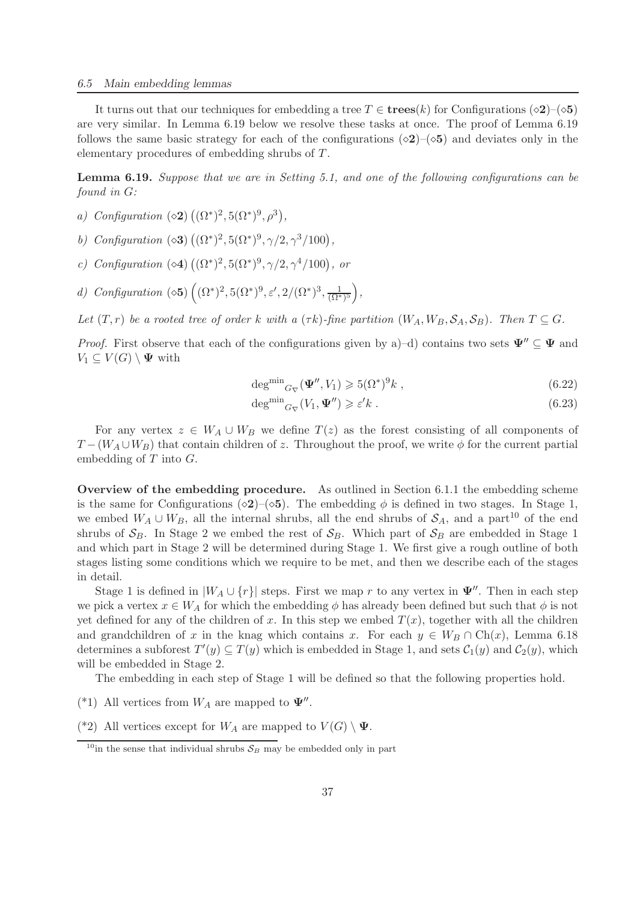It turns out that our techniques for embedding a tree $T \in \mathbf{trees}(k)$ for Configurations $(\diamond\mathbf{2})$–$(\diamond\mathbf{5})$ are very similar. In Lemma 6.19 below we resolve these tasks at once. The proof of Lemma 6.19 follows the same basic strategy for each of the configurations $(\diamond\mathbf{2})$–$(\diamond\mathbf{5})$ and deviates only in the elementary procedures of embedding shrubs of $T$.

**Lemma 6.19.** *Suppose that we are in Setting 5.1, and one of the following configurations can be found in $G$:*

*a) Configuration $(\diamond\mathbf{2})$ $\left((\Omega^*)^2, 5(\Omega^*)^9, \rho^3\right)$,*

*b) Configuration $(\diamond\mathbf{3})$ $\left((\Omega^*)^2, 5(\Omega^*)^9, \gamma/2, \gamma^3/100\right)$,*

*c) Configuration $(\diamond\mathbf{4})$ $\left((\Omega^*)^2, 5(\Omega^*)^9, \gamma/2, \gamma^4/100\right)$, or*

*d) Configuration $(\diamond\mathbf{5})$ $\left((\Omega^*)^2, 5(\Omega^*)^9, \varepsilon', 2/(\Omega^*)^3, \frac{1}{(\Omega^*)^5}\right)$,*

*Let $(T, r)$ be a rooted tree of order $k$ with a $(\tau k)$-fine partition $(W_A, W_B, \mathcal{S}_A, \mathcal{S}_B)$. Then $T \subseteq G$.*

*Proof.* First observe that each of the configurations given by a)–d) contains two sets $\mathbf{\Psi}'' \subseteq \mathbf{\Psi}$ and $V_1 \subseteq V(G) \setminus \mathbf{\Psi}$ with

$$\mathrm{deg^{min}}_{G_\nabla}(\mathbf{\Psi}'', V_1) \geqslant 5(\Omega^*)^9 k \;, \tag{6.22}$$

$$\mathrm{deg^{min}}_{G_\nabla}(V_1, \mathbf{\Psi}'') \geqslant \varepsilon' k \;. \tag{6.23}$$

For any vertex $z \in W_A \cup W_B$ we define $T(z)$ as the forest consisting of all components of $T - (W_A \cup W_B)$ that contain children of $z$. Throughout the proof, we write $\phi$ for the current partial embedding of $T$ into $G$.

**Overview of the embedding procedure.** As outlined in Section 6.1.1 the embedding scheme is the same for Configurations $(\diamond\mathbf{2})$–$(\diamond\mathbf{5})$. The embedding $\phi$ is defined in two stages. In Stage 1, we embed $W_A \cup W_B$, all the internal shrubs, all the end shrubs of $\mathcal{S}_A$, and a part[10] of the end shrubs of $\mathcal{S}_B$. In Stage 2 we embed the rest of $\mathcal{S}_B$. Which part of $\mathcal{S}_B$ are embedded in Stage 1 and which part in Stage 2 will be determined during Stage 1. We first give a rough outline of both stages listing some conditions which we require to be met, and then we describe each of the stages in detail.

Stage 1 is defined in $|W_A \cup \{r\}|$ steps. First we map $r$ to any vertex in $\mathbf{\Psi}''$. Then in each step we pick a vertex $x \in W_A$ for which the embedding $\phi$ has already been defined but such that $\phi$ is not yet defined for any of the children of $x$. In this step we embed $T(x)$, together with all the children and grandchildren of $x$ in the knag which contains $x$. For each $y \in W_B \cap \mathrm{Ch}(x)$, Lemma 6.18 determines a subforest $T'(y) \subseteq T(y)$ which is embedded in Stage 1, and sets $\mathcal{C}_1(y)$ and $\mathcal{C}_2(y)$, which will be embedded in Stage 2.

The embedding in each step of Stage 1 will be defined so that the following properties hold.

(*1) All vertices from $W_A$ are mapped to $\mathbf{\Psi}''$.

(*2) All vertices except for $W_A$ are mapped to $V(G) \setminus \mathbf{\Psi}$.

[10] in the sense that individual shrubs $\mathcal{S}_B$ may be embedded only in part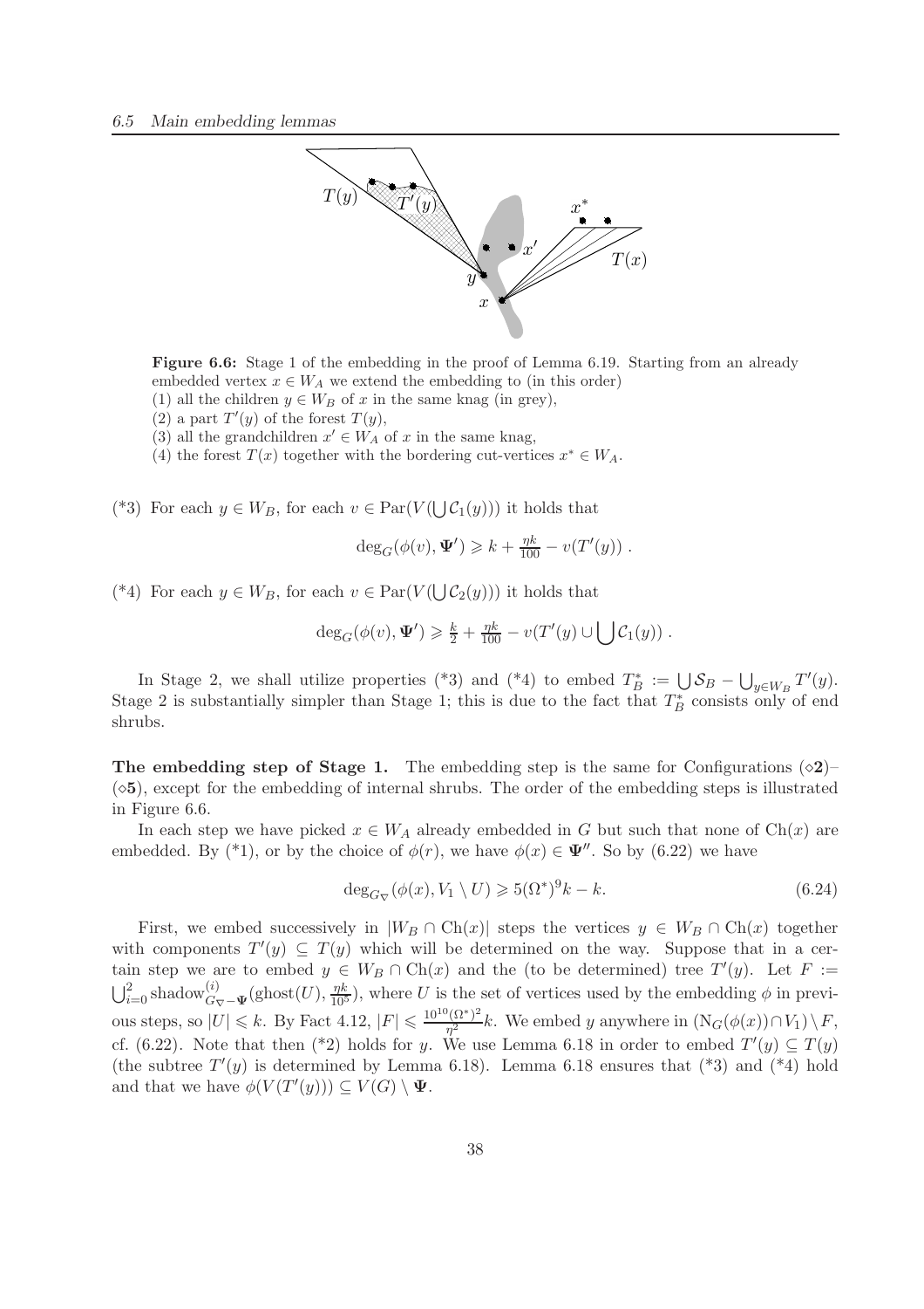**Figure 6.6:** Stage 1 of the embedding in the proof of Lemma 6.19. Starting from an already embedded vertex $x \in W_A$ we extend the embedding to (in this order)
(1) all the children $y \in W_B$ of $x$ in the same knag (in grey),
(2) a part $T'(y)$ of the forest $T(y)$,
(3) all the grandchildren $x' \in W_A$ of $x$ in the same knag,
(4) the forest $T(x)$ together with the bordering cut-vertices $x^* \in W_A$.

(*3) For each $y \in W_B$, for each $v \in \mathrm{Par}(V(\bigcup \mathcal{C}_1(y)))$ it holds that

$$\deg_G(\phi(v), \mathbf{\Psi}') \geqslant k + \tfrac{\eta k}{100} - v(T'(y)) .$$

(*4) For each $y \in W_B$, for each $v \in \mathrm{Par}(V(\bigcup \mathcal{C}_2(y)))$ it holds that

$$\deg_G(\phi(v), \mathbf{\Psi}') \geqslant \tfrac{k}{2} + \tfrac{\eta k}{100} - v(T'(y) \cup \bigcup \mathcal{C}_1(y)) .$$

In Stage 2, we shall utilize properties (*3) and (*4) to embed $T_B^* := \bigcup \mathcal{S}_B - \bigcup_{y \in W_B} T'(y)$. Stage 2 is substantially simpler than Stage 1; this is due to the fact that $T_B^*$ consists only of end shrubs.

**The embedding step of Stage 1.** The embedding step is the same for Configurations ($\diamond$**2**)–($\diamond$**5**), except for the embedding of internal shrubs. The order of the embedding steps is illustrated in Figure 6.6.

In each step we have picked $x \in W_A$ already embedded in $G$ but such that none of $\mathrm{Ch}(x)$ are embedded. By (*1), or by the choice of $\phi(r)$, we have $\phi(x) \in \mathbf{\Psi}''$. So by (6.22) we have

$$\deg_{G_\nabla}(\phi(x), V_1 \setminus U) \geqslant 5(\Omega^*)^9 k - k. \tag{6.24}$$

First, we embed successively in $|W_B \cap \mathrm{Ch}(x)|$ steps the vertices $y \in W_B \cap \mathrm{Ch}(x)$ together with components $T'(y) \subseteq T(y)$ which will be determined on the way. Suppose that in a certain step we are to embed $y \in W_B \cap \mathrm{Ch}(x)$ and the (to be determined) tree $T'(y)$. Let $F := \bigcup_{i=0}^{2} \mathrm{shadow}^{(i)}_{G_\nabla - \mathbf{\Psi}}(\mathrm{ghost}(U), \frac{\eta k}{10^5})$, where $U$ is the set of vertices used by the embedding $\phi$ in previous steps, so $|U| \leqslant k$. By Fact 4.12, $|F| \leqslant \frac{10^{10}(\Omega^*)^2}{\eta^2} k$. We embed $y$ anywhere in $(\mathrm{N}_G(\phi(x)) \cap V_1) \setminus F$, cf. (6.22). Note that then (*2) holds for $y$. We use Lemma 6.18 in order to embed $T'(y) \subseteq T(y)$ (the subtree $T'(y)$ is determined by Lemma 6.18). Lemma 6.18 ensures that (*3) and (*4) hold and that we have $\phi(V(T'(y))) \subseteq V(G) \setminus \mathbf{\Psi}$.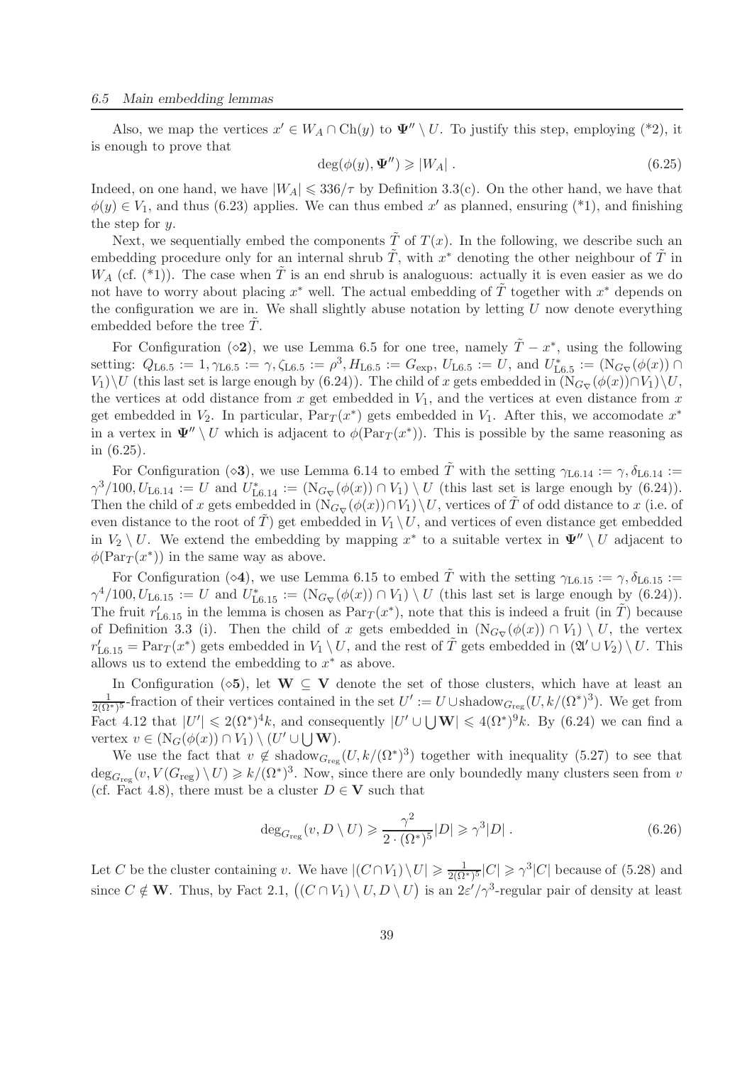Also, we map the vertices $x' \in W_A \cap \mathrm{Ch}(y)$ to $\mathbf{\Psi}'' \setminus U$. To justify this step, employing (*2), it is enough to prove that

$$\deg(\phi(y), \mathbf{\Psi}'') \geqslant |W_A| \,. \tag{6.25}$$

Indeed, on one hand, we have $|W_A| \leqslant 336/\tau$ by Definition 3.3(c). On the other hand, we have that $\phi(y) \in V_1$, and thus (6.23) applies. We can thus embed $x'$ as planned, ensuring (*1), and finishing the step for $y$.

Next, we sequentially embed the components $\tilde{T}$ of $T(x)$. In the following, we describe such an embedding procedure only for an internal shrub $\tilde{T}$, with $x^*$ denoting the other neighbour of $\tilde{T}$ in $W_A$ (cf. (*1)). The case when $\tilde{T}$ is an end shrub is analoguous: actually it is even easier as we do not have to worry about placing $x^*$ well. The actual embedding of $\tilde{T}$ together with $x^*$ depends on the configuration we are in. We shall slightly abuse notation by letting $U$ now denote everything embedded before the tree $\tilde{T}$.

For Configuration ($\diamond$**2**), we use Lemma 6.5 for one tree, namely $\tilde{T} - x^*$, using the following setting: $Q_{\mathrm{L}6.5} := 1, \gamma_{\mathrm{L}6.5} := \gamma, \zeta_{\mathrm{L}6.5} := \rho^3, H_{\mathrm{L}6.5} := G_{\exp}, U_{\mathrm{L}6.5} := U$, and $U^*_{\mathrm{L}6.5} := (\mathrm{N}_{G_\nabla}(\phi(x)) \cap V_1) \setminus U$ (this last set is large enough by (6.24)). The child of $x$ gets embedded in $(\mathrm{N}_{G_\nabla}(\phi(x)) \cap V_1) \setminus U$, the vertices at odd distance from $x$ get embedded in $V_1$, and the vertices at even distance from $x$ get embedded in $V_2$. In particular, $\mathrm{Par}_T(x^*)$ gets embedded in $V_1$. After this, we accomodate $x^*$ in a vertex in $\mathbf{\Psi}'' \setminus U$ which is adjacent to $\phi(\mathrm{Par}_T(x^*))$. This is possible by the same reasoning as in (6.25).

For Configuration ($\diamond$**3**), we use Lemma 6.14 to embed $\tilde{T}$ with the setting $\gamma_{\mathrm{L}6.14} := \gamma, \delta_{\mathrm{L}6.14} := \gamma^3/100, U_{\mathrm{L}6.14} := U$ and $U^*_{\mathrm{L}6.14} := (\mathrm{N}_{G_\nabla}(\phi(x)) \cap V_1) \setminus U$ (this last set is large enough by (6.24)). Then the child of $x$ gets embedded in $(\mathrm{N}_{G_\nabla}(\phi(x)) \cap V_1) \setminus U$, vertices of $\tilde{T}$ of odd distance to $x$ (i.e. of even distance to the root of $\tilde{T}$) get embedded in $V_1 \setminus U$, and vertices of even distance get embedded in $V_2 \setminus U$. We extend the embedding by mapping $x^*$ to a suitable vertex in $\mathbf{\Psi}'' \setminus U$ adjacent to $\phi(\mathrm{Par}_T(x^*))$ in the same way as above.

For Configuration ($\diamond$**4**), we use Lemma 6.15 to embed $\tilde{T}$ with the setting $\gamma_{\mathrm{L}6.15} := \gamma, \delta_{\mathrm{L}6.15} := \gamma^4/100, U_{\mathrm{L}6.15} := U$ and $U^*_{\mathrm{L}6.15} := (\mathrm{N}_{G_\nabla}(\phi(x)) \cap V_1) \setminus U$ (this last set is large enough by (6.24)). The fruit $r'_{\mathrm{L}6.15}$ in the lemma is chosen as $\mathrm{Par}_T(x^*)$, note that this is indeed a fruit (in $\tilde{T}$) because of Definition 3.3 (i). Then the child of $x$ gets embedded in $(\mathrm{N}_{G_\nabla}(\phi(x)) \cap V_1) \setminus U$, the vertex $r'_{\mathrm{L}6.15} = \mathrm{Par}_T(x^*)$ gets embedded in $V_1 \setminus U$, and the rest of $\tilde{T}$ gets embedded in $(\mathfrak{A}' \cup V_2) \setminus U$. This allows us to extend the embedding to $x^*$ as above.

In Configuration ($\diamond$**5**), let $\mathbf{W} \subseteq \mathbf{V}$ denote the set of those clusters, which have at least an $\frac{1}{2(\Omega^*)^5}$-fraction of their vertices contained in the set $U' := U \cup \mathrm{shadow}_{G_{\mathrm{reg}}}(U, k/(\Omega^*)^3)$. We get from Fact 4.12 that $|U'| \leqslant 2(\Omega^*)^4 k$, and consequently $|U' \cup \bigcup \mathbf{W}| \leqslant 4(\Omega^*)^9 k$. By (6.24) we can find a vertex $v \in (\mathrm{N}_G(\phi(x)) \cap V_1) \setminus (U' \cup \bigcup \mathbf{W})$.

We use the fact that $v \notin \mathrm{shadow}_{G_{\mathrm{reg}}}(U, k/(\Omega^*)^3)$ together with inequality (5.27) to see that $\deg_{G_{\mathrm{reg}}}(v, V(G_{\mathrm{reg}}) \setminus U) \geqslant k/(\Omega^*)^3$. Now, since there are only boundedly many clusters seen from $v$ (cf. Fact 4.8), there must be a cluster $D \in \mathbf{V}$ such that

$$\deg_{G_{\mathrm{reg}}}(v, D \setminus U) \geqslant \frac{\gamma^2}{2 \cdot (\Omega^*)^5} |D| \geqslant \gamma^3 |D| \,. \tag{6.26}$$

Let $C$ be the cluster containing $v$. We have $|(C \cap V_1) \setminus U| \geqslant \frac{1}{2(\Omega^*)^5}|C| \geqslant \gamma^3 |C|$ because of (5.28) and since $C \notin \mathbf{W}$. Thus, by Fact 2.1, $\big((C \cap V_1) \setminus U, D \setminus U\big)$ is an $2\varepsilon'/\gamma^3$-regular pair of density at least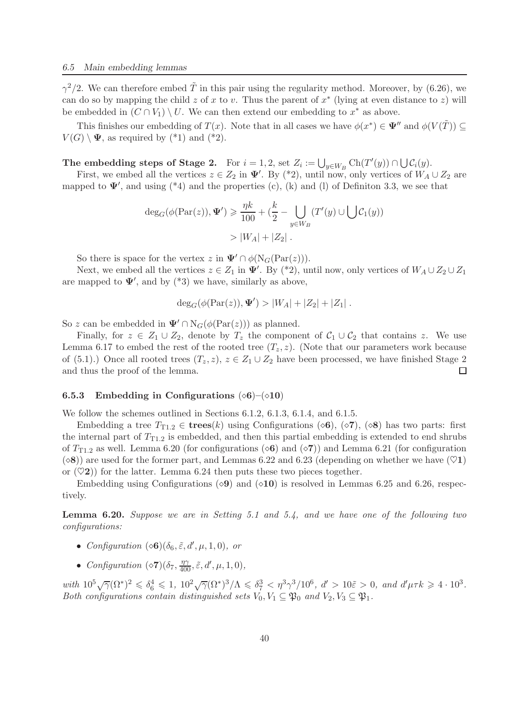$\gamma^2/2$. We can therefore embed $\tilde{T}$ in this pair using the regularity method. Moreover, by (6.26), we can do so by mapping the child $z$ of $x$ to $v$. Thus the parent of $x^*$ (lying at even distance to $z$) will be embedded in $(C \cap V_1) \setminus U$. We can then extend our embedding to $x^*$ as above.

This finishes our embedding of $T(x)$. Note that in all cases we have $\phi(x^*) \in \mathbf{\Psi}''$ and $\phi(V(\tilde{T})) \subseteq V(G) \setminus \mathbf{\Psi}$, as required by (*1) and (*2).

**The embedding steps of Stage 2.** For $i = 1, 2$, set $Z_i := \bigcup_{y \in W_B} \mathrm{Ch}(T'(y)) \cap \bigcup \mathcal{C}_i(y)$.

First, we embed all the vertices $z \in Z_2$ in $\mathbf{\Psi}'$. By (*2), until now, only vertices of $W_A \cup Z_2$ are mapped to $\mathbf{\Psi}'$, and using (*4) and the properties (c), (k) and (l) of Definiton 3.3, we see that

$$\begin{aligned}\deg_G(\phi(\mathrm{Par}(z)), \mathbf{\Psi}') &\geqslant \frac{\eta k}{100} + (\frac{k}{2} - \bigcup_{y \in W_B} (T'(y) \cup \bigcup \mathcal{C}_1(y)) \\ &> |W_A| + |Z_2| \,.\end{aligned}$$

So there is space for the vertex $z$ in $\mathbf{\Psi}' \cap \phi(\mathrm{N}_G(\mathrm{Par}(z)))$.

Next, we embed all the vertices $z \in Z_1$ in $\mathbf{\Psi}'$. By (*2), until now, only vertices of $W_A \cup Z_2 \cup Z_1$ are mapped to $\mathbf{\Psi}'$, and by (*3) we have, similarly as above,

$$\deg_G(\phi(\mathrm{Par}(z)), \mathbf{\Psi}') > |W_A| + |Z_2| + |Z_1| \,.$$

So $z$ can be embedded in $\mathbf{\Psi}' \cap \mathrm{N}_G(\phi(\mathrm{Par}(z)))$ as planned.

Finally, for $z \in Z_1 \cup Z_2$, denote by $T_z$ the component of $\mathcal{C}_1 \cup \mathcal{C}_2$ that contains $z$. We use Lemma 6.17 to embed the rest of the rooted tree $(T_z, z)$. (Note that our parameters work because of (5.1).) Once all rooted trees $(T_z, z)$, $z \in Z_1 \cup Z_2$ have been processed, we have finished Stage 2 and thus the proof of the lemma. □

### 6.5.3 Embedding in Configurations (⋄6)–(⋄10)

We follow the schemes outlined in Sections 6.1.2, 6.1.3, 6.1.4, and 6.1.5.

Embedding a tree $T_{\mathrm{T}1.2} \in \mathbf{trees}(k)$ using Configurations (⋄**6**), (⋄**7**), (⋄**8**) has two parts: first the internal part of $T_{\mathrm{T}1.2}$ is embedded, and then this partial embedding is extended to end shrubs of $T_{\mathrm{T}1.2}$ as well. Lemma 6.20 (for configurations (⋄**6**) and (⋄**7**)) and Lemma 6.21 (for configuration (⋄**8**)) are used for the former part, and Lemmas 6.22 and 6.23 (depending on whether we have (♡**1**) or (♡**2**)) for the latter. Lemma 6.24 then puts these two pieces together.

Embedding using Configurations (⋄**9**) and (⋄**10**) is resolved in Lemmas 6.25 and 6.26, respectively.

**Lemma 6.20.** *Suppose we are in Setting 5.1 and 5.4, and we have one of the following two configurations:*

- *Configuration* (⋄**6**)$(\delta_6, \tilde{\varepsilon}, d', \mu, 1, 0)$*, or*
- *Configuration* (⋄**7**)$(\delta_7, \frac{\eta\gamma}{400}, \tilde{\varepsilon}, d', \mu, 1, 0)$*,*

*with* $10^5\sqrt{\gamma}(\Omega^*)^2 \leqslant \delta_6^4 \leqslant 1$*,* $10^2\sqrt{\gamma}(\Omega^*)^3/\Lambda \leqslant \delta_7^3 < \eta^3\gamma^3/10^6$*,* $d' > 10\tilde{\varepsilon} > 0$*, and* $d'\mu\tau k \geqslant 4 \cdot 10^3$*. Both configurations contain distinguished sets* $V_0, V_1 \subseteq \mathfrak{P}_0$ *and* $V_2, V_3 \subseteq \mathfrak{P}_1$*.*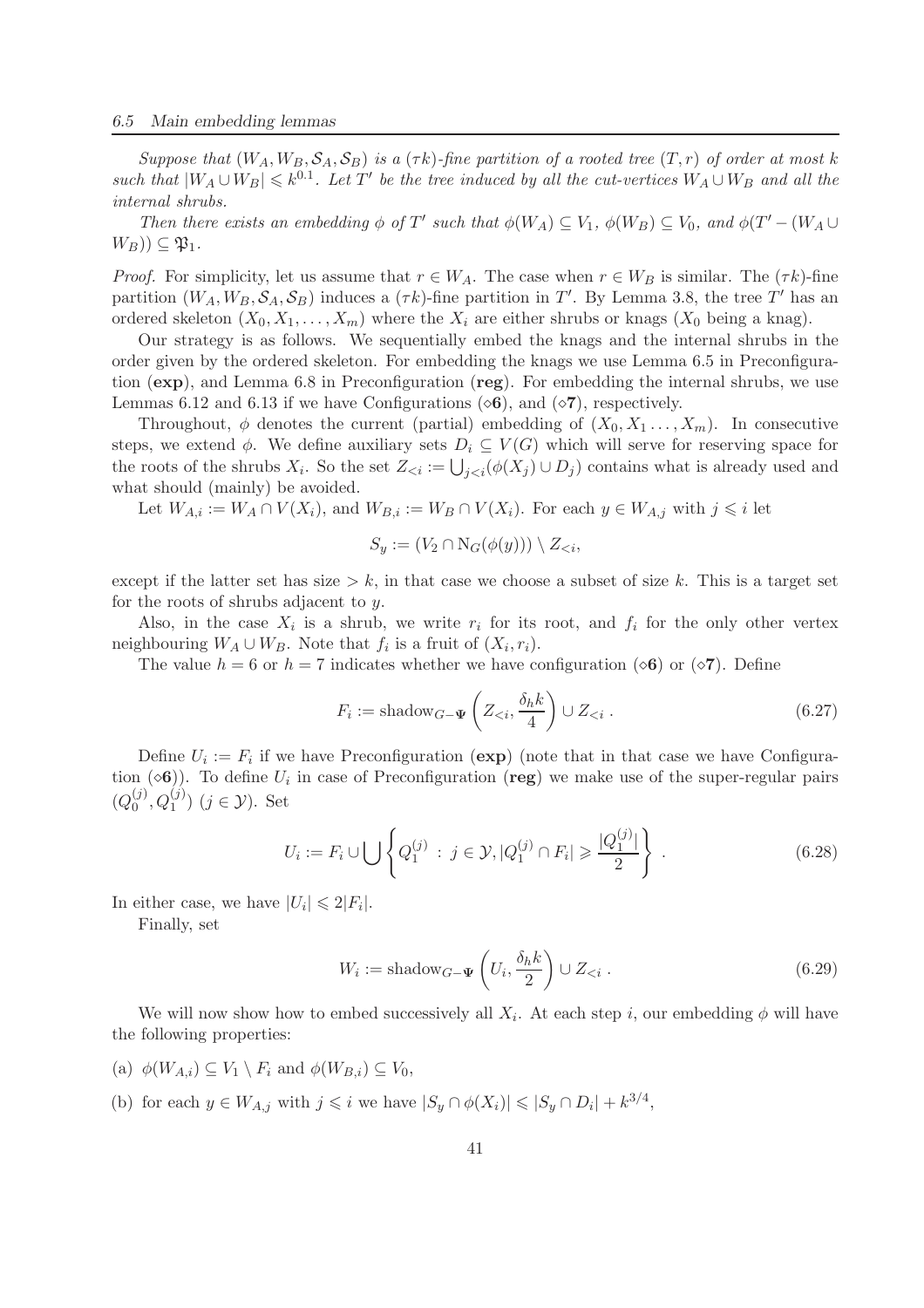*Suppose that $(W_A, W_B, \mathcal{S}_A, \mathcal{S}_B)$ is a $(\tau k)$-fine partition of a rooted tree $(T, r)$ of order at most $k$ such that $|W_A \cup W_B| \leqslant k^{0.1}$. Let $T'$ be the tree induced by all the cut-vertices $W_A \cup W_B$ and all the internal shrubs.*

*Then there exists an embedding $\phi$ of $T'$ such that $\phi(W_A) \subseteq V_1$, $\phi(W_B) \subseteq V_0$, and $\phi(T' - (W_A \cup W_B)) \subseteq \mathfrak{P}_1$.*

*Proof.* For simplicity, let us assume that $r \in W_A$. The case when $r \in W_B$ is similar. The $(\tau k)$-fine partition $(W_A, W_B, \mathcal{S}_A, \mathcal{S}_B)$ induces a $(\tau k)$-fine partition in $T'$. By Lemma 3.8, the tree $T'$ has an ordered skeleton $(X_0, X_1, \ldots, X_m)$ where the $X_i$ are either shrubs or knags ($X_0$ being a knag).

Our strategy is as follows. We sequentially embed the knags and the internal shrubs in the order given by the ordered skeleton. For embedding the knags we use Lemma 6.5 in Preconfiguration (**exp**), and Lemma 6.8 in Preconfiguration (**reg**). For embedding the internal shrubs, we use Lemmas 6.12 and 6.13 if we have Configurations ($\diamond$**6**), and ($\diamond$**7**), respectively.

Throughout, $\phi$ denotes the current (partial) embedding of $(X_0, X_1 \ldots, X_m)$. In consecutive steps, we extend $\phi$. We define auxiliary sets $D_i \subseteq V(G)$ which will serve for reserving space for the roots of the shrubs $X_i$. So the set $Z_{<i} := \bigcup_{j<i}(\phi(X_j) \cup D_j)$ contains what is already used and what should (mainly) be avoided.

Let $W_{A,i} := W_A \cap V(X_i)$, and $W_{B,i} := W_B \cap V(X_i)$. For each $y \in W_{A,j}$ with $j \leqslant i$ let

$$S_y := (V_2 \cap \mathrm{N}_G(\phi(y))) \setminus Z_{<i},$$

except if the latter set has size $> k$, in that case we choose a subset of size $k$. This is a target set for the roots of shrubs adjacent to $y$.

Also, in the case $X_i$ is a shrub, we write $r_i$ for its root, and $f_i$ for the only other vertex neighbouring $W_A \cup W_B$. Note that $f_i$ is a fruit of $(X_i, r_i)$.

The value $h = 6$ or $h = 7$ indicates whether we have configuration ($\diamond$**6**) or ($\diamond$**7**). Define

$$F_i := \mathrm{shadow}_{G-\mathbf{\Psi}}\left(Z_{<i}, \frac{\delta_h k}{4}\right) \cup Z_{<i} \,. \tag{6.27}$$

Define $U_i := F_i$ if we have Preconfiguration (**exp**) (note that in that case we have Configuration ($\diamond$**6**)). To define $U_i$ in case of Preconfiguration (**reg**) we make use of the super-regular pairs $(Q_0^{(j)}, Q_1^{(j)})$ ($j \in \mathcal{Y}$). Set

$$U_i := F_i \cup \bigcup \left\{ Q_1^{(j)} \,:\, j \in \mathcal{Y}, |Q_1^{(j)} \cap F_i| \geqslant \frac{|Q_1^{(j)}|}{2} \right\} \,. \tag{6.28}$$

In either case, we have $|U_i| \leqslant 2|F_i|$.

Finally, set

$$W_i := \mathrm{shadow}_{G-\mathbf{\Psi}}\left(U_i, \frac{\delta_h k}{2}\right) \cup Z_{<i} \,. \tag{6.29}$$

We will now show how to embed successively all $X_i$. At each step $i$, our embedding $\phi$ will have the following properties:

(a) $\phi(W_{A,i}) \subseteq V_1 \setminus F_i$ and $\phi(W_{B,i}) \subseteq V_0$,

(b) for each $y \in W_{A,j}$ with $j \leqslant i$ we have $|S_y \cap \phi(X_i)| \leqslant |S_y \cap D_i| + k^{3/4}$,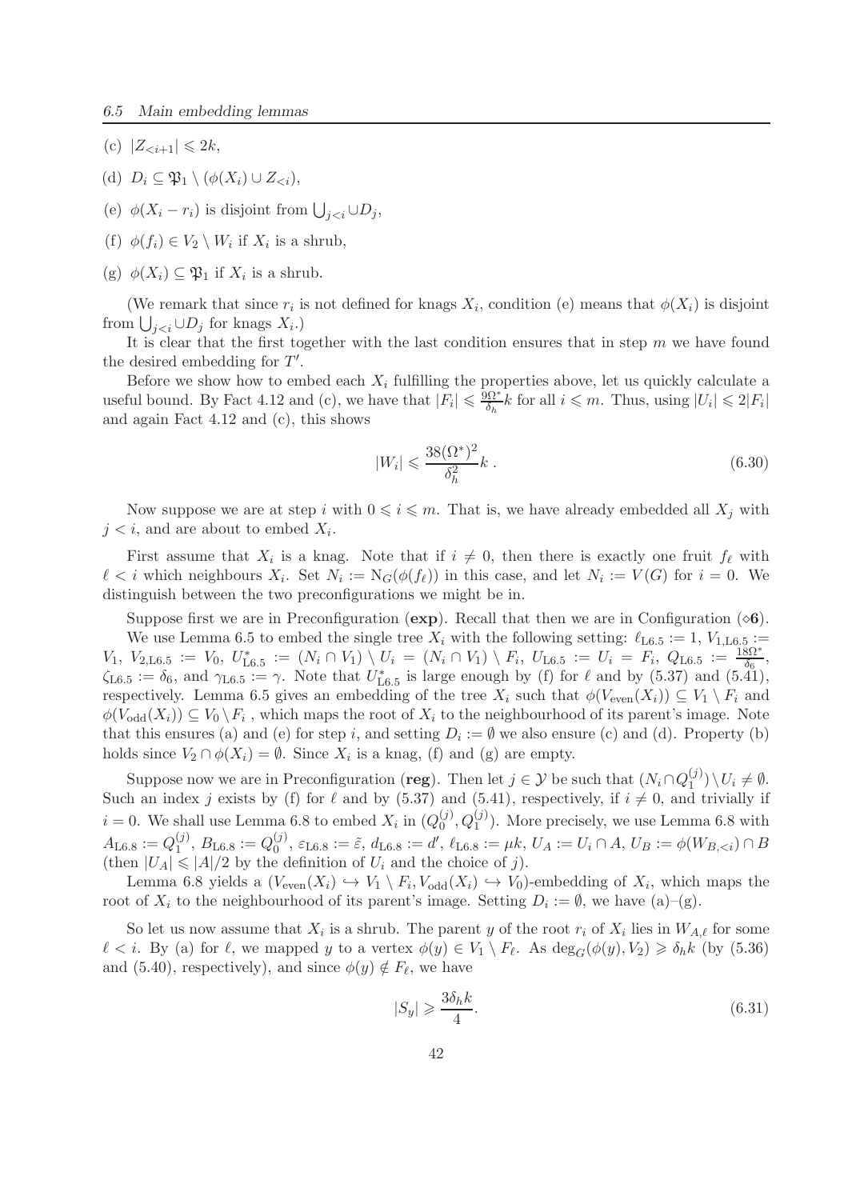(c) $|Z_{<i+1}| \leqslant 2k$,

(d) $D_i \subseteq \mathfrak{P}_1 \setminus (\phi(X_i) \cup Z_{<i})$,

(e) $\phi(X_i - r_i)$ is disjoint from $\bigcup_{j<i} \cup D_j$,

(f) $\phi(f_i) \in V_2 \setminus W_i$ if $X_i$ is a shrub,

(g) $\phi(X_i) \subseteq \mathfrak{P}_1$ if $X_i$ is a shrub.

(We remark that since $r_i$ is not defined for knags $X_i$, condition (e) means that $\phi(X_i)$ is disjoint from $\bigcup_{j<i} \cup D_j$ for knags $X_i$.)

It is clear that the first together with the last condition ensures that in step $m$ we have found the desired embedding for $T'$.

Before we show how to embed each $X_i$ fulfilling the properties above, let us quickly calculate a useful bound. By Fact 4.12 and (c), we have that $|F_i| \leqslant \frac{9\Omega^*}{\delta_h} k$ for all $i \leqslant m$. Thus, using $|U_i| \leqslant 2|F_i|$ and again Fact 4.12 and (c), this shows

$$|W_i| \leqslant \frac{38(\Omega^*)^2}{\delta_h^2} k \,. \tag{6.30}$$

Now suppose we are at step $i$ with $0 \leqslant i \leqslant m$. That is, we have already embedded all $X_j$ with $j < i$, and are about to embed $X_i$.

First assume that $X_i$ is a knag. Note that if $i \neq 0$, then there is exactly one fruit $f_\ell$ with $\ell < i$ which neighbours $X_i$. Set $N_i := \mathrm{N}_G(\phi(f_\ell))$ in this case, and let $N_i := V(G)$ for $i = 0$. We distinguish between the two preconfigurations we might be in.

Suppose first we are in Preconfiguration (**exp**). Recall that then we are in Configuration ($\diamond$**6**).

We use Lemma 6.5 to embed the single tree $X_i$ with the following setting: $\ell_{\mathrm{L6.5}} := 1$, $V_{1,\mathrm{L6.5}} := V_1$, $V_{2,\mathrm{L6.5}} := V_0$, $U^*_{\mathrm{L6.5}} := (N_i \cap V_1) \setminus U_i = (N_i \cap V_1) \setminus F_i$, $U_{\mathrm{L6.5}} := U_i = F_i$, $Q_{\mathrm{L6.5}} := \frac{18\Omega^*}{\delta_6}$, $\zeta_{\mathrm{L6.5}} := \delta_6$, and $\gamma_{\mathrm{L6.5}} := \gamma$. Note that $U^*_{\mathrm{L6.5}}$ is large enough by (f) for $\ell$ and by (5.37) and (5.41), respectively. Lemma 6.5 gives an embedding of the tree $X_i$ such that $\phi(V_{\mathrm{even}}(X_i)) \subseteq V_1 \setminus F_i$ and $\phi(V_{\mathrm{odd}}(X_i)) \subseteq V_0 \setminus F_i$ , which maps the root of $X_i$ to the neighbourhood of its parent's image. Note that this ensures (a) and (e) for step $i$, and setting $D_i := \emptyset$ we also ensure (c) and (d). Property (b) holds since $V_2 \cap \phi(X_i) = \emptyset$. Since $X_i$ is a knag, (f) and (g) are empty.

Suppose now we are in Preconfiguration (**reg**). Then let $j \in \mathcal{Y}$ be such that $(N_i \cap Q_1^{(j)}) \setminus U_i \neq \emptyset$. Such an index $j$ exists by (f) for $\ell$ and by (5.37) and (5.41), respectively, if $i \neq 0$, and trivially if $i = 0$. We shall use Lemma 6.8 to embed $X_i$ in $(Q_0^{(j)}, Q_1^{(j)})$. More precisely, we use Lemma 6.8 with $A_{\mathrm{L6.8}} := Q_1^{(j)}$, $B_{\mathrm{L6.8}} := Q_0^{(j)}$, $\varepsilon_{\mathrm{L6.8}} := \tilde{\varepsilon}$, $d_{\mathrm{L6.8}} := d'$, $\ell_{\mathrm{L6.8}} := \mu k$, $U_A := U_i \cap A$, $U_B := \phi(W_{B,<i}) \cap B$ (then $|U_A| \leqslant |A|/2$ by the definition of $U_i$ and the choice of $j$).

Lemma 6.8 yields a $(V_{\mathrm{even}}(X_i) \hookrightarrow V_1 \setminus F_i, V_{\mathrm{odd}}(X_i) \hookrightarrow V_0)$-embedding of $X_i$, which maps the root of $X_i$ to the neighbourhood of its parent's image. Setting $D_i := \emptyset$, we have (a)–(g).

So let us now assume that $X_i$ is a shrub. The parent $y$ of the root $r_i$ of $X_i$ lies in $W_{A,\ell}$ for some $\ell < i$. By (a) for $\ell$, we mapped $y$ to a vertex $\phi(y) \in V_1 \setminus F_\ell$. As $\deg_G(\phi(y), V_2) \geqslant \delta_h k$ (by (5.36) and (5.40), respectively), and since $\phi(y) \notin F_\ell$, we have

$$|S_y| \geqslant \frac{3\delta_h k}{4}. \tag{6.31}$$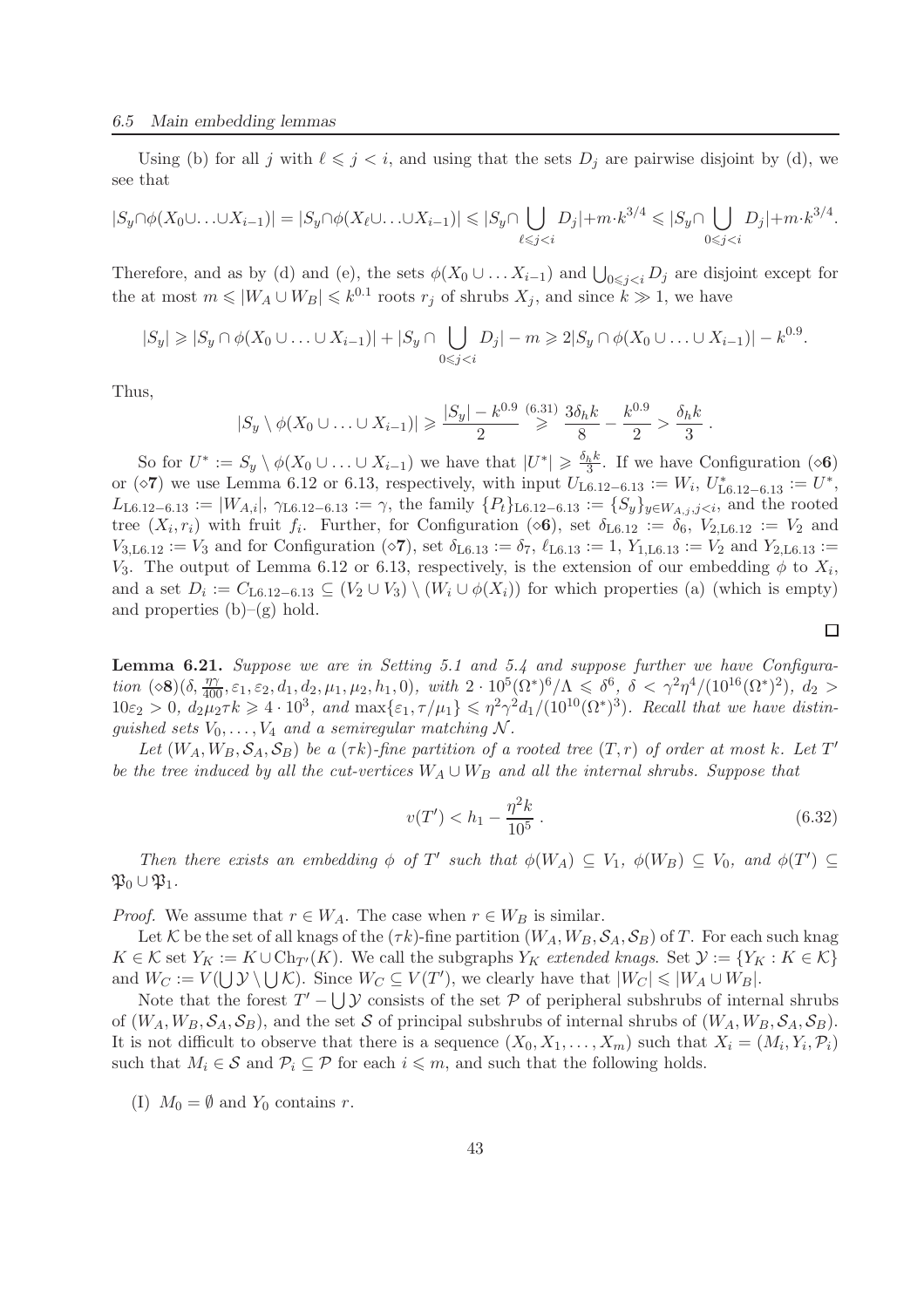Using (b) for all $j$ with $\ell \leqslant j < i$, and using that the sets $D_j$ are pairwise disjoint by (d), we see that

$$|S_y \cap \phi(X_0 \cup \ldots \cup X_{i-1})| = |S_y \cap \phi(X_\ell \cup \ldots \cup X_{i-1})| \leqslant |S_y \cap \bigcup_{\ell \leqslant j < i} D_j| + m \cdot k^{3/4} \leqslant |S_y \cap \bigcup_{0 \leqslant j < i} D_j| + m \cdot k^{3/4}.$$

Therefore, and as by (d) and (e), the sets $\phi(X_0 \cup \ldots X_{i-1})$ and $\bigcup_{0 \leqslant j < i} D_j$ are disjoint except for the at most $m \leqslant |W_A \cup W_B| \leqslant k^{0.1}$ roots $r_j$ of shrubs $X_j$, and since $k \gg 1$, we have

$$|S_y| \geqslant |S_y \cap \phi(X_0 \cup \ldots \cup X_{i-1})| + |S_y \cap \bigcup_{0 \leqslant j < i} D_j| - m \geqslant 2|S_y \cap \phi(X_0 \cup \ldots \cup X_{i-1})| - k^{0.9}.$$

Thus,

$$|S_y \setminus \phi(X_0 \cup \ldots \cup X_{i-1})| \geqslant \frac{|S_y| - k^{0.9}}{2} \overset{(6.31)}{\geqslant} \frac{3\delta_h k}{8} - \frac{k^{0.9}}{2} > \frac{\delta_h k}{3}.$$

So for $U^* := S_y \setminus \phi(X_0 \cup \ldots \cup X_{i-1})$ we have that $|U^*| \geqslant \frac{\delta_h k}{3}$. If we have Configuration ($\diamond$**6**) or ($\diamond$**7**) we use Lemma 6.12 or 6.13, respectively, with input $U_{\text{L6.12–6.13}} := W_i$, $U^*_{\text{L6.12–6.13}} := U^*$, $L_{\text{L6.12–6.13}} := |W_{A,i}|$, $\gamma_{\text{L6.12–6.13}} := \gamma$, the family $\{P_t\}_{\text{L6.12–6.13}} := \{S_y\}_{y \in W_{A,j}, j<i}$, and the rooted tree $(X_i, r_i)$ with fruit $f_i$. Further, for Configuration ($\diamond$**6**), set $\delta_{\text{L6.12}} := \delta_6$, $V_{2,\text{L6.12}} := V_2$ and $V_{3,\text{L6.12}} := V_3$ and for Configuration ($\diamond$**7**), set $\delta_{\text{L6.13}} := \delta_7$, $\ell_{\text{L6.13}} := 1$, $Y_{1,\text{L6.13}} := V_2$ and $Y_{2,\text{L6.13}} := V_3$. The output of Lemma 6.12 or 6.13, respectively, is the extension of our embedding $\phi$ to $X_i$, and a set $D_i := C_{\text{L6.12–6.13}} \subseteq (V_2 \cup V_3) \setminus (W_i \cup \phi(X_i))$ for which properties (a) (which is empty) and properties (b)–(g) hold. □

**Lemma 6.21.** *Suppose we are in Setting 5.1 and 5.4 and suppose further we have Configuration* $(\diamond\mathbf{8})(\delta, \frac{\eta\gamma}{400}, \varepsilon_1, \varepsilon_2, d_1, d_2, \mu_1, \mu_2, h_1, 0)$*, with* $2 \cdot 10^5(\Omega^*)^6/\Lambda \leqslant \delta^6$*,* $\delta < \gamma^2\eta^4/(10^{16}(\Omega^*)^2)$*,* $d_2 > 10\varepsilon_2 > 0$*,* $d_2\mu_2\tau k \geqslant 4 \cdot 10^3$*, and* $\max\{\varepsilon_1, \tau/\mu_1\} \leqslant \eta^2\gamma^2 d_1/(10^{10}(\Omega^*)^3)$*. Recall that we have distinguished sets* $V_0, \ldots, V_4$ *and a semiregular matching* $\mathcal{N}$*.*

*Let* $(W_A, W_B, \mathcal{S}_A, \mathcal{S}_B)$ *be a* $(\tau k)$*-fine partition of a rooted tree* $(T, r)$ *of order at most* $k$*. Let* $T'$ *be the tree induced by all the cut-vertices* $W_A \cup W_B$ *and all the internal shrubs. Suppose that*

$$v(T') < h_1 - \frac{\eta^2 k}{10^5}. \tag{6.32}$$

*Then there exists an embedding* $\phi$ *of* $T'$ *such that* $\phi(W_A) \subseteq V_1$*,* $\phi(W_B) \subseteq V_0$*, and* $\phi(T') \subseteq \mathfrak{P}_0 \cup \mathfrak{P}_1$*.*

*Proof.* We assume that $r \in W_A$. The case when $r \in W_B$ is similar.

Let $\mathcal{K}$ be the set of all knags of the $(\tau k)$-fine partition $(W_A, W_B, \mathcal{S}_A, \mathcal{S}_B)$ of $T$. For each such knag $K \in \mathcal{K}$ set $Y_K := K \cup \mathrm{Ch}_{T'}(K)$. We call the subgraphs $Y_K$ *extended knags*. Set $\mathcal{Y} := \{Y_K : K \in \mathcal{K}\}$ and $W_C := V(\bigcup \mathcal{Y} \setminus \bigcup \mathcal{K})$. Since $W_C \subseteq V(T')$, we clearly have that $|W_C| \leqslant |W_A \cup W_B|$.

Note that the forest $T' - \bigcup \mathcal{Y}$ consists of the set $\mathcal{P}$ of peripheral subshrubs of internal shrubs of $(W_A, W_B, \mathcal{S}_A, \mathcal{S}_B)$, and the set $\mathcal{S}$ of principal subshrubs of internal shrubs of $(W_A, W_B, \mathcal{S}_A, \mathcal{S}_B)$. It is not difficult to observe that there is a sequence $(X_0, X_1, \ldots, X_m)$ such that $X_i = (M_i, Y_i, \mathcal{P}_i)$ such that $M_i \in \mathcal{S}$ and $\mathcal{P}_i \subseteq \mathcal{P}$ for each $i \leqslant m$, and such that the following holds.

(I) $M_0 = \emptyset$ and $Y_0$ contains $r$.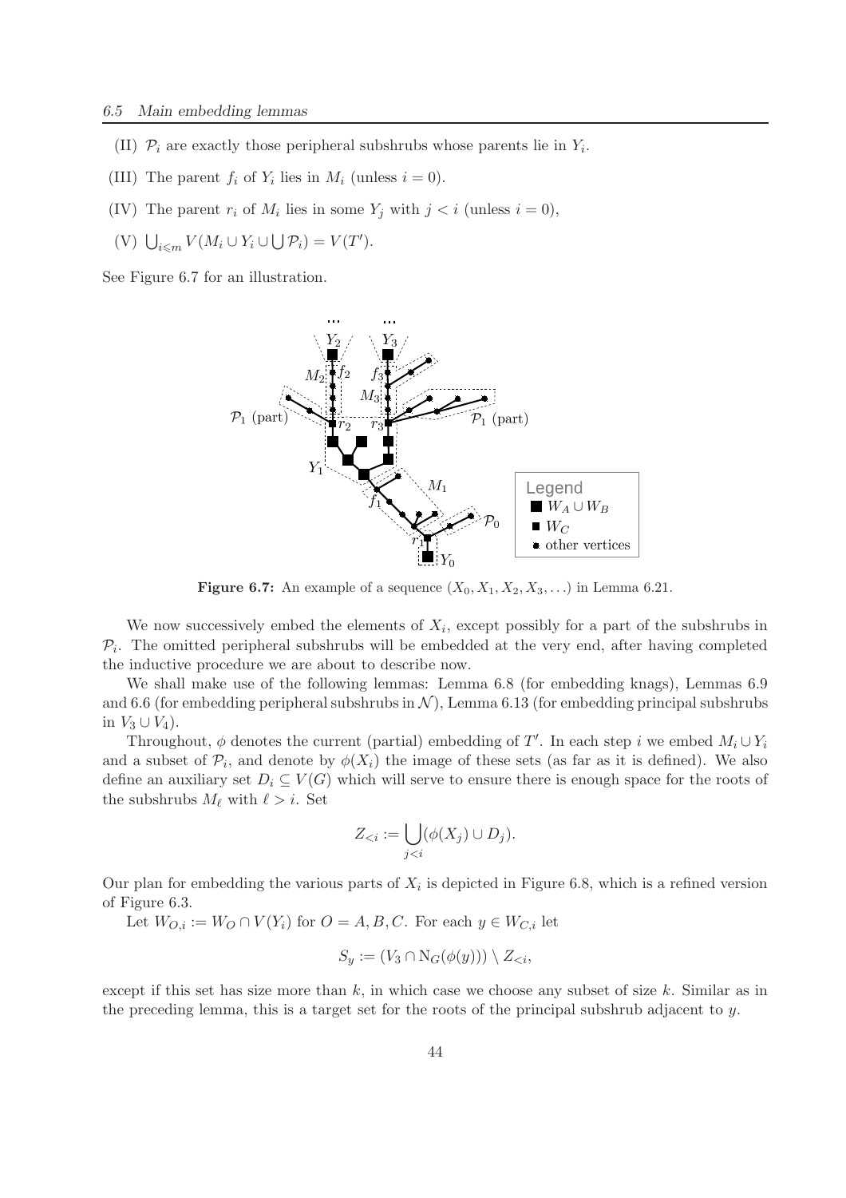(II) $\mathcal{P}_i$ are exactly those peripheral subshrubs whose parents lie in $Y_i$.

(III) The parent $f_i$ of $Y_i$ lies in $M_i$ (unless $i = 0$).

(IV) The parent $r_i$ of $M_i$ lies in some $Y_j$ with $j < i$ (unless $i = 0$),

(V) $\bigcup_{i \leqslant m} V(M_i \cup Y_i \cup \bigcup \mathcal{P}_i) = V(T')$.

See Figure 6.7 for an illustration.

**Figure 6.7:** An example of a sequence $(X_0, X_1, X_2, X_3, \ldots)$ in Lemma 6.21.

We now successively embed the elements of $X_i$, except possibly for a part of the subshrubs in $\mathcal{P}_i$. The omitted peripheral subshrubs will be embedded at the very end, after having completed the inductive procedure we are about to describe now.

We shall make use of the following lemmas: Lemma 6.8 (for embedding knags), Lemmas 6.9 and 6.6 (for embedding peripheral subshrubs in $\mathcal{N}$), Lemma 6.13 (for embedding principal subshrubs in $V_3 \cup V_4$).

Throughout, $\phi$ denotes the current (partial) embedding of $T'$. In each step $i$ we embed $M_i \cup Y_i$ and a subset of $\mathcal{P}_i$, and denote by $\phi(X_i)$ the image of these sets (as far as it is defined). We also define an auxiliary set $D_i \subseteq V(G)$ which will serve to ensure there is enough space for the roots of the subshrubs $M_\ell$ with $\ell > i$. Set

$$Z_{<i} := \bigcup_{j<i} (\phi(X_j) \cup D_j).$$

Our plan for embedding the various parts of $X_i$ is depicted in Figure 6.8, which is a refined version of Figure 6.3.

Let $W_{O,i} := W_O \cap V(Y_i)$ for $O = A, B, C$. For each $y \in W_{C,i}$ let

$$S_y := (V_3 \cap \mathrm{N}_G(\phi(y))) \setminus Z_{<i},$$

except if this set has size more than $k$, in which case we choose any subset of size $k$. Similar as in the preceding lemma, this is a target set for the roots of the principal subshrub adjacent to $y$.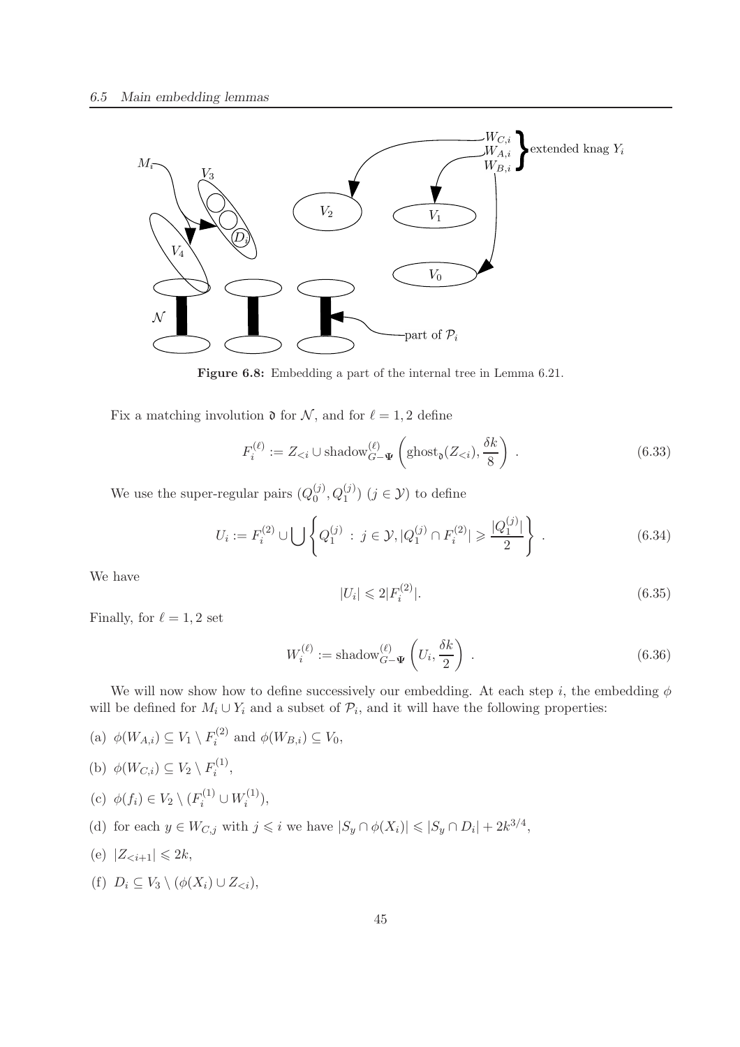**Figure 6.8:** Embedding a part of the internal tree in Lemma 6.21.

Fix a matching involution $\mathfrak{d}$ for $\mathcal{N}$, and for $\ell = 1, 2$ define

$$F_i^{(\ell)} := Z_{<i} \cup \mathrm{shadow}^{(\ell)}_{G-\Psi}\left(\mathrm{ghost}_{\mathfrak{d}}(Z_{<i}), \frac{\delta k}{8}\right) . \tag{6.33}$$

We use the super-regular pairs $(Q_0^{(j)}, Q_1^{(j)})$ $(j \in \mathcal{Y})$ to define

$$U_i := F_i^{(2)} \cup \bigcup \left\{ Q_1^{(j)} \,:\, j \in \mathcal{Y}, |Q_1^{(j)} \cap F_i^{(2)}| \geqslant \frac{|Q_1^{(j)}|}{2} \right\} . \tag{6.34}$$

We have

$$|U_i| \leqslant 2|F_i^{(2)}|. \tag{6.35}$$

Finally, for $\ell = 1, 2$ set

$$W_i^{(\ell)} := \mathrm{shadow}^{(\ell)}_{G-\Psi}\left(U_i, \frac{\delta k}{2}\right) . \tag{6.36}$$

We will now show how to define successively our embedding. At each step $i$, the embedding $\phi$ will be defined for $M_i \cup Y_i$ and a subset of $\mathcal{P}_i$, and it will have the following properties:

(a) $\phi(W_{A,i}) \subseteq V_1 \setminus F_i^{(2)}$ and $\phi(W_{B,i}) \subseteq V_0$,

(b) $\phi(W_{C,i}) \subseteq V_2 \setminus F_i^{(1)}$,

(c) $\phi(f_i) \in V_2 \setminus (F_i^{(1)} \cup W_i^{(1)})$,

(d) for each $y \in W_{C,j}$ with $j \leqslant i$ we have $|S_y \cap \phi(X_i)| \leqslant |S_y \cap D_i| + 2k^{3/4}$,

(e) $|Z_{<i+1}| \leqslant 2k$,

(f) $D_i \subseteq V_3 \setminus (\phi(X_i) \cup Z_{<i})$,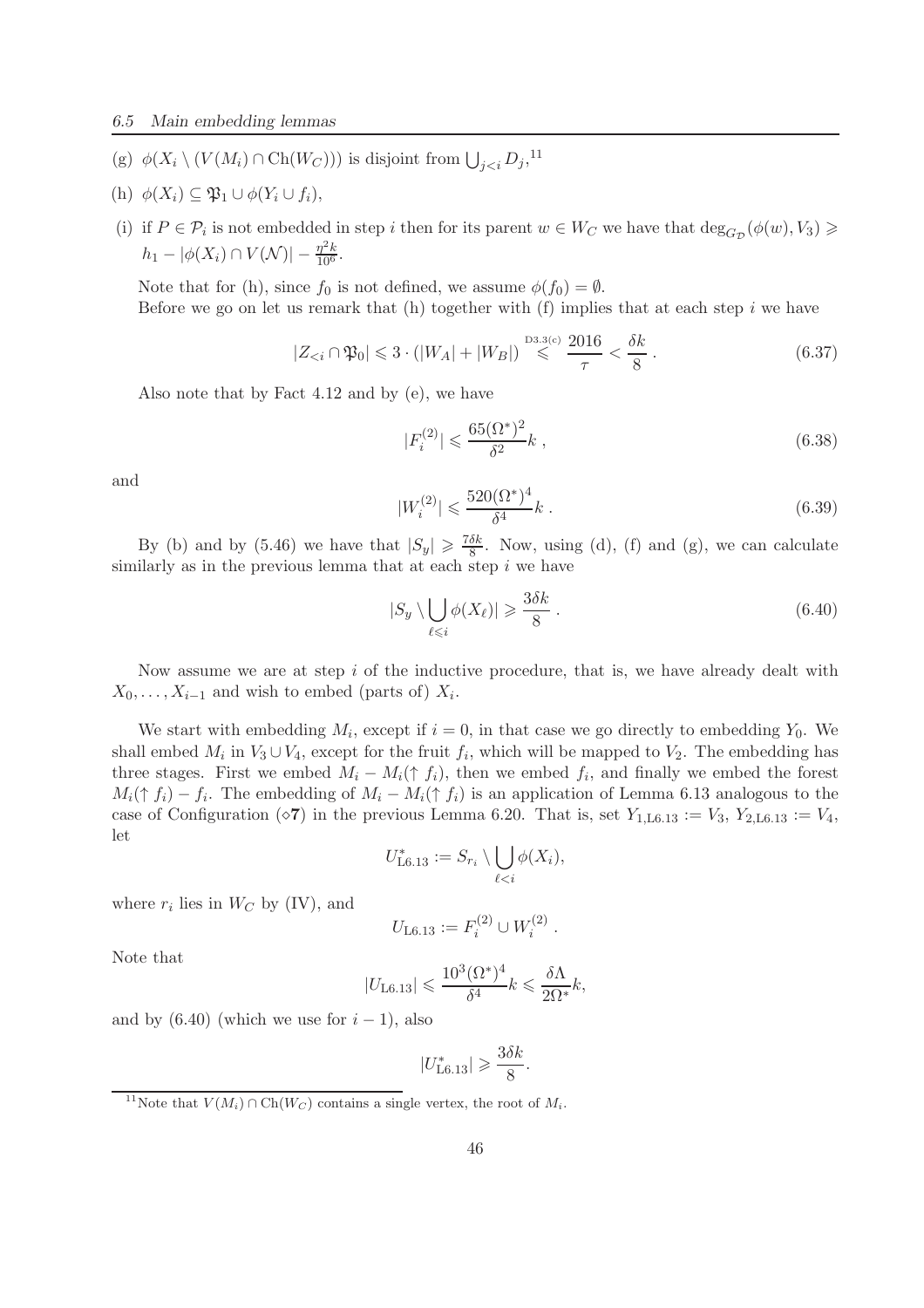(g) $\phi(X_i \setminus (V(M_i) \cap \mathrm{Ch}(W_C)))$ is disjoint from $\bigcup_{j<i} D_j$,[11]

(h) $\phi(X_i) \subseteq \mathfrak{P}_1 \cup \phi(Y_i \cup f_i)$,

(i) if $P \in \mathcal{P}_i$ is not embedded in step $i$ then for its parent $w \in W_C$ we have that $\deg_{G_{\mathcal{D}}}(\phi(w), V_3) \geqslant h_1 - |\phi(X_i) \cap V(\mathcal{N})| - \frac{\eta^2 k}{10^6}$.

Note that for (h), since $f_0$ is not defined, we assume $\phi(f_0) = \emptyset$.

Before we go on let us remark that (h) together with (f) implies that at each step $i$ we have

$$|Z_{<i} \cap \mathfrak{P}_0| \leqslant 3 \cdot (|W_A| + |W_B|) \overset{\text{D3.3(c)}}{\leqslant} \frac{2016}{\tau} < \frac{\delta k}{8} \,. \tag{6.37}$$

Also note that by Fact 4.12 and by (e), we have

$$|F_i^{(2)}| \leqslant \frac{65(\Omega^*)^2}{\delta^2} k \,, \tag{6.38}$$

and

$$|W_i^{(2)}| \leqslant \frac{520(\Omega^*)^4}{\delta^4} k \,. \tag{6.39}$$

By (b) and by (5.46) we have that $|S_y| \geqslant \frac{7\delta k}{8}$. Now, using (d), (f) and (g), we can calculate similarly as in the previous lemma that at each step $i$ we have

$$|S_y \setminus \bigcup_{\ell \leqslant i} \phi(X_\ell)| \geqslant \frac{3\delta k}{8} \,. \tag{6.40}$$

Now assume we are at step $i$ of the inductive procedure, that is, we have already dealt with $X_0, \ldots, X_{i-1}$ and wish to embed (parts of) $X_i$.

We start with embedding $M_i$, except if $i = 0$, in that case we go directly to embedding $Y_0$. We shall embed $M_i$ in $V_3 \cup V_4$, except for the fruit $f_i$, which will be mapped to $V_2$. The embedding has three stages. First we embed $M_i - M_i(\uparrow f_i)$, then we embed $f_i$, and finally we embed the forest $M_i(\uparrow f_i) - f_i$. The embedding of $M_i - M_i(\uparrow f_i)$ is an application of Lemma 6.13 analogous to the case of Configuration $(\diamond\mathbf{7})$ in the previous Lemma 6.20. That is, set $Y_{1,\mathrm{L6.13}} := V_3$, $Y_{2,\mathrm{L6.13}} := V_4$, let

$$U^*_{\mathrm{L6.13}} := S_{r_i} \setminus \bigcup_{\ell < i} \phi(X_i),$$

where $r_i$ lies in $W_C$ by (IV), and

$$U_{\mathrm{L6.13}} := F_i^{(2)} \cup W_i^{(2)} \,.$$

Note that

$$|U_{\mathrm{L6.13}}| \leqslant \frac{10^3(\Omega^*)^4}{\delta^4} k \leqslant \frac{\delta \Lambda}{2\Omega^*} k,$$

and by (6.40) (which we use for $i-1$), also

$$|U^*_{\mathrm{L6.13}}| \geqslant \frac{3\delta k}{8}.$$

[11] Note that $V(M_i) \cap \mathrm{Ch}(W_C)$ contains a single vertex, the root of $M_i$.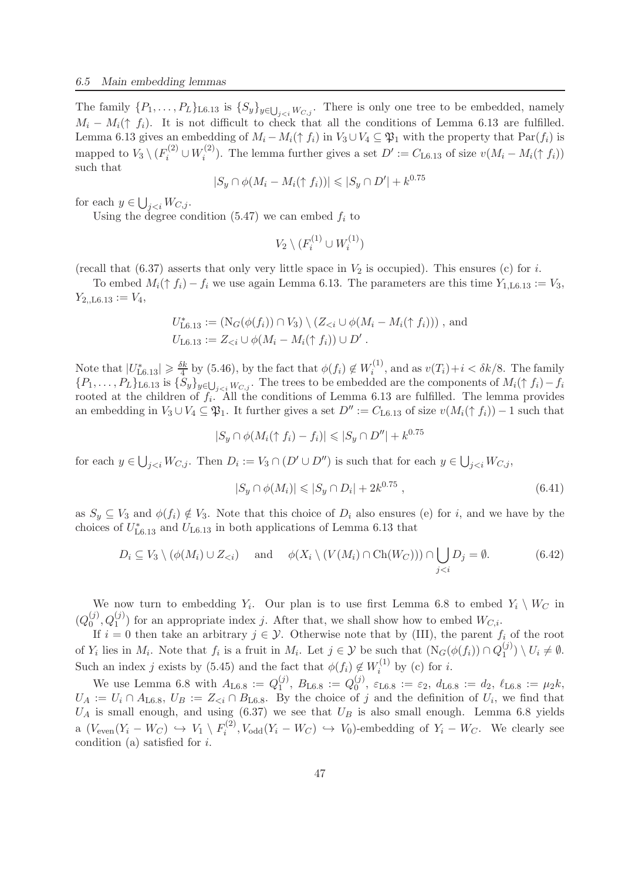The family $\{P_1, \ldots, P_L\}_{\text{L6.13}}$ is $\{S_y\}_{y \in \bigcup_{j<i} W_{C,j}}$. There is only one tree to be embedded, namely $M_i - M_i(\uparrow f_i)$. It is not difficult to check that all the conditions of Lemma 6.13 are fulfilled. Lemma 6.13 gives an embedding of $M_i - M_i(\uparrow f_i)$ in $V_3 \cup V_4 \subseteq \mathfrak{P}_1$ with the property that $\text{Par}(f_i)$ is mapped to $V_3 \setminus (F_i^{(2)} \cup W_i^{(2)})$. The lemma further gives a set $D' := C_{\text{L6.13}}$ of size $v(M_i - M_i(\uparrow f_i))$ such that

$$|S_y \cap \phi(M_i - M_i(\uparrow f_i))| \leqslant |S_y \cap D'| + k^{0.75}$$

for each $y \in \bigcup_{j<i} W_{C,j}$.

Using the degree condition (5.47) we can embed $f_i$ to

$$V_2 \setminus (F_i^{(1)} \cup W_i^{(1)})$$

(recall that (6.37) asserts that only very little space in $V_2$ is occupied). This ensures (c) for $i$.

To embed $M_i(\uparrow f_i) - f_i$ we use again Lemma 6.13. The parameters are this time $Y_{1,\text{L6.13}} := V_3$, $Y_{2,,\text{L6.13}} := V_4$,

$$U^*_{\text{L6.13}} := (\text{N}_G(\phi(f_i)) \cap V_3) \setminus (Z_{<i} \cup \phi(M_i - M_i(\uparrow f_i))) \text{ , and}$$
$$U_{\text{L6.13}} := Z_{<i} \cup \phi(M_i - M_i(\uparrow f_i)) \cup D' \text{ .}$$

Note that $|U^*_{\text{L6.13}}| \geqslant \frac{\delta k}{4}$ by (5.46), by the fact that $\phi(f_i) \notin W_i^{(1)}$, and as $v(T_i) + i < \delta k/8$. The family $\{P_1, \ldots, P_L\}_{\text{L6.13}}$ is $\{S_y\}_{y \in \bigcup_{j<i} W_{C,j}}$. The trees to be embedded are the components of $M_i(\uparrow f_i) - f_i$ rooted at the children of $f_i$. All the conditions of Lemma 6.13 are fulfilled. The lemma provides an embedding in $V_3 \cup V_4 \subseteq \mathfrak{P}_1$. It further gives a set $D'' := C_{\text{L6.13}}$ of size $v(M_i(\uparrow f_i)) - 1$ such that

$$|S_y \cap \phi(M_i(\uparrow f_i) - f_i)| \leqslant |S_y \cap D''| + k^{0.75}$$

for each $y \in \bigcup_{j<i} W_{C,j}$. Then $D_i := V_3 \cap (D' \cup D'')$ is such that for each $y \in \bigcup_{j<i} W_{C,j}$,

$$|S_y \cap \phi(M_i)| \leqslant |S_y \cap D_i| + 2k^{0.75} \text{ ,} \tag{6.41}$$

as $S_y \subseteq V_3$ and $\phi(f_i) \notin V_3$. Note that this choice of $D_i$ also ensures (e) for $i$, and we have by the choices of $U^*_{\text{L6.13}}$ and $U_{\text{L6.13}}$ in both applications of Lemma 6.13 that

$$D_i \subseteq V_3 \setminus (\phi(M_i) \cup Z_{<i}) \quad \text{ and } \quad \phi(X_i \setminus (V(M_i) \cap \text{Ch}(W_C))) \cap \bigcup_{j<i} D_j = \emptyset. \tag{6.42}$$

We now turn to embedding $Y_i$. Our plan is to use first Lemma 6.8 to embed $Y_i \setminus W_C$ in $(Q_0^{(j)}, Q_1^{(j)})$ for an appropriate index $j$. After that, we shall show how to embed $W_{C,i}$.

If $i = 0$ then take an arbitrary $j \in \mathcal{Y}$. Otherwise note that by (III), the parent $f_i$ of the root of $Y_i$ lies in $M_i$. Note that $f_i$ is a fruit in $M_i$. Let $j \in \mathcal{Y}$ be such that $(\text{N}_G(\phi(f_i)) \cap Q_1^{(j)}) \setminus U_i \neq \emptyset$. Such an index $j$ exists by (5.45) and the fact that $\phi(f_i) \notin W_i^{(1)}$ by (c) for $i$.

We use Lemma 6.8 with $A_{\text{L6.8}} := Q_1^{(j)}$, $B_{\text{L6.8}} := Q_0^{(j)}$, $\varepsilon_{\text{L6.8}} := \varepsilon_2$, $d_{\text{L6.8}} := d_2$, $\ell_{\text{L6.8}} := \mu_2 k$, $U_A := U_i \cap A_{\text{L6.8}}$, $U_B := Z_{<i} \cap B_{\text{L6.8}}$. By the choice of $j$ and the definition of $U_i$, we find that $U_A$ is small enough, and using (6.37) we see that $U_B$ is also small enough. Lemma 6.8 yields a $(V_{\text{even}}(Y_i - W_C) \hookrightarrow V_1 \setminus F_i^{(2)}, V_{\text{odd}}(Y_i - W_C) \hookrightarrow V_0)$-embedding of $Y_i - W_C$. We clearly see condition (a) satisfied for $i$.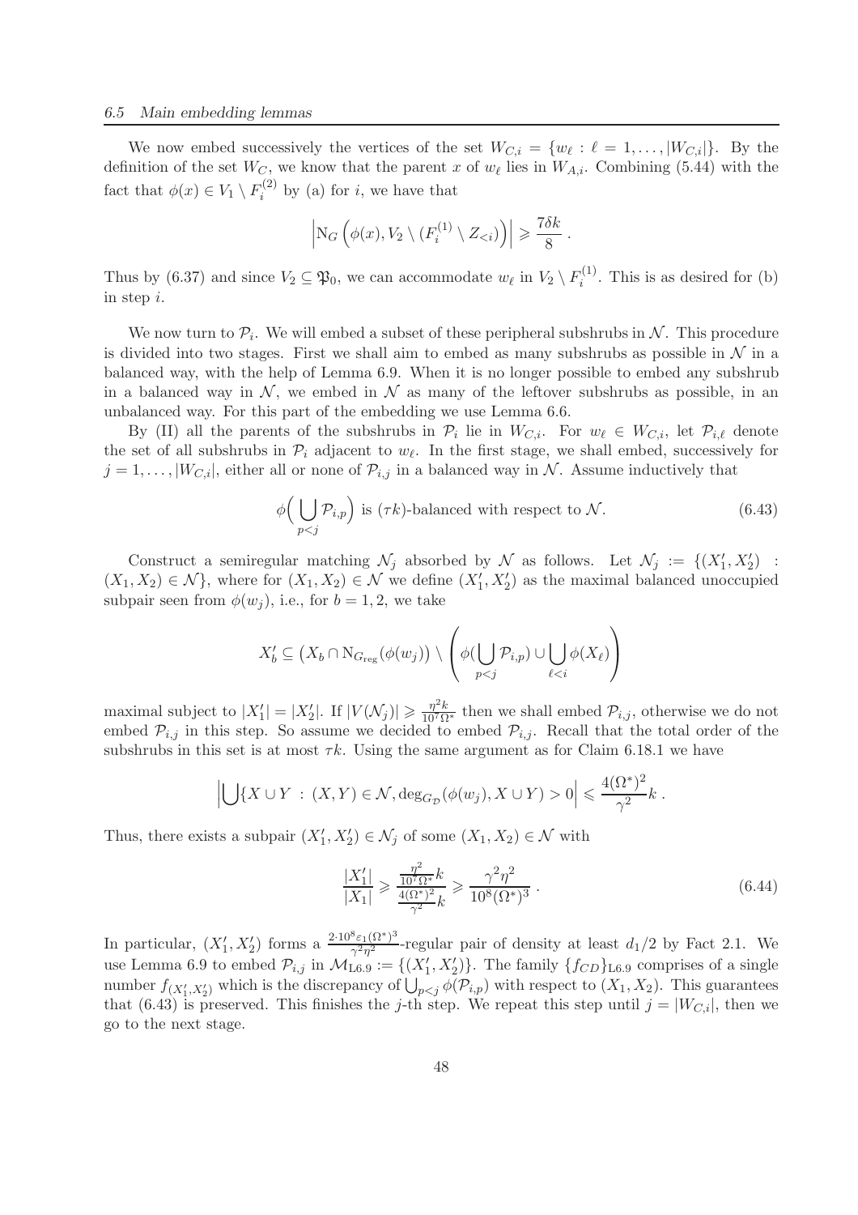We now embed successively the vertices of the set $W_{C,i} = \{w_\ell : \ell = 1, \ldots, |W_{C,i}|\}$. By the definition of the set $W_C$, we know that the parent $x$ of $w_\ell$ lies in $W_{A,i}$. Combining (5.44) with the fact that $\phi(x) \in V_1 \setminus F_i^{(2)}$ by (a) for $i$, we have that

$$\left| \mathrm{N}_G\left(\phi(x), V_2 \setminus (F_i^{(1)} \setminus Z_{<i})\right)\right| \geqslant \frac{7\delta k}{8} .$$

Thus by (6.37) and since $V_2 \subseteq \mathfrak{P}_0$, we can accommodate $w_\ell$ in $V_2 \setminus F_i^{(1)}$. This is as desired for (b) in step $i$.

We now turn to $\mathcal{P}_i$. We will embed a subset of these peripheral subshrubs in $\mathcal{N}$. This procedure is divided into two stages. First we shall aim to embed as many subshrubs as possible in $\mathcal{N}$ in a balanced way, with the help of Lemma 6.9. When it is no longer possible to embed any subshrub in a balanced way in $\mathcal{N}$, we embed in $\mathcal{N}$ as many of the leftover subshrubs as possible, in an unbalanced way. For this part of the embedding we use Lemma 6.6.

By (II) all the parents of the subshrubs in $\mathcal{P}_i$ lie in $W_{C,i}$. For $w_\ell \in W_{C,i}$, let $\mathcal{P}_{i,\ell}$ denote the set of all subshrubs in $\mathcal{P}_i$ adjacent to $w_\ell$. In the first stage, we shall embed, successively for $j = 1, \ldots, |W_{C,i}|$, either all or none of $\mathcal{P}_{i,j}$ in a balanced way in $\mathcal{N}$. Assume inductively that

$$\phi\Big(\bigcup_{p<j} \mathcal{P}_{i,p}\Big) \text{ is } (\tau k)\text{-balanced with respect to } \mathcal{N}. \tag{6.43}$$

Construct a semiregular matching $\mathcal{N}_j$ absorbed by $\mathcal{N}$ as follows. Let $\mathcal{N}_j := \{(X_1', X_2') : (X_1, X_2) \in \mathcal{N}\}$, where for $(X_1, X_2) \in \mathcal{N}$ we define $(X_1', X_2')$ as the maximal balanced unoccupied subpair seen from $\phi(w_j)$, i.e., for $b = 1, 2$, we take

$$X_b' \subseteq \left(X_b \cap \mathrm{N}_{G_{\mathrm{reg}}}(\phi(w_j))\right) \setminus \left( \phi(\bigcup_{p<j} \mathcal{P}_{i,p}) \cup \bigcup_{\ell<i} \phi(X_\ell) \right)$$

maximal subject to $|X_1'| = |X_2'|$. If $|V(\mathcal{N}_j)| \geqslant \frac{\eta^2 k}{10^7 \Omega^*}$ then we shall embed $\mathcal{P}_{i,j}$, otherwise we do not embed $\mathcal{P}_{i,j}$ in this step. So assume we decided to embed $\mathcal{P}_{i,j}$. Recall that the total order of the subshrubs in this set is at most $\tau k$. Using the same argument as for Claim 6.18.1 we have

$$\left|\bigcup\{X \cup Y \,:\, (X,Y) \in \mathcal{N}, \deg_{G_{\mathcal{D}}}(\phi(w_j), X \cup Y) > 0\right| \leqslant \frac{4(\Omega^*)^2}{\gamma^2} k .$$

Thus, there exists a subpair $(X_1', X_2') \in \mathcal{N}_j$ of some $(X_1, X_2) \in \mathcal{N}$ with

$$\frac{|X_1'|}{|X_1|} \geqslant \frac{\frac{\eta^2}{10^7 \Omega^*} k}{\frac{4(\Omega^*)^2}{\gamma^2} k} \geqslant \frac{\gamma^2 \eta^2}{10^8 (\Omega^*)^3} . \tag{6.44}$$

In particular, $(X_1', X_2')$ forms a $\frac{2 \cdot 10^8 \varepsilon_1 (\Omega^*)^3}{\gamma^2 \eta^2}$-regular pair of density at least $d_1/2$ by Fact 2.1. We use Lemma 6.9 to embed $\mathcal{P}_{i,j}$ in $\mathcal{M}_{\mathrm{L6.9}} := \{(X_1', X_2')\}$. The family $\{f_{CD}\}_{\mathrm{L6.9}}$ comprises of a single number $f_{(X_1', X_2')}$ which is the discrepancy of $\bigcup_{p<j} \phi(\mathcal{P}_{i,p})$ with respect to $(X_1, X_2)$. This guarantees that (6.43) is preserved. This finishes the $j$-th step. We repeat this step until $j = |W_{C,i}|$, then we go to the next stage.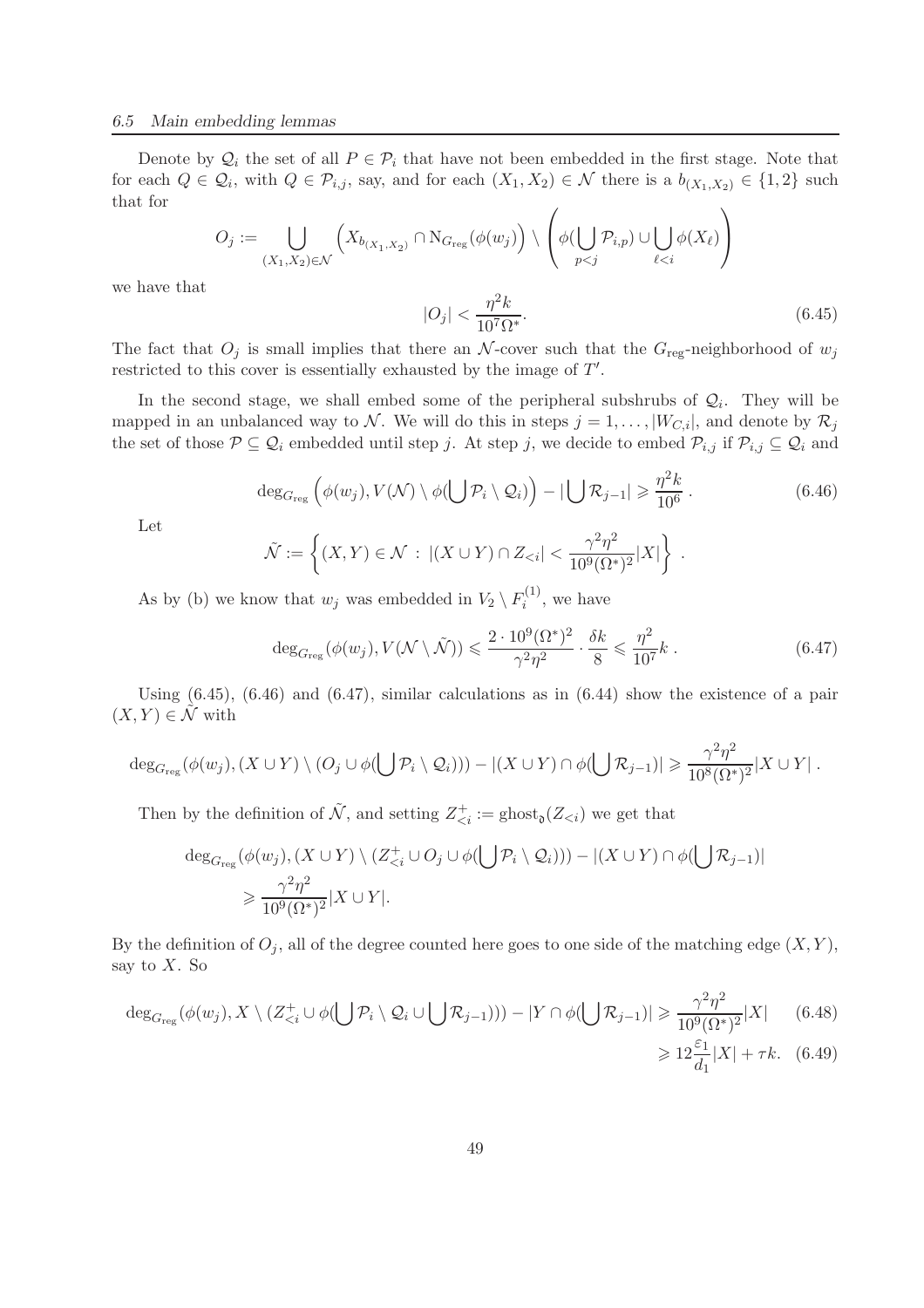Denote by $\mathcal{Q}_i$ the set of all $P \in \mathcal{P}_i$ that have not been embedded in the first stage. Note that for each $Q \in \mathcal{Q}_i$, with $Q \in \mathcal{P}_{i,j}$, say, and for each $(X_1, X_2) \in \mathcal{N}$ there is a $b_{(X_1,X_2)} \in \{1,2\}$ such that for

$$O_j := \bigcup_{(X_1,X_2)\in\mathcal{N}} \Big( X_{b_{(X_1,X_2)}} \cap \mathrm{N}_{G_{\mathrm{reg}}}(\phi(w_j)) \Big) \setminus \left( \phi(\bigcup_{p<j} \mathcal{P}_{i,p}) \cup \bigcup_{\ell<i} \phi(X_\ell) \right)$$

we have that

$$|O_j| < \frac{\eta^2 k}{10^7 \Omega^*}. \tag{6.45}$$

The fact that $O_j$ is small implies that there an $\mathcal{N}$-cover such that the $G_{\mathrm{reg}}$-neighborhood of $w_j$ restricted to this cover is essentially exhausted by the image of $T'$.

In the second stage, we shall embed some of the peripheral subshrubs of $\mathcal{Q}_i$. They will be mapped in an unbalanced way to $\mathcal{N}$. We will do this in steps $j = 1, \ldots, |W_{C,i}|$, and denote by $\mathcal{R}_j$ the set of those $\mathcal{P} \subseteq \mathcal{Q}_i$ embedded until step $j$. At step $j$, we decide to embed $\mathcal{P}_{i,j}$ if $\mathcal{P}_{i,j} \subseteq \mathcal{Q}_i$ and

$$\deg_{G_{\mathrm{reg}}} \Big( \phi(w_j), V(\mathcal{N}) \setminus \phi(\bigcup \mathcal{P}_i \setminus \mathcal{Q}_i) \Big) - |\bigcup \mathcal{R}_{j-1}| \geqslant \frac{\eta^2 k}{10^6} \,. \tag{6.46}$$

Let

$$\tilde{\mathcal{N}} := \left\{ (X,Y) \in \mathcal{N} \,:\, |(X \cup Y) \cap Z_{<i}| < \frac{\gamma^2 \eta^2}{10^9 (\Omega^*)^2} |X| \right\} \,.$$

As by (b) we know that $w_j$ was embedded in $V_2 \setminus F_i^{(1)}$, we have

$$\deg_{G_{\mathrm{reg}}}(\phi(w_j), V(\mathcal{N} \setminus \tilde{\mathcal{N}})) \leqslant \frac{2 \cdot 10^9 (\Omega^*)^2}{\gamma^2 \eta^2} \cdot \frac{\delta k}{8} \leqslant \frac{\eta^2}{10^7} k \,. \tag{6.47}$$

Using (6.45), (6.46) and (6.47), similar calculations as in (6.44) show the existence of a pair $(X,Y) \in \tilde{\mathcal{N}}$ with

$$\deg_{G_{\mathrm{reg}}}(\phi(w_j), (X \cup Y) \setminus (O_j \cup \phi(\bigcup \mathcal{P}_i \setminus \mathcal{Q}_i))) - |(X \cup Y) \cap \phi(\bigcup \mathcal{R}_{j-1})| \geqslant \frac{\gamma^2 \eta^2}{10^8 (\Omega^*)^2} |X \cup Y| \,.$$

Then by the definition of $\tilde{\mathcal{N}}$, and setting $Z^+_{<i} := \mathrm{ghost}_{\mathfrak{d}}(Z_{<i})$ we get that

$$\begin{aligned}
&\deg_{G_{\mathrm{reg}}}(\phi(w_j), (X \cup Y) \setminus (Z^+_{<i} \cup O_j \cup \phi(\bigcup \mathcal{P}_i \setminus \mathcal{Q}_i))) - |(X \cup Y) \cap \phi(\bigcup \mathcal{R}_{j-1})| \\
&\quad \geqslant \frac{\gamma^2 \eta^2}{10^9 (\Omega^*)^2} |X \cup Y|.
\end{aligned}$$

By the definition of $O_j$, all of the degree counted here goes to one side of the matching edge $(X,Y)$, say to $X$. So

$$\begin{aligned}
\deg_{G_{\mathrm{reg}}}(\phi(w_j), X \setminus (Z^+_{<i} \cup \phi(\bigcup \mathcal{P}_i \setminus \mathcal{Q}_i \cup \bigcup \mathcal{R}_{j-1}))) - |Y \cap \phi(\bigcup \mathcal{R}_{j-1})| &\geqslant \frac{\gamma^2 \eta^2}{10^9 (\Omega^*)^2} |X| \qquad (6.48) \\
&\geqslant 12 \frac{\varepsilon_1}{d_1} |X| + \tau k. \qquad (6.49)
\end{aligned}$$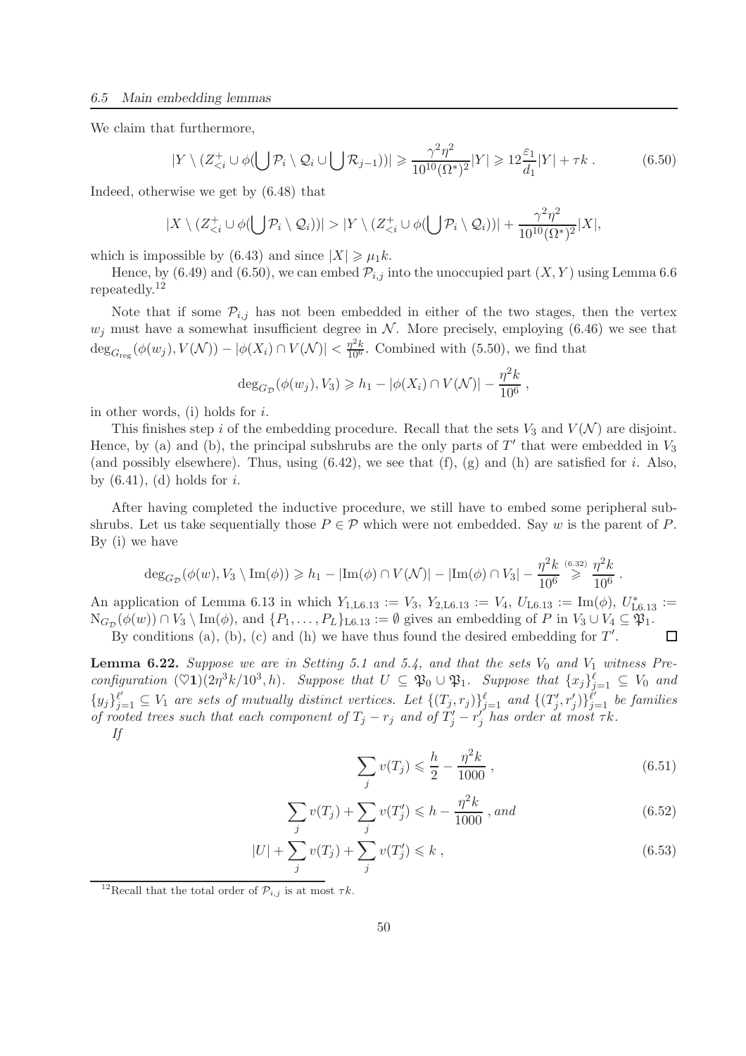We claim that furthermore,

$$|Y \setminus (Z^+_{<i} \cup \phi(\bigcup \mathcal{P}_i \setminus \mathcal{Q}_i \cup \bigcup \mathcal{R}_{j-1}))| \geqslant \frac{\gamma^2\eta^2}{10^{10}(\Omega^*)^2}|Y| \geqslant 12\frac{\varepsilon_1}{d_1}|Y| + \tau k \,. \tag{6.50}$$

Indeed, otherwise we get by (6.48) that

$$|X \setminus (Z^+_{<i} \cup \phi(\bigcup \mathcal{P}_i \setminus \mathcal{Q}_i))| > |Y \setminus (Z^+_{<i} \cup \phi(\bigcup \mathcal{P}_i \setminus \mathcal{Q}_i))| + \frac{\gamma^2\eta^2}{10^{10}(\Omega^*)^2}|X|,$$

which is impossible by (6.43) and since $|X| \geqslant \mu_1 k$.

Hence, by (6.49) and (6.50), we can embed $\mathcal{P}_{i,j}$ into the unoccupied part $(X, Y)$ using Lemma 6.6 repeatedly.[12]

Note that if some $\mathcal{P}_{i,j}$ has not been embedded in either of the two stages, then the vertex $w_j$ must have a somewhat insufficient degree in $\mathcal{N}$. More precisely, employing (6.46) we see that $\deg_{G_{\mathrm{reg}}}(\phi(w_j), V(\mathcal{N})) - |\phi(X_i) \cap V(\mathcal{N})| < \frac{\eta^2 k}{10^6}$. Combined with (5.50), we find that

$$\deg_{G_{\mathcal{D}}}(\phi(w_j), V_3) \geqslant h_1 - |\phi(X_i) \cap V(\mathcal{N})| - \frac{\eta^2 k}{10^6} \,,$$

in other words, (i) holds for $i$.

This finishes step $i$ of the embedding procedure. Recall that the sets $V_3$ and $V(\mathcal{N})$ are disjoint. Hence, by (a) and (b), the principal subshrubs are the only parts of $T'$ that were embedded in $V_3$ (and possibly elsewhere). Thus, using (6.42), we see that (f), (g) and (h) are satisfied for $i$. Also, by (6.41), (d) holds for $i$.

After having completed the inductive procedure, we still have to embed some peripheral subshrubs. Let us take sequentially those $P \in \mathcal{P}$ which were not embedded. Say $w$ is the parent of $P$. By (i) we have

$$\deg_{G_{\mathcal{D}}}(\phi(w), V_3 \setminus \mathrm{Im}(\phi)) \geqslant h_1 - |\mathrm{Im}(\phi) \cap V(\mathcal{N})| - |\mathrm{Im}(\phi) \cap V_3| - \frac{\eta^2 k}{10^6} \overset{(6.32)}{\geqslant} \frac{\eta^2 k}{10^6} \,.$$

An application of Lemma 6.13 in which $Y_{1,\mathrm{L}6.13} := V_3$, $Y_{2,\mathrm{L}6.13} := V_4$, $U_{\mathrm{L}6.13} := \mathrm{Im}(\phi)$, $U^*_{\mathrm{L}6.13} := \mathrm{N}_{G_{\mathcal{D}}}(\phi(w)) \cap V_3 \setminus \mathrm{Im}(\phi)$, and $\{P_1, \ldots, P_L\}_{\mathrm{L}6.13} := \emptyset$ gives an embedding of $P$ in $V_3 \cup V_4 \subseteq \mathfrak{P}_1$.

By conditions (a), (b), (c) and (h) we have thus found the desired embedding for $T'$. $\square$

**Lemma 6.22.** *Suppose we are in Setting 5.1 and 5.4, and that the sets $V_0$ and $V_1$ witness Preconfiguration $(\heartsuit\mathbf{1})(2\eta^3 k/10^3, h)$. Suppose that $U \subseteq \mathfrak{P}_0 \cup \mathfrak{P}_1$. Suppose that $\{x_j\}_{j=1}^{\ell} \subseteq V_0$ and $\{y_j\}_{j=1}^{\ell'} \subseteq V_1$ are sets of mutually distinct vertices. Let $\{(T_j, r_j)\}_{j=1}^{\ell}$ and $\{(T'_j, r'_j)\}_{j=1}^{\ell'}$ be families of rooted trees such that each component of $T_j - r_j$ and of $T'_j - r'_j$ has order at most $\tau k$.*

*If*

$$\sum_j v(T_j) \leqslant \frac{h}{2} - \frac{\eta^2 k}{1000} \,, \tag{6.51}$$

$$\sum_j v(T_j) + \sum_j v(T'_j) \leqslant h - \frac{\eta^2 k}{1000} \,, \textit{and} \tag{6.52}$$

$$|U| + \sum_j v(T_j) + \sum_j v(T'_j) \leqslant k \,, \tag{6.53}$$

[12] Recall that the total order of $\mathcal{P}_{i,j}$ is at most $\tau k$.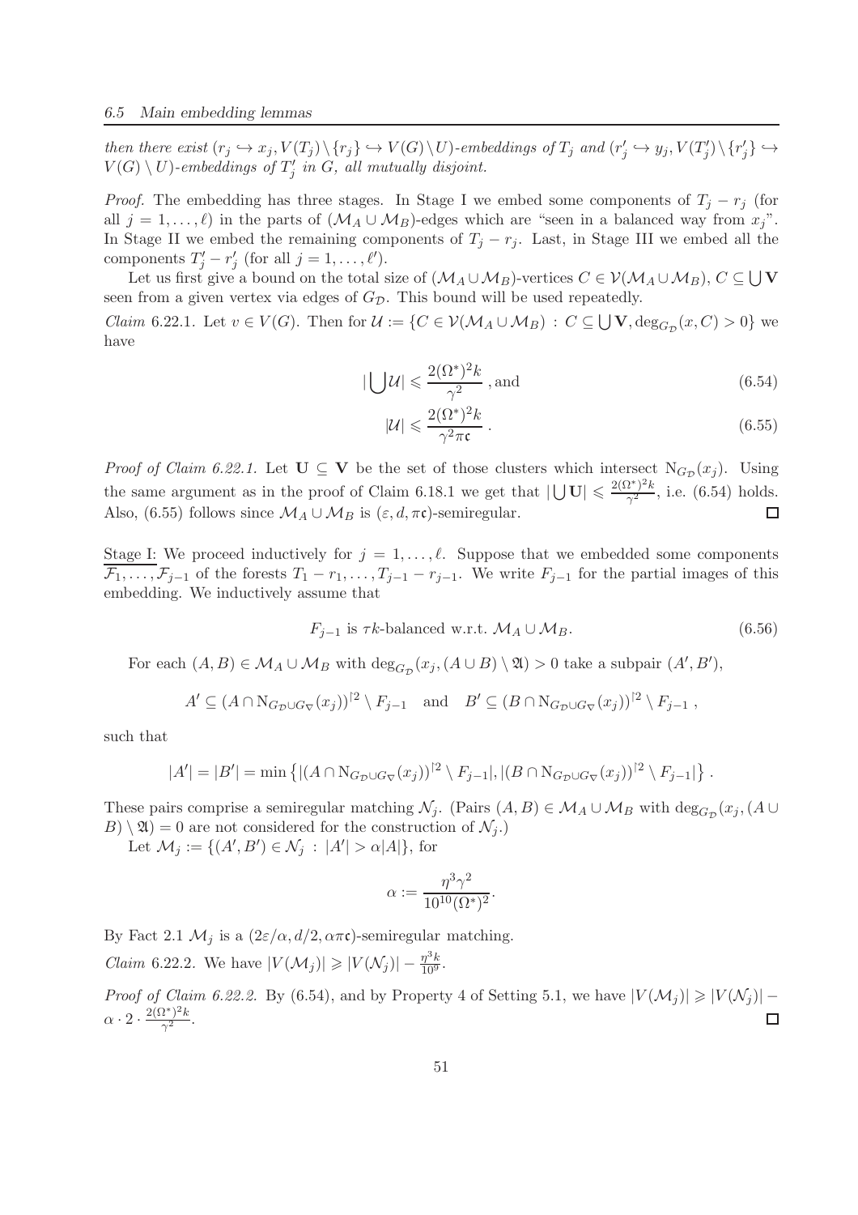*then there exist $(r_j \hookrightarrow x_j, V(T_j)\setminus\{r_j\} \hookrightarrow V(G)\setminus U)$-embeddings of $T_j$ and $(r'_j \hookrightarrow y_j, V(T'_j)\setminus\{r'_j\} \hookrightarrow V(G)\setminus U)$-embeddings of $T'_j$ in $G$, all mutually disjoint.*

*Proof.* The embedding has three stages. In Stage I we embed some components of $T_j - r_j$ (for all $j = 1, \ldots, \ell$) in the parts of $(\mathcal{M}_A \cup \mathcal{M}_B)$-edges which are "seen in a balanced way from $x_j$". In Stage II we embed the remaining components of $T_j - r_j$. Last, in Stage III we embed all the components $T'_j - r'_j$ (for all $j = 1, \ldots, \ell'$).

Let us first give a bound on the total size of $(\mathcal{M}_A \cup \mathcal{M}_B)$-vertices $C \in \mathcal{V}(\mathcal{M}_A \cup \mathcal{M}_B)$, $C \subseteq \bigcup \mathbf{V}$ seen from a given vertex via edges of $G_{\mathcal{D}}$. This bound will be used repeatedly.

*Claim* 6.22.1. Let $v \in V(G)$. Then for $\mathcal{U} := \{C \in \mathcal{V}(\mathcal{M}_A \cup \mathcal{M}_B) : C \subseteq \bigcup \mathbf{V}, \deg_{G_{\mathcal{D}}}(x, C) > 0\}$ we have

$$|\bigcup \mathcal{U}| \leqslant \frac{2(\Omega^*)^2 k}{\gamma^2}\,, \text{and} \tag{6.54}$$

$$|\mathcal{U}| \leqslant \frac{2(\Omega^*)^2 k}{\gamma^2 \pi \mathfrak{c}}\,. \tag{6.55}$$

*Proof of Claim 6.22.1.* Let $\mathbf{U} \subseteq \mathbf{V}$ be the set of those clusters which intersect $\mathrm{N}_{G_{\mathcal{D}}}(x_j)$. Using the same argument as in the proof of Claim 6.18.1 we get that $|\bigcup \mathbf{U}| \leqslant \frac{2(\Omega^*)^2 k}{\gamma^2}$, i.e. (6.54) holds. Also, (6.55) follows since $\mathcal{M}_A \cup \mathcal{M}_B$ is $(\varepsilon, d, \pi\mathfrak{c})$-semiregular. □

<u>Stage I:</u> We proceed inductively for $j = 1, \ldots, \ell$. Suppose that we embedded some components $\mathcal{F}_1, \ldots, \mathcal{F}_{j-1}$ of the forests $T_1 - r_1, \ldots, T_{j-1} - r_{j-1}$. We write $F_{j-1}$ for the partial images of this embedding. We inductively assume that

$$F_{j-1} \text{ is } \tau k\text{-balanced w.r.t. } \mathcal{M}_A \cup \mathcal{M}_B. \tag{6.56}$$

For each $(A, B) \in \mathcal{M}_A \cup \mathcal{M}_B$ with $\deg_{G_{\mathcal{D}}}(x_j, (A \cup B) \setminus \mathfrak{A}) > 0$ take a subpair $(A', B')$,

$$A' \subseteq (A \cap \mathrm{N}_{G_{\mathcal{D}} \cup G_{\nabla}}(x_j))^{\restriction 2} \setminus F_{j-1} \quad \text{and} \quad B' \subseteq (B \cap \mathrm{N}_{G_{\mathcal{D}} \cup G_{\nabla}}(x_j))^{\restriction 2} \setminus F_{j-1}\,,$$

such that

$$|A'| = |B'| = \min\left\{|(A \cap \mathrm{N}_{G_{\mathcal{D}} \cup G_{\nabla}}(x_j))^{\restriction 2} \setminus F_{j-1}|, |(B \cap \mathrm{N}_{G_{\mathcal{D}} \cup G_{\nabla}}(x_j))^{\restriction 2} \setminus F_{j-1}|\right\}.$$

These pairs comprise a semiregular matching $\mathcal{N}_j$. (Pairs $(A, B) \in \mathcal{M}_A \cup \mathcal{M}_B$ with $\deg_{G_{\mathcal{D}}}(x_j, (A \cup B) \setminus \mathfrak{A}) = 0$ are not considered for the construction of $\mathcal{N}_j$.)

Let $\mathcal{M}_j := \{(A', B') \in \mathcal{N}_j : |A'| > \alpha |A|\}$, for

$$\alpha := \frac{\eta^3 \gamma^2}{10^{10} (\Omega^*)^2}.$$

By Fact 2.1 $\mathcal{M}_j$ is a $(2\varepsilon/\alpha, d/2, \alpha\pi\mathfrak{c})$-semiregular matching.

*Claim* 6.22.2. We have $|V(\mathcal{M}_j)| \geqslant |V(\mathcal{N}_j)| - \frac{\eta^3 k}{10^9}$.

*Proof of Claim 6.22.2.* By (6.54), and by Property 4 of Setting 5.1, we have $|V(\mathcal{M}_j)| \geqslant |V(\mathcal{N}_j)| - \alpha \cdot 2 \cdot \frac{2(\Omega^*)^2 k}{\gamma^2}$. □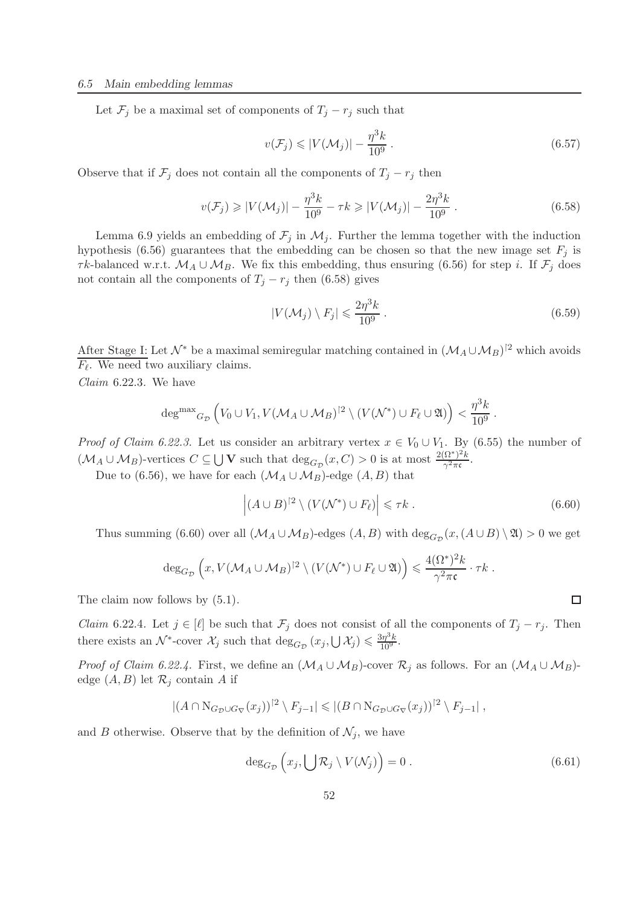Let $\mathcal{F}_j$ be a maximal set of components of $T_j - r_j$ such that

$$v(\mathcal{F}_j) \leqslant |V(\mathcal{M}_j)| - \frac{\eta^3 k}{10^9} \,. \tag{6.57}$$

Observe that if $\mathcal{F}_j$ does not contain all the components of $T_j - r_j$ then

$$v(\mathcal{F}_j) \geqslant |V(\mathcal{M}_j)| - \frac{\eta^3 k}{10^9} - \tau k \geqslant |V(\mathcal{M}_j)| - \frac{2\eta^3 k}{10^9} \,. \tag{6.58}$$

Lemma 6.9 yields an embedding of $\mathcal{F}_j$ in $\mathcal{M}_j$. Further the lemma together with the induction hypothesis (6.56) guarantees that the embedding can be chosen so that the new image set $F_j$ is $\tau k$-balanced w.r.t. $\mathcal{M}_A \cup \mathcal{M}_B$. We fix this embedding, thus ensuring (6.56) for step $i$. If $\mathcal{F}_j$ does not contain all the components of $T_j - r_j$ then (6.58) gives

$$|V(\mathcal{M}_j) \setminus F_j| \leqslant \frac{2\eta^3 k}{10^9} \,. \tag{6.59}$$

<u>After Stage I:</u> Let $\mathcal{N}^*$ be a maximal semiregular matching contained in $(\mathcal{M}_A \cup \mathcal{M}_B)^{\restriction 2}$ which avoids $F_\ell$. We need two auxiliary claims.

*Claim* 6.22.3. We have

$$\mathrm{deg^{max}}_{G_\mathcal{D}}\left(V_0 \cup V_1, V(\mathcal{M}_A \cup \mathcal{M}_B)^{\restriction 2} \setminus (V(\mathcal{N}^*) \cup F_\ell \cup \mathfrak{A})\right) < \frac{\eta^3 k}{10^9} \,.$$

*Proof of Claim 6.22.3.* Let us consider an arbitrary vertex $x \in V_0 \cup V_1$. By (6.55) the number of $(\mathcal{M}_A \cup \mathcal{M}_B)$-vertices $C \subseteq \bigcup \mathbf{V}$ such that $\deg_{G_\mathcal{D}}(x, C) > 0$ is at most $\frac{2(\Omega^*)^2 k}{\gamma^2 \pi \mathfrak{c}}$.

Due to (6.56), we have for each $(\mathcal{M}_A \cup \mathcal{M}_B)$-edge $(A, B)$ that

$$\left|(A \cup B)^{\restriction 2} \setminus (V(\mathcal{N}^*) \cup F_\ell)\right| \leqslant \tau k \,. \tag{6.60}$$

Thus summing (6.60) over all $(\mathcal{M}_A \cup \mathcal{M}_B)$-edges $(A, B)$ with $\deg_{G_\mathcal{D}}(x, (A \cup B) \setminus \mathfrak{A}) > 0$ we get

$$\deg_{G_\mathcal{D}}\left(x, V(\mathcal{M}_A \cup \mathcal{M}_B)^{\restriction 2} \setminus (V(\mathcal{N}^*) \cup F_\ell \cup \mathfrak{A})\right) \leqslant \frac{4(\Omega^*)^2 k}{\gamma^2 \pi \mathfrak{c}} \cdot \tau k \,.$$

The claim now follows by (5.1). $\square$

*Claim* 6.22.4. Let $j \in [\ell]$ be such that $\mathcal{F}_j$ does not consist of all the components of $T_j - r_j$. Then there exists an $\mathcal{N}^*$-cover $\mathcal{X}_j$ such that $\deg_{G_\mathcal{D}}(x_j, \bigcup \mathcal{X}_j) \leqslant \frac{3\eta^3 k}{10^9}$.

*Proof of Claim 6.22.4.* First, we define an $(\mathcal{M}_A \cup \mathcal{M}_B)$-cover $\mathcal{R}_j$ as follows. For an $(\mathcal{M}_A \cup \mathcal{M}_B)$-edge $(A, B)$ let $\mathcal{R}_j$ contain $A$ if

$$|(A \cap \mathrm{N}_{G_\mathcal{D} \cup G_\nabla}(x_j))^{\restriction 2} \setminus F_{j-1}| \leqslant |(B \cap \mathrm{N}_{G_\mathcal{D} \cup G_\nabla}(x_j))^{\restriction 2} \setminus F_{j-1}| \,,$$

and $B$ otherwise. Observe that by the definition of $\mathcal{N}_j$, we have

$$\deg_{G_\mathcal{D}}\left(x_j, \bigcup \mathcal{R}_j \setminus V(\mathcal{N}_j)\right) = 0 \,. \tag{6.61}$$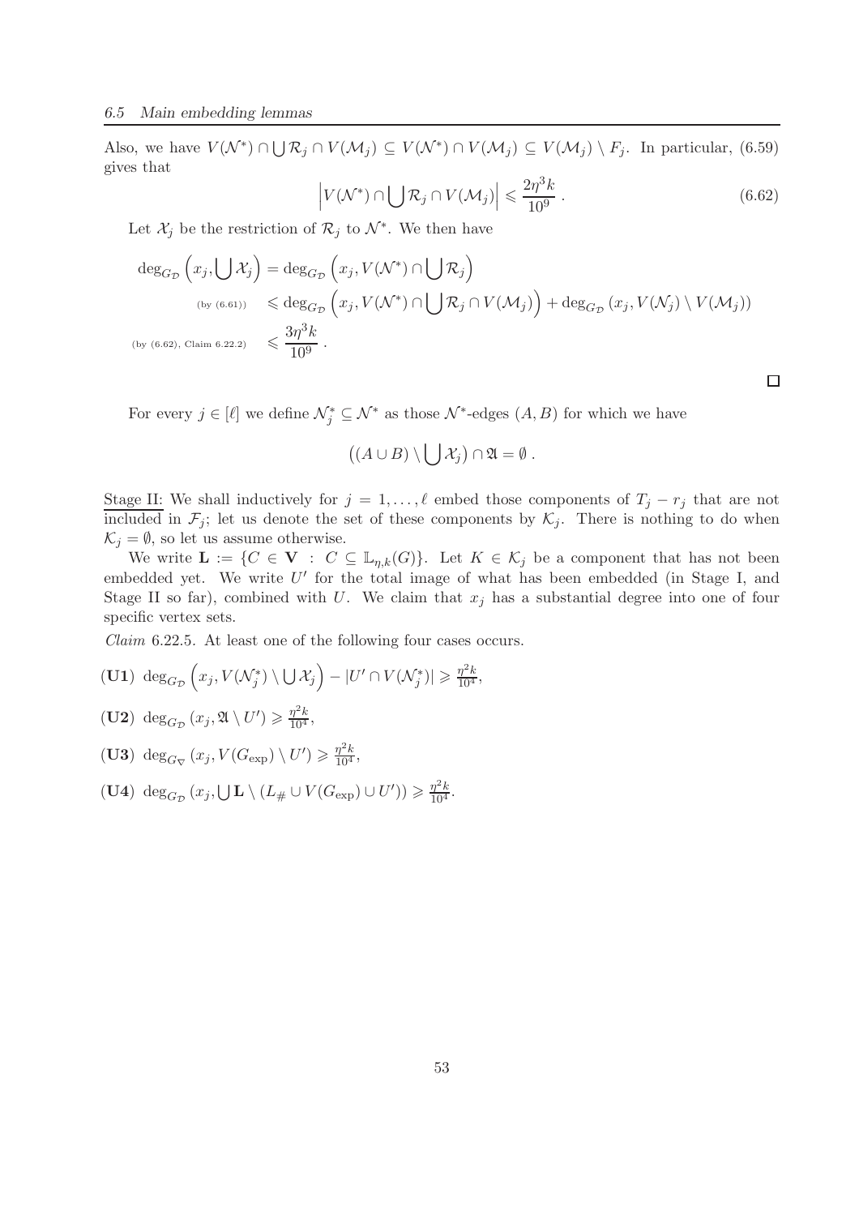Also, we have $V(\mathcal{N}^*) \cap \bigcup \mathcal{R}_j \cap V(\mathcal{M}_j) \subseteq V(\mathcal{N}^*) \cap V(\mathcal{M}_j) \subseteq V(\mathcal{M}_j) \setminus F_j$. In particular, (6.59) gives that

$$\left| V(\mathcal{N}^*) \cap \bigcup \mathcal{R}_j \cap V(\mathcal{M}_j) \right| \leqslant \frac{2\eta^3 k}{10^9} . \tag{6.62}$$

Let $\mathcal{X}_j$ be the restriction of $\mathcal{R}_j$ to $\mathcal{N}^*$. We then have

$$\begin{aligned}
\deg_{G_{\mathcal{D}}}\left(x_j, \bigcup \mathcal{X}_j\right) &= \deg_{G_{\mathcal{D}}}\left(x_j, V(\mathcal{N}^*) \cap \bigcup \mathcal{R}_j\right) \\
{\scriptstyle \text{(by (6.61))}} \quad &\leqslant \deg_{G_{\mathcal{D}}}\left(x_j, V(\mathcal{N}^*) \cap \bigcup \mathcal{R}_j \cap V(\mathcal{M}_j)\right) + \deg_{G_{\mathcal{D}}}\left(x_j, V(\mathcal{N}_j) \setminus V(\mathcal{M}_j)\right) \\
{\scriptstyle \text{(by (6.62), Claim 6.22.2)}} \quad &\leqslant \frac{3\eta^3 k}{10^9} .
\end{aligned}$$

□

For every $j \in [\ell]$ we define $\mathcal{N}^*_j \subseteq \mathcal{N}^*$ as those $\mathcal{N}^*$-edges $(A, B)$ for which we have

$$\left((A \cup B) \setminus \bigcup \mathcal{X}_j\right) \cap \mathfrak{A} = \emptyset .$$

<u>Stage II:</u> We shall inductively for $j = 1, \ldots, \ell$ embed those components of $T_j - r_j$ that are not included in $\mathcal{F}_j$; let us denote the set of these components by $\mathcal{K}_j$. There is nothing to do when $\mathcal{K}_j = \emptyset$, so let us assume otherwise.

We write $\mathbf{L} := \{C \in \mathbf{V} \, : \, C \subseteq \mathbb{L}_{\eta,k}(G)\}$. Let $K \in \mathcal{K}_j$ be a component that has not been embedded yet. We write $U'$ for the total image of what has been embedded (in Stage I, and Stage II so far), combined with $U$. We claim that $x_j$ has a substantial degree into one of four specific vertex sets.

*Claim* 6.22.5. At least one of the following four cases occurs.

**(U1)** $\deg_{G_{\mathcal{D}}}\left(x_j, V(\mathcal{N}^*_j) \setminus \bigcup \mathcal{X}_j\right) - |U' \cap V(\mathcal{N}^*_j)| \geqslant \frac{\eta^2 k}{10^4}$,

**(U2)** $\deg_{G_{\mathcal{D}}}\left(x_j, \mathfrak{A} \setminus U'\right) \geqslant \frac{\eta^2 k}{10^4}$,

**(U3)** $\deg_{G_{\nabla}}\left(x_j, V(G_{\mathrm{exp}}) \setminus U'\right) \geqslant \frac{\eta^2 k}{10^4}$,

**(U4)** $\deg_{G_{\mathcal{D}}}\left(x_j, \bigcup \mathbf{L} \setminus (L_\# \cup V(G_{\mathrm{exp}}) \cup U')\right) \geqslant \frac{\eta^2 k}{10^4}$.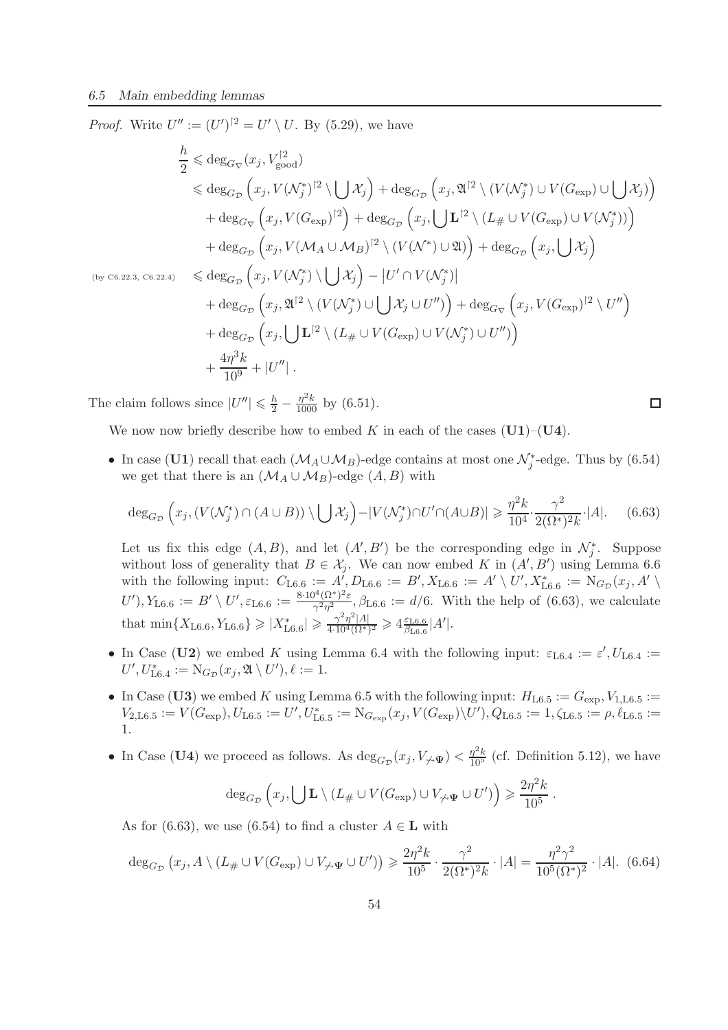*Proof.* Write $U'' := (U')^{\restriction 2} = U' \setminus U$. By (5.29), we have

$$
\begin{aligned}
\frac{h}{2} &\leqslant \deg_{G_\nabla}(x_j, V_{\mathrm{good}}^{\restriction 2}) \\
&\leqslant \deg_{G_\mathcal{D}}\left(x_j, V(\mathcal{N}_j^*)^{\restriction 2} \setminus \bigcup \mathcal{X}_j\right) + \deg_{G_\mathcal{D}}\left(x_j, \mathfrak{A}^{\restriction 2} \setminus (V(\mathcal{N}_j^*) \cup V(G_{\exp}) \cup \bigcup \mathcal{X}_j)\right) \\
&\quad + \deg_{G_\nabla}\left(x_j, V(G_{\exp})^{\restriction 2}\right) + \deg_{G_\mathcal{D}}\left(x_j, \bigcup \mathbf{L}^{\restriction 2} \setminus (L_\# \cup V(G_{\exp}) \cup V(\mathcal{N}_j^*))\right) \\
&\quad + \deg_{G_\mathcal{D}}\left(x_j, V(\mathcal{M}_A \cup \mathcal{M}_B)^{\restriction 2} \setminus (V(\mathcal{N}^*) \cup \mathfrak{A})\right) + \deg_{G_\mathcal{D}}\left(x_j, \bigcup \mathcal{X}_j\right) \\
\text{(by C6.22.3, C6.22.4)} \quad &\leqslant \deg_{G_\mathcal{D}}\left(x_j, V(\mathcal{N}_j^*) \setminus \bigcup \mathcal{X}_j\right) - |U' \cap V(\mathcal{N}_j^*)| \\
&\quad + \deg_{G_\mathcal{D}}\left(x_j, \mathfrak{A}^{\restriction 2} \setminus (V(\mathcal{N}_j^*) \cup \bigcup \mathcal{X}_j \cup U'')\right) + \deg_{G_\nabla}\left(x_j, V(G_{\exp})^{\restriction 2} \setminus U''\right) \\
&\quad + \deg_{G_\mathcal{D}}\left(x_j, \bigcup \mathbf{L}^{\restriction 2} \setminus (L_\# \cup V(G_{\exp}) \cup V(\mathcal{N}_j^*) \cup U'')\right) \\
&\quad + \frac{4\eta^3 k}{10^9} + |U''| \, .
\end{aligned}
$$

The claim follows since $|U''| \leqslant \frac{h}{2} - \frac{\eta^2 k}{1000}$ by (6.51). $\square$

We now now briefly describe how to embed $K$ in each of the cases (**U1**)–(**U4**).

- In case (**U1**) recall that each $(\mathcal{M}_A \cup \mathcal{M}_B)$-edge contains at most one $\mathcal{N}_j^*$-edge. Thus by (6.54) we get that there is an $(\mathcal{M}_A \cup \mathcal{M}_B)$-edge $(A, B)$ with

$$\deg_{G_\mathcal{D}}\left(x_j, (V(\mathcal{N}_j^*) \cap (A \cup B)) \setminus \bigcup \mathcal{X}_j\right) - |V(\mathcal{N}_j^*) \cap U' \cap (A \cup B)| \geqslant \frac{\eta^2 k}{10^4} \cdot \frac{\gamma^2}{2(\Omega^*)^2 k} \cdot |A|. \quad (6.63)$$

  Let us fix this edge $(A, B)$, and let $(A', B')$ be the corresponding edge in $\mathcal{N}_j^*$. Suppose without loss of generality that $B \in \mathcal{X}_j$. We can now embed $K$ in $(A', B')$ using Lemma 6.6 with the following input: $C_{\mathrm{L6.6}} := A', D_{\mathrm{L6.6}} := B', X_{\mathrm{L6.6}} := A' \setminus U', X^*_{\mathrm{L6.6}} := \mathrm{N}_{G_\mathcal{D}}(x_j, A' \setminus U'), Y_{\mathrm{L6.6}} := B' \setminus U', \varepsilon_{\mathrm{L6.6}} := \frac{8 \cdot 10^4 (\Omega^*)^2 \varepsilon}{\gamma^2 \eta^2}, \beta_{\mathrm{L6.6}} := d/6$. With the help of (6.63), we calculate that $\min\{X_{\mathrm{L6.6}}, Y_{\mathrm{L6.6}}\} \geqslant |X^*_{\mathrm{L6.6}}| \geqslant \frac{\gamma^2 \eta^2 |A|}{4 \cdot 10^4 (\Omega^*)^2} \geqslant 4 \frac{\varepsilon_{\mathrm{L6.6}}}{\beta_{\mathrm{L6.6}}} |A'|$.

- In Case (**U2**) we embed $K$ using Lemma 6.4 with the following input: $\varepsilon_{\mathrm{L6.4}} := \varepsilon', U_{\mathrm{L6.4}} := U', U^*_{\mathrm{L6.4}} := \mathrm{N}_{G_\mathcal{D}}(x_j, \mathfrak{A} \setminus U'), \ell := 1$.

- In Case (**U3**) we embed $K$ using Lemma 6.5 with the following input: $H_{\mathrm{L6.5}} := G_{\exp}, V_{1,\mathrm{L6.5}} := V_{2,\mathrm{L6.5}} := V(G_{\exp}), U_{\mathrm{L6.5}} := U', U^*_{\mathrm{L6.5}} := \mathrm{N}_{G_{\exp}}(x_j, V(G_{\exp}) \setminus U'), Q_{\mathrm{L6.5}} := 1, \zeta_{\mathrm{L6.5}} := \rho, \ell_{\mathrm{L6.5}} := 1$.

- In Case (**U4**) we proceed as follows. As $\deg_{G_\mathcal{D}}(x_j, V_{\not\leadsto \Psi}) < \frac{\eta^2 k}{10^5}$ (cf. Definition 5.12), we have

$$\deg_{G_\mathcal{D}}\left(x_j, \bigcup \mathbf{L} \setminus (L_\# \cup V(G_{\exp}) \cup V_{\not\leadsto \Psi} \cup U')\right) \geqslant \frac{2\eta^2 k}{10^5} \, .$$

  As for (6.63), we use (6.54) to find a cluster $A \in \mathbf{L}$ with

$$\deg_{G_\mathcal{D}}\left(x_j, A \setminus (L_\# \cup V(G_{\exp}) \cup V_{\not\leadsto \Psi} \cup U')\right) \geqslant \frac{2\eta^2 k}{10^5} \cdot \frac{\gamma^2}{2(\Omega^*)^2 k} \cdot |A| = \frac{\eta^2 \gamma^2}{10^5 (\Omega^*)^2} \cdot |A|. \quad (6.64)$$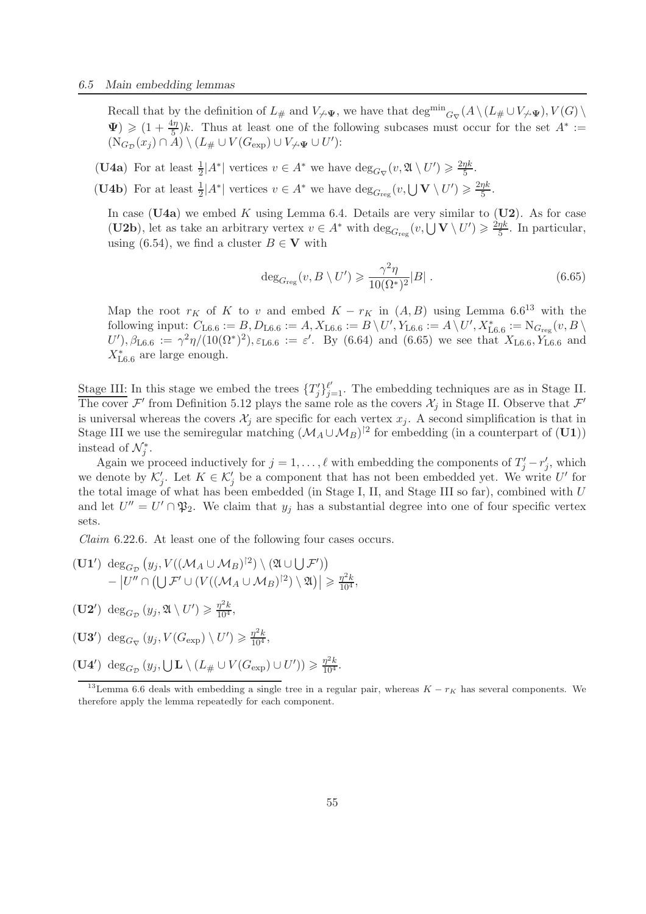Recall that by the definition of $L_\#$ and $V_{\not\to\mathbf{\Psi}}$, we have that $\mathrm{deg^{min}}_{G_\nabla}(A \setminus (L_\# \cup V_{\not\to\mathbf{\Psi}}), V(G) \setminus \mathbf{\Psi}) \geqslant (1 + \frac{4\eta}{5})k$. Thus at least one of the following subcases must occur for the set $A^* := (\mathrm{N}_{G_\mathcal{D}}(x_j) \cap A) \setminus (L_\# \cup V(G_{\exp}) \cup V_{\not\to\mathbf{\Psi}} \cup U')$:

**(U4a)** For at least $\frac{1}{2}|A^*|$ vertices $v \in A^*$ we have $\deg_{G_\nabla}(v, \mathfrak{A} \setminus U') \geqslant \frac{2\eta k}{5}$.

**(U4b)** For at least $\frac{1}{2}|A^*|$ vertices $v \in A^*$ we have $\deg_{G_{\mathrm{reg}}}(v, \bigcup \mathbf{V} \setminus U') \geqslant \frac{2\eta k}{5}$.

In case **(U4a)** we embed $K$ using Lemma 6.4. Details are very similar to **(U2)**. As for case **(U2b)**, let as take an arbitrary vertex $v \in A^*$ with $\deg_{G_{\mathrm{reg}}}(v, \bigcup \mathbf{V} \setminus U') \geqslant \frac{2\eta k}{5}$. In particular, using (6.54), we find a cluster $B \in \mathbf{V}$ with

$$\deg_{G_{\mathrm{reg}}}(v, B \setminus U') \geqslant \frac{\gamma^2 \eta}{10(\Omega^*)^2}|B| \; . \tag{6.65}$$

Map the root $r_K$ of $K$ to $v$ and embed $K - r_K$ in $(A, B)$ using Lemma 6.6[13] with the following input: $C_{\mathrm{L}6.6} := B, D_{\mathrm{L}6.6} := A, X_{\mathrm{L}6.6} := B \setminus U', Y_{\mathrm{L}6.6} := A \setminus U', X^*_{\mathrm{L}6.6} := \mathrm{N}_{G_{\mathrm{reg}}}(v, B \setminus U'), \beta_{\mathrm{L}6.6} := \gamma^2\eta/(10(\Omega^*)^2), \varepsilon_{\mathrm{L}6.6} := \varepsilon'$. By (6.64) and (6.65) we see that $X_{\mathrm{L}6.6}, Y_{\mathrm{L}6.6}$ and $X^*_{\mathrm{L}6.6}$ are large enough.

<u>Stage III:</u> In this stage we embed the trees $\{T'_j\}_{j=1}^{\ell'}$. The embedding techniques are as in Stage II. The cover $\mathcal{F}'$ from Definition 5.12 plays the same role as the covers $\mathcal{X}_j$ in Stage II. Observe that $\mathcal{F}'$ is universal whereas the covers $\mathcal{X}_j$ are specific for each vertex $x_j$. A second simplification is that in Stage III we use the semiregular matching $(\mathcal{M}_A \cup \mathcal{M}_B)^{\restriction 2}$ for embedding (in a counterpart of **(U1)**) instead of $\mathcal{N}^*_j$.

Again we proceed inductively for $j = 1, \ldots, \ell$ with embedding the components of $T'_j - r'_j$, which we denote by $\mathcal{K}'_j$. Let $K \in \mathcal{K}'_j$ be a component that has not been embedded yet. We write $U'$ for the total image of what has been embedded (in Stage I, II, and Stage III so far), combined with $U$ and let $U'' = U' \cap \mathfrak{P}_2$. We claim that $y_j$ has a substantial degree into one of four specific vertex sets.

*Claim* 6.22.6. At least one of the following four cases occurs.

**(U1′)** $\deg_{G_\mathcal{D}}\left(y_j, V((\mathcal{M}_A \cup \mathcal{M}_B)^{\restriction 2}) \setminus (\mathfrak{A} \cup \bigcup \mathcal{F}')\right)$
$- \left|U'' \cap \left(\bigcup \mathcal{F}' \cup (V((\mathcal{M}_A \cup \mathcal{M}_B)^{\restriction 2}) \setminus \mathfrak{A}\right)\right| \geqslant \frac{\eta^2 k}{10^4}$,

**(U2′)** $\deg_{G_\mathcal{D}}(y_j, \mathfrak{A} \setminus U') \geqslant \frac{\eta^2 k}{10^4}$,

**(U3′)** $\deg_{G_\nabla}(y_j, V(G_{\exp}) \setminus U') \geqslant \frac{\eta^2 k}{10^4}$,

**(U4′)** $\deg_{G_\mathcal{D}}(y_j, \bigcup \mathbf{L} \setminus (L_\# \cup V(G_{\exp}) \cup U')) \geqslant \frac{\eta^2 k}{10^4}$.

[13] Lemma 6.6 deals with embedding a single tree in a regular pair, whereas $K - r_K$ has several components. We therefore apply the lemma repeatedly for each component.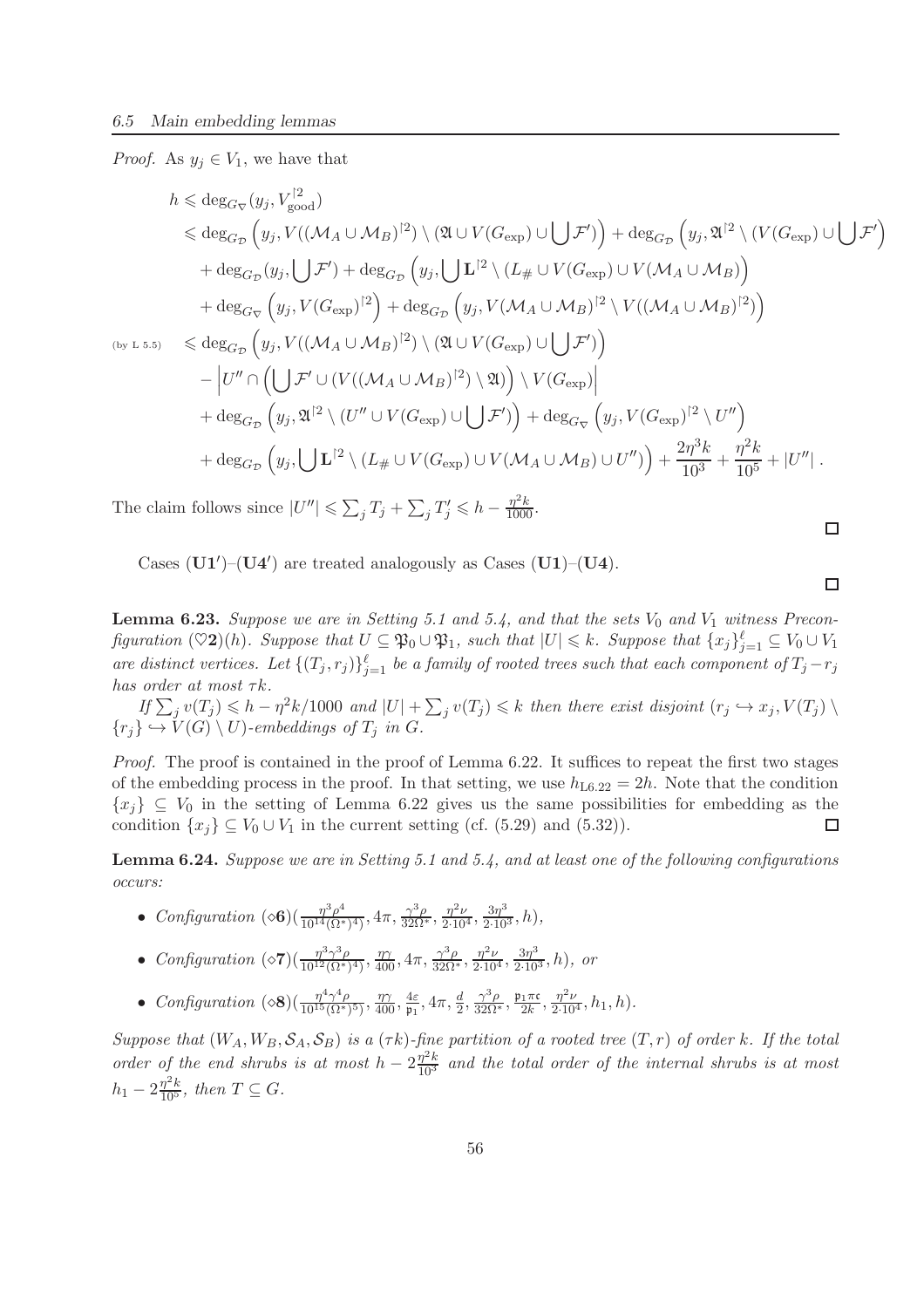*Proof.* As $y_j \in V_1$, we have that

$$
\begin{aligned}
h &\leqslant \deg_{G_\nabla}(y_j, V_{\text{good}}^{\restriction 2}) \\
&\leqslant \deg_{G_\mathcal{D}}\Big(y_j, V((\mathcal{M}_A \cup \mathcal{M}_B)^{\restriction 2}) \setminus (\mathfrak{A} \cup V(G_{\exp}) \cup \bigcup \mathcal{F}')\Big) + \deg_{G_\mathcal{D}}\Big(y_j, \mathfrak{A}^{\restriction 2} \setminus (V(G_{\exp}) \cup \bigcup \mathcal{F}'\Big) \\
&\quad + \deg_{G_\mathcal{D}}(y_j, \bigcup \mathcal{F}') + \deg_{G_\mathcal{D}}\Big(y_j, \bigcup \mathbf{L}^{\restriction 2} \setminus (L_\# \cup V(G_{\exp}) \cup V(\mathcal{M}_A \cup \mathcal{M}_B)\Big) \\
&\quad + \deg_{G_\nabla}\Big(y_j, V(G_{\exp})^{\restriction 2}\Big) + \deg_{G_\mathcal{D}}\Big(y_j, V(\mathcal{M}_A \cup \mathcal{M}_B)^{\restriction 2} \setminus V((\mathcal{M}_A \cup \mathcal{M}_B)^{\restriction 2})\Big) \\
\text{(by L 5.5)} \quad &\leqslant \deg_{G_\mathcal{D}}\Big(y_j, V((\mathcal{M}_A \cup \mathcal{M}_B)^{\restriction 2}) \setminus (\mathfrak{A} \cup V(G_{\exp}) \cup \bigcup \mathcal{F}')\Big) \\
&\quad - \Big|U'' \cap \Big(\bigcup \mathcal{F}' \cup (V((\mathcal{M}_A \cup \mathcal{M}_B)^{\restriction 2}) \setminus \mathfrak{A})\Big) \setminus V(G_{\exp})\Big| \\
&\quad + \deg_{G_\mathcal{D}}\Big(y_j, \mathfrak{A}^{\restriction 2} \setminus (U'' \cup V(G_{\exp}) \cup \bigcup \mathcal{F}')\Big) + \deg_{G_\nabla}\Big(y_j, V(G_{\exp})^{\restriction 2} \setminus U''\Big) \\
&\quad + \deg_{G_\mathcal{D}}\Big(y_j, \bigcup \mathbf{L}^{\restriction 2} \setminus (L_\# \cup V(G_{\exp}) \cup V(\mathcal{M}_A \cup \mathcal{M}_B) \cup U'')\Big) + \frac{2\eta^3 k}{10^3} + \frac{\eta^2 k}{10^5} + |U''| .
\end{aligned}
$$

The claim follows since $|U''| \leqslant \sum_j T_j + \sum_j T'_j \leqslant h - \frac{\eta^2 k}{1000}$. □

Cases $(\mathbf{U1'})$–$(\mathbf{U4'})$ are treated analogously as Cases $(\mathbf{U1})$–$(\mathbf{U4})$. □

**Lemma 6.23.** *Suppose we are in Setting 5.1 and 5.4, and that the sets $V_0$ and $V_1$ witness Preconfiguration $(\heartsuit\mathbf{2})(h)$. Suppose that $U \subseteq \mathfrak{P}_0 \cup \mathfrak{P}_1$, such that $|U| \leqslant k$. Suppose that $\{x_j\}_{j=1}^{\ell} \subseteq V_0 \cup V_1$ are distinct vertices. Let $\{(T_j, r_j)\}_{j=1}^{\ell}$ be a family of rooted trees such that each component of $T_j - r_j$ has order at most $\tau k$.*

*If $\sum_j v(T_j) \leqslant h - \eta^2 k/1000$ and $|U| + \sum_j v(T_j) \leqslant k$ then there exist disjoint $(r_j \hookrightarrow x_j, V(T_j) \setminus \{r_j\} \hookrightarrow V(G) \setminus U)$-embeddings of $T_j$ in $G$.*

*Proof.* The proof is contained in the proof of Lemma 6.22. It suffices to repeat the first two stages of the embedding process in the proof. In that setting, we use $h_{\text{L6.22}} = 2h$. Note that the condition $\{x_j\} \subseteq V_0$ in the setting of Lemma 6.22 gives us the same possibilities for embedding as the condition $\{x_j\} \subseteq V_0 \cup V_1$ in the current setting (cf. (5.29) and (5.32)). □

**Lemma 6.24.** *Suppose we are in Setting 5.1 and 5.4, and at least one of the following configurations occurs:*

- *Configuration $(\diamond\mathbf{6})(\frac{\eta^3\rho^4}{10^{14}(\Omega^*)^4}, 4\pi, \frac{\gamma^3\rho}{32\Omega^*}, \frac{\eta^2\nu}{2\cdot 10^4}, \frac{3\eta^3}{2\cdot 10^3}, h)$,*
- *Configuration $(\diamond\mathbf{7})(\frac{\eta^3\gamma^3\rho}{10^{12}(\Omega^*)^4}, \frac{\eta\gamma}{400}, 4\pi, \frac{\gamma^3\rho}{32\Omega^*}, \frac{\eta^2\nu}{2\cdot 10^4}, \frac{3\eta^3}{2\cdot 10^3}, h)$, or*
- *Configuration $(\diamond\mathbf{8})(\frac{\eta^4\gamma^4\rho}{10^{15}(\Omega^*)^5}, \frac{\eta\gamma}{400}, \frac{4\varepsilon}{\mathfrak{p}_1}, 4\pi, \frac{d}{2}, \frac{\gamma^3\rho}{32\Omega^*}, \frac{\mathfrak{p}_1\pi\mathfrak{c}}{2k}, \frac{\eta^2\nu}{2\cdot 10^4}, h_1, h)$.*

*Suppose that $(W_A, W_B, \mathcal{S}_A, \mathcal{S}_B)$ is a $(\tau k)$-fine partition of a rooted tree $(T, r)$ of order $k$. If the total order of the end shrubs is at most $h - 2\frac{\eta^2 k}{10^3}$ and the total order of the internal shrubs is at most $h_1 - 2\frac{\eta^2 k}{10^5}$, then $T \subseteq G$.*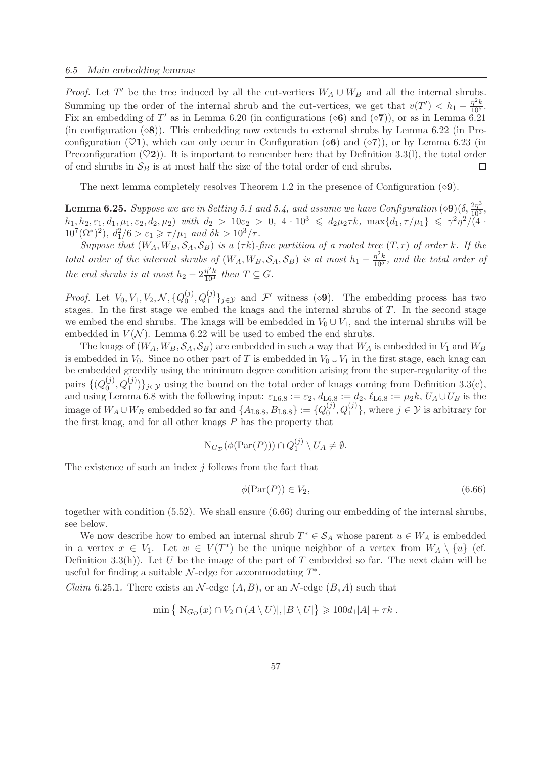*Proof.* Let $T'$ be the tree induced by all the cut-vertices $W_A \cup W_B$ and all the internal shrubs. Summing up the order of the internal shrub and the cut-vertices, we get that $v(T') < h_1 - \frac{\eta^2 k}{10^5}$. Fix an embedding of $T'$ as in Lemma 6.20 (in configurations ($\diamond$**6**) and ($\diamond$**7**)), or as in Lemma 6.21 (in configuration ($\diamond$**8**)). This embedding now extends to external shrubs by Lemma 6.22 (in Preconfiguration ($\heartsuit$**1**), which can only occur in Configuration ($\diamond$**6**) and ($\diamond$**7**)), or by Lemma 6.23 (in Preconfiguration ($\heartsuit$**2**)). It is important to remember here that by Definition 3.3(l), the total order of end shrubs in $\mathcal{S}_B$ is at most half the size of the total order of end shrubs. $\square$

The next lemma completely resolves Theorem 1.2 in the presence of Configuration ($\diamond$**9**).

**Lemma 6.25.** *Suppose we are in Setting 5.1 and 5.4, and assume we have Configuration* ($\diamond$**9**)$(\delta, \frac{2\eta^3}{10^3}, h_1, h_2, \varepsilon_1, d_1, \mu_1, \varepsilon_2, d_2, \mu_2)$ *with* $d_2 > 10\varepsilon_2 > 0$, $4 \cdot 10^3 \leqslant d_2\mu_2\tau k$, $\max\{d_1, \tau/\mu_1\} \leqslant \gamma^2\eta^2/(4 \cdot 10^7(\Omega^*)^2)$, $d_1^2/6 > \varepsilon_1 \geqslant \tau/\mu_1$ *and* $\delta k > 10^3/\tau$.

*Suppose that* $(W_A, W_B, \mathcal{S}_A, \mathcal{S}_B)$ *is a* $(\tau k)$*-fine partition of a rooted tree* $(T, r)$ *of order* $k$*. If the total order of the internal shrubs of* $(W_A, W_B, \mathcal{S}_A, \mathcal{S}_B)$ *is at most* $h_1 - \frac{\eta^2 k}{10^5}$*, and the total order of the end shrubs is at most* $h_2 - 2\frac{\eta^2 k}{10^3}$ *then* $T \subseteq G$.

*Proof.* Let $V_0, V_1, V_2, \mathcal{N}, \{Q_0^{(j)}, Q_1^{(j)}\}_{j \in \mathcal{Y}}$ and $\mathcal{F}'$ witness ($\diamond$**9**). The embedding process has two stages. In the first stage we embed the knags and the internal shrubs of $T$. In the second stage we embed the end shrubs. The knags will be embedded in $V_0 \cup V_1$, and the internal shrubs will be embedded in $V(\mathcal{N})$. Lemma 6.22 will be used to embed the end shrubs.

The knags of $(W_A, W_B, \mathcal{S}_A, \mathcal{S}_B)$ are embedded in such a way that $W_A$ is embedded in $V_1$ and $W_B$ is embedded in $V_0$. Since no other part of $T$ is embedded in $V_0 \cup V_1$ in the first stage, each knag can be embedded greedily using the minimum degree condition arising from the super-regularity of the pairs $\{(Q_0^{(j)}, Q_1^{(j)})\}_{j \in \mathcal{Y}}$ using the bound on the total order of knags coming from Definition 3.3(c), and using Lemma 6.8 with the following input: $\varepsilon_{\text{L6.8}} := \varepsilon_2$, $d_{\text{L6.8}} := d_2$, $\ell_{\text{L6.8}} := \mu_2 k$, $U_A \cup U_B$ is the image of $W_A \cup W_B$ embedded so far and $\{A_{\text{L6.8}}, B_{\text{L6.8}}\} := \{Q_0^{(j)}, Q_1^{(j)}\}$, where $j \in \mathcal{Y}$ is arbitrary for the first knag, and for all other knags $P$ has the property that

$$\mathrm{N}_{G_{\mathcal{D}}}(\phi(\mathrm{Par}(P))) \cap Q_1^{(j)} \setminus U_A \neq \emptyset.$$

The existence of such an index $j$ follows from the fact that

$$\phi(\mathrm{Par}(P)) \in V_2, \tag{6.66}$$

together with condition (5.52). We shall ensure (6.66) during our embedding of the internal shrubs, see below.

We now describe how to embed an internal shrub $T^* \in \mathcal{S}_A$ whose parent $u \in W_A$ is embedded in a vertex $x \in V_1$. Let $w \in V(T^*)$ be the unique neighbor of a vertex from $W_A \setminus \{u\}$ (cf. Definition 3.3(h)). Let $U$ be the image of the part of $T$ embedded so far. The next claim will be useful for finding a suitable $\mathcal{N}$-edge for accommodating $T^*$.

*Claim* 6.25.1. There exists an $\mathcal{N}$-edge $(A, B)$, or an $\mathcal{N}$-edge $(B, A)$ such that

$$\min\left\{|\mathrm{N}_{G_{\mathcal{D}}}(x) \cap V_2 \cap (A \setminus U)|, |B \setminus U|\right\} \geqslant 100d_1|A| + \tau k\ .$$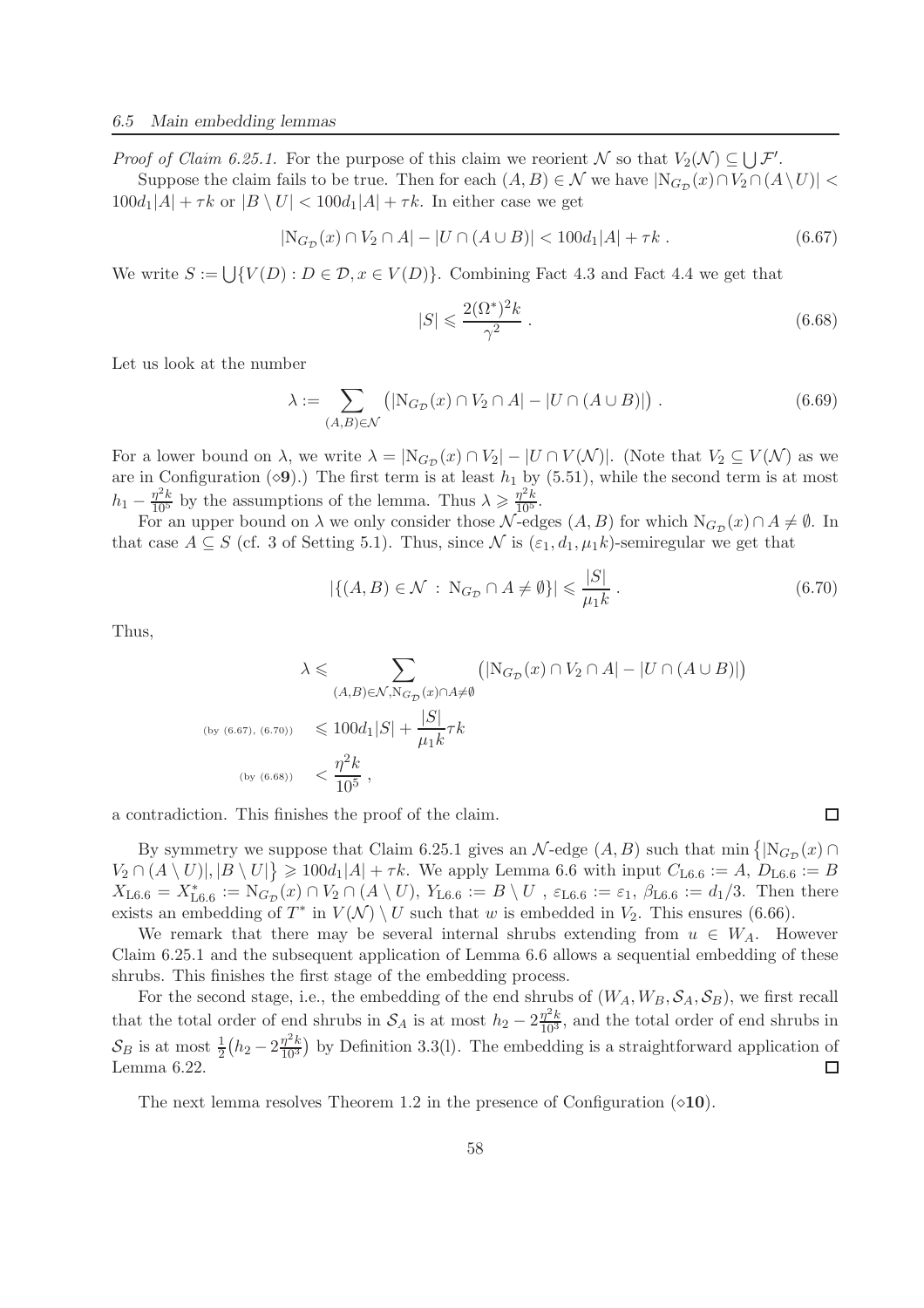*Proof of Claim 6.25.1.* For the purpose of this claim we reorient $\mathcal{N}$ so that $V_2(\mathcal{N}) \subseteq \bigcup \mathcal{F}'$.

Suppose the claim fails to be true. Then for each $(A, B) \in \mathcal{N}$ we have $|\mathrm{N}_{G_\mathcal{D}}(x) \cap V_2 \cap (A \setminus U)| < 100d_1|A| + \tau k$ or $|B \setminus U| < 100d_1|A| + \tau k$. In either case we get

$$|\mathrm{N}_{G_\mathcal{D}}(x) \cap V_2 \cap A| - |U \cap (A \cup B)| < 100d_1|A| + \tau k \,. \tag{6.67}$$

We write $S := \bigcup\{V(D) : D \in \mathcal{D}, x \in V(D)\}$. Combining Fact 4.3 and Fact 4.4 we get that

$$|S| \leqslant \frac{2(\Omega^*)^2 k}{\gamma^2} \,. \tag{6.68}$$

Let us look at the number

$$\lambda := \sum_{(A,B)\in\mathcal{N}} \big( |\mathrm{N}_{G_\mathcal{D}}(x) \cap V_2 \cap A| - |U \cap (A \cup B)| \big) \,. \tag{6.69}$$

For a lower bound on $\lambda$, we write $\lambda = |\mathrm{N}_{G_\mathcal{D}}(x) \cap V_2| - |U \cap V(\mathcal{N})|$. (Note that $V_2 \subseteq V(\mathcal{N})$ as we are in Configuration ($\diamond$**9**).) The first term is at least $h_1$ by (5.51), while the second term is at most $h_1 - \frac{\eta^2 k}{10^5}$ by the assumptions of the lemma. Thus $\lambda \geqslant \frac{\eta^2 k}{10^5}$.

For an upper bound on $\lambda$ we only consider those $\mathcal{N}$-edges $(A, B)$ for which $\mathrm{N}_{G_\mathcal{D}}(x) \cap A \neq \emptyset$. In that case $A \subseteq S$ (cf. 3 of Setting 5.1). Thus, since $\mathcal{N}$ is $(\varepsilon_1, d_1, \mu_1 k)$-semiregular we get that

$$|\{(A, B) \in \mathcal{N} \, : \, \mathrm{N}_{G_\mathcal{D}} \cap A \neq \emptyset\}| \leqslant \frac{|S|}{\mu_1 k} \,. \tag{6.70}$$

Thus,

$$\begin{aligned}
\lambda &\leqslant \sum_{(A,B)\in\mathcal{N}, \mathrm{N}_{G_\mathcal{D}}(x)\cap A \neq \emptyset} \big( |\mathrm{N}_{G_\mathcal{D}}(x) \cap V_2 \cap A| - |U \cap (A \cup B)| \big) \\
{\scriptstyle (\text{by } (6.67),\, (6.70))} \quad &\leqslant 100d_1|S| + \frac{|S|}{\mu_1 k}\tau k \\
{\scriptstyle (\text{by } (6.68))} \quad &< \frac{\eta^2 k}{10^5} \,,
\end{aligned}$$

a contradiction. This finishes the proof of the claim. □

By symmetry we suppose that Claim 6.25.1 gives an $\mathcal{N}$-edge $(A, B)$ such that $\min\big\{|\mathrm{N}_{G_\mathcal{D}}(x) \cap V_2 \cap (A \setminus U)|, |B \setminus U|\big\} \geqslant 100d_1|A| + \tau k$. We apply Lemma 6.6 with input $C_{\mathrm{L}6.6} := A$, $D_{\mathrm{L}6.6} := B$ $X_{\mathrm{L}6.6} = X^*_{\mathrm{L}6.6} := \mathrm{N}_{G_\mathcal{D}}(x) \cap V_2 \cap (A \setminus U)$, $Y_{\mathrm{L}6.6} := B \setminus U$ , $\varepsilon_{\mathrm{L}6.6} := \varepsilon_1$, $\beta_{\mathrm{L}6.6} := d_1/3$. Then there exists an embedding of $T^*$ in $V(\mathcal{N}) \setminus U$ such that $w$ is embedded in $V_2$. This ensures (6.66).

We remark that there may be several internal shrubs extending from $u \in W_A$. However Claim 6.25.1 and the subsequent application of Lemma 6.6 allows a sequential embedding of these shrubs. This finishes the first stage of the embedding process.

For the second stage, i.e., the embedding of the end shrubs of $(W_A, W_B, \mathcal{S}_A, \mathcal{S}_B)$, we first recall that the total order of end shrubs in $\mathcal{S}_A$ is at most $h_2 - 2\frac{\eta^2 k}{10^3}$, and the total order of end shrubs in $\mathcal{S}_B$ is at most $\frac{1}{2}\big(h_2 - 2\frac{\eta^2 k}{10^3}\big)$ by Definition 3.3(l). The embedding is a straightforward application of Lemma 6.22. □

The next lemma resolves Theorem 1.2 in the presence of Configuration ($\diamond$**10**).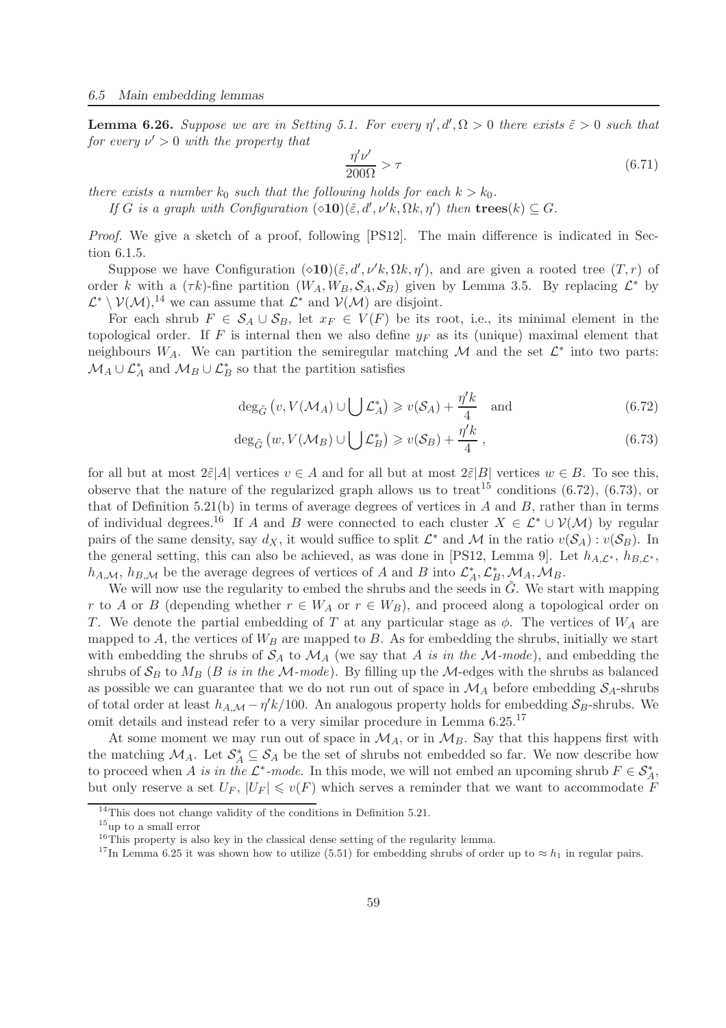**Lemma 6.26.** *Suppose we are in Setting 5.1. For every $\eta', d', \Omega > 0$ there exists $\tilde{\varepsilon} > 0$ such that for every $\nu' > 0$ with the property that*

$$\frac{\eta'\nu'}{200\Omega} > \tau \tag{6.71}$$

*there exists a number $k_0$ such that the following holds for each $k > k_0$.*

*If $G$ is a graph with Configuration $(\diamond\mathbf{10})(\tilde{\varepsilon}, d', \nu' k, \Omega k, \eta')$ then $\mathbf{trees}(k) \subseteq G$.*

*Proof.* We give a sketch of a proof, following [PS12]. The main difference is indicated in Section 6.1.5.

Suppose we have Configuration $(\diamond\mathbf{10})(\tilde{\varepsilon}, d', \nu' k, \Omega k, \eta')$, and are given a rooted tree $(T, r)$ of order $k$ with a $(\tau k)$-fine partition $(W_A, W_B, \mathcal{S}_A, \mathcal{S}_B)$ given by Lemma 3.5. By replacing $\mathcal{L}^*$ by $\mathcal{L}^* \setminus \mathcal{V}(\mathcal{M})$,[14] we can assume that $\mathcal{L}^*$ and $\mathcal{V}(\mathcal{M})$ are disjoint.

For each shrub $F \in \mathcal{S}_A \cup \mathcal{S}_B$, let $x_F \in V(F)$ be its root, i.e., its minimal element in the topological order. If $F$ is internal then we also define $y_F$ as its (unique) maximal element that neighbours $W_A$. We can partition the semiregular matching $\mathcal{M}$ and the set $\mathcal{L}^*$ into two parts: $\mathcal{M}_A \cup \mathcal{L}^*_A$ and $\mathcal{M}_B \cup \mathcal{L}^*_B$ so that the partition satisfies

$$\deg_{\tilde{G}}\left(v, V(\mathcal{M}_A) \cup \bigcup \mathcal{L}^*_A\right) \geqslant v(\mathcal{S}_A) + \frac{\eta' k}{4} \quad \text{and} \tag{6.72}$$

$$\deg_{\tilde{G}}\left(w, V(\mathcal{M}_B) \cup \bigcup \mathcal{L}^*_B\right) \geqslant v(\mathcal{S}_B) + \frac{\eta' k}{4}, \tag{6.73}$$

for all but at most $2\tilde{\varepsilon}|A|$ vertices $v \in A$ and for all but at most $2\tilde{\varepsilon}|B|$ vertices $w \in B$. To see this, observe that the nature of the regularized graph allows us to treat[15] conditions (6.72), (6.73), or that of Definition 5.21(b) in terms of average degrees of vertices in $A$ and $B$, rather than in terms of individual degrees.[16] If $A$ and $B$ were connected to each cluster $X \in \mathcal{L}^* \cup \mathcal{V}(\mathcal{M})$ by regular pairs of the same density, say $d_X$, it would suffice to split $\mathcal{L}^*$ and $\mathcal{M}$ in the ratio $v(\mathcal{S}_A) : v(\mathcal{S}_B)$. In the general setting, this can also be achieved, as was done in [PS12, Lemma 9]. Let $h_{A,\mathcal{L}^*}$, $h_{B,\mathcal{L}^*}$, $h_{A,\mathcal{M}}$, $h_{B,\mathcal{M}}$ be the average degrees of vertices of $A$ and $B$ into $\mathcal{L}^*_A, \mathcal{L}^*_B, \mathcal{M}_A, \mathcal{M}_B$.

We will now use the regularity to embed the shrubs and the seeds in $\tilde{G}$. We start with mapping $r$ to $A$ or $B$ (depending whether $r \in W_A$ or $r \in W_B$), and proceed along a topological order on $T$. We denote the partial embedding of $T$ at any particular stage as $\phi$. The vertices of $W_A$ are mapped to $A$, the vertices of $W_B$ are mapped to $B$. As for embedding the shrubs, initially we start with embedding the shrubs of $\mathcal{S}_A$ to $\mathcal{M}_A$ (we say that $A$ *is in the $\mathcal{M}$-mode*), and embedding the shrubs of $\mathcal{S}_B$ to $M_B$ ($B$ *is in the $\mathcal{M}$-mode*). By filling up the $\mathcal{M}$-edges with the shrubs as balanced as possible we can guarantee that we do not run out of space in $\mathcal{M}_A$ before embedding $\mathcal{S}_A$-shrubs of total order at least $h_{A,\mathcal{M}} - \eta' k/100$. An analogous property holds for embedding $\mathcal{S}_B$-shrubs. We omit details and instead refer to a very similar procedure in Lemma 6.25.[17]

At some moment we may run out of space in $\mathcal{M}_A$, or in $\mathcal{M}_B$. Say that this happens first with the matching $\mathcal{M}_A$. Let $\mathcal{S}^*_A \subseteq \mathcal{S}_A$ be the set of shrubs not embedded so far. We now describe how to proceed when $A$ *is in the $\mathcal{L}^*$-mode*. In this mode, we will not embed an upcoming shrub $F \in \mathcal{S}^*_A$, but only reserve a set $U_F$, $|U_F| \leqslant v(F)$ which serves a reminder that we want to accommodate $F$

[14] This does not change validity of the conditions in Definition 5.21.

[15] up to a small error

[16] This property is also key in the classical dense setting of the regularity lemma.

[17] In Lemma 6.25 it was shown how to utilize (5.51) for embedding shrubs of order up to $\approx h_1$ in regular pairs.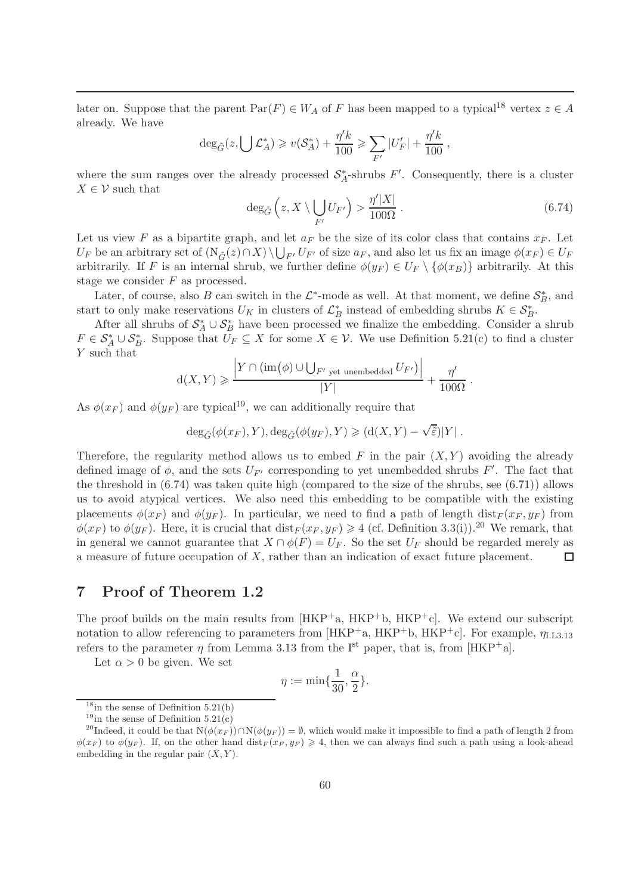later on. Suppose that the parent $\mathrm{Par}(F) \in W_A$ of $F$ has been mapped to a typical[18] vertex $z \in A$ already. We have

$$\deg_{\tilde{G}}(z, \bigcup \mathcal{L}_A^*) \geqslant v(\mathcal{S}_A^*) + \frac{\eta' k}{100} \geqslant \sum_{F'} |U'_F| + \frac{\eta' k}{100} ,$$

where the sum ranges over the already processed $\mathcal{S}_A^*$-shrubs $F'$. Consequently, there is a cluster $X \in \mathcal{V}$ such that

$$\deg_{\tilde{G}}\left(z, X \setminus \bigcup_{F'} U_{F'}\right) > \frac{\eta' |X|}{100\Omega} . \tag{6.74}$$

Let us view $F$ as a bipartite graph, and let $a_F$ be the size of its color class that contains $x_F$. Let $U_F$ be an arbitrary set of $(\mathrm{N}_{\tilde{G}}(z) \cap X) \setminus \bigcup_{F'} U_{F'}$ of size $a_F$, and also let us fix an image $\phi(x_F) \in U_F$ arbitrarily. If $F$ is an internal shrub, we further define $\phi(y_F) \in U_F \setminus \{\phi(x_B)\}$ arbitrarily. At this stage we consider $F$ as processed.

Later, of course, also $B$ can switch in the $\mathcal{L}^*$-mode as well. At that moment, we define $\mathcal{S}_B^*$, and start to only make reservations $U_K$ in clusters of $\mathcal{L}_B^*$ instead of embedding shrubs $K \in \mathcal{S}_B^*$.

After all shrubs of $\mathcal{S}_A^* \cup \mathcal{S}_B^*$ have been processed we finalize the embedding. Consider a shrub $F \in \mathcal{S}_A^* \cup \mathcal{S}_B^*$. Suppose that $U_F \subseteq X$ for some $X \in \mathcal{V}$. We use Definition 5.21(c) to find a cluster $Y$ such that

$$\mathrm{d}(X, Y) \geqslant \frac{\left| Y \cap \left(\mathrm{im}(\phi) \cup \bigcup_{F' \text{ yet unembedded}} U_{F'}\right)\right|}{|Y|} + \frac{\eta'}{100\Omega} .$$

As $\phi(x_F)$ and $\phi(y_F)$ are typical[19], we can additionally require that

$$\deg_{\tilde{G}}(\phi(x_F), Y), \deg_{\tilde{G}}(\phi(y_F), Y) \geqslant (\mathrm{d}(X, Y) - \sqrt{\bar{\varepsilon}})|Y| .$$

Therefore, the regularity method allows us to embed $F$ in the pair $(X, Y)$ avoiding the already defined image of $\phi$, and the sets $U_{F'}$ corresponding to yet unembedded shrubs $F'$. The fact that the threshold in (6.74) was taken quite high (compared to the size of the shrubs, see (6.71)) allows us to avoid atypical vertices. We also need this embedding to be compatible with the existing placements $\phi(x_F)$ and $\phi(y_F)$. In particular, we need to find a path of length $\mathrm{dist}_F(x_F, y_F)$ from $\phi(x_F)$ to $\phi(y_F)$. Here, it is crucial that $\mathrm{dist}_F(x_F, y_F) \geqslant 4$ (cf. Definition 3.3(i)).[20] We remark, that in general we cannot guarantee that $X \cap \phi(F) = U_F$. So the set $U_F$ should be regarded merely as a measure of future occupation of $X$, rather than an indication of exact future placement. □

# 7 Proof of Theorem 1.2

The proof builds on the main results from [HKP+a, HKP+b, HKP+c]. We extend our subscript notation to allow referencing to parameters from [HKP+a, HKP+b, HKP+c]. For example, $\eta_{\mathrm{I.L3.13}}$ refers to the parameter $\eta$ from Lemma 3.13 from the I[st] paper, that is, from [HKP+a].

Let $\alpha > 0$ be given. We set

$$\eta := \min\{\frac{1}{30}, \frac{\alpha}{2}\}.$$

---

[18] in the sense of Definition 5.21(b)

[19] in the sense of Definition 5.21(c)

[20] Indeed, it could be that $\mathrm{N}(\phi(x_F)) \cap \mathrm{N}(\phi(y_F)) = \emptyset$, which would make it impossible to find a path of length 2 from $\phi(x_F)$ to $\phi(y_F)$. If, on the other hand $\mathrm{dist}_F(x_F, y_F) \geqslant 4$, then we can always find such a path using a look-ahead embedding in the regular pair $(X, Y)$.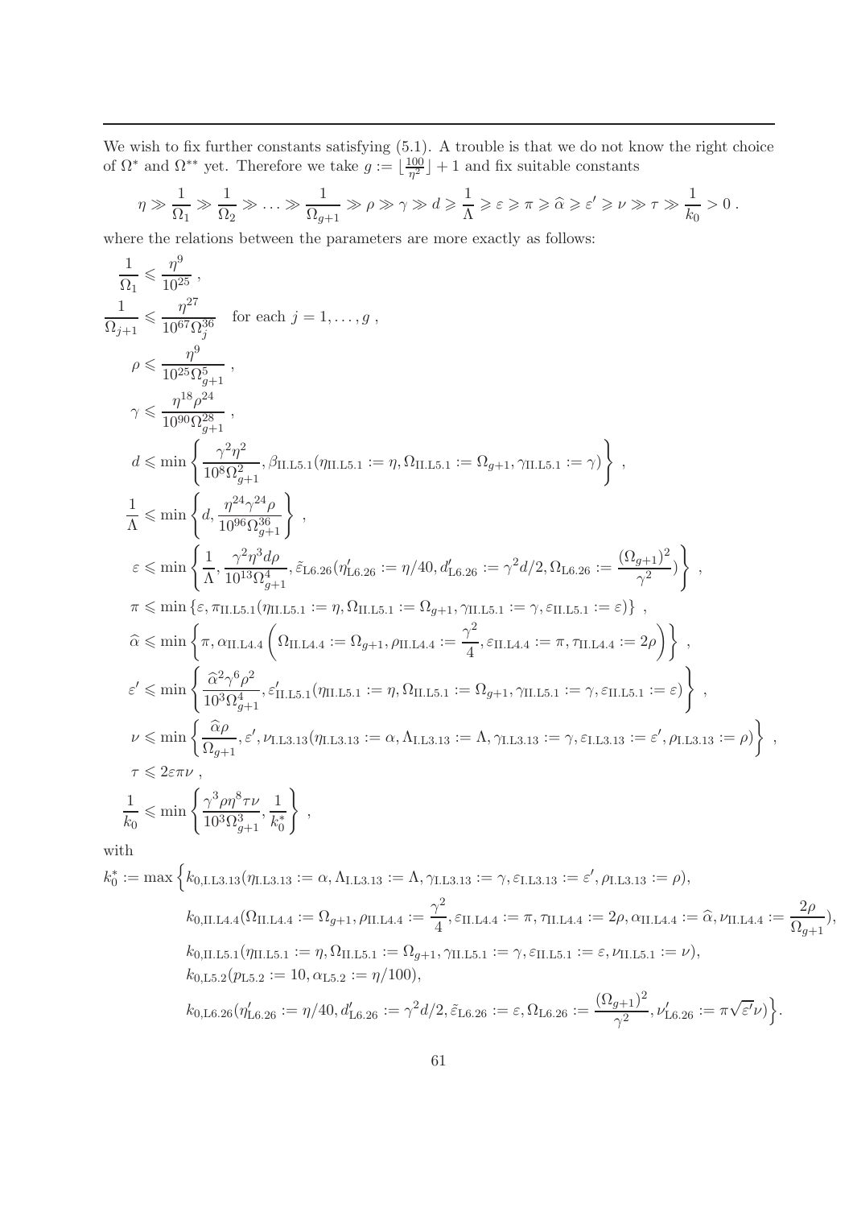We wish to fix further constants satisfying (5.1). A trouble is that we do not know the right choice of $\Omega^*$ and $\Omega^{**}$ yet. Therefore we take $g := \lfloor \frac{100}{\eta^2} \rfloor + 1$ and fix suitable constants

$$\eta \gg \frac{1}{\Omega_1} \gg \frac{1}{\Omega_2} \gg \ldots \gg \frac{1}{\Omega_{g+1}} \gg \rho \gg \gamma \gg d \geqslant \frac{1}{\Lambda} \geqslant \varepsilon \geqslant \pi \geqslant \widehat{\alpha} \geqslant \varepsilon' \geqslant \nu \gg \tau \gg \frac{1}{k_0} > 0\,.$$

where the relations between the parameters are more exactly as follows:

$$\frac{1}{\Omega_1} \leqslant \frac{\eta^9}{10^{25}}\,,$$

$$\frac{1}{\Omega_{j+1}} \leqslant \frac{\eta^{27}}{10^{67}\Omega_j^{36}} \quad \text{for each } j = 1, \ldots, g\,,$$

$$\rho \leqslant \frac{\eta^9}{10^{25}\Omega_{g+1}^5}\,,$$

$$\gamma \leqslant \frac{\eta^{18}\rho^{24}}{10^{90}\Omega_{g+1}^{28}}\,,$$

$$d \leqslant \min\left\{ \frac{\gamma^2\eta^2}{10^8\Omega_{g+1}^2}, \beta_{\mathrm{II.L5.1}}(\eta_{\mathrm{II.L5.1}} := \eta, \Omega_{\mathrm{II.L5.1}} := \Omega_{g+1}, \gamma_{\mathrm{II.L5.1}} := \gamma) \right\}\,,$$

$$\frac{1}{\Lambda} \leqslant \min\left\{ d, \frac{\eta^{24}\gamma^{24}\rho}{10^{96}\Omega_{g+1}^{36}} \right\}\,,$$

$$\varepsilon \leqslant \min\left\{ \frac{1}{\Lambda}, \frac{\gamma^2\eta^3 d\rho}{10^{13}\Omega_{g+1}^4}, \tilde{\varepsilon}_{\mathrm{L6.26}}(\eta'_{\mathrm{L6.26}} := \eta/40, d'_{\mathrm{L6.26}} := \gamma^2 d/2, \Omega_{\mathrm{L6.26}} := \frac{(\Omega_{g+1})^2}{\gamma^2}) \right\}\,,$$

$$\pi \leqslant \min\left\{ \varepsilon, \pi_{\mathrm{II.L5.1}}(\eta_{\mathrm{II.L5.1}} := \eta, \Omega_{\mathrm{II.L5.1}} := \Omega_{g+1}, \gamma_{\mathrm{II.L5.1}} := \gamma, \varepsilon_{\mathrm{II.L5.1}} := \varepsilon) \right\}\,,$$

$$\widehat{\alpha} \leqslant \min\left\{ \pi, \alpha_{\mathrm{II.L4.4}}\left( \Omega_{\mathrm{II.L4.4}} := \Omega_{g+1}, \rho_{\mathrm{II.L4.4}} := \frac{\gamma^2}{4}, \varepsilon_{\mathrm{II.L4.4}} := \pi, \tau_{\mathrm{II.L4.4}} := 2\rho \right) \right\}\,,$$

$$\varepsilon' \leqslant \min\left\{ \frac{\widehat{\alpha}^2\gamma^6\rho^2}{10^3\Omega_{g+1}^4}, \varepsilon'_{\mathrm{II.L5.1}}(\eta_{\mathrm{II.L5.1}} := \eta, \Omega_{\mathrm{II.L5.1}} := \Omega_{g+1}, \gamma_{\mathrm{II.L5.1}} := \gamma, \varepsilon_{\mathrm{II.L5.1}} := \varepsilon) \right\}\,,$$

$$\nu \leqslant \min\left\{ \frac{\widehat{\alpha}\rho}{\Omega_{g+1}}, \varepsilon', \nu_{\mathrm{I.L3.13}}(\eta_{\mathrm{I.L3.13}} := \alpha, \Lambda_{\mathrm{I.L3.13}} := \Lambda, \gamma_{\mathrm{I.L3.13}} := \gamma, \varepsilon_{\mathrm{I.L3.13}} := \varepsilon', \rho_{\mathrm{I.L3.13}} := \rho) \right\}\,,$$

$$\tau \leqslant 2\varepsilon\pi\nu\,,$$

$$\frac{1}{k_0} \leqslant \min\left\{ \frac{\gamma^3\rho\eta^8\tau\nu}{10^3\Omega_{g+1}^3}, \frac{1}{k_0^*} \right\}\,,$$

with

$$\begin{aligned}
k_0^* := \max\Big\{ & k_{0,\mathrm{I.L3.13}}(\eta_{\mathrm{I.L3.13}} := \alpha, \Lambda_{\mathrm{I.L3.13}} := \Lambda, \gamma_{\mathrm{I.L3.13}} := \gamma, \varepsilon_{\mathrm{I.L3.13}} := \varepsilon', \rho_{\mathrm{I.L3.13}} := \rho), \\
& k_{0,\mathrm{II.L4.4}}(\Omega_{\mathrm{II.L4.4}} := \Omega_{g+1}, \rho_{\mathrm{II.L4.4}} := \frac{\gamma^2}{4}, \varepsilon_{\mathrm{II.L4.4}} := \pi, \tau_{\mathrm{II.L4.4}} := 2\rho, \alpha_{\mathrm{II.L4.4}} := \widehat{\alpha}, \nu_{\mathrm{II.L4.4}} := \frac{2\rho}{\Omega_{g+1}}), \\
& k_{0,\mathrm{II.L5.1}}(\eta_{\mathrm{II.L5.1}} := \eta, \Omega_{\mathrm{II.L5.1}} := \Omega_{g+1}, \gamma_{\mathrm{II.L5.1}} := \gamma, \varepsilon_{\mathrm{II.L5.1}} := \varepsilon, \nu_{\mathrm{II.L5.1}} := \nu), \\
& k_{0,\mathrm{L5.2}}(p_{\mathrm{L5.2}} := 10, \alpha_{\mathrm{L5.2}} := \eta/100), \\
& k_{0,\mathrm{L6.26}}(\eta'_{\mathrm{L6.26}} := \eta/40, d'_{\mathrm{L6.26}} := \gamma^2 d/2, \tilde{\varepsilon}_{\mathrm{L6.26}} := \varepsilon, \Omega_{\mathrm{L6.26}} := \frac{(\Omega_{g+1})^2}{\gamma^2}, \nu'_{\mathrm{L6.26}} := \pi\sqrt{\varepsilon'}\nu) \Big\}.
\end{aligned}$$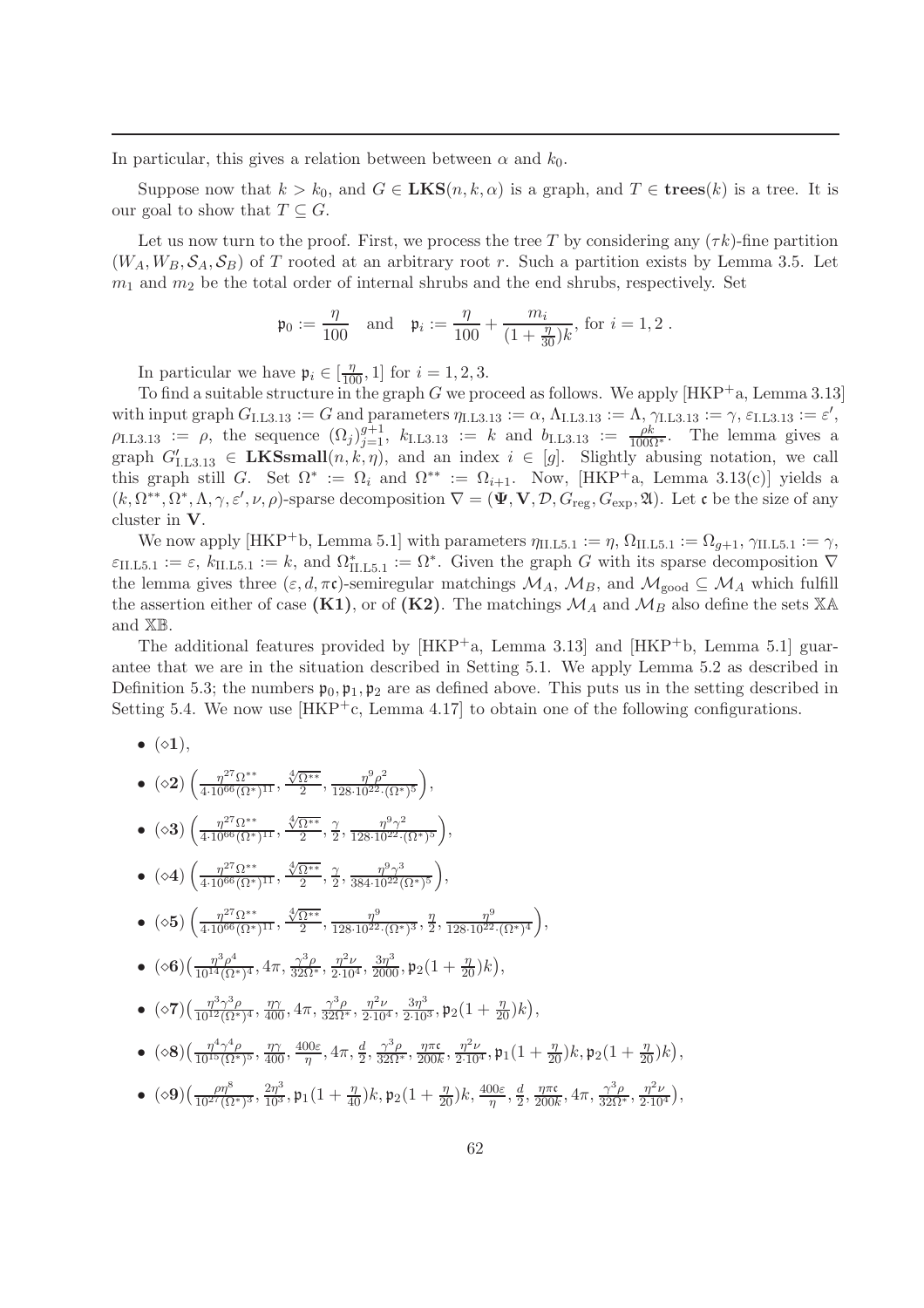In particular, this gives a relation between between $\alpha$ and $k_0$.

Suppose now that $k > k_0$, and $G \in \mathbf{LKS}(n, k, \alpha)$ is a graph, and $T \in \mathbf{trees}(k)$ is a tree. It is our goal to show that $T \subseteq G$.

Let us now turn to the proof. First, we process the tree $T$ by considering any $(\tau k)$-fine partition $(W_A, W_B, \mathcal{S}_A, \mathcal{S}_B)$ of $T$ rooted at an arbitrary root $r$. Such a partition exists by Lemma 3.5. Let $m_1$ and $m_2$ be the total order of internal shrubs and the end shrubs, respectively. Set

$$\mathfrak{p}_0 := \frac{\eta}{100} \quad \text{and} \quad \mathfrak{p}_i := \frac{\eta}{100} + \frac{m_i}{(1+\frac{\eta}{30})k}, \text{ for } i = 1, 2 \, .$$

In particular we have $\mathfrak{p}_i \in [\frac{\eta}{100}, 1]$ for $i = 1, 2, 3$.

To find a suitable structure in the graph $G$ we proceed as follows. We apply [HKP+a, Lemma 3.13] with input graph $G_{\text{I.L3.13}} := G$ and parameters $\eta_{\text{I.L3.13}} := \alpha$, $\Lambda_{\text{I.L3.13}} := \Lambda$, $\gamma_{\text{I.L3.13}} := \gamma$, $\varepsilon_{\text{I.L3.13}} := \varepsilon'$, $\rho_{\text{I.L3.13}} := \rho$, the sequence $(\Omega_j)_{j=1}^{g+1}$, $k_{\text{I.L3.13}} := k$ and $b_{\text{I.L3.13}} := \frac{\rho k}{100\Omega^*}$. The lemma gives a graph $G'_{\text{I.L3.13}} \in \mathbf{LKSsmall}(n, k, \eta)$, and an index $i \in [g]$. Slightly abusing notation, we call this graph still $G$. Set $\Omega^* := \Omega_i$ and $\Omega^{**} := \Omega_{i+1}$. Now, [HKP+a, Lemma 3.13(c)] yields a $(k, \Omega^{**}, \Omega^*, \Lambda, \gamma, \varepsilon', \nu, \rho)$-sparse decomposition $\nabla = (\mathbf{\Psi}, \mathbf{V}, \mathcal{D}, G_{\text{reg}}, G_{\text{exp}}, \mathfrak{A})$. Let $\mathfrak{c}$ be the size of any cluster in $\mathbf{V}$.

We now apply [HKP+b, Lemma 5.1] with parameters $\eta_{\text{II.L5.1}} := \eta$, $\Omega_{\text{II.L5.1}} := \Omega_{g+1}$, $\gamma_{\text{II.L5.1}} := \gamma$, $\varepsilon_{\text{II.L5.1}} := \varepsilon$, $k_{\text{II.L5.1}} := k$, and $\Omega^*_{\text{II.L5.1}} := \Omega^*$. Given the graph $G$ with its sparse decomposition $\nabla$ the lemma gives three $(\varepsilon, d, \pi\mathfrak{c})$-semiregular matchings $\mathcal{M}_A$, $\mathcal{M}_B$, and $\mathcal{M}_{\text{good}} \subseteq \mathcal{M}_A$ which fulfill the assertion either of case **(K1)**, or of **(K2)**. The matchings $\mathcal{M}_A$ and $\mathcal{M}_B$ also define the sets $\mathbb{XA}$ and $\mathbb{XB}$.

The additional features provided by [HKP+a, Lemma 3.13] and [HKP+b, Lemma 5.1] guarantee that we are in the situation described in Setting 5.1. We apply Lemma 5.2 as described in Definition 5.3; the numbers $\mathfrak{p}_0, \mathfrak{p}_1, \mathfrak{p}_2$ are as defined above. This puts us in the setting described in Setting 5.4. We now use [HKP+c, Lemma 4.17] to obtain one of the following configurations.

- $(\diamond\mathbf{1})$,
- $(\diamond\mathbf{2})\left(\frac{\eta^{27}\Omega^{**}}{4\cdot 10^{66}(\Omega^*)^{11}}, \frac{\sqrt[4]{\Omega^{**}}}{2}, \frac{\eta^9\rho^2}{128\cdot 10^{22}\cdot(\Omega^*)^5}\right)$,
- $(\diamond\mathbf{3})\left(\frac{\eta^{27}\Omega^{**}}{4\cdot 10^{66}(\Omega^*)^{11}}, \frac{\sqrt[4]{\Omega^{**}}}{2}, \frac{\gamma}{2}, \frac{\eta^9\gamma^2}{128\cdot 10^{22}\cdot(\Omega^*)^5}\right)$,
- $(\diamond\mathbf{4})\left(\frac{\eta^{27}\Omega^{**}}{4\cdot 10^{66}(\Omega^*)^{11}}, \frac{\sqrt[4]{\Omega^{**}}}{2}, \frac{\gamma}{2}, \frac{\eta^9\gamma^3}{384\cdot 10^{22}(\Omega^*)^5}\right)$,
- $(\diamond\mathbf{5})\left(\frac{\eta^{27}\Omega^{**}}{4\cdot 10^{66}(\Omega^*)^{11}}, \frac{\sqrt[4]{\Omega^{**}}}{2}, \frac{\eta^9}{128\cdot 10^{22}\cdot(\Omega^*)^3}, \frac{\eta}{2}, \frac{\eta^9}{128\cdot 10^{22}\cdot(\Omega^*)^4}\right)$,
- $(\diamond\mathbf{6})\left(\frac{\eta^3\rho^4}{10^{14}(\Omega^*)^4}, 4\pi, \frac{\gamma^3\rho}{32\Omega^*}, \frac{\eta^2\nu}{2\cdot 10^4}, \frac{3\eta^3}{2000}, \mathfrak{p}_2(1+\frac{\eta}{20})k\right)$,
- $(\diamond\mathbf{7})\left(\frac{\eta^3\gamma^3\rho}{10^{12}(\Omega^*)^4}, \frac{\eta\gamma}{400}, 4\pi, \frac{\gamma^3\rho}{32\Omega^*}, \frac{\eta^2\nu}{2\cdot 10^4}, \frac{3\eta^3}{2\cdot 10^3}, \mathfrak{p}_2(1+\frac{\eta}{20})k\right)$,
- $(\diamond\mathbf{8})\left(\frac{\eta^4\gamma^4\rho}{10^{15}(\Omega^*)^5}, \frac{\eta\gamma}{400}, \frac{400\varepsilon}{\eta}, 4\pi, \frac{d}{2}, \frac{\gamma^3\rho}{32\Omega^*}, \frac{\eta\pi\mathfrak{c}}{200k}, \frac{\eta^2\nu}{2\cdot 10^4}, \mathfrak{p}_1(1+\frac{\eta}{20})k, \mathfrak{p}_2(1+\frac{\eta}{20})k\right)$,
- $(\diamond\mathbf{9})\left(\frac{\rho\eta^8}{10^{27}(\Omega^*)^3}, \frac{2\eta^3}{10^3}, \mathfrak{p}_1(1+\frac{\eta}{40})k, \mathfrak{p}_2(1+\frac{\eta}{20})k, \frac{400\varepsilon}{\eta}, \frac{d}{2}, \frac{\eta\pi\mathfrak{c}}{200k}, 4\pi, \frac{\gamma^3\rho}{32\Omega^*}, \frac{\eta^2\nu}{2\cdot 10^4}\right)$,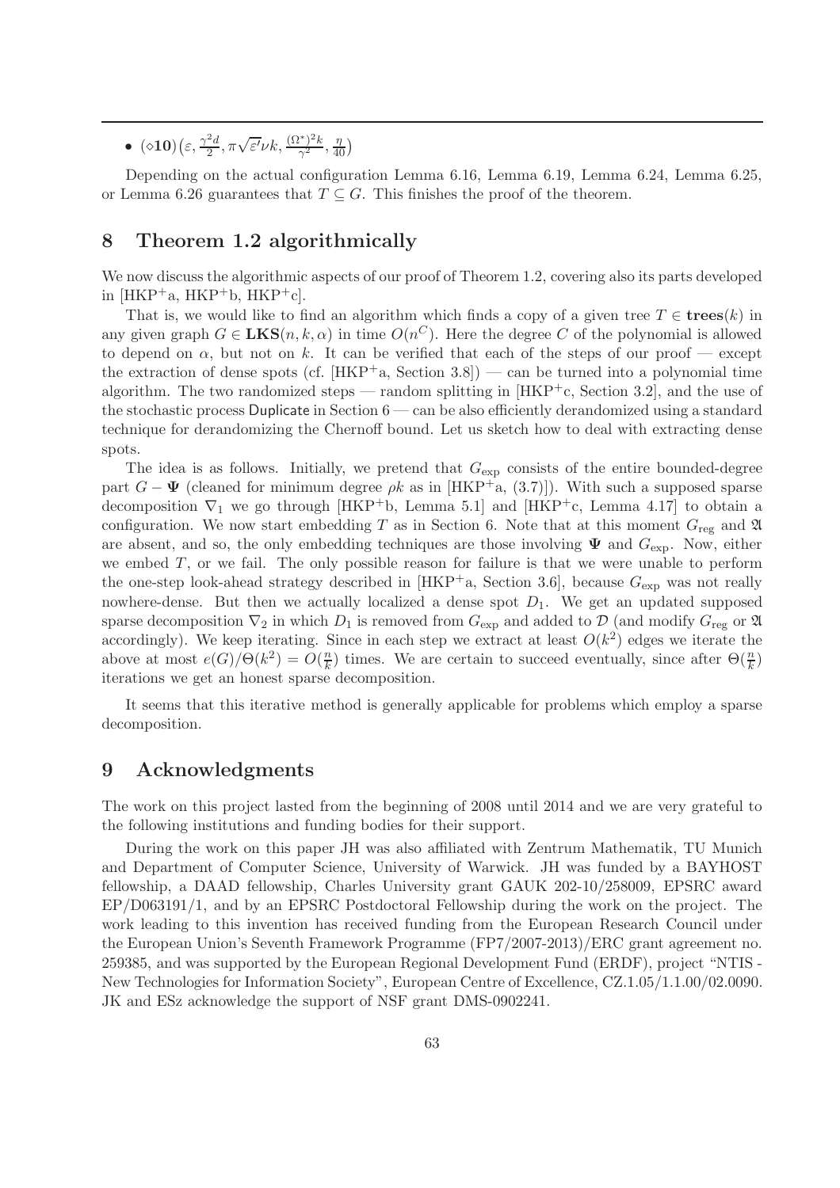- $(\diamond \mathbf{10})\left(\varepsilon, \frac{\gamma^2 d}{2}, \pi\sqrt{\varepsilon'}\nu k, \frac{(\Omega^*)^2 k}{\gamma^2}, \frac{\eta}{40}\right)$

Depending on the actual configuration Lemma 6.16, Lemma 6.19, Lemma 6.24, Lemma 6.25, or Lemma 6.26 guarantees that $T \subseteq G$. This finishes the proof of the theorem.

## 8 Theorem 1.2 algorithmically

We now discuss the algorithmic aspects of our proof of Theorem 1.2, covering also its parts developed in [HKP+a, HKP+b, HKP+c].

That is, we would like to find an algorithm which finds a copy of a given tree $T \in \mathbf{trees}(k)$ in any given graph $G \in \mathbf{LKS}(n, k, \alpha)$ in time $O(n^C)$. Here the degree $C$ of the polynomial is allowed to depend on $\alpha$, but not on $k$. It can be verified that each of the steps of our proof — except the extraction of dense spots (cf. [HKP+a, Section 3.8]) — can be turned into a polynomial time algorithm. The two randomized steps — random splitting in [HKP+c, Section 3.2], and the use of the stochastic process Duplicate in Section 6 — can be also efficiently derandomized using a standard technique for derandomizing the Chernoff bound. Let us sketch how to deal with extracting dense spots.

The idea is as follows. Initially, we pretend that $G_{\mathrm{exp}}$ consists of the entire bounded-degree part $G - \mathbf{\Psi}$ (cleaned for minimum degree $\rho k$ as in [HKP+a, (3.7)]). With such a supposed sparse decomposition $\nabla_1$ we go through [HKP+b, Lemma 5.1] and [HKP+c, Lemma 4.17] to obtain a configuration. We now start embedding $T$ as in Section 6. Note that at this moment $G_{\mathrm{reg}}$ and $\mathfrak{A}$ are absent, and so, the only embedding techniques are those involving $\mathbf{\Psi}$ and $G_{\mathrm{exp}}$. Now, either we embed $T$, or we fail. The only possible reason for failure is that we were unable to perform the one-step look-ahead strategy described in [HKP+a, Section 3.6], because $G_{\mathrm{exp}}$ was not really nowhere-dense. But then we actually localized a dense spot $D_1$. We get an updated supposed sparse decomposition $\nabla_2$ in which $D_1$ is removed from $G_{\mathrm{exp}}$ and added to $\mathcal{D}$ (and modify $G_{\mathrm{reg}}$ or $\mathfrak{A}$ accordingly). We keep iterating. Since in each step we extract at least $O(k^2)$ edges we iterate the above at most $e(G)/\Theta(k^2) = O(\frac{n}{k})$ times. We are certain to succeed eventually, since after $\Theta(\frac{n}{k})$ iterations we get an honest sparse decomposition.

It seems that this iterative method is generally applicable for problems which employ a sparse decomposition.

## 9 Acknowledgments

The work on this project lasted from the beginning of 2008 until 2014 and we are very grateful to the following institutions and funding bodies for their support.

During the work on this paper JH was also affiliated with Zentrum Mathematik, TU Munich and Department of Computer Science, University of Warwick. JH was funded by a BAYHOST fellowship, a DAAD fellowship, Charles University grant GAUK 202-10/258009, EPSRC award EP/D063191/1, and by an EPSRC Postdoctoral Fellowship during the work on the project. The work leading to this invention has received funding from the European Research Council under the European Union's Seventh Framework Programme (FP7/2007-2013)/ERC grant agreement no. 259385, and was supported by the European Regional Development Fund (ERDF), project "NTIS - New Technologies for Information Society", European Centre of Excellence, CZ.1.05/1.1.00/02.0090. JK and ESz acknowledge the support of NSF grant DMS-0902241.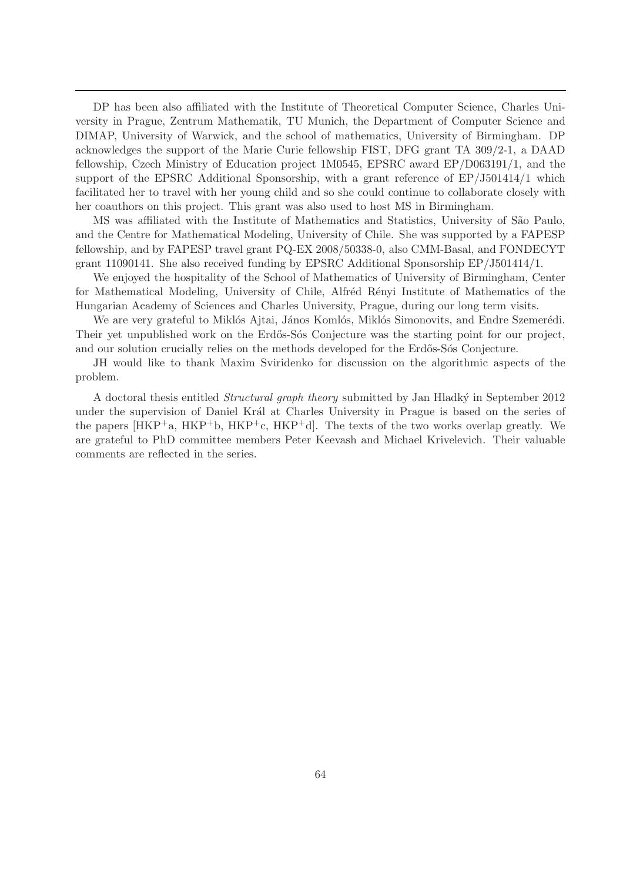DP has been also affiliated with the Institute of Theoretical Computer Science, Charles University in Prague, Zentrum Mathematik, TU Munich, the Department of Computer Science and DIMAP, University of Warwick, and the school of mathematics, University of Birmingham. DP acknowledges the support of the Marie Curie fellowship FIST, DFG grant TA 309/2-1, a DAAD fellowship, Czech Ministry of Education project 1M0545, EPSRC award EP/D063191/1, and the support of the EPSRC Additional Sponsorship, with a grant reference of EP/J501414/1 which facilitated her to travel with her young child and so she could continue to collaborate closely with her coauthors on this project. This grant was also used to host MS in Birmingham.

MS was affiliated with the Institute of Mathematics and Statistics, University of São Paulo, and the Centre for Mathematical Modeling, University of Chile. She was supported by a FAPESP fellowship, and by FAPESP travel grant PQ-EX 2008/50338-0, also CMM-Basal, and FONDECYT grant 11090141. She also received funding by EPSRC Additional Sponsorship EP/J501414/1.

We enjoyed the hospitality of the School of Mathematics of University of Birmingham, Center for Mathematical Modeling, University of Chile, Alfréd Rényi Institute of Mathematics of the Hungarian Academy of Sciences and Charles University, Prague, during our long term visits.

We are very grateful to Miklós Ajtai, János Komlós, Miklós Simonovits, and Endre Szemerédi. Their yet unpublished work on the Erdős-Sós Conjecture was the starting point for our project, and our solution crucially relies on the methods developed for the Erdős-Sós Conjecture.

JH would like to thank Maxim Sviridenko for discussion on the algorithmic aspects of the problem.

A doctoral thesis entitled *Structural graph theory* submitted by Jan Hladký in September 2012 under the supervision of Daniel Král at Charles University in Prague is based on the series of the papers [HKP$^+$a, HKP$^+$b, HKP$^+$c, HKP$^+$d]. The texts of the two works overlap greatly. We are grateful to PhD committee members Peter Keevash and Michael Krivelevich. Their valuable comments are reflected in the series.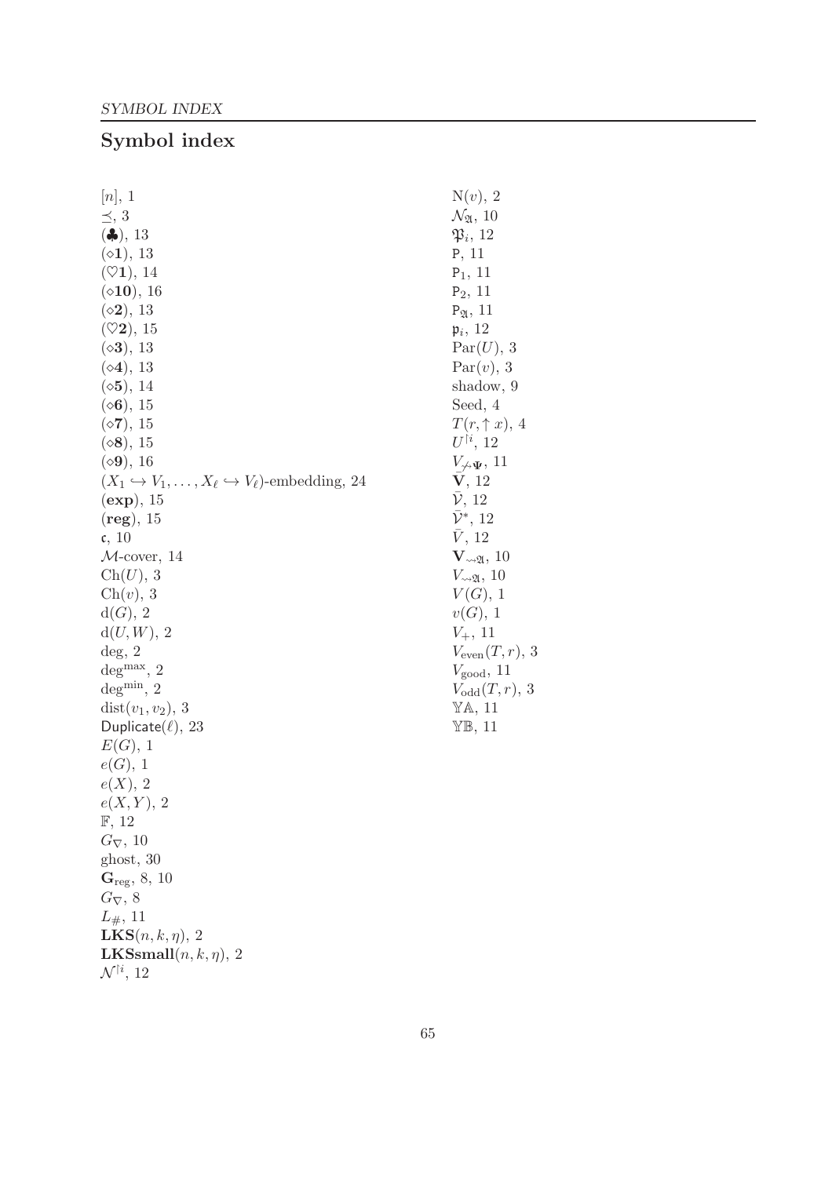## Symbol index

$[n]$, 1
$\preceq$, 3
($\clubsuit$), 13
($\diamond\mathbf{1}$), 13
($\heartsuit\mathbf{1}$), 14
($\diamond\mathbf{10}$), 16
($\diamond\mathbf{2}$), 13
($\heartsuit\mathbf{2}$), 15
($\diamond\mathbf{3}$), 13
($\diamond\mathbf{4}$), 13
($\diamond\mathbf{5}$), 14
($\diamond\mathbf{6}$), 15
($\diamond\mathbf{7}$), 15
($\diamond\mathbf{8}$), 15
($\diamond\mathbf{9}$), 16
$(X_1 \hookrightarrow V_1, \ldots, X_\ell \hookrightarrow V_\ell)$-embedding, 24
($\mathbf{exp}$), 15
($\mathbf{reg}$), 15
$\mathfrak{c}$, 10
$\mathcal{M}$-cover, 14
$\mathrm{Ch}(U)$, 3
$\mathrm{Ch}(v)$, 3
$\mathrm{d}(G)$, 2
$\mathrm{d}(U, W)$, 2
deg, 2
$\deg^{\max}$, 2
$\deg^{\min}$, 2
$\mathrm{dist}(v_1, v_2)$, 3
$\mathsf{Duplicate}(\ell)$, 23
$E(G)$, 1
$e(G)$, 1
$e(X)$, 2
$e(X, Y)$, 2
$\mathbb{F}$, 12
$G_\nabla$, 10
ghost, 30
$\mathbf{G}_{\mathrm{reg}}$, 8, 10
$G_\nabla$, 8
$L_\#$, 11
$\mathbf{LKS}(n, k, \eta)$, 2
$\mathbf{LKSsmall}(n, k, \eta)$, 2
$\mathcal{N}^{\upharpoonright i}$, 12
$\mathrm{N}(v)$, 2
$\mathcal{N}_{\mathfrak{A}}$, 10
$\mathfrak{P}_i$, 12
$\mathsf{P}$, 11
$\mathsf{P}_1$, 11
$\mathsf{P}_2$, 11
$\mathsf{P}_{\mathfrak{A}}$, 11
$\mathfrak{p}_i$, 12
$\mathrm{Par}(U)$, 3
$\mathrm{Par}(v)$, 3
shadow, 9
Seed, 4
$T(r, \uparrow x)$, 4
$U^{\upharpoonright i}$, 12
$V_{\not\rightsquigarrow\Psi}$, 11
$\bar{\mathbf{V}}$, 12
$\bar{\mathcal{V}}$, 12
$\bar{\mathcal{V}}^*$, 12
$\bar{V}$, 12
$\mathbf{V}_{\rightsquigarrow\mathfrak{A}}$, 10
$V_{\rightsquigarrow\mathfrak{A}}$, 10
$V(G)$, 1
$v(G)$, 1
$V_+$, 11
$V_{\mathrm{even}}(T, r)$, 3
$V_{\mathrm{good}}$, 11
$V_{\mathrm{odd}}(T, r)$, 3
$\mathbb{YA}$, 11
$\mathbb{YB}$, 11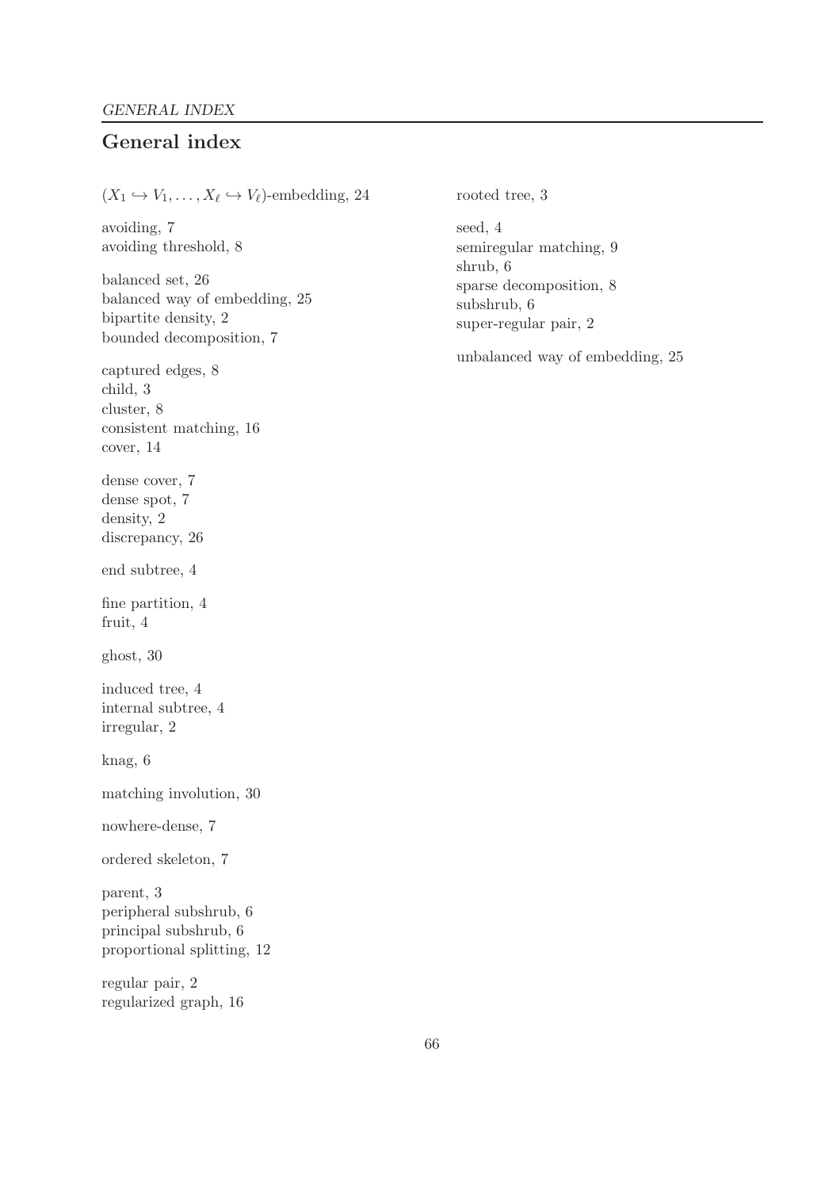# General index

$(X_1 \hookrightarrow V_1, \ldots, X_\ell \hookrightarrow V_\ell)$-embedding, 24

avoiding, 7
avoiding threshold, 8

balanced set, 26
balanced way of embedding, 25
bipartite density, 2
bounded decomposition, 7

captured edges, 8
child, 3
cluster, 8
consistent matching, 16
cover, 14

dense cover, 7
dense spot, 7
density, 2
discrepancy, 26

end subtree, 4

fine partition, 4
fruit, 4

ghost, 30

induced tree, 4
internal subtree, 4
irregular, 2

knag, 6

matching involution, 30

nowhere-dense, 7

ordered skeleton, 7

parent, 3
peripheral subshrub, 6
principal subshrub, 6
proportional splitting, 12

regular pair, 2
regularized graph, 16
rooted tree, 3

seed, 4
semiregular matching, 9
shrub, 6
sparse decomposition, 8
subshrub, 6
super-regular pair, 2

unbalanced way of embedding, 25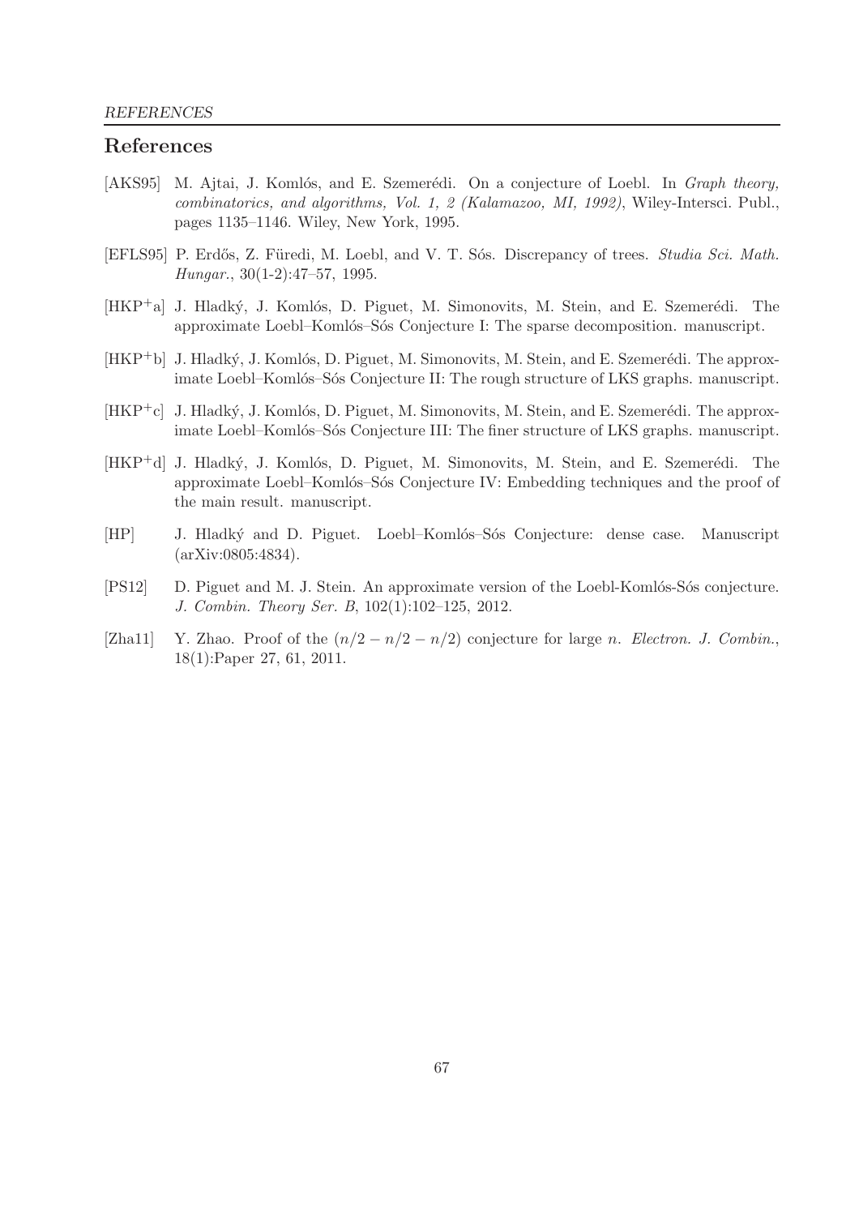# References

[AKS95] M. Ajtai, J. Komlós, and E. Szemerédi. On a conjecture of Loebl. In *Graph theory, combinatorics, and algorithms, Vol. 1, 2 (Kalamazoo, MI, 1992)*, Wiley-Intersci. Publ., pages 1135–1146. Wiley, New York, 1995.

[EFLS95] P. Erdős, Z. Füredi, M. Loebl, and V. T. Sós. Discrepancy of trees. *Studia Sci. Math. Hungar.*, 30(1-2):47–57, 1995.

[HKP+a] J. Hladký, J. Komlós, D. Piguet, M. Simonovits, M. Stein, and E. Szemerédi. The approximate Loebl–Komlós–Sós Conjecture I: The sparse decomposition. manuscript.

[HKP+b] J. Hladký, J. Komlós, D. Piguet, M. Simonovits, M. Stein, and E. Szemerédi. The approximate Loebl–Komlós–Sós Conjecture II: The rough structure of LKS graphs. manuscript.

[HKP+c] J. Hladký, J. Komlós, D. Piguet, M. Simonovits, M. Stein, and E. Szemerédi. The approximate Loebl–Komlós–Sós Conjecture III: The finer structure of LKS graphs. manuscript.

[HKP+d] J. Hladký, J. Komlós, D. Piguet, M. Simonovits, M. Stein, and E. Szemerédi. The approximate Loebl–Komlós–Sós Conjecture IV: Embedding techniques and the proof of the main result. manuscript.

[HP] J. Hladký and D. Piguet. Loebl–Komlós–Sós Conjecture: dense case. Manuscript (arXiv:0805:4834).

[PS12] D. Piguet and M. J. Stein. An approximate version of the Loebl-Komlós-Sós conjecture. *J. Combin. Theory Ser. B*, 102(1):102–125, 2012.

[Zha11] Y. Zhao. Proof of the $(n/2 - n/2 - n/2)$ conjecture for large $n$. *Electron. J. Combin.*, 18(1):Paper 27, 61, 2011.